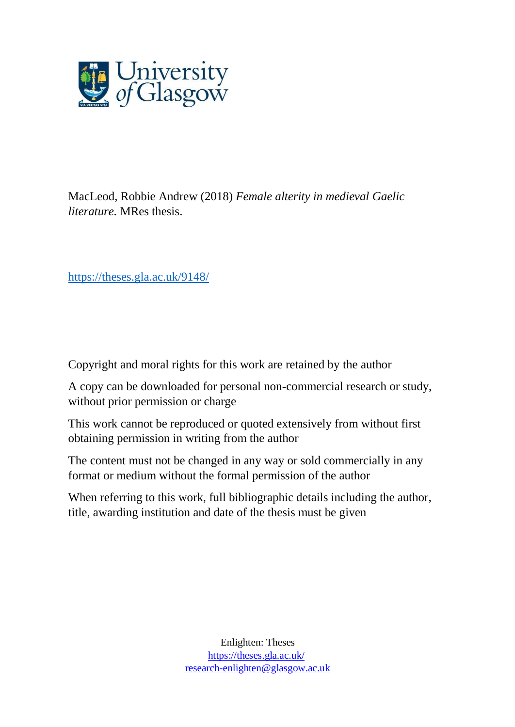MacLeod, Robbie Andrew (2018) *Female alterity in medieval Gaelic literature.* MRes thesis.

https://theses.gla.ac.uk/9148/

Copyright and moral rights for this work are retained by the author

A copy can be downloaded for personal non-commercial research or study, without prior permission or charge

This work cannot be reproduced or quoted extensively from without first obtaining permission in writing from the author

The content must not be changed in any way or sold commercially in any format or medium without the formal permission of the author

When referring to this work, full bibliographic details including the author, title, awarding institution and date of the thesis must be given

Enlighten: Theses
https://theses.gla.ac.uk/
research-enlighten@glasgow.ac.uk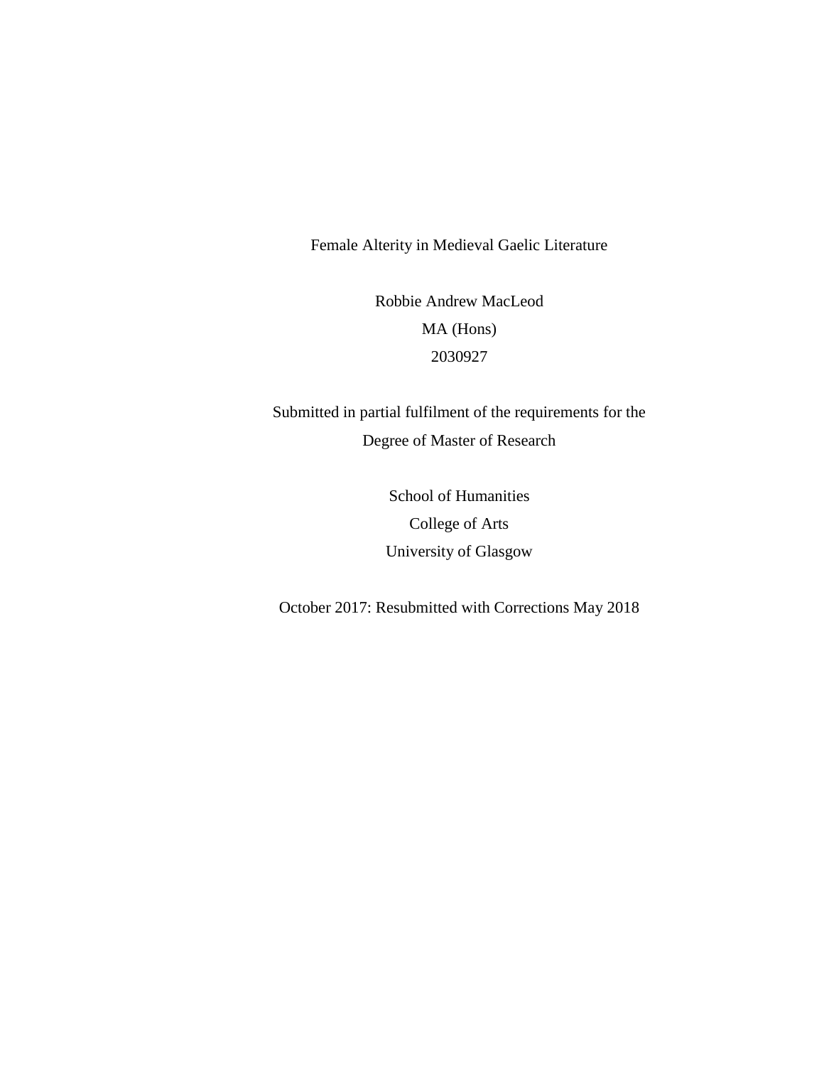# Female Alterity in Medieval Gaelic Literature

Robbie Andrew MacLeod

MA (Hons)

2030927

Submitted in partial fulfilment of the requirements for the Degree of Master of Research

School of Humanities

College of Arts

University of Glasgow

October 2017: Resubmitted with Corrections May 2018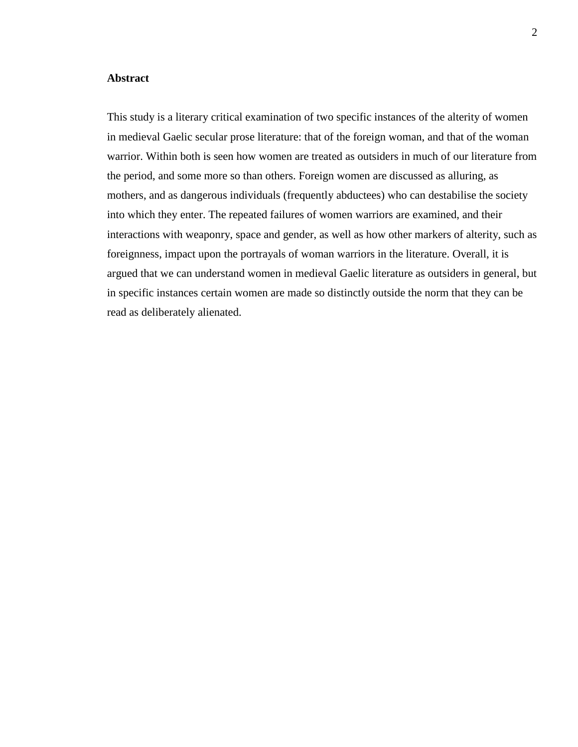## Abstract

This study is a literary critical examination of two specific instances of the alterity of women in medieval Gaelic secular prose literature: that of the foreign woman, and that of the woman warrior. Within both is seen how women are treated as outsiders in much of our literature from the period, and some more so than others. Foreign women are discussed as alluring, as mothers, and as dangerous individuals (frequently abductees) who can destabilise the society into which they enter. The repeated failures of women warriors are examined, and their interactions with weaponry, space and gender, as well as how other markers of alterity, such as foreignness, impact upon the portrayals of woman warriors in the literature. Overall, it is argued that we can understand women in medieval Gaelic literature as outsiders in general, but in specific instances certain women are made so distinctly outside the norm that they can be read as deliberately alienated.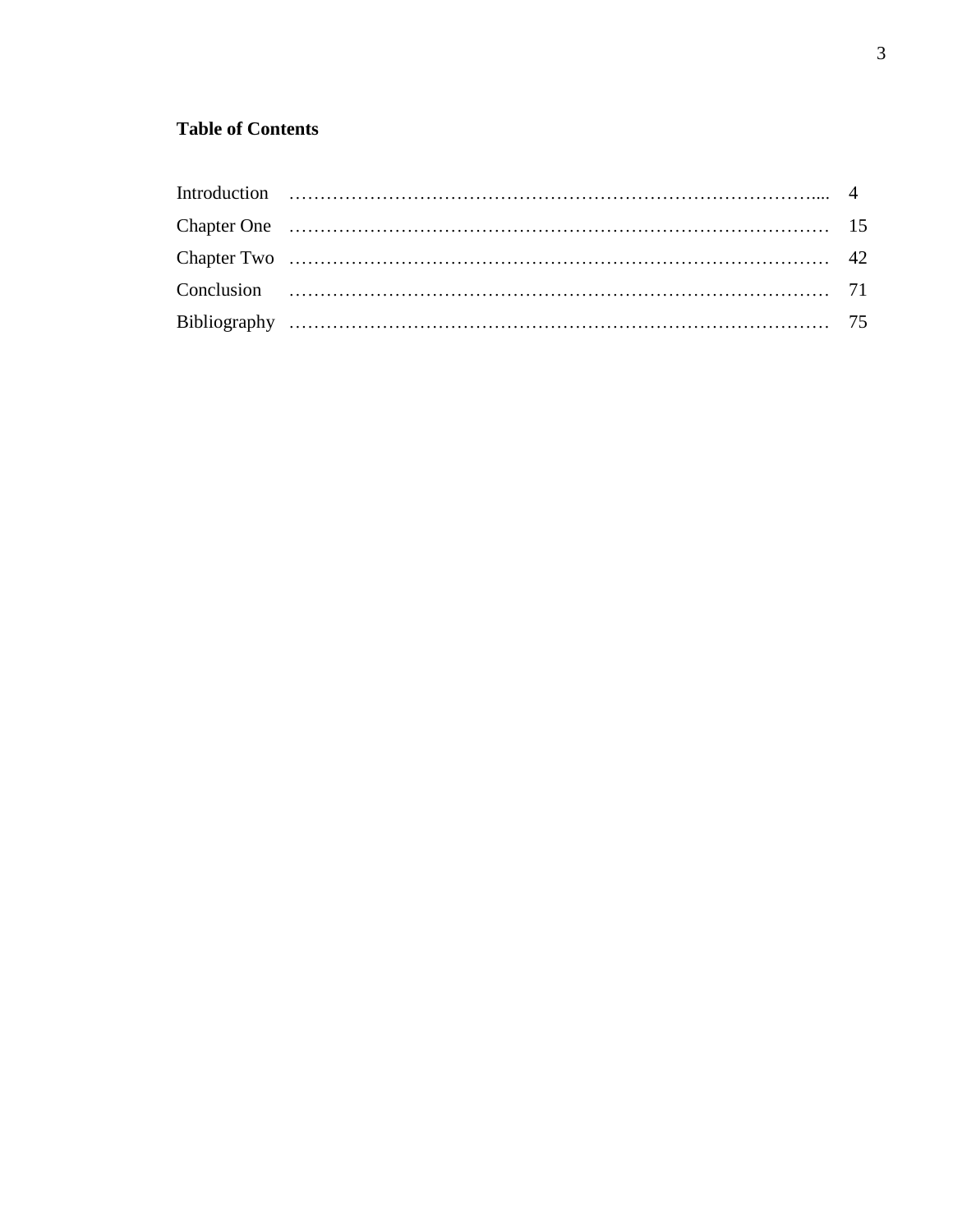**Table of Contents**

| | |
|---|---|
| Introduction | 4 |
| Chapter One | 15 |
| Chapter Two | 42 |
| Conclusion | 71 |
| Bibliography | 75 |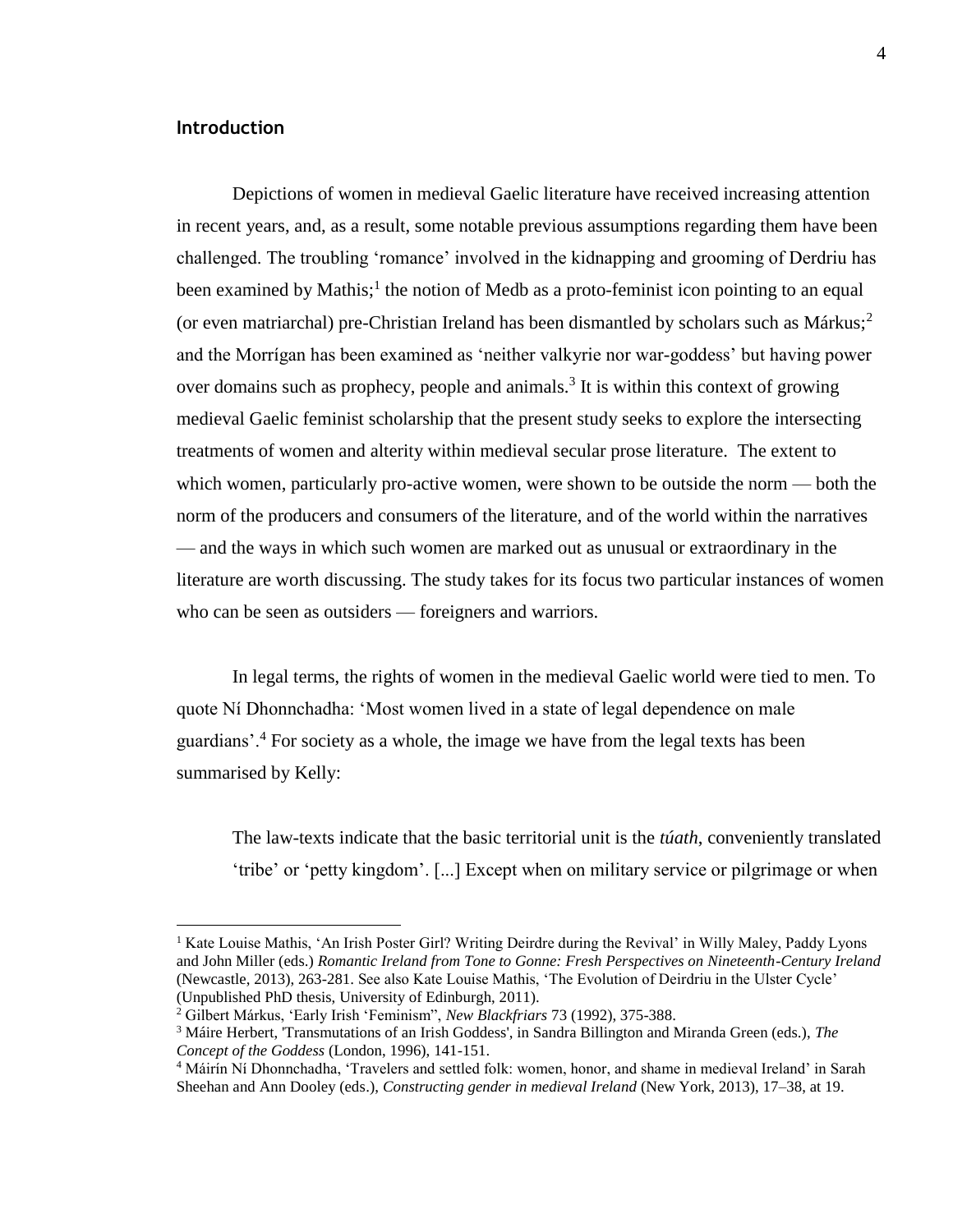## Introduction

Depictions of women in medieval Gaelic literature have received increasing attention in recent years, and, as a result, some notable previous assumptions regarding them have been challenged. The troubling 'romance' involved in the kidnapping and grooming of Derdriu has been examined by Mathis;[1] the notion of Medb as a proto-feminist icon pointing to an equal (or even matriarchal) pre-Christian Ireland has been dismantled by scholars such as Márkus;[2] and the Morrígan has been examined as 'neither valkyrie nor war-goddess' but having power over domains such as prophecy, people and animals.[3] It is within this context of growing medieval Gaelic feminist scholarship that the present study seeks to explore the intersecting treatments of women and alterity within medieval secular prose literature. The extent to which women, particularly pro-active women, were shown to be outside the norm — both the norm of the producers and consumers of the literature, and of the world within the narratives — and the ways in which such women are marked out as unusual or extraordinary in the literature are worth discussing. The study takes for its focus two particular instances of women who can be seen as outsiders — foreigners and warriors.

In legal terms, the rights of women in the medieval Gaelic world were tied to men. To quote Ní Dhonnchadha: 'Most women lived in a state of legal dependence on male guardians'.[4] For society as a whole, the image we have from the legal texts has been summarised by Kelly:

> The law-texts indicate that the basic territorial unit is the *túath*, conveniently translated 'tribe' or 'petty kingdom'. [...] Except when on military service or pilgrimage or when

---

[1] Kate Louise Mathis, 'An Irish Poster Girl? Writing Deirdre during the Revival' in Willy Maley, Paddy Lyons and John Miller (eds.) *Romantic Ireland from Tone to Gonne: Fresh Perspectives on Nineteenth-Century Ireland* (Newcastle, 2013), 263-281. See also Kate Louise Mathis, 'The Evolution of Deirdriu in the Ulster Cycle' (Unpublished PhD thesis, University of Edinburgh, 2011).

[2] Gilbert Márkus, 'Early Irish 'Feminism'', *New Blackfriars* 73 (1992), 375-388.

[3] Máire Herbert, 'Transmutations of an Irish Goddess', in Sandra Billington and Miranda Green (eds.), *The Concept of the Goddess* (London, 1996), 141-151.

[4] Máirín Ní Dhonnchadha, 'Travelers and settled folk: women, honor, and shame in medieval Ireland' in Sarah Sheehan and Ann Dooley (eds.), *Constructing gender in medieval Ireland* (New York, 2013), 17–38, at 19.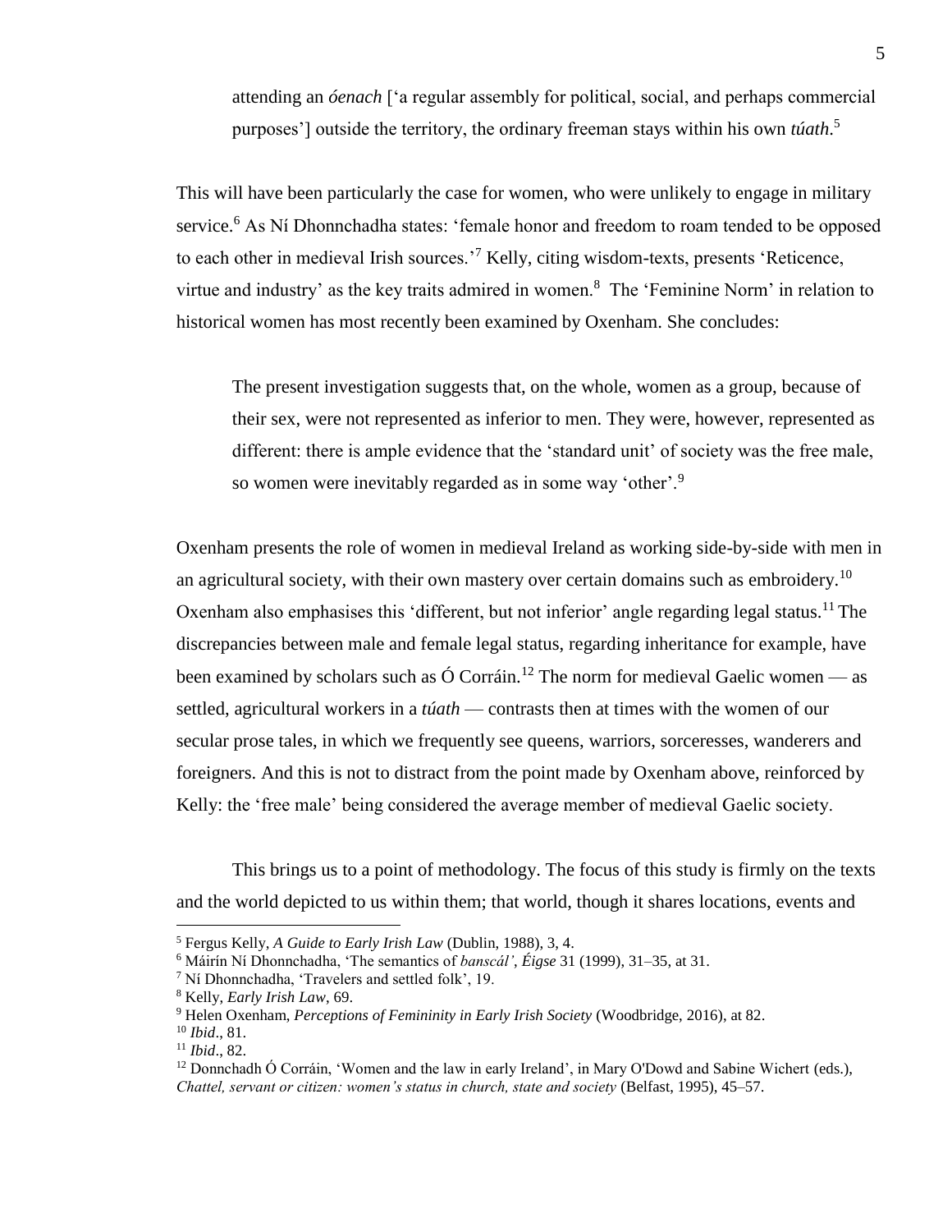> attending an *óenach* ['a regular assembly for political, social, and perhaps commercial purposes'] outside the territory, the ordinary freeman stays within his own *túath*.[5]

This will have been particularly the case for women, who were unlikely to engage in military service.[6] As Ní Dhonnchadha states: 'female honor and freedom to roam tended to be opposed to each other in medieval Irish sources.'[7] Kelly, citing wisdom-texts, presents 'Reticence, virtue and industry' as the key traits admired in women.[8] The 'Feminine Norm' in relation to historical women has most recently been examined by Oxenham. She concludes:

> The present investigation suggests that, on the whole, women as a group, because of their sex, were not represented as inferior to men. They were, however, represented as different: there is ample evidence that the 'standard unit' of society was the free male, so women were inevitably regarded as in some way 'other'.[9]

Oxenham presents the role of women in medieval Ireland as working side-by-side with men in an agricultural society, with their own mastery over certain domains such as embroidery.[10] Oxenham also emphasises this 'different, but not inferior' angle regarding legal status.[11] The discrepancies between male and female legal status, regarding inheritance for example, have been examined by scholars such as Ó Corráin.[12] The norm for medieval Gaelic women — as settled, agricultural workers in a *túath* — contrasts then at times with the women of our secular prose tales, in which we frequently see queens, warriors, sorceresses, wanderers and foreigners. And this is not to distract from the point made by Oxenham above, reinforced by Kelly: the 'free male' being considered the average member of medieval Gaelic society.

This brings us to a point of methodology. The focus of this study is firmly on the texts and the world depicted to us within them; that world, though it shares locations, events and

---

[5] Fergus Kelly, *A Guide to Early Irish Law* (Dublin, 1988), 3, 4.

[6] Máirín Ní Dhonnchadha, 'The semantics of *banscál'*, *Éigse* 31 (1999), 31–35, at 31.

[7] Ní Dhonnchadha, 'Travelers and settled folk', 19.

[8] Kelly, *Early Irish Law*, 69.

[9] Helen Oxenham, *Perceptions of Femininity in Early Irish Society* (Woodbridge, 2016), at 82.

[10] *Ibid*., 81.

[11] *Ibid*., 82.

[12] Donnchadh Ó Corráin, 'Women and the law in early Ireland', in Mary O'Dowd and Sabine Wichert (eds.), *Chattel, servant or citizen: women's status in church, state and society* (Belfast, 1995), 45–57.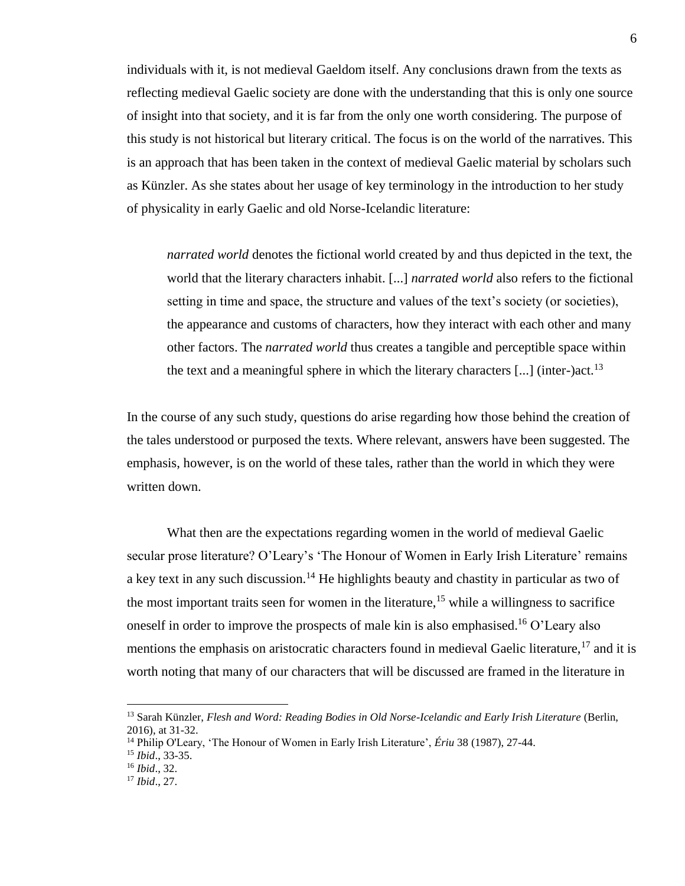individuals with it, is not medieval Gaeldom itself. Any conclusions drawn from the texts as reflecting medieval Gaelic society are done with the understanding that this is only one source of insight into that society, and it is far from the only one worth considering. The purpose of this study is not historical but literary critical. The focus is on the world of the narratives. This is an approach that has been taken in the context of medieval Gaelic material by scholars such as Künzler. As she states about her usage of key terminology in the introduction to her study of physicality in early Gaelic and old Norse-Icelandic literature:

> *narrated world* denotes the fictional world created by and thus depicted in the text, the world that the literary characters inhabit. [...] *narrated world* also refers to the fictional setting in time and space, the structure and values of the text's society (or societies), the appearance and customs of characters, how they interact with each other and many other factors. The *narrated world* thus creates a tangible and perceptible space within the text and a meaningful sphere in which the literary characters [...] (inter-)act.[13]

In the course of any such study, questions do arise regarding how those behind the creation of the tales understood or purposed the texts. Where relevant, answers have been suggested. The emphasis, however, is on the world of these tales, rather than the world in which they were written down.

What then are the expectations regarding women in the world of medieval Gaelic secular prose literature? O'Leary's 'The Honour of Women in Early Irish Literature' remains a key text in any such discussion.[14] He highlights beauty and chastity in particular as two of the most important traits seen for women in the literature,[15] while a willingness to sacrifice oneself in order to improve the prospects of male kin is also emphasised.[16] O'Leary also mentions the emphasis on aristocratic characters found in medieval Gaelic literature,[17] and it is worth noting that many of our characters that will be discussed are framed in the literature in

---

[13] Sarah Künzler, *Flesh and Word: Reading Bodies in Old Norse-Icelandic and Early Irish Literature* (Berlin, 2016), at 31-32.

[14] Philip O'Leary, 'The Honour of Women in Early Irish Literature', *Ériu* 38 (1987), 27-44.

[15] *Ibid*., 33-35.

[16] *Ibid*., 32.

[17] *Ibid*., 27.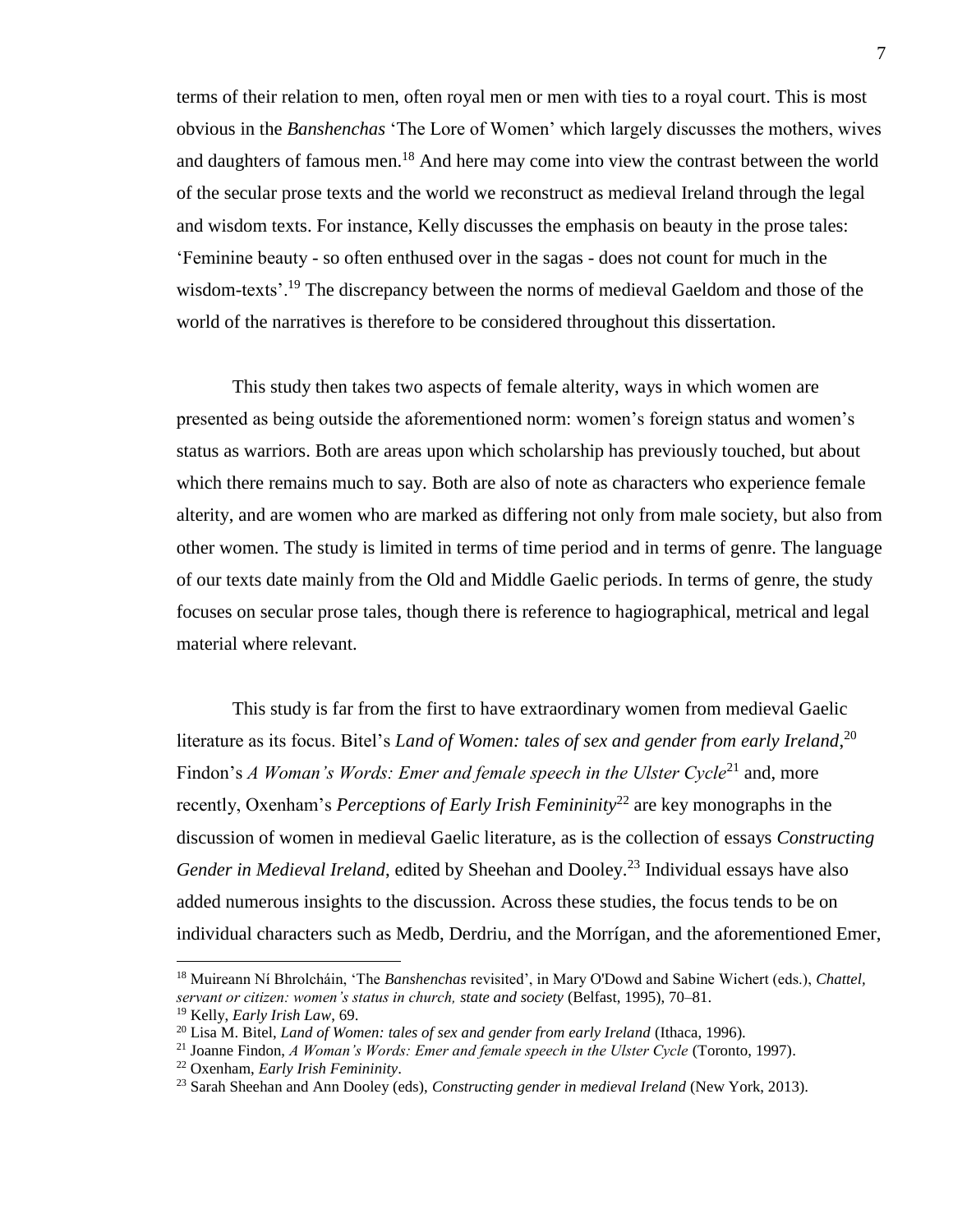terms of their relation to men, often royal men or men with ties to a royal court. This is most obvious in the *Banshenchas* 'The Lore of Women' which largely discusses the mothers, wives and daughters of famous men.[18] And here may come into view the contrast between the world of the secular prose texts and the world we reconstruct as medieval Ireland through the legal and wisdom texts. For instance, Kelly discusses the emphasis on beauty in the prose tales: 'Feminine beauty - so often enthused over in the sagas - does not count for much in the wisdom-texts'.[19] The discrepancy between the norms of medieval Gaeldom and those of the world of the narratives is therefore to be considered throughout this dissertation.

This study then takes two aspects of female alterity, ways in which women are presented as being outside the aforementioned norm: women's foreign status and women's status as warriors. Both are areas upon which scholarship has previously touched, but about which there remains much to say. Both are also of note as characters who experience female alterity, and are women who are marked as differing not only from male society, but also from other women. The study is limited in terms of time period and in terms of genre. The language of our texts date mainly from the Old and Middle Gaelic periods. In terms of genre, the study focuses on secular prose tales, though there is reference to hagiographical, metrical and legal material where relevant.

This study is far from the first to have extraordinary women from medieval Gaelic literature as its focus. Bitel's *Land of Women: tales of sex and gender from early Ireland*,[20] Findon's *A Woman's Words: Emer and female speech in the Ulster Cycle*[21] and, more recently, Oxenham's *Perceptions of Early Irish Femininity*[22] are key monographs in the discussion of women in medieval Gaelic literature, as is the collection of essays *Constructing Gender in Medieval Ireland*, edited by Sheehan and Dooley.[23] Individual essays have also added numerous insights to the discussion. Across these studies, the focus tends to be on individual characters such as Medb, Derdriu, and the Morrígan, and the aforementioned Emer,

---

[18] Muireann Ní Bhrolcháin, 'The *Banshenchas* revisited', in Mary O'Dowd and Sabine Wichert (eds.), *Chattel, servant or citizen: women's status in church, state and society* (Belfast, 1995), 70–81.

[19] Kelly, *Early Irish Law*, 69.

[20] Lisa M. Bitel, *Land of Women: tales of sex and gender from early Ireland* (Ithaca, 1996).

[21] Joanne Findon, *A Woman's Words: Emer and female speech in the Ulster Cycle* (Toronto, 1997).

[22] Oxenham, *Early Irish Femininity*.

[23] Sarah Sheehan and Ann Dooley (eds), *Constructing gender in medieval Ireland* (New York, 2013).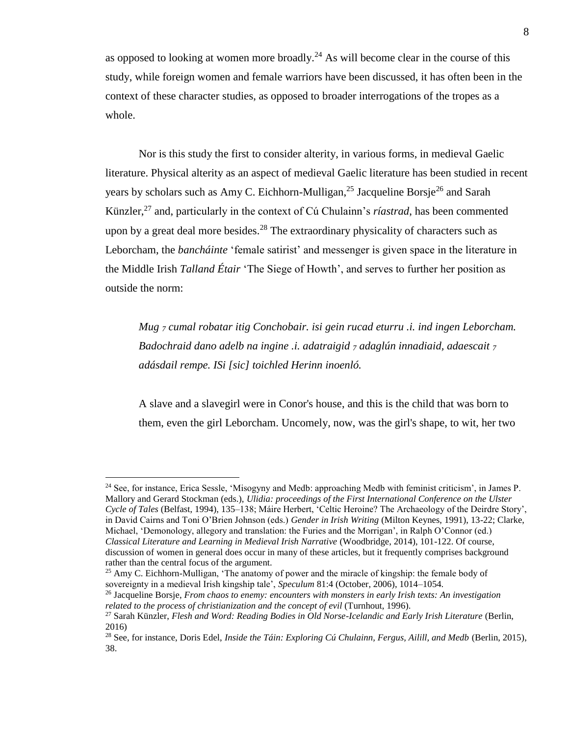as opposed to looking at women more broadly.[24] As will become clear in the course of this study, while foreign women and female warriors have been discussed, it has often been in the context of these character studies, as opposed to broader interrogations of the tropes as a whole.

Nor is this study the first to consider alterity, in various forms, in medieval Gaelic literature. Physical alterity as an aspect of medieval Gaelic literature has been studied in recent years by scholars such as Amy C. Eichhorn-Mulligan,[25] Jacqueline Borsje[26] and Sarah Künzler,[27] and, particularly in the context of Cú Chulainn's *ríastrad*, has been commented upon by a great deal more besides.[28] The extraordinary physicality of characters such as Leborcham, the *bancháinte* 'female satirist' and messenger is given space in the literature in the Middle Irish *Talland Étair* 'The Siege of Howth', and serves to further her position as outside the norm:

> *Mug ⁊ cumal robatar itig Conchobair. isi gein rucad eturru .i. ind ingen Leborcham. Badochraid dano adelb na ingine .i. adatraigid ⁊ adaglún innadiaid, adaescait ⁊ adásdail rempe. ISi [sic] toichled Herinn inoenló.*
>
> A slave and a slavegirl were in Conor's house, and this is the child that was born to them, even the girl Leborcham. Uncomely, now, was the girl's shape, to wit, her two

---

[24] See, for instance, Erica Sessle, 'Misogyny and Medb: approaching Medb with feminist criticism', in James P. Mallory and Gerard Stockman (eds.), *Ulidia: proceedings of the First International Conference on the Ulster Cycle of Tales* (Belfast, 1994), 135–138; Máire Herbert, 'Celtic Heroine? The Archaeology of the Deirdre Story', in David Cairns and Toni O'Brien Johnson (eds.) *Gender in Irish Writing* (Milton Keynes, 1991), 13-22; Clarke, Michael, 'Demonology, allegory and translation: the Furies and the Morrigan', in Ralph O'Connor (ed.) *Classical Literature and Learning in Medieval Irish Narrative* (Woodbridge, 2014), 101-122. Of course, discussion of women in general does occur in many of these articles, but it frequently comprises background rather than the central focus of the argument.

[25] Amy C. Eichhorn-Mulligan, 'The anatomy of power and the miracle of kingship: the female body of sovereignty in a medieval Irish kingship tale', *Speculum* 81:4 (October, 2006), 1014–1054.

[26] Jacqueline Borsje, *From chaos to enemy: encounters with monsters in early Irish texts: An investigation related to the process of christianization and the concept of evil* (Turnhout, 1996).

[27] Sarah Künzler, *Flesh and Word: Reading Bodies in Old Norse-Icelandic and Early Irish Literature* (Berlin, 2016)

[28] See, for instance, Doris Edel, *Inside the Táin: Exploring Cú Chulainn, Fergus, Ailill, and Medb* (Berlin, 2015), 38.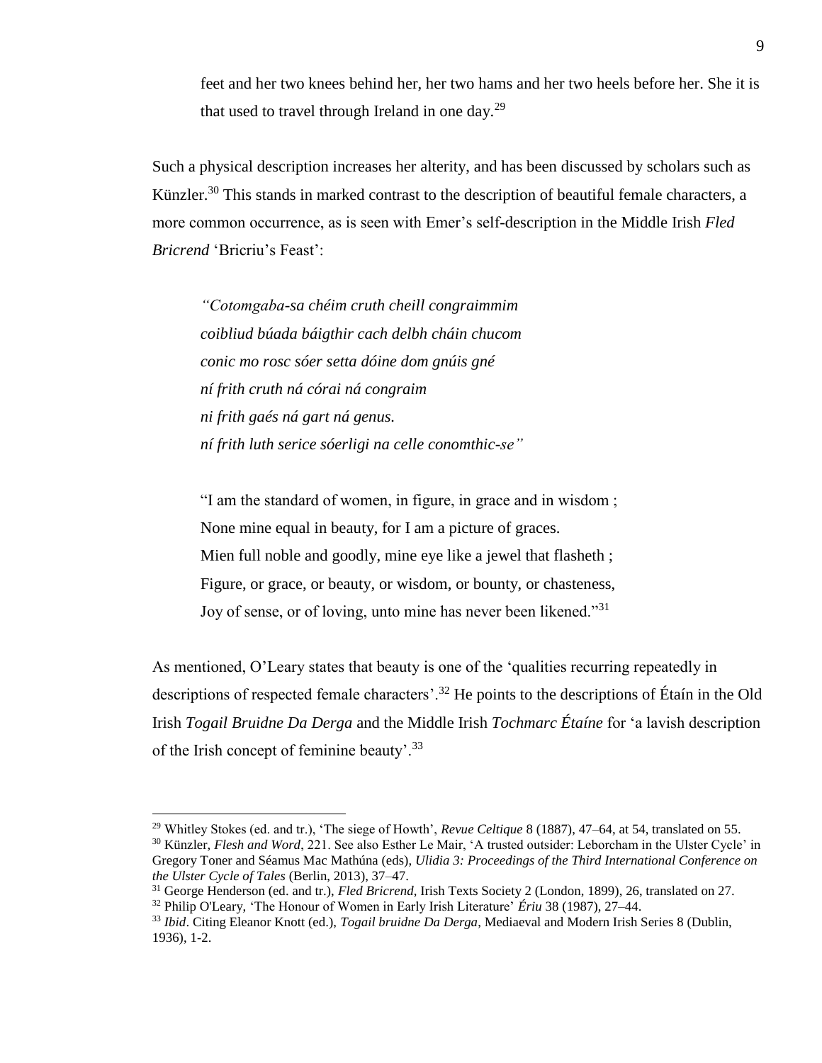feet and her two knees behind her, her two hams and her two heels before her. She it is that used to travel through Ireland in one day.[29]

Such a physical description increases her alterity, and has been discussed by scholars such as Künzler.[30] This stands in marked contrast to the description of beautiful female characters, a more common occurrence, as is seen with Emer's self-description in the Middle Irish *Fled Bricrend* 'Bricriu's Feast':

> *"Cotomgaba-sa chéim cruth cheill congraimmim*
> *coibliud búada báigthir cach delbh cháin chucom*
> *conic mo rosc sóer setta dóine dom gnúis gné*
> *ní frith cruth ná córai ná congraim*
> *ni frith gaés ná gart ná genus.*
> *ní frith luth serice sóerligi na celle conomthic-se"*

> "I am the standard of women, in figure, in grace and in wisdom ;
> None mine equal in beauty, for I am a picture of graces.
> Mien full noble and goodly, mine eye like a jewel that flasheth ;
> Figure, or grace, or beauty, or wisdom, or bounty, or chasteness,
> Joy of sense, or of loving, unto mine has never been likened."[31]

As mentioned, O'Leary states that beauty is one of the 'qualities recurring repeatedly in descriptions of respected female characters'.[32] He points to the descriptions of Étaín in the Old Irish *Togail Bruidne Da Derga* and the Middle Irish *Tochmarc Étaíne* for 'a lavish description of the Irish concept of feminine beauty'.[33]

---

[29] Whitley Stokes (ed. and tr.), 'The siege of Howth', *Revue Celtique* 8 (1887), 47–64, at 54, translated on 55.

[30] Künzler, *Flesh and Word*, 221. See also Esther Le Mair, 'A trusted outsider: Leborcham in the Ulster Cycle' in Gregory Toner and Séamus Mac Mathúna (eds), *Ulidia 3: Proceedings of the Third International Conference on the Ulster Cycle of Tales* (Berlin, 2013), 37–47.

[31] George Henderson (ed. and tr.), *Fled Bricrend*, Irish Texts Society 2 (London, 1899), 26, translated on 27.

[32] Philip O'Leary, 'The Honour of Women in Early Irish Literature' *Ériu* 38 (1987), 27–44.

[33] *Ibid*. Citing Eleanor Knott (ed.), *Togail bruidne Da Derga*, Mediaeval and Modern Irish Series 8 (Dublin, 1936), 1-2.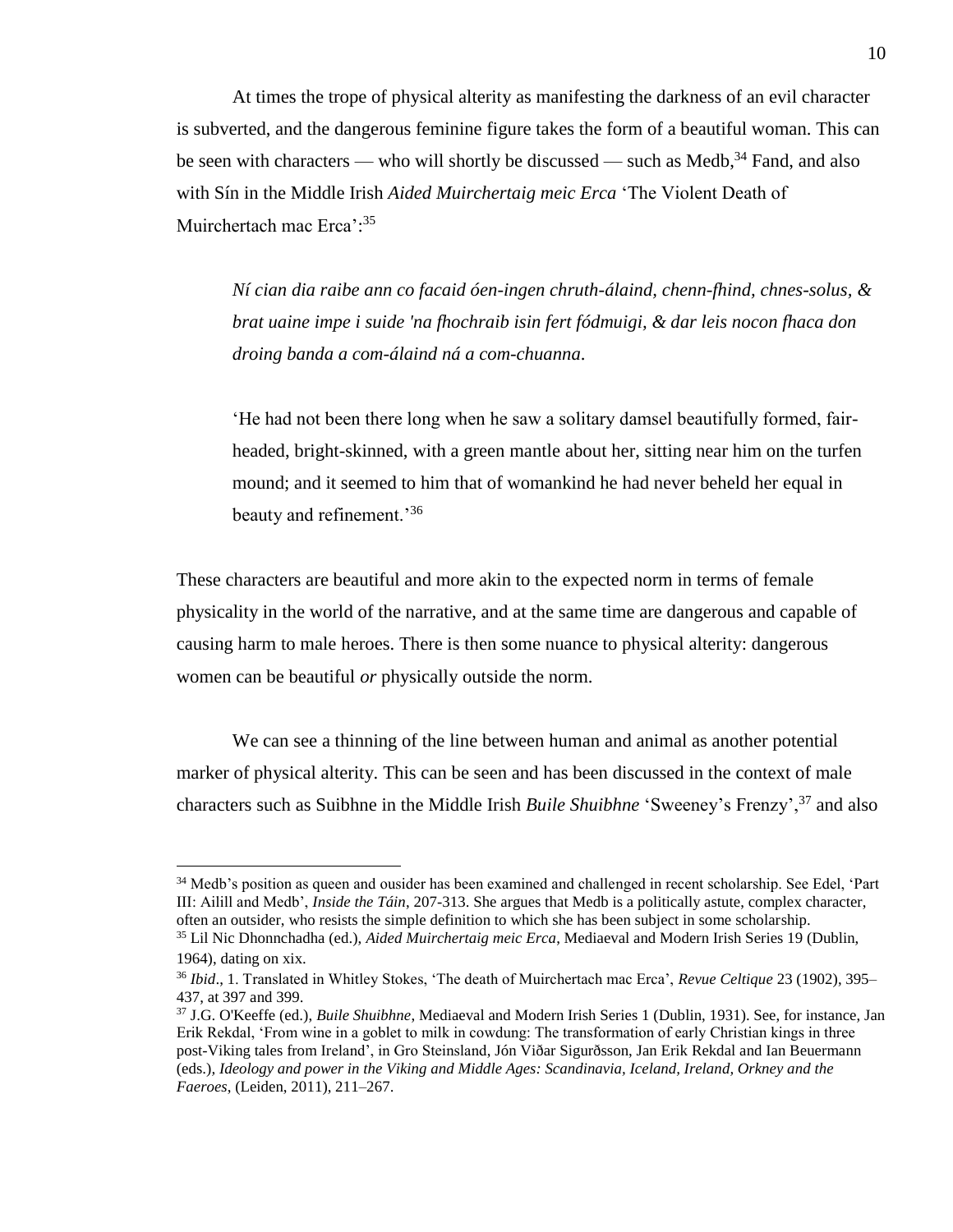At times the trope of physical alterity as manifesting the darkness of an evil character is subverted, and the dangerous feminine figure takes the form of a beautiful woman. This can be seen with characters — who will shortly be discussed — such as Medb,[34] Fand, and also with Sín in the Middle Irish *Aided Muirchertaig meic Erca* 'The Violent Death of Muirchertach mac Erca':[35]

> *Ní cian dia raibe ann co facaid óen-ingen chruth-álaind, chenn-fhind, chnes-solus, & brat uaine impe i suide 'na fhochraib isin fert fódmuigi, & dar leis nocon fhaca don droing banda a com-álaind ná a com-chuanna.*
>
> 'He had not been there long when he saw a solitary damsel beautifully formed, fair-headed, bright-skinned, with a green mantle about her, sitting near him on the turfen mound; and it seemed to him that of womankind he had never beheld her equal in beauty and refinement.'[36]

These characters are beautiful and more akin to the expected norm in terms of female physicality in the world of the narrative, and at the same time are dangerous and capable of causing harm to male heroes. There is then some nuance to physical alterity: dangerous women can be beautiful *or* physically outside the norm.

We can see a thinning of the line between human and animal as another potential marker of physical alterity. This can be seen and has been discussed in the context of male characters such as Suibhne in the Middle Irish *Buile Shuibhne* 'Sweeney's Frenzy',[37] and also

---

[34] Medb's position as queen and ousider has been examined and challenged in recent scholarship. See Edel, 'Part III: Ailill and Medb', *Inside the Táin*, 207-313. She argues that Medb is a politically astute, complex character, often an outsider, who resists the simple definition to which she has been subject in some scholarship.

[35] Lil Nic Dhonnchadha (ed.), *Aided Muirchertaig meic Erca*, Mediaeval and Modern Irish Series 19 (Dublin, 1964), dating on xix.

[36] *Ibid*., 1. Translated in Whitley Stokes, 'The death of Muirchertach mac Erca', *Revue Celtique* 23 (1902), 395–437, at 397 and 399.

[37] J.G. O'Keeffe (ed.), *Buile Shuibhne*, Mediaeval and Modern Irish Series 1 (Dublin, 1931). See, for instance, Jan Erik Rekdal, 'From wine in a goblet to milk in cowdung: The transformation of early Christian kings in three post-Viking tales from Ireland', in Gro Steinsland, Jón Viðar Sigurðsson, Jan Erik Rekdal and Ian Beuermann (eds.), *Ideology and power in the Viking and Middle Ages: Scandinavia, Iceland, Ireland, Orkney and the Faeroes*, (Leiden, 2011), 211–267.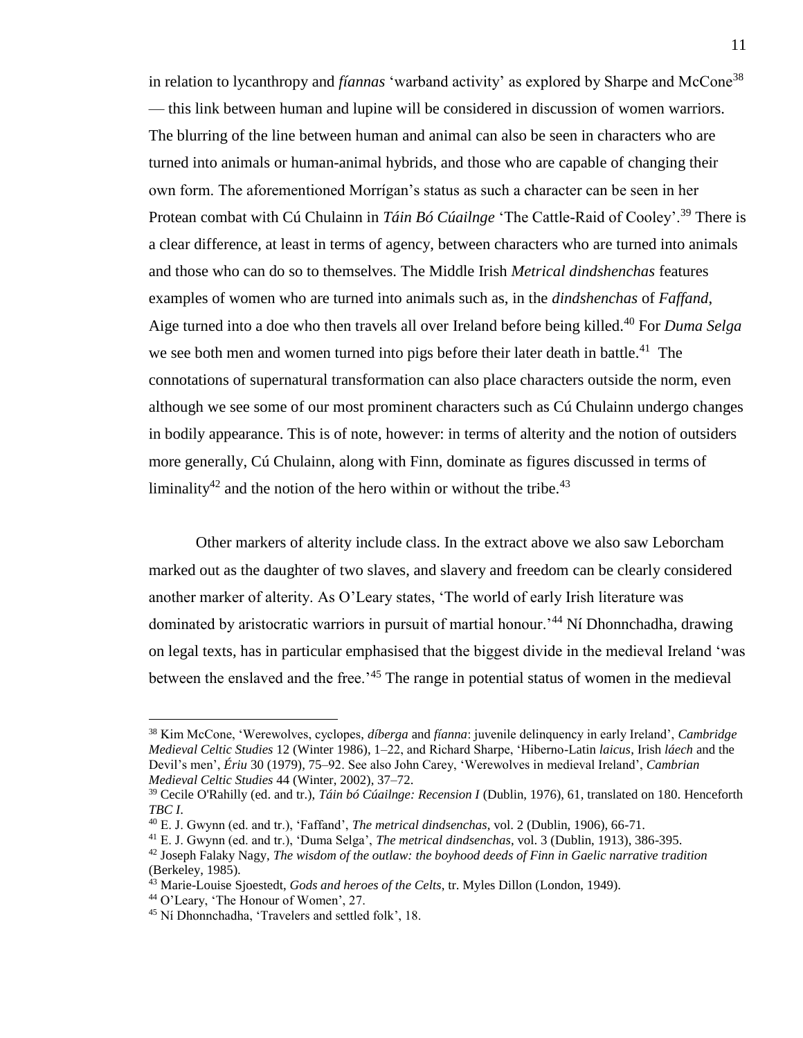in relation to lycanthropy and *fíannas* 'warband activity' as explored by Sharpe and McCone[38] — this link between human and lupine will be considered in discussion of women warriors. The blurring of the line between human and animal can also be seen in characters who are turned into animals or human-animal hybrids, and those who are capable of changing their own form. The aforementioned Morrígan's status as such a character can be seen in her Protean combat with Cú Chulainn in *Táin Bó Cúailnge* 'The Cattle-Raid of Cooley'.[39] There is a clear difference, at least in terms of agency, between characters who are turned into animals and those who can do so to themselves. The Middle Irish *Metrical dindshenchas* features examples of women who are turned into animals such as, in the *dindshenchas* of *Faffand*, Aige turned into a doe who then travels all over Ireland before being killed.[40] For *Duma Selga* we see both men and women turned into pigs before their later death in battle.[41] The connotations of supernatural transformation can also place characters outside the norm, even although we see some of our most prominent characters such as Cú Chulainn undergo changes in bodily appearance. This is of note, however: in terms of alterity and the notion of outsiders more generally, Cú Chulainn, along with Finn, dominate as figures discussed in terms of liminality[42] and the notion of the hero within or without the tribe.[43]

Other markers of alterity include class. In the extract above we also saw Leborcham marked out as the daughter of two slaves, and slavery and freedom can be clearly considered another marker of alterity. As O'Leary states, 'The world of early Irish literature was dominated by aristocratic warriors in pursuit of martial honour.'[44] Ní Dhonnchadha, drawing on legal texts, has in particular emphasised that the biggest divide in the medieval Ireland 'was between the enslaved and the free.'[45] The range in potential status of women in the medieval

---

[38] Kim McCone, 'Werewolves, cyclopes, *díberga* and *fíanna*: juvenile delinquency in early Ireland', *Cambridge Medieval Celtic Studies* 12 (Winter 1986), 1–22, and Richard Sharpe, 'Hiberno-Latin *laicus*, Irish *láech* and the Devil's men', *Ériu* 30 (1979), 75–92. See also John Carey, 'Werewolves in medieval Ireland', *Cambrian Medieval Celtic Studies* 44 (Winter, 2002), 37–72.

[39] Cecile O'Rahilly (ed. and tr.), *Táin bó Cúailnge: Recension I* (Dublin, 1976), 61, translated on 180. Henceforth *TBC I*.

[40] E. J. Gwynn (ed. and tr.), 'Faffand', *The metrical dindsenchas*, vol. 2 (Dublin, 1906), 66-71.

[41] E. J. Gwynn (ed. and tr.), 'Duma Selga', *The metrical dindsenchas*, vol. 3 (Dublin, 1913), 386-395.

[42] Joseph Falaky Nagy, *The wisdom of the outlaw: the boyhood deeds of Finn in Gaelic narrative tradition* (Berkeley, 1985).

[43] Marie-Louise Sjoestedt, *Gods and heroes of the Celts*, tr. Myles Dillon (London, 1949).

[44] O'Leary, 'The Honour of Women', 27.

[45] Ní Dhonnchadha, 'Travelers and settled folk', 18.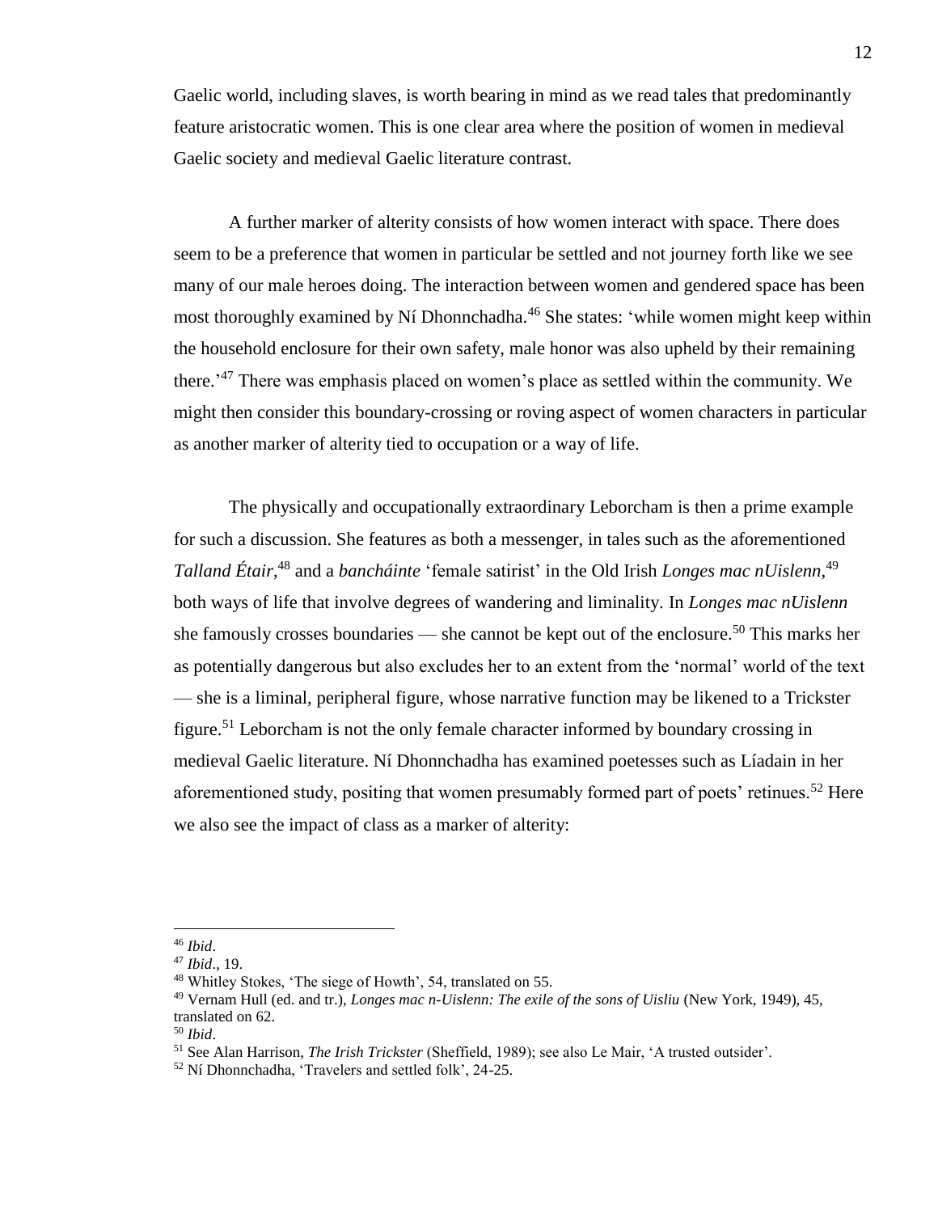Gaelic world, including slaves, is worth bearing in mind as we read tales that predominantly feature aristocratic women. This is one clear area where the position of women in medieval Gaelic society and medieval Gaelic literature contrast.

A further marker of alterity consists of how women interact with space. There does seem to be a preference that women in particular be settled and not journey forth like we see many of our male heroes doing. The interaction between women and gendered space has been most thoroughly examined by Ní Dhonnchadha.[46] She states: 'while women might keep within the household enclosure for their own safety, male honor was also upheld by their remaining there.'[47] There was emphasis placed on women's place as settled within the community. We might then consider this boundary-crossing or roving aspect of women characters in particular as another marker of alterity tied to occupation or a way of life.

The physically and occupationally extraordinary Leborcham is then a prime example for such a discussion. She features as both a messenger, in tales such as the aforementioned *Talland Étair*,[48] and a *bancháinte* 'female satirist' in the Old Irish *Longes mac nUislenn*,[49] both ways of life that involve degrees of wandering and liminality. In *Longes mac nUislenn* she famously crosses boundaries — she cannot be kept out of the enclosure.[50] This marks her as potentially dangerous but also excludes her to an extent from the 'normal' world of the text — she is a liminal, peripheral figure, whose narrative function may be likened to a Trickster figure.[51] Leborcham is not the only female character informed by boundary crossing in medieval Gaelic literature. Ní Dhonnchadha has examined poetesses such as Líadain in her aforementioned study, positing that women presumably formed part of poets' retinues.[52] Here we also see the impact of class as a marker of alterity:

---

[46] *Ibid*.

[47] *Ibid*., 19.

[48] Whitley Stokes, 'The siege of Howth', 54, translated on 55.

[49] Vernam Hull (ed. and tr.), *Longes mac n-Uislenn: The exile of the sons of Uisliu* (New York, 1949), 45, translated on 62.

[50] *Ibid*.

[51] See Alan Harrison, *The Irish Trickster* (Sheffield, 1989); see also Le Mair, 'A trusted outsider'.

[52] Ní Dhonnchadha, 'Travelers and settled folk', 24-25.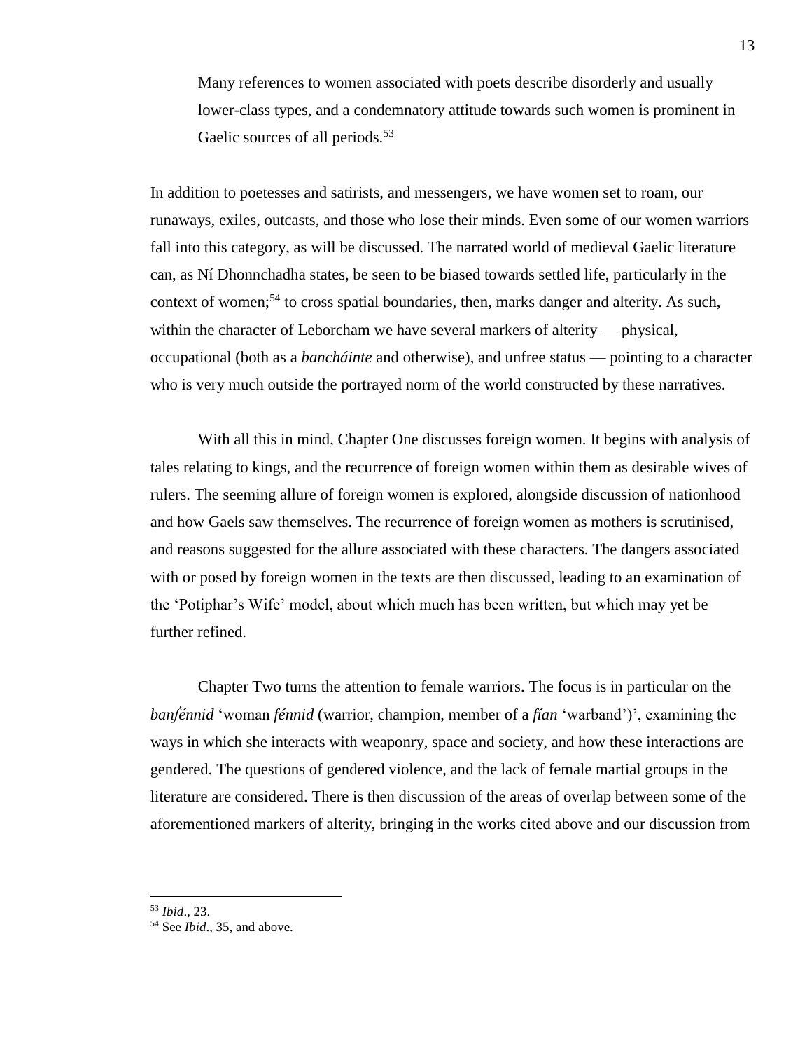> Many references to women associated with poets describe disorderly and usually lower-class types, and a condemnatory attitude towards such women is prominent in Gaelic sources of all periods.[53]

In addition to poetesses and satirists, and messengers, we have women set to roam, our runaways, exiles, outcasts, and those who lose their minds. Even some of our women warriors fall into this category, as will be discussed. The narrated world of medieval Gaelic literature can, as Ní Dhonnchadha states, be seen to be biased towards settled life, particularly in the context of women;[54] to cross spatial boundaries, then, marks danger and alterity. As such, within the character of Leborcham we have several markers of alterity — physical, occupational (both as a *bancháinte* and otherwise), and unfree status — pointing to a character who is very much outside the portrayed norm of the world constructed by these narratives.

With all this in mind, Chapter One discusses foreign women. It begins with analysis of tales relating to kings, and the recurrence of foreign women within them as desirable wives of rulers. The seeming allure of foreign women is explored, alongside discussion of nationhood and how Gaels saw themselves. The recurrence of foreign women as mothers is scrutinised, and reasons suggested for the allure associated with these characters. The dangers associated with or posed by foreign women in the texts are then discussed, leading to an examination of the 'Potiphar's Wife' model, about which much has been written, but which may yet be further refined.

Chapter Two turns the attention to female warriors. The focus is in particular on the *banḟénnid* 'woman *fénnid* (warrior, champion, member of a *fían* 'warband')', examining the ways in which she interacts with weaponry, space and society, and how these interactions are gendered. The questions of gendered violence, and the lack of female martial groups in the literature are considered. There is then discussion of the areas of overlap between some of the aforementioned markers of alterity, bringing in the works cited above and our discussion from

---

[53] *Ibid*., 23.

[54] See *Ibid*., 35, and above.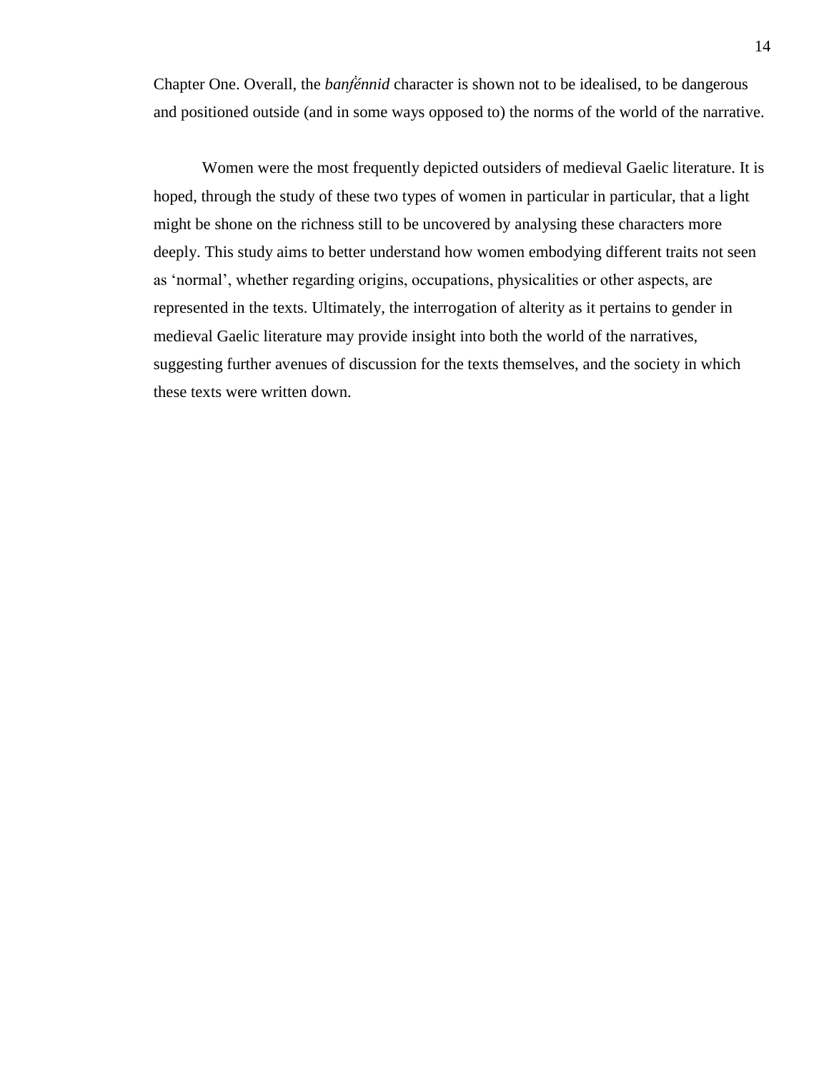Chapter One. Overall, the *banféinnid* character is shown not to be idealised, to be dangerous and positioned outside (and in some ways opposed to) the norms of the world of the narrative.

Women were the most frequently depicted outsiders of medieval Gaelic literature. It is hoped, through the study of these two types of women in particular in particular, that a light might be shone on the richness still to be uncovered by analysing these characters more deeply. This study aims to better understand how women embodying different traits not seen as 'normal', whether regarding origins, occupations, physicalities or other aspects, are represented in the texts. Ultimately, the interrogation of alterity as it pertains to gender in medieval Gaelic literature may provide insight into both the world of the narratives, suggesting further avenues of discussion for the texts themselves, and the society in which these texts were written down.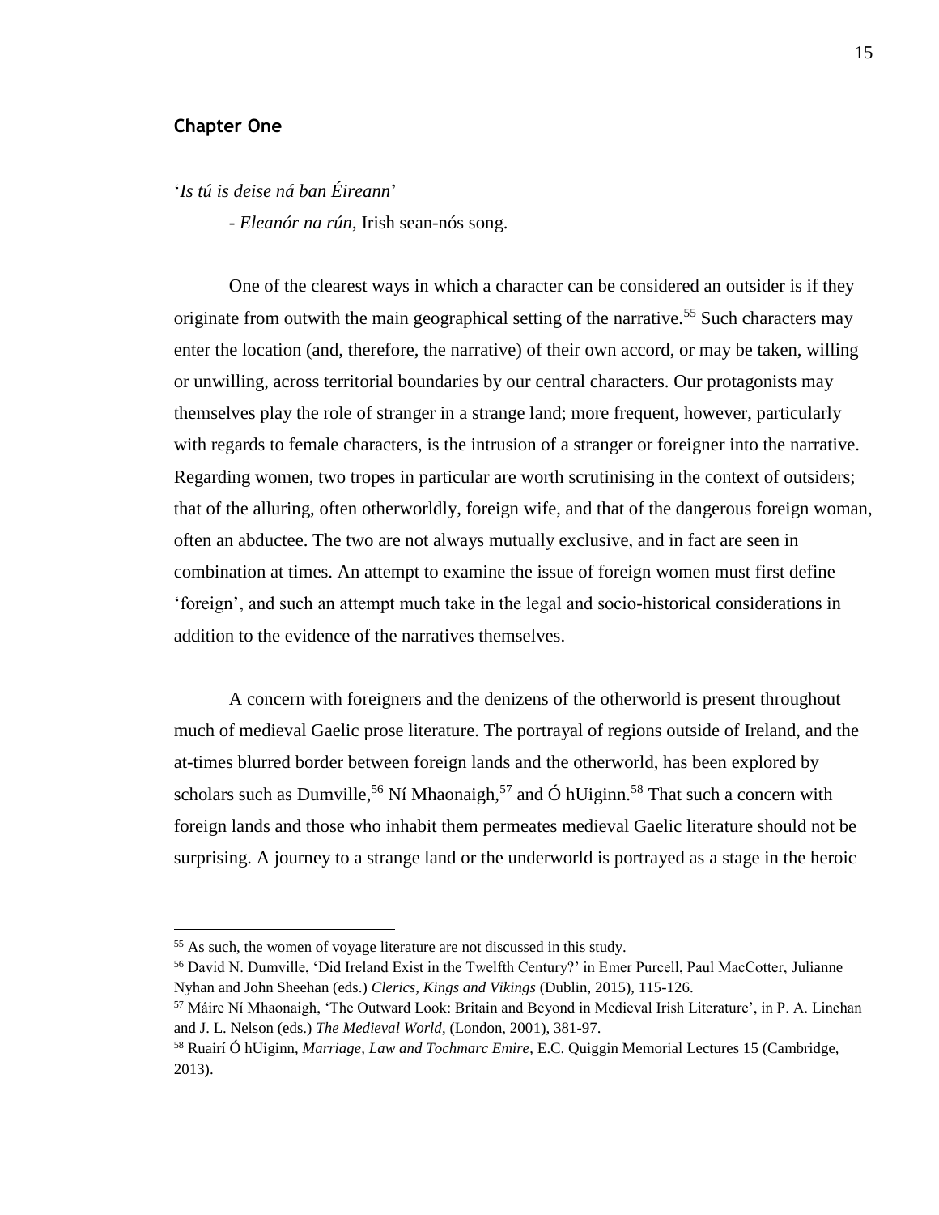## Chapter One

'*Is tú is deise ná ban Éireann*'

- *Eleanór na rún*, Irish sean-nós song.

One of the clearest ways in which a character can be considered an outsider is if they originate from outwith the main geographical setting of the narrative.[55] Such characters may enter the location (and, therefore, the narrative) of their own accord, or may be taken, willing or unwilling, across territorial boundaries by our central characters. Our protagonists may themselves play the role of stranger in a strange land; more frequent, however, particularly with regards to female characters, is the intrusion of a stranger or foreigner into the narrative. Regarding women, two tropes in particular are worth scrutinising in the context of outsiders; that of the alluring, often otherworldly, foreign wife, and that of the dangerous foreign woman, often an abductee. The two are not always mutually exclusive, and in fact are seen in combination at times. An attempt to examine the issue of foreign women must first define 'foreign', and such an attempt much take in the legal and socio-historical considerations in addition to the evidence of the narratives themselves.

A concern with foreigners and the denizens of the otherworld is present throughout much of medieval Gaelic prose literature. The portrayal of regions outside of Ireland, and the at-times blurred border between foreign lands and the otherworld, has been explored by scholars such as Dumville,[56] Ní Mhaonaigh,[57] and Ó hUiginn.[58] That such a concern with foreign lands and those who inhabit them permeates medieval Gaelic literature should not be surprising. A journey to a strange land or the underworld is portrayed as a stage in the heroic

---

[55] As such, the women of voyage literature are not discussed in this study.

[56] David N. Dumville, 'Did Ireland Exist in the Twelfth Century?' in Emer Purcell, Paul MacCotter, Julianne Nyhan and John Sheehan (eds.) *Clerics, Kings and Vikings* (Dublin, 2015), 115-126.

[57] Máire Ní Mhaonaigh, 'The Outward Look: Britain and Beyond in Medieval Irish Literature', in P. A. Linehan and J. L. Nelson (eds.) *The Medieval World*, (London, 2001), 381-97.

[58] Ruairí Ó hUiginn, *Marriage, Law and Tochmarc Emire*, E.C. Quiggin Memorial Lectures 15 (Cambridge, 2013).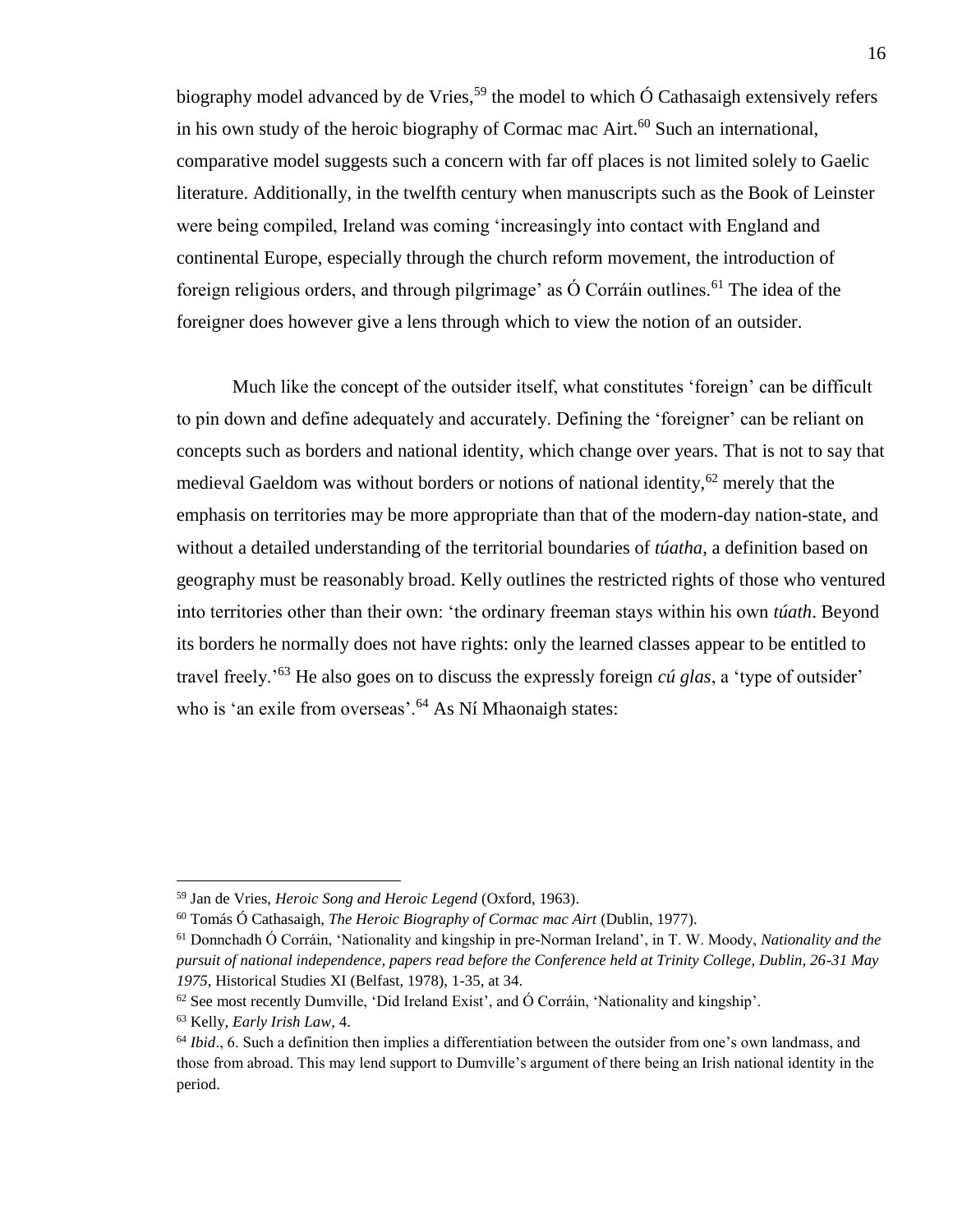biography model advanced by de Vries,[59] the model to which Ó Cathasaigh extensively refers in his own study of the heroic biography of Cormac mac Airt.[60] Such an international, comparative model suggests such a concern with far off places is not limited solely to Gaelic literature. Additionally, in the twelfth century when manuscripts such as the Book of Leinster were being compiled, Ireland was coming 'increasingly into contact with England and continental Europe, especially through the church reform movement, the introduction of foreign religious orders, and through pilgrimage' as Ó Corráin outlines.[61] The idea of the foreigner does however give a lens through which to view the notion of an outsider.

Much like the concept of the outsider itself, what constitutes 'foreign' can be difficult to pin down and define adequately and accurately. Defining the 'foreigner' can be reliant on concepts such as borders and national identity, which change over years. That is not to say that medieval Gaeldom was without borders or notions of national identity,[62] merely that the emphasis on territories may be more appropriate than that of the modern-day nation-state, and without a detailed understanding of the territorial boundaries of *túatha*, a definition based on geography must be reasonably broad. Kelly outlines the restricted rights of those who ventured into territories other than their own: 'the ordinary freeman stays within his own *túath*. Beyond its borders he normally does not have rights: only the learned classes appear to be entitled to travel freely.'[63] He also goes on to discuss the expressly foreign *cú glas*, a 'type of outsider' who is 'an exile from overseas'.[64] As Ní Mhaonaigh states:

---

[59] Jan de Vries, *Heroic Song and Heroic Legend* (Oxford, 1963).

[60] Tomás Ó Cathasaigh, *The Heroic Biography of Cormac mac Airt* (Dublin, 1977).

[61] Donnchadh Ó Corráin, 'Nationality and kingship in pre-Norman Ireland', in T. W. Moody, *Nationality and the pursuit of national independence, papers read before the Conference held at Trinity College, Dublin, 26-31 May 1975*, Historical Studies XI (Belfast, 1978), 1-35, at 34.

[62] See most recently Dumville, 'Did Ireland Exist', and Ó Corráin, 'Nationality and kingship'.

[63] Kelly, *Early Irish Law*, 4.

[64] *Ibid*., 6. Such a definition then implies a differentiation between the outsider from one's own landmass, and those from abroad. This may lend support to Dumville's argument of there being an Irish national identity in the period.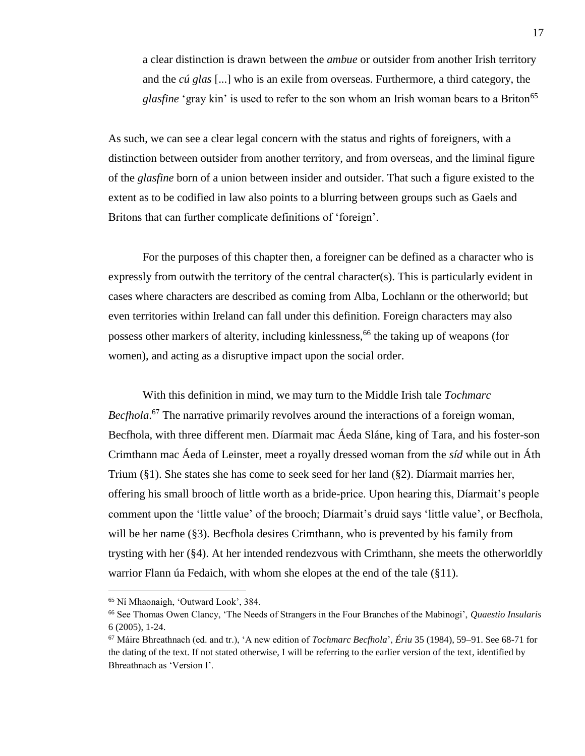> a clear distinction is drawn between the *ambue* or outsider from another Irish territory and the *cú glas* [...] who is an exile from overseas. Furthermore, a third category, the *glasfine* 'gray kin' is used to refer to the son whom an Irish woman bears to a Briton[65]

As such, we can see a clear legal concern with the status and rights of foreigners, with a distinction between outsider from another territory, and from overseas, and the liminal figure of the *glasfine* born of a union between insider and outsider. That such a figure existed to the extent as to be codified in law also points to a blurring between groups such as Gaels and Britons that can further complicate definitions of 'foreign'.

For the purposes of this chapter then, a foreigner can be defined as a character who is expressly from outwith the territory of the central character(s). This is particularly evident in cases where characters are described as coming from Alba, Lochlann or the otherworld; but even territories within Ireland can fall under this definition. Foreign characters may also possess other markers of alterity, including kinlessness,[66] the taking up of weapons (for women), and acting as a disruptive impact upon the social order.

With this definition in mind, we may turn to the Middle Irish tale *Tochmarc Becfhola*.[67] The narrative primarily revolves around the interactions of a foreign woman, Becfhola, with three different men. Díarmait mac Áeda Sláne, king of Tara, and his foster-son Crimthann mac Áeda of Leinster, meet a royally dressed woman from the *síd* while out in Áth Trium (§1). She states she has come to seek seed for her land (§2). Díarmait marries her, offering his small brooch of little worth as a bride-price. Upon hearing this, Díarmait's people comment upon the 'little value' of the brooch; Díarmait's druid says 'little value', or Becfhola, will be her name (§3). Becfhola desires Crimthann, who is prevented by his family from trysting with her (§4). At her intended rendezvous with Crimthann, she meets the otherworldly warrior Flann úa Fedaich, with whom she elopes at the end of the tale (§11).

---

[65] Ní Mhaonaigh, 'Outward Look', 384.

[66] See Thomas Owen Clancy, 'The Needs of Strangers in the Four Branches of the Mabinogi', *Quaestio Insularis* 6 (2005), 1-24.

[67] Máire Bhreathnach (ed. and tr.), 'A new edition of *Tochmarc Becfhola*', *Ériu* 35 (1984), 59–91. See 68-71 for the dating of the text. If not stated otherwise, I will be referring to the earlier version of the text, identified by Bhreathnach as 'Version I'.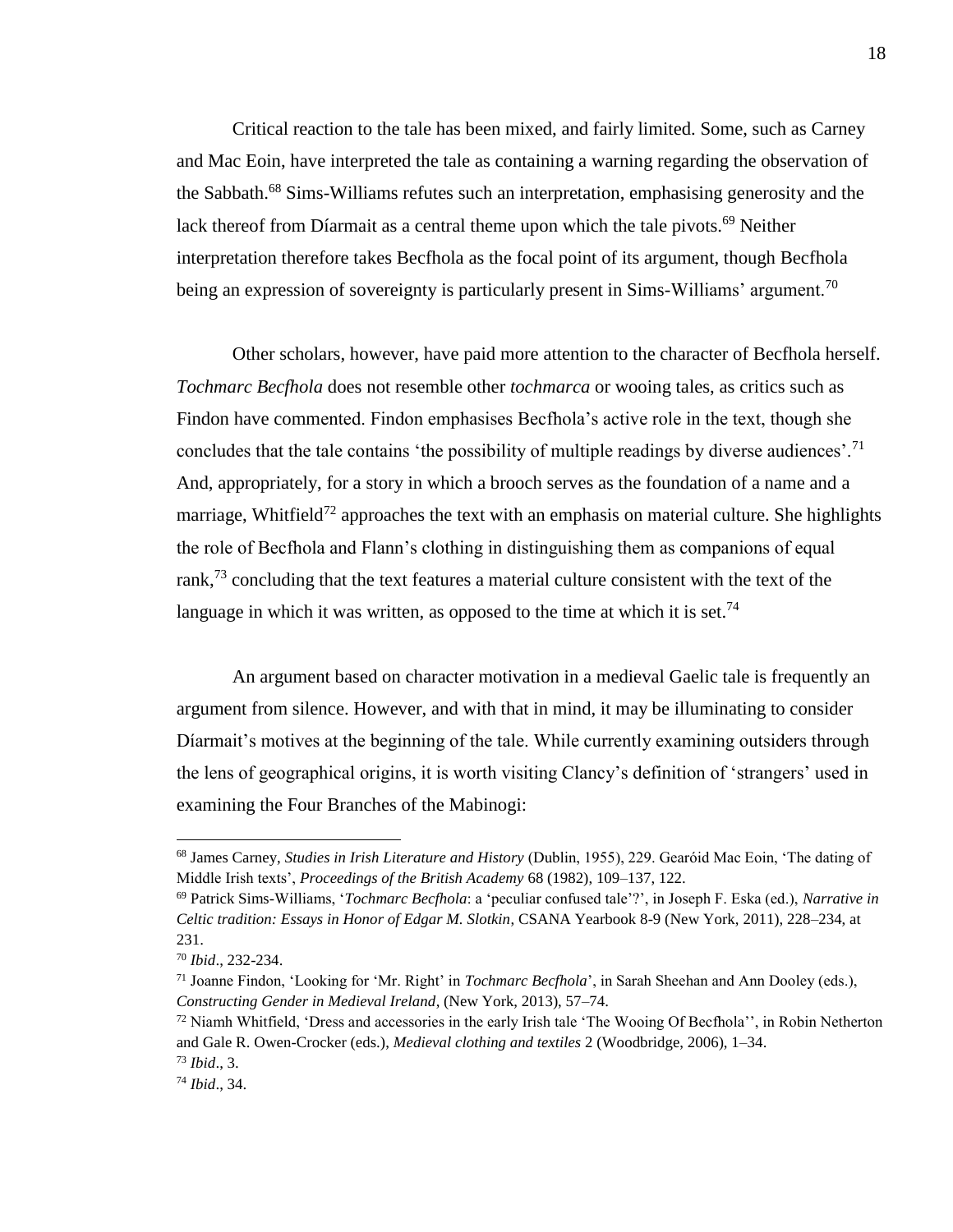Critical reaction to the tale has been mixed, and fairly limited. Some, such as Carney and Mac Eoin, have interpreted the tale as containing a warning regarding the observation of the Sabbath.[68] Sims-Williams refutes such an interpretation, emphasising generosity and the lack thereof from Díarmait as a central theme upon which the tale pivots.[69] Neither interpretation therefore takes Becfhola as the focal point of its argument, though Becfhola being an expression of sovereignty is particularly present in Sims-Williams' argument.[70]

Other scholars, however, have paid more attention to the character of Becfhola herself. *Tochmarc Becfhola* does not resemble other *tochmarca* or wooing tales, as critics such as Findon have commented. Findon emphasises Becfhola's active role in the text, though she concludes that the tale contains 'the possibility of multiple readings by diverse audiences'.[71] And, appropriately, for a story in which a brooch serves as the foundation of a name and a marriage, Whitfield[72] approaches the text with an emphasis on material culture. She highlights the role of Becfhola and Flann's clothing in distinguishing them as companions of equal rank,[73] concluding that the text features a material culture consistent with the text of the language in which it was written, as opposed to the time at which it is set.[74]

An argument based on character motivation in a medieval Gaelic tale is frequently an argument from silence. However, and with that in mind, it may be illuminating to consider Díarmait's motives at the beginning of the tale. While currently examining outsiders through the lens of geographical origins, it is worth visiting Clancy's definition of 'strangers' used in examining the Four Branches of the Mabinogi:

---

[68] James Carney, *Studies in Irish Literature and History* (Dublin, 1955), 229. Gearóid Mac Eoin, 'The dating of Middle Irish texts', *Proceedings of the British Academy* 68 (1982), 109–137, 122.

[69] Patrick Sims-Williams, '*Tochmarc Becfhola*: a 'peculiar confused tale'?', in Joseph F. Eska (ed.), *Narrative in Celtic tradition: Essays in Honor of Edgar M. Slotkin*, CSANA Yearbook 8-9 (New York, 2011), 228–234, at 231.

[70] *Ibid*., 232-234.

[71] Joanne Findon, 'Looking for 'Mr. Right' in *Tochmarc Becfhola*', in Sarah Sheehan and Ann Dooley (eds.), *Constructing Gender in Medieval Ireland*, (New York, 2013), 57–74.

[72] Niamh Whitfield, 'Dress and accessories in the early Irish tale 'The Wooing Of Becfhola'', in Robin Netherton and Gale R. Owen-Crocker (eds.), *Medieval clothing and textiles* 2 (Woodbridge, 2006), 1–34.

[73] *Ibid*., 3.

[74] *Ibid*., 34.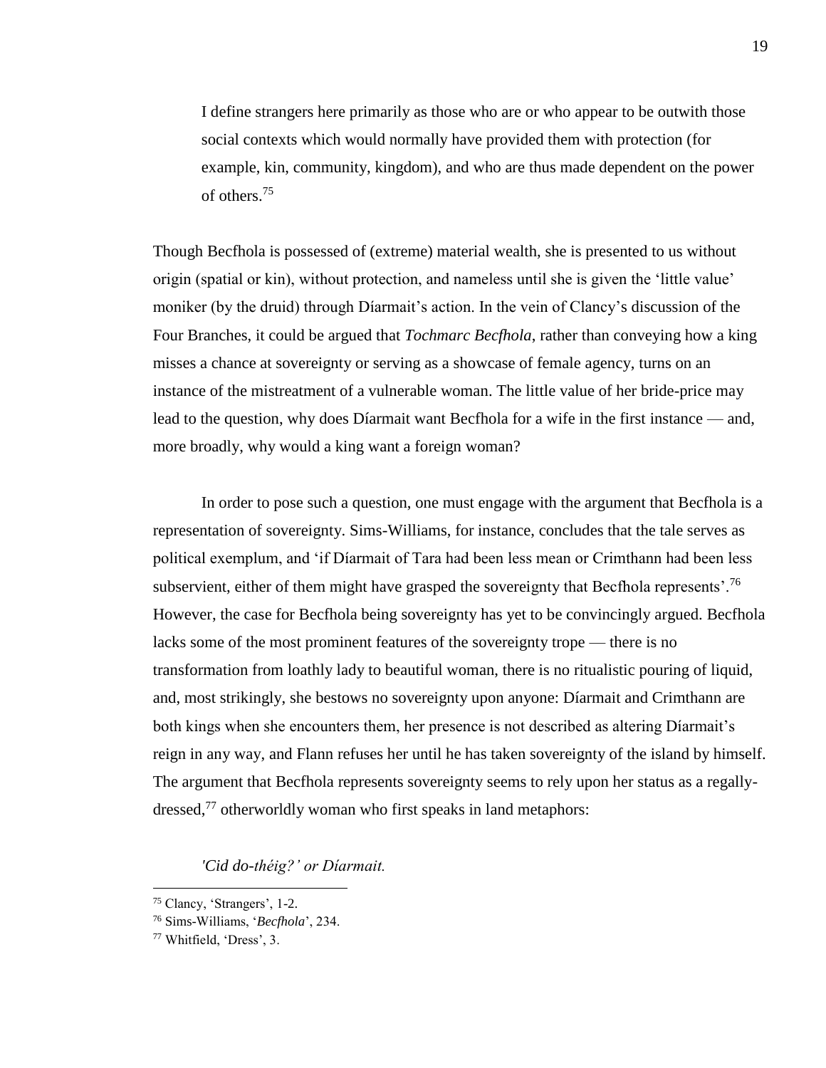> I define strangers here primarily as those who are or who appear to be outwith those social contexts which would normally have provided them with protection (for example, kin, community, kingdom), and who are thus made dependent on the power of others.[75]

Though Becfhola is possessed of (extreme) material wealth, she is presented to us without origin (spatial or kin), without protection, and nameless until she is given the 'little value' moniker (by the druid) through Díarmait's action. In the vein of Clancy's discussion of the Four Branches, it could be argued that *Tochmarc Becfhola*, rather than conveying how a king misses a chance at sovereignty or serving as a showcase of female agency, turns on an instance of the mistreatment of a vulnerable woman. The little value of her bride-price may lead to the question, why does Díarmait want Becfhola for a wife in the first instance — and, more broadly, why would a king want a foreign woman?

In order to pose such a question, one must engage with the argument that Becfhola is a representation of sovereignty. Sims-Williams, for instance, concludes that the tale serves as political exemplum, and 'if Díarmait of Tara had been less mean or Crimthann had been less subservient, either of them might have grasped the sovereignty that Becfhola represents'.[76] However, the case for Becfhola being sovereignty has yet to be convincingly argued. Becfhola lacks some of the most prominent features of the sovereignty trope — there is no transformation from loathly lady to beautiful woman, there is no ritualistic pouring of liquid, and, most strikingly, she bestows no sovereignty upon anyone: Díarmait and Crimthann are both kings when she encounters them, her presence is not described as altering Díarmait's reign in any way, and Flann refuses her until he has taken sovereignty of the island by himself. The argument that Becfhola represents sovereignty seems to rely upon her status as a regally-dressed,[77] otherworldly woman who first speaks in land metaphors:

> *'Cid do-théig?' or Díarmait.*

---

[75] Clancy, 'Strangers', 1-2.

[76] Sims-Williams, '*Becfhola*', 234.

[77] Whitfield, 'Dress', 3.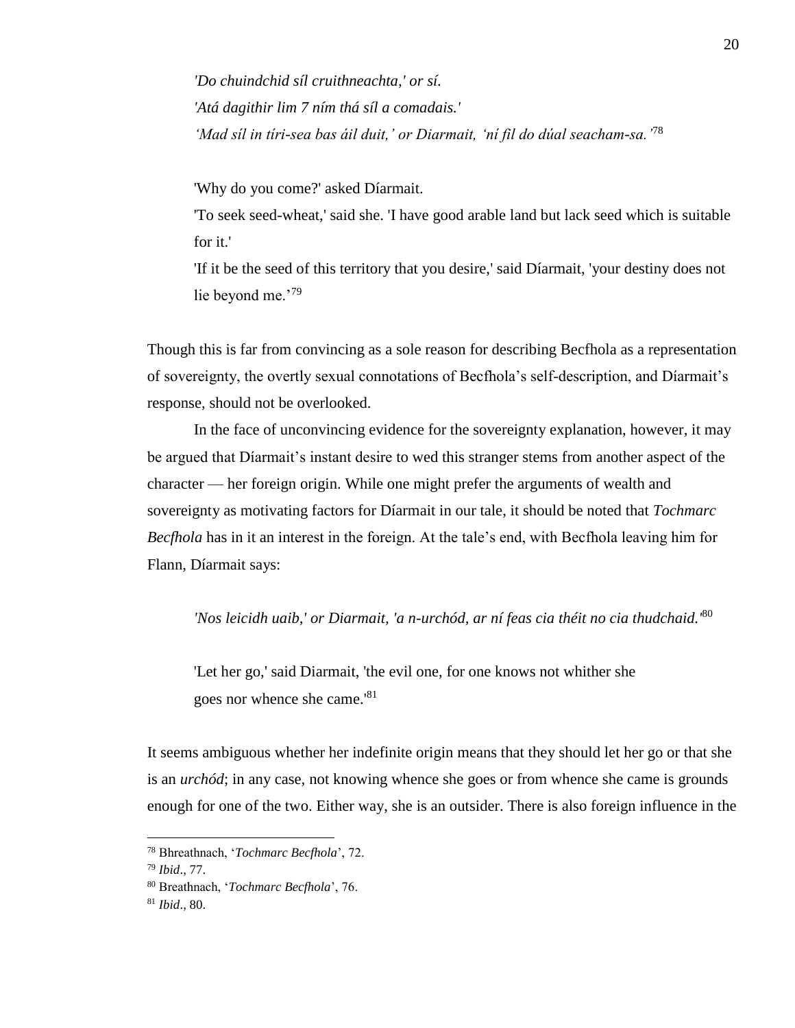*'Do chuindchid síl cruithneachta,' or sí.*

*'Atá dagithir lim 7 ním thá síl a comadais.'*

*'Mad síl in tíri-sea bas áil duit,' or Diarmait, 'ní fil do dúal seacham-sa.'*[78]

'Why do you come?' asked Díarmait.

'To seek seed-wheat,' said she. 'I have good arable land but lack seed which is suitable for it.'

'If it be the seed of this territory that you desire,' said Díarmait, 'your destiny does not lie beyond me.'[79]

Though this is far from convincing as a sole reason for describing Becfhola as a representation of sovereignty, the overtly sexual connotations of Becfhola's self-description, and Díarmait's response, should not be overlooked.

In the face of unconvincing evidence for the sovereignty explanation, however, it may be argued that Díarmait's instant desire to wed this stranger stems from another aspect of the character — her foreign origin. While one might prefer the arguments of wealth and sovereignty as motivating factors for Díarmait in our tale, it should be noted that *Tochmarc Becfhola* has in it an interest in the foreign. At the tale's end, with Becfhola leaving him for Flann, Díarmait says:

*'Nos leicidh uaib,' or Diarmait, 'a n-urchód, ar ní feas cia théit no cia thudchaid.'*[80]

'Let her go,' said Diarmait, 'the evil one, for one knows not whither she goes nor whence she came.'[81]

It seems ambiguous whether her indefinite origin means that they should let her go or that she is an *urchód*; in any case, not knowing whence she goes or from whence she came is grounds enough for one of the two. Either way, she is an outsider. There is also foreign influence in the

---

[78] Bhreathnach, '*Tochmarc Becfhola*', 72.

[79] *Ibid*., 77.

[80] Breathnach, '*Tochmarc Becfhola*', 76.

[81] *Ibid*., 80.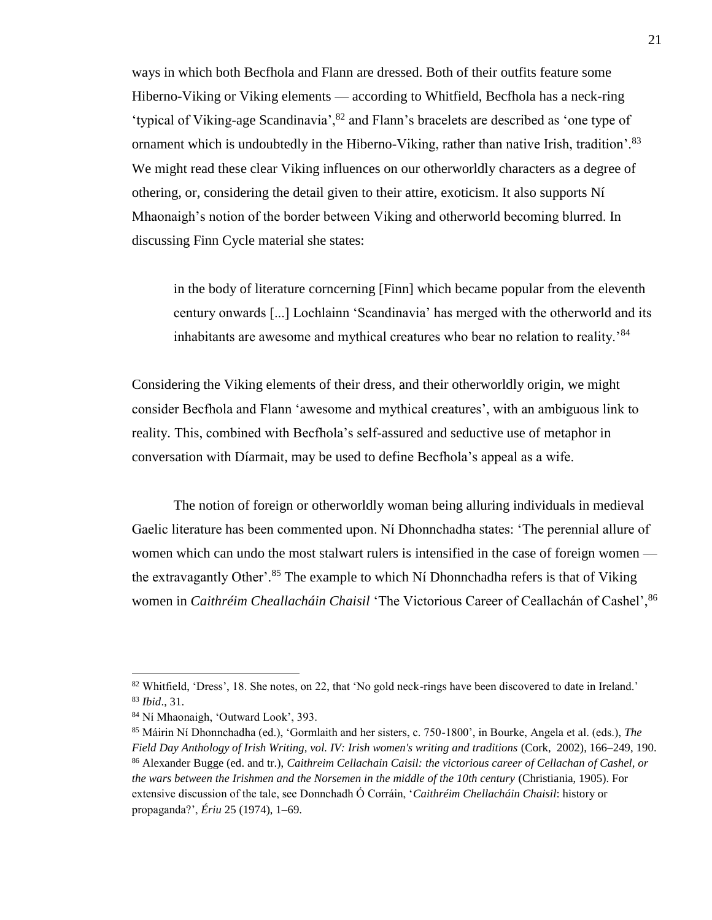ways in which both Becfhola and Flann are dressed. Both of their outfits feature some Hiberno-Viking or Viking elements — according to Whitfield, Becfhola has a neck-ring 'typical of Viking-age Scandinavia',[82] and Flann's bracelets are described as 'one type of ornament which is undoubtedly in the Hiberno-Viking, rather than native Irish, tradition'.[83] We might read these clear Viking influences on our otherworldly characters as a degree of othering, or, considering the detail given to their attire, exoticism. It also supports Ní Mhaonaigh's notion of the border between Viking and otherworld becoming blurred. In discussing Finn Cycle material she states:

> in the body of literature corncerning [Finn] which became popular from the eleventh century onwards [...] Lochlainn 'Scandinavia' has merged with the otherworld and its inhabitants are awesome and mythical creatures who bear no relation to reality.'[84]

Considering the Viking elements of their dress, and their otherworldly origin, we might consider Becfhola and Flann 'awesome and mythical creatures', with an ambiguous link to reality. This, combined with Becfhola's self-assured and seductive use of metaphor in conversation with Díarmait, may be used to define Becfhola's appeal as a wife.

The notion of foreign or otherworldly woman being alluring individuals in medieval Gaelic literature has been commented upon. Ní Dhonnchadha states: 'The perennial allure of women which can undo the most stalwart rulers is intensified in the case of foreign women — the extravagantly Other'.[85] The example to which Ní Dhonnchadha refers is that of Viking women in *Caithréim Cheallacháin Chaisil* 'The Victorious Career of Ceallachán of Cashel',[86]

---

[82] Whitfield, 'Dress', 18. She notes, on 22, that 'No gold neck-rings have been discovered to date in Ireland.'

[83] *Ibid*., 31.

[84] Ní Mhaonaigh, 'Outward Look', 393.

[85] Máirín Ní Dhonnchadha (ed.), 'Gormlaith and her sisters, c. 750-1800', in Bourke, Angela et al. (eds.), *The Field Day Anthology of Irish Writing, vol. IV: Irish women's writing and traditions* (Cork, 2002), 166–249, 190.

[86] Alexander Bugge (ed. and tr.), *Caithreim Cellachain Caisil: the victorious career of Cellachan of Cashel, or the wars between the Irishmen and the Norsemen in the middle of the 10th century* (Christiania, 1905). For extensive discussion of the tale, see Donnchadh Ó Corráin, '*Caithréim Chellacháin Chaisil*: history or propaganda?', *Ériu* 25 (1974), 1–69.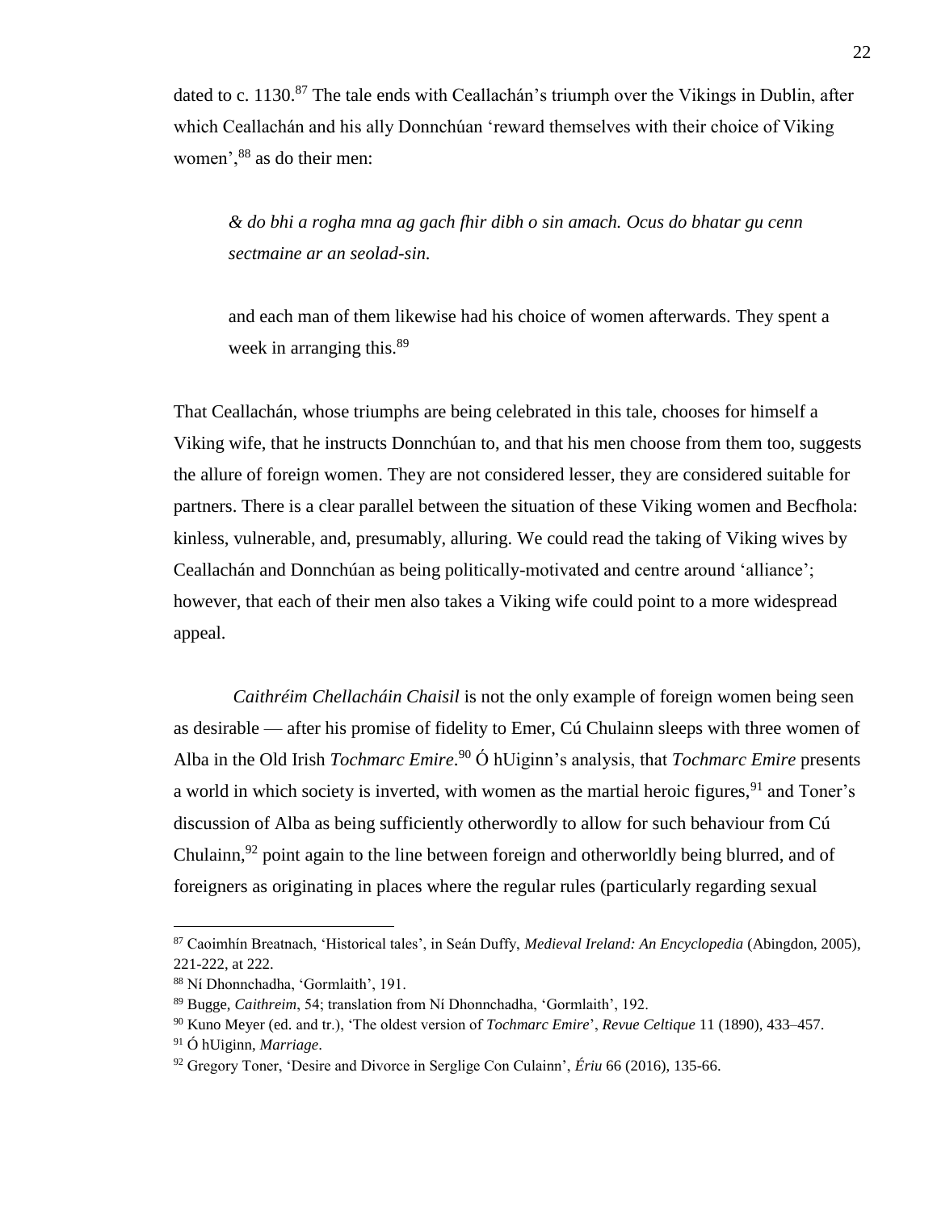dated to c. 1130.[87] The tale ends with Ceallachán's triumph over the Vikings in Dublin, after which Ceallachán and his ally Donnchúan 'reward themselves with their choice of Viking women',[88] as do their men:

> *& do bhi a rogha mna ag gach fhir dibh o sin amach. Ocus do bhatar gu cenn sectmaine ar an seolad-sin.*
>
> and each man of them likewise had his choice of women afterwards. They spent a week in arranging this.[89]

That Ceallachán, whose triumphs are being celebrated in this tale, chooses for himself a Viking wife, that he instructs Donnchúan to, and that his men choose from them too, suggests the allure of foreign women. They are not considered lesser, they are considered suitable for partners. There is a clear parallel between the situation of these Viking women and Becfhola: kinless, vulnerable, and, presumably, alluring. We could read the taking of Viking wives by Ceallachán and Donnchúan as being politically-motivated and centre around 'alliance'; however, that each of their men also takes a Viking wife could point to a more widespread appeal.

*Caithréim Chellacháin Chaisil* is not the only example of foreign women being seen as desirable — after his promise of fidelity to Emer, Cú Chulainn sleeps with three women of Alba in the Old Irish *Tochmarc Emire*.[90] Ó hUiginn's analysis, that *Tochmarc Emire* presents a world in which society is inverted, with women as the martial heroic figures,[91] and Toner's discussion of Alba as being sufficiently otherwordly to allow for such behaviour from Cú Chulainn,[92] point again to the line between foreign and otherworldly being blurred, and of foreigners as originating in places where the regular rules (particularly regarding sexual

---

[87] Caoimhín Breatnach, 'Historical tales', in Seán Duffy, *Medieval Ireland: An Encyclopedia* (Abingdon, 2005), 221-222, at 222.

[88] Ní Dhonnchadha, 'Gormlaith', 191.

[89] Bugge, *Caithreim*, 54; translation from Ní Dhonnchadha, 'Gormlaith', 192.

[90] Kuno Meyer (ed. and tr.), 'The oldest version of *Tochmarc Emire*', *Revue Celtique* 11 (1890), 433–457.

[91] Ó hUiginn, *Marriage*.

[92] Gregory Toner, 'Desire and Divorce in Serglige Con Culainn', *Ériu* 66 (2016), 135-66.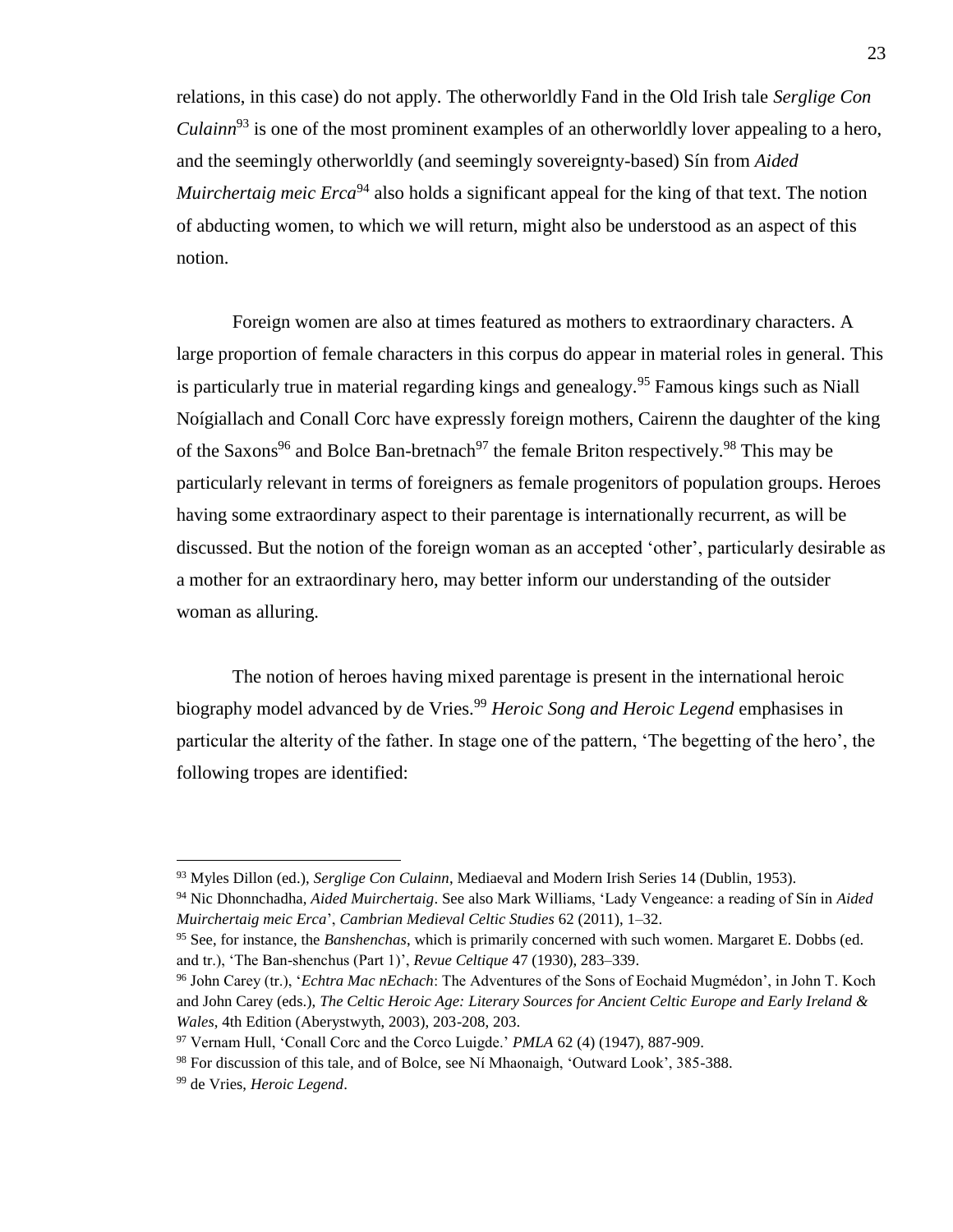relations, in this case) do not apply. The otherworldly Fand in the Old Irish tale *Serglige Con Culainn*[93] is one of the most prominent examples of an otherworldly lover appealing to a hero, and the seemingly otherworldly (and seemingly sovereignty-based) Sín from *Aided Muirchertaig meic Erca*[94] also holds a significant appeal for the king of that text. The notion of abducting women, to which we will return, might also be understood as an aspect of this notion.

Foreign women are also at times featured as mothers to extraordinary characters. A large proportion of female characters in this corpus do appear in material roles in general. This is particularly true in material regarding kings and genealogy.[95] Famous kings such as Niall Noígiallach and Conall Corc have expressly foreign mothers, Cairenn the daughter of the king of the Saxons[96] and Bolce Ban-bretnach[97] the female Briton respectively.[98] This may be particularly relevant in terms of foreigners as female progenitors of population groups. Heroes having some extraordinary aspect to their parentage is internationally recurrent, as will be discussed. But the notion of the foreign woman as an accepted 'other', particularly desirable as a mother for an extraordinary hero, may better inform our understanding of the outsider woman as alluring.

The notion of heroes having mixed parentage is present in the international heroic biography model advanced by de Vries.[99] *Heroic Song and Heroic Legend* emphasises in particular the alterity of the father. In stage one of the pattern, 'The begetting of the hero', the following tropes are identified:

---

[93] Myles Dillon (ed.), *Serglige Con Culainn*, Mediaeval and Modern Irish Series 14 (Dublin, 1953).

[94] Nic Dhonnchadha, *Aided Muirchertaig*. See also Mark Williams, 'Lady Vengeance: a reading of Sín in *Aided Muirchertaig meic Erca*', *Cambrian Medieval Celtic Studies* 62 (2011), 1–32.

[95] See, for instance, the *Banshenchas*, which is primarily concerned with such women. Margaret E. Dobbs (ed. and tr.), 'The Ban-shenchus (Part 1)', *Revue Celtique* 47 (1930), 283–339.

[96] John Carey (tr.), '*Echtra Mac nEchach*: The Adventures of the Sons of Eochaid Mugmédon', in John T. Koch and John Carey (eds.), *The Celtic Heroic Age: Literary Sources for Ancient Celtic Europe and Early Ireland & Wales*, 4th Edition (Aberystwyth, 2003), 203-208, 203.

[97] Vernam Hull, 'Conall Corc and the Corco Luigde.' *PMLA* 62 (4) (1947), 887-909.

[98] For discussion of this tale, and of Bolce, see Ní Mhaonaigh, 'Outward Look', 385-388.

[99] de Vries, *Heroic Legend*.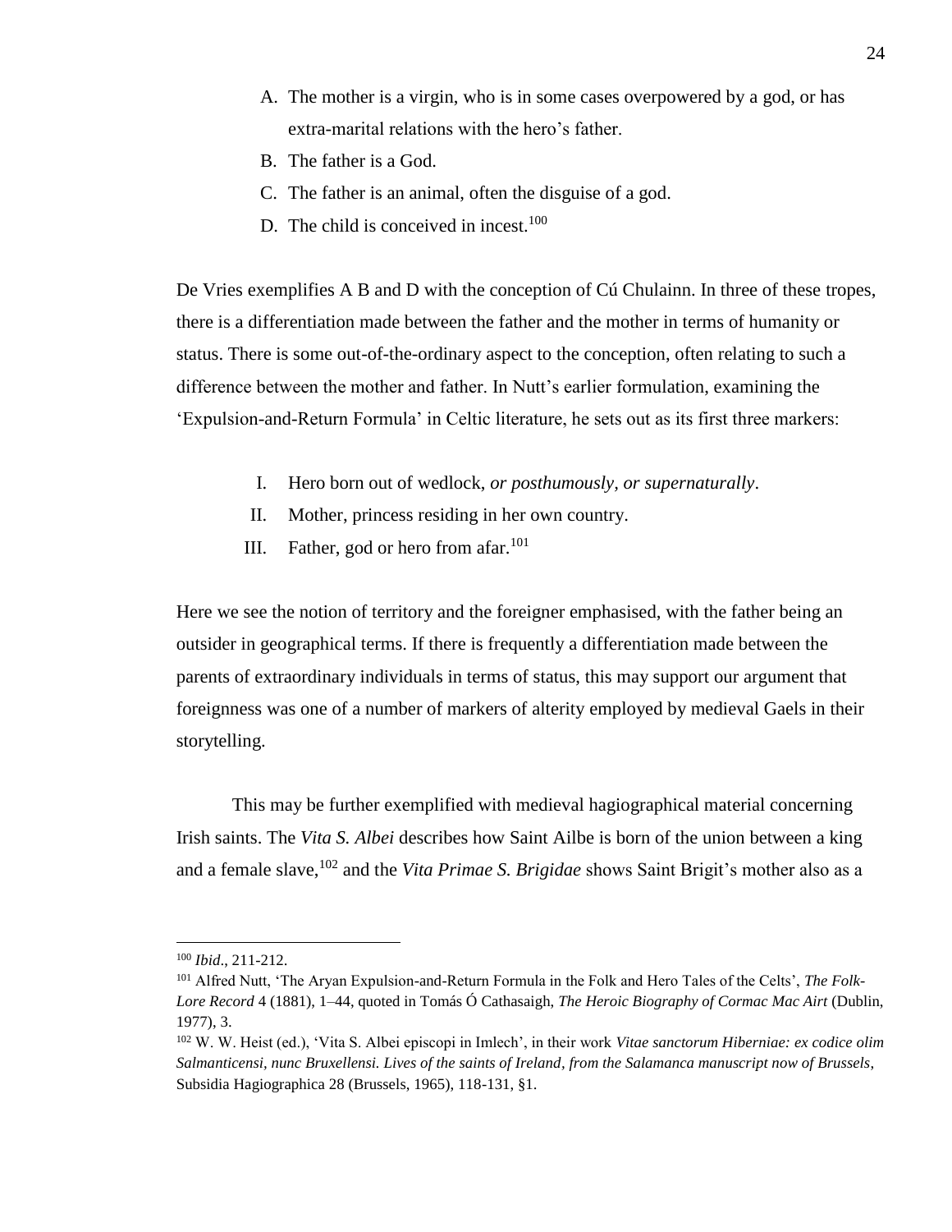A. The mother is a virgin, who is in some cases overpowered by a god, or has extra-marital relations with the hero's father.
B. The father is a God.
C. The father is an animal, often the disguise of a god.
D. The child is conceived in incest.[100]

De Vries exemplifies A B and D with the conception of Cú Chulainn. In three of these tropes, there is a differentiation made between the father and the mother in terms of humanity or status. There is some out-of-the-ordinary aspect to the conception, often relating to such a difference between the mother and father. In Nutt's earlier formulation, examining the 'Expulsion-and-Return Formula' in Celtic literature, he sets out as its first three markers:

I. Hero born out of wedlock, *or posthumously, or supernaturally*.
II. Mother, princess residing in her own country.
III. Father, god or hero from afar.[101]

Here we see the notion of territory and the foreigner emphasised, with the father being an outsider in geographical terms. If there is frequently a differentiation made between the parents of extraordinary individuals in terms of status, this may support our argument that foreignness was one of a number of markers of alterity employed by medieval Gaels in their storytelling.

This may be further exemplified with medieval hagiographical material concerning Irish saints. The *Vita S. Albei* describes how Saint Ailbe is born of the union between a king and a female slave,[102] and the *Vita Primae S. Brigidae* shows Saint Brigit's mother also as a

---

[100] *Ibid*., 211-212.

[101] Alfred Nutt, 'The Aryan Expulsion-and-Return Formula in the Folk and Hero Tales of the Celts', *The Folk-Lore Record* 4 (1881), 1–44, quoted in Tomás Ó Cathasaigh, *The Heroic Biography of Cormac Mac Airt* (Dublin, 1977), 3.

[102] W. W. Heist (ed.), 'Vita S. Albei episcopi in Imlech', in their work *Vitae sanctorum Hiberniae: ex codice olim Salmanticensi, nunc Bruxellensi. Lives of the saints of Ireland, from the Salamanca manuscript now of Brussels*, Subsidia Hagiographica 28 (Brussels, 1965), 118-131, §1.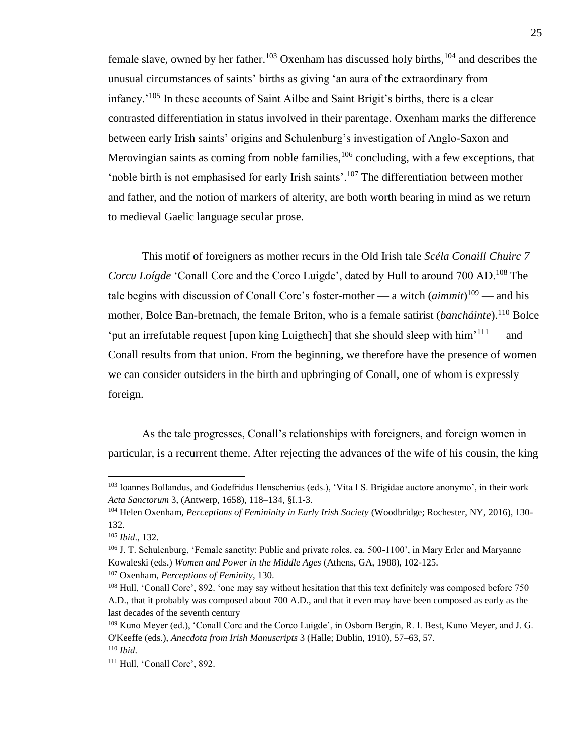female slave, owned by her father.[103] Oxenham has discussed holy births,[104] and describes the unusual circumstances of saints' births as giving 'an aura of the extraordinary from infancy.'[105] In these accounts of Saint Ailbe and Saint Brigit's births, there is a clear contrasted differentiation in status involved in their parentage. Oxenham marks the difference between early Irish saints' origins and Schulenburg's investigation of Anglo-Saxon and Merovingian saints as coming from noble families,[106] concluding, with a few exceptions, that 'noble birth is not emphasised for early Irish saints'.[107] The differentiation between mother and father, and the notion of markers of alterity, are both worth bearing in mind as we return to medieval Gaelic language secular prose.

This motif of foreigners as mother recurs in the Old Irish tale *Scéla Conaill Chuirc 7 Corcu Loígde* 'Conall Corc and the Corco Luigde', dated by Hull to around 700 AD.[108] The tale begins with discussion of Conall Corc's foster-mother — a witch (*aimmit*)[109] — and his mother, Bolce Ban-bretnach, the female Briton, who is a female satirist (*bancháinte*).[110] Bolce 'put an irrefutable request [upon king Luigthech] that she should sleep with him'[111] — and Conall results from that union. From the beginning, we therefore have the presence of women we can consider outsiders in the birth and upbringing of Conall, one of whom is expressly foreign.

As the tale progresses, Conall's relationships with foreigners, and foreign women in particular, is a recurrent theme. After rejecting the advances of the wife of his cousin, the king

---

[103] Ioannes Bollandus, and Godefridus Henschenius (eds.), 'Vita I S. Brigidae auctore anonymo', in their work *Acta Sanctorum* 3, (Antwerp, 1658), 118–134, §I.1-3.

[104] Helen Oxenham, *Perceptions of Femininity in Early Irish Society* (Woodbridge; Rochester, NY, 2016), 130-132.

[105] *Ibid*., 132.

[106] J. T. Schulenburg, 'Female sanctity: Public and private roles, ca. 500-1100', in Mary Erler and Maryanne Kowaleski (eds.) *Women and Power in the Middle Ages* (Athens, GA, 1988), 102-125.

[107] Oxenham, *Perceptions of Feminity*, 130.

[108] Hull, 'Conall Corc', 892. 'one may say without hesitation that this text definitely was composed before 750 A.D., that it probably was composed about 700 A.D., and that it even may have been composed as early as the last decades of the seventh century

[109] Kuno Meyer (ed.), 'Conall Corc and the Corco Luigde', in Osborn Bergin, R. I. Best, Kuno Meyer, and J. G. O'Keeffe (eds.), *Anecdota from Irish Manuscripts* 3 (Halle; Dublin, 1910), 57–63, 57.

[110] *Ibid*.

[111] Hull, 'Conall Corc', 892.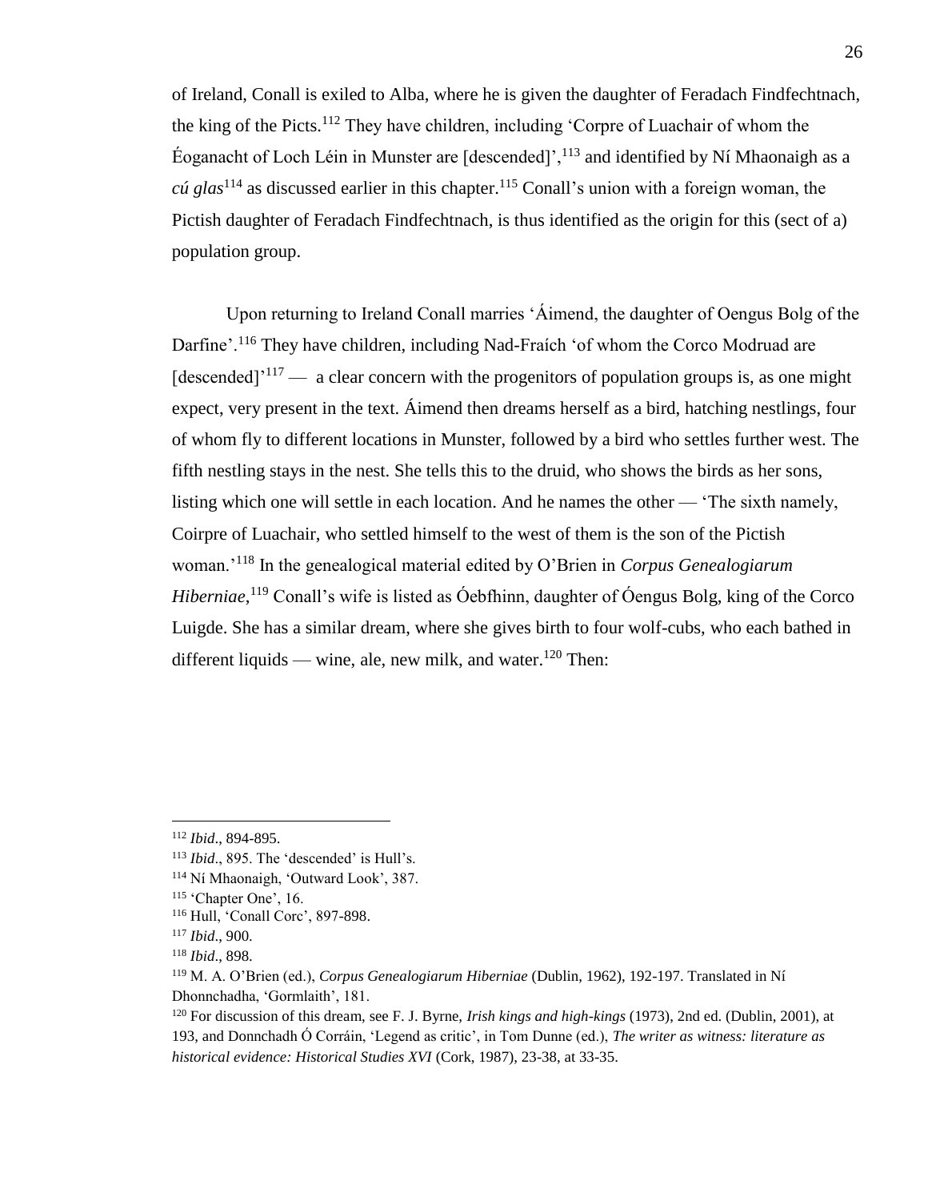of Ireland, Conall is exiled to Alba, where he is given the daughter of Feradach Findfechtnach, the king of the Picts.[112] They have children, including 'Corpre of Luachair of whom the Éoganacht of Loch Léin in Munster are [descended]',[113] and identified by Ní Mhaonaigh as a *cú glas*[114] as discussed earlier in this chapter.[115] Conall's union with a foreign woman, the Pictish daughter of Feradach Findfechtnach, is thus identified as the origin for this (sect of a) population group.

Upon returning to Ireland Conall marries 'Áimend, the daughter of Oengus Bolg of the Darfine'.[116] They have children, including Nad-Fraích 'of whom the Corco Modruad are [descended]'[117] — a clear concern with the progenitors of population groups is, as one might expect, very present in the text. Áimend then dreams herself as a bird, hatching nestlings, four of whom fly to different locations in Munster, followed by a bird who settles further west. The fifth nestling stays in the nest. She tells this to the druid, who shows the birds as her sons, listing which one will settle in each location. And he names the other — 'The sixth namely, Coirpre of Luachair, who settled himself to the west of them is the son of the Pictish woman.'[118] In the genealogical material edited by O'Brien in *Corpus Genealogiarum Hiberniae*,[119] Conall's wife is listed as Óebfhinn, daughter of Óengus Bolg, king of the Corco Luigde. She has a similar dream, where she gives birth to four wolf-cubs, who each bathed in different liquids — wine, ale, new milk, and water.[120] Then:

---

[112] *Ibid*., 894-895.

[113] *Ibid*., 895. The 'descended' is Hull's.

[114] Ní Mhaonaigh, 'Outward Look', 387.

[115] 'Chapter One', 16.

[116] Hull, 'Conall Corc', 897-898.

[117] *Ibid*., 900.

[118] *Ibid*., 898.

[119] M. A. O'Brien (ed.), *Corpus Genealogiarum Hiberniae* (Dublin, 1962), 192-197. Translated in Ní Dhonnchadha, 'Gormlaith', 181.

[120] For discussion of this dream, see F. J. Byrne, *Irish kings and high-kings* (1973), 2nd ed. (Dublin, 2001), at 193, and Donnchadh Ó Corráin, 'Legend as critic', in Tom Dunne (ed.), *The writer as witness: literature as historical evidence: Historical Studies XVI* (Cork, 1987), 23-38, at 33-35.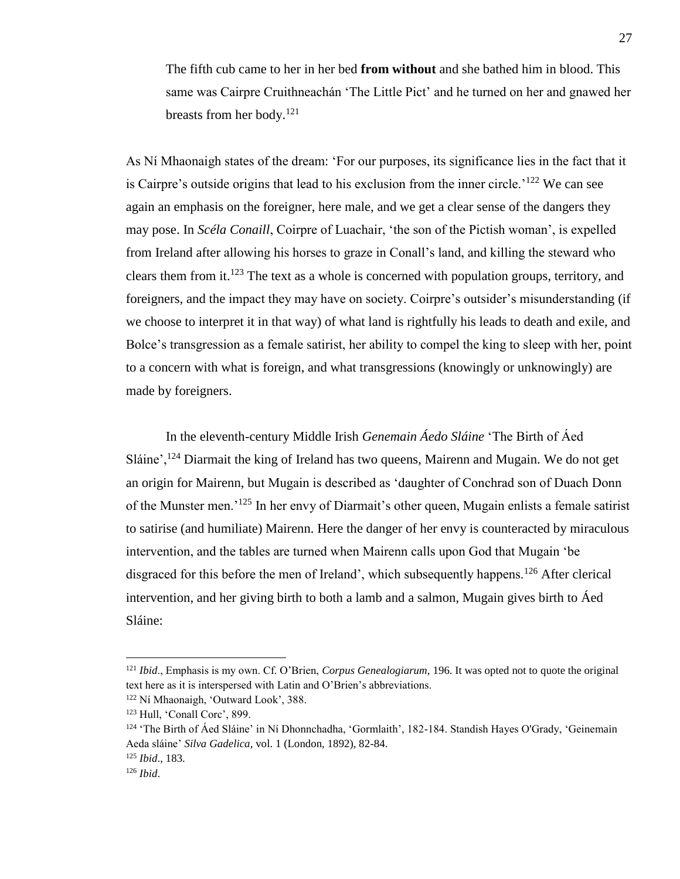> The fifth cub came to her in her bed **from without** and she bathed him in blood. This same was Cairpre Cruithneachán 'The Little Pict' and he turned on her and gnawed her breasts from her body.[121]

As Ní Mhaonaigh states of the dream: 'For our purposes, its significance lies in the fact that it is Cairpre's outside origins that lead to his exclusion from the inner circle.'[122] We can see again an emphasis on the foreigner, here male, and we get a clear sense of the dangers they may pose. In *Scéla Conaill*, Coirpre of Luachair, 'the son of the Pictish woman', is expelled from Ireland after allowing his horses to graze in Conall's land, and killing the steward who clears them from it.[123] The text as a whole is concerned with population groups, territory, and foreigners, and the impact they may have on society. Coirpre's outsider's misunderstanding (if we choose to interpret it in that way) of what land is rightfully his leads to death and exile, and Bolce's transgression as a female satirist, her ability to compel the king to sleep with her, point to a concern with what is foreign, and what transgressions (knowingly or unknowingly) are made by foreigners.

In the eleventh-century Middle Irish *Genemain Áedo Sláine* 'The Birth of Áed Sláine',[124] Diarmait the king of Ireland has two queens, Mairenn and Mugain. We do not get an origin for Mairenn, but Mugain is described as 'daughter of Conchrad son of Duach Donn of the Munster men.'[125] In her envy of Diarmait's other queen, Mugain enlists a female satirist to satirise (and humiliate) Mairenn. Here the danger of her envy is counteracted by miraculous intervention, and the tables are turned when Mairenn calls upon God that Mugain 'be disgraced for this before the men of Ireland', which subsequently happens.[126] After clerical intervention, and her giving birth to both a lamb and a salmon, Mugain gives birth to Áed Sláine:

---

[121] *Ibid*., Emphasis is my own. Cf. O'Brien, *Corpus Genealogiarum,* 196. It was opted not to quote the original text here as it is interspersed with Latin and O'Brien's abbreviations.

[122] Ní Mhaonaigh, 'Outward Look', 388.

[123] Hull, 'Conall Corc', 899.

[124] 'The Birth of Áed Sláine' in Ní Dhonnchadha, 'Gormlaith', 182-184. Standish Hayes O'Grady, 'Geinemain Aeda sláine' *Silva Gadelica*, vol. 1 (London, 1892), 82-84.

[125] *Ibid*., 183.

[126] *Ibid*.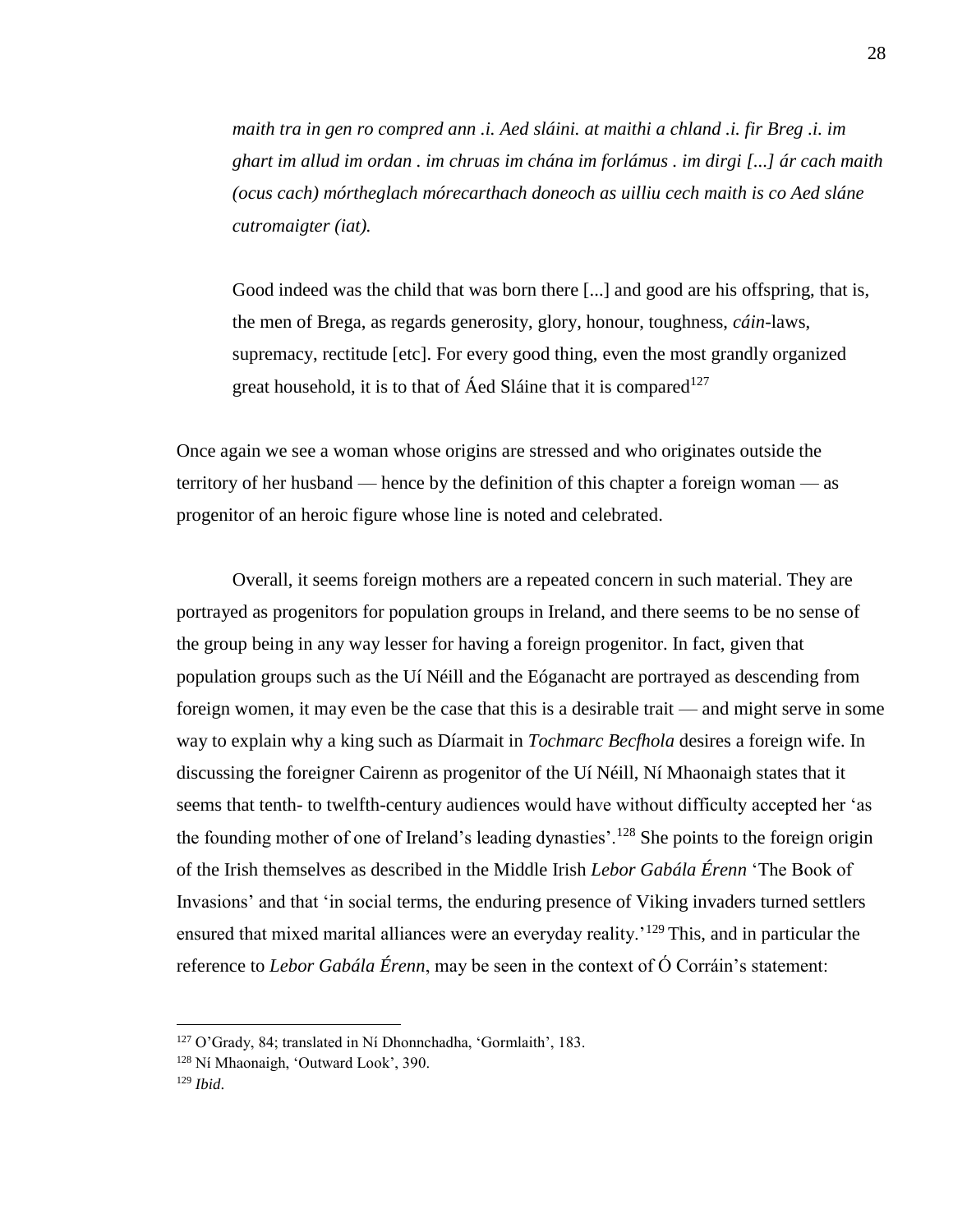> *maith tra in gen ro compred ann .i. Aed sláini. at maithi a chland .i. fir Breg .i. im ghart im allud im ordan . im chruas im chána im forlámus . im dirgi [...] ár cach maith (ocus cach) mórtheglach mórecarthach doneoch as uilliu cech maith is co Aed sláne cutromaigter (iat).*
>
> Good indeed was the child that was born there [...] and good are his offspring, that is, the men of Brega, as regards generosity, glory, honour, toughness, *cáin*-laws, supremacy, rectitude [etc]. For every good thing, even the most grandly organized great household, it is to that of Áed Sláine that it is compared[127]

Once again we see a woman whose origins are stressed and who originates outside the territory of her husband — hence by the definition of this chapter a foreign woman — as progenitor of an heroic figure whose line is noted and celebrated.

Overall, it seems foreign mothers are a repeated concern in such material. They are portrayed as progenitors for population groups in Ireland, and there seems to be no sense of the group being in any way lesser for having a foreign progenitor. In fact, given that population groups such as the Uí Néill and the Eóganacht are portrayed as descending from foreign women, it may even be the case that this is a desirable trait — and might serve in some way to explain why a king such as Díarmait in *Tochmarc Becfhola* desires a foreign wife. In discussing the foreigner Cairenn as progenitor of the Uí Néill, Ní Mhaonaigh states that it seems that tenth- to twelfth-century audiences would have without difficulty accepted her 'as the founding mother of one of Ireland's leading dynasties'.[128] She points to the foreign origin of the Irish themselves as described in the Middle Irish *Lebor Gabála Érenn* 'The Book of Invasions' and that 'in social terms, the enduring presence of Viking invaders turned settlers ensured that mixed marital alliances were an everyday reality.'[129] This, and in particular the reference to *Lebor Gabála Érenn*, may be seen in the context of Ó Corráin's statement:

---

[127] O'Grady, 84; translated in Ní Dhonnchadha, 'Gormlaith', 183.

[128] Ní Mhaonaigh, 'Outward Look', 390.

[129] *Ibid.*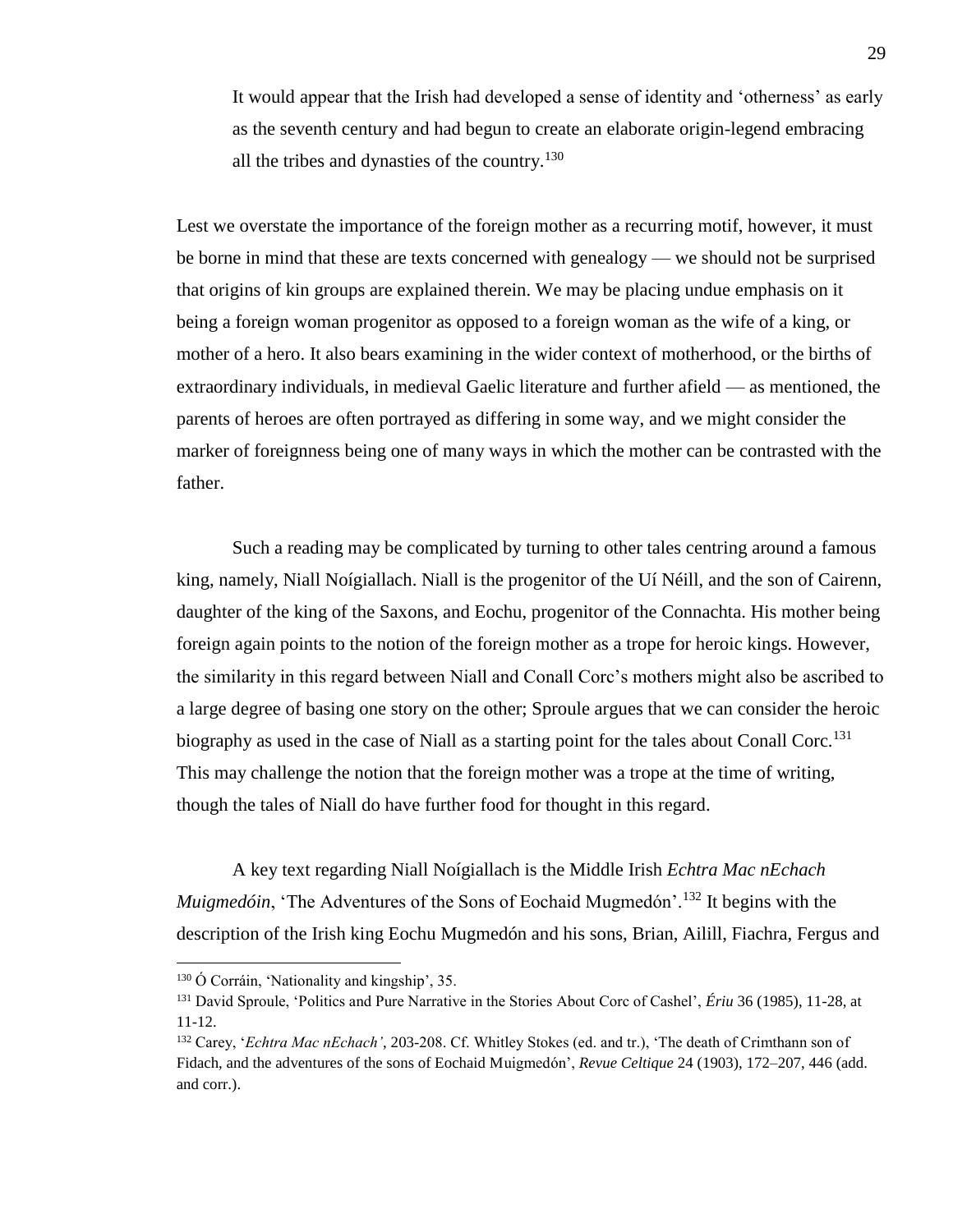> It would appear that the Irish had developed a sense of identity and 'otherness' as early as the seventh century and had begun to create an elaborate origin-legend embracing all the tribes and dynasties of the country.[130]

Lest we overstate the importance of the foreign mother as a recurring motif, however, it must be borne in mind that these are texts concerned with genealogy — we should not be surprised that origins of kin groups are explained therein. We may be placing undue emphasis on it being a foreign woman progenitor as opposed to a foreign woman as the wife of a king, or mother of a hero. It also bears examining in the wider context of motherhood, or the births of extraordinary individuals, in medieval Gaelic literature and further afield — as mentioned, the parents of heroes are often portrayed as differing in some way, and we might consider the marker of foreignness being one of many ways in which the mother can be contrasted with the father.

Such a reading may be complicated by turning to other tales centring around a famous king, namely, Niall Noígiallach. Niall is the progenitor of the Uí Néill, and the son of Cairenn, daughter of the king of the Saxons, and Eochu, progenitor of the Connachta. His mother being foreign again points to the notion of the foreign mother as a trope for heroic kings. However, the similarity in this regard between Niall and Conall Corc's mothers might also be ascribed to a large degree of basing one story on the other; Sproule argues that we can consider the heroic biography as used in the case of Niall as a starting point for the tales about Conall Corc.[131] This may challenge the notion that the foreign mother was a trope at the time of writing, though the tales of Niall do have further food for thought in this regard.

A key text regarding Niall Noígiallach is the Middle Irish *Echtra Mac nEchach Muigmedóin*, 'The Adventures of the Sons of Eochaid Mugmedón'.[132] It begins with the description of the Irish king Eochu Mugmedón and his sons, Brian, Ailill, Fiachra, Fergus and

---

[130] Ó Corráin, 'Nationality and kingship', 35.

[131] David Sproule, 'Politics and Pure Narrative in the Stories About Corc of Cashel', *Ériu* 36 (1985), 11-28, at 11-12.

[132] Carey, '*Echtra Mac nEchach'*, 203-208. Cf. Whitley Stokes (ed. and tr.), 'The death of Crimthann son of Fidach, and the adventures of the sons of Eochaid Muigmedón', *Revue Celtique* 24 (1903), 172–207, 446 (add. and corr.).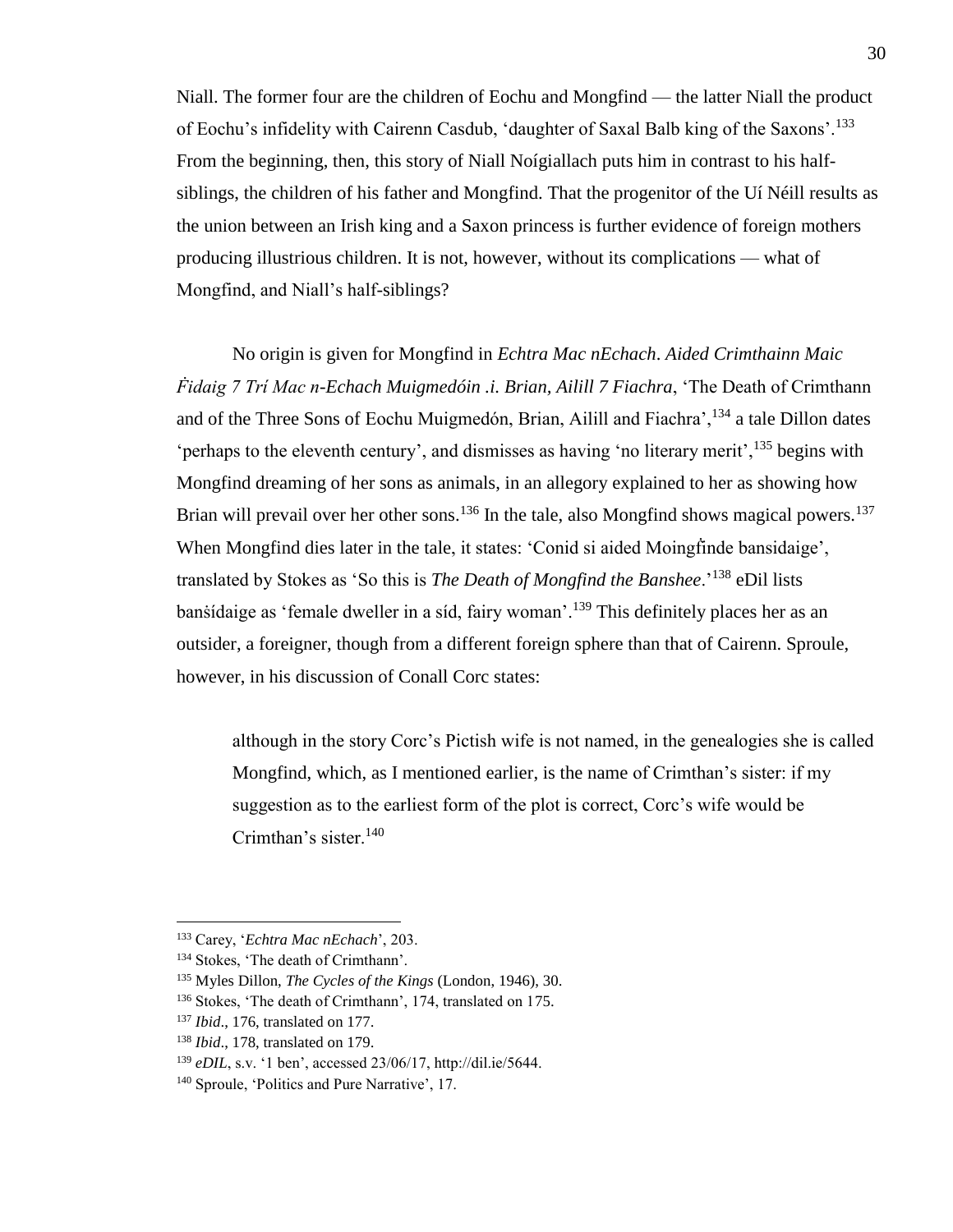Niall. The former four are the children of Eochu and Mongfind — the latter Niall the product of Eochu's infidelity with Cairenn Casdub, 'daughter of Saxal Balb king of the Saxons'.[133] From the beginning, then, this story of Niall Noígiallach puts him in contrast to his half-siblings, the children of his father and Mongfind. That the progenitor of the Uí Néill results as the union between an Irish king and a Saxon princess is further evidence of foreign mothers producing illustrious children. It is not, however, without its complications — what of Mongfind, and Niall's half-siblings?

No origin is given for Mongfind in *Echtra Mac nEchach*. *Aided Crimthainn Maic Ḟidaig 7 Trí Mac n-Echach Muigmedóin .i. Brian, Ailill 7 Fiachra*, 'The Death of Crimthann and of the Three Sons of Eochu Muigmedón, Brian, Ailill and Fiachra',[134] a tale Dillon dates 'perhaps to the eleventh century', and dismisses as having 'no literary merit',[135] begins with Mongfind dreaming of her sons as animals, in an allegory explained to her as showing how Brian will prevail over her other sons.[136] In the tale, also Mongfind shows magical powers.[137] When Mongfind dies later in the tale, it states: 'Conid si aided Moingḟinde bansidaige', translated by Stokes as 'So this is *The Death of Mongfind the Banshee*.'[138] eDil lists banṡídaige as 'female dweller in a síd, fairy woman'.[139] This definitely places her as an outsider, a foreigner, though from a different foreign sphere than that of Cairenn. Sproule, however, in his discussion of Conall Corc states:

> although in the story Corc's Pictish wife is not named, in the genealogies she is called Mongfind, which, as I mentioned earlier, is the name of Crimthan's sister: if my suggestion as to the earliest form of the plot is correct, Corc's wife would be Crimthan's sister.[140]

---

[133] Carey, '*Echtra Mac nEchach*', 203.

[134] Stokes, 'The death of Crimthann'.

[135] Myles Dillon, *The Cycles of the Kings* (London, 1946), 30.

[136] Stokes, 'The death of Crimthann', 174, translated on 175.

[137] *Ibid*., 176, translated on 177.

[138] *Ibid*., 178, translated on 179.

[139] *eDIL*, s.v. '1 ben', accessed 23/06/17, http://dil.ie/5644.

[140] Sproule, 'Politics and Pure Narrative', 17.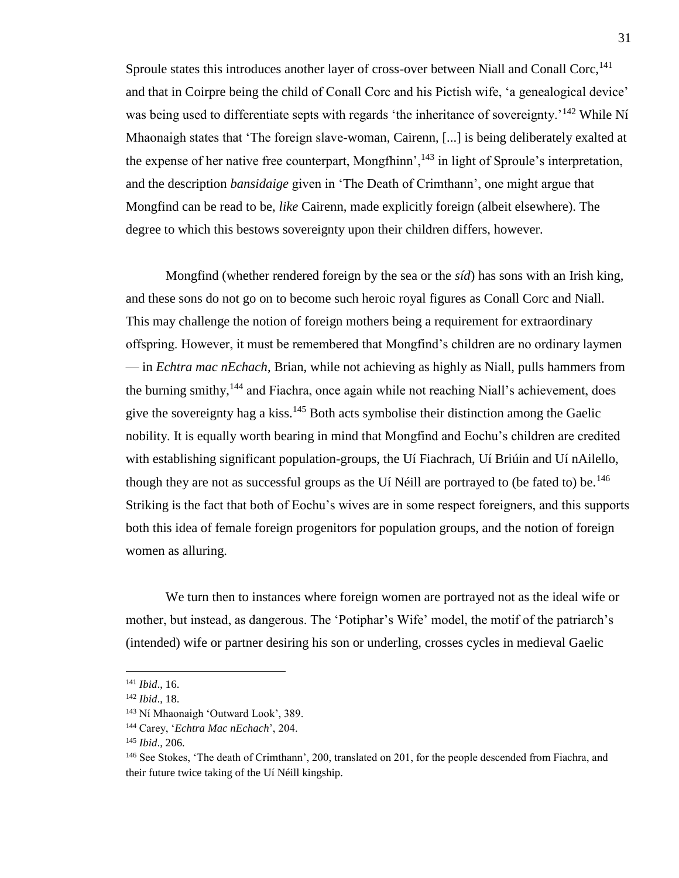Sproule states this introduces another layer of cross-over between Niall and Conall Corc,[141] and that in Coirpre being the child of Conall Corc and his Pictish wife, 'a genealogical device' was being used to differentiate septs with regards 'the inheritance of sovereignty.'[142] While Ní Mhaonaigh states that 'The foreign slave-woman, Cairenn, [...] is being deliberately exalted at the expense of her native free counterpart, Mongfhinn',[143] in light of Sproule's interpretation, and the description *bansidaige* given in 'The Death of Crimthann', one might argue that Mongfind can be read to be, *like* Cairenn, made explicitly foreign (albeit elsewhere). The degree to which this bestows sovereignty upon their children differs, however.

Mongfind (whether rendered foreign by the sea or the *síd*) has sons with an Irish king, and these sons do not go on to become such heroic royal figures as Conall Corc and Niall. This may challenge the notion of foreign mothers being a requirement for extraordinary offspring. However, it must be remembered that Mongfind's children are no ordinary laymen — in *Echtra mac nEchach*, Brian, while not achieving as highly as Niall, pulls hammers from the burning smithy,[144] and Fiachra, once again while not reaching Niall's achievement, does give the sovereignty hag a kiss.[145] Both acts symbolise their distinction among the Gaelic nobility. It is equally worth bearing in mind that Mongfind and Eochu's children are credited with establishing significant population-groups, the Uí Fiachrach, Uí Briúin and Uí nAilello, though they are not as successful groups as the Uí Néill are portrayed to (be fated to) be.[146] Striking is the fact that both of Eochu's wives are in some respect foreigners, and this supports both this idea of female foreign progenitors for population groups, and the notion of foreign women as alluring.

We turn then to instances where foreign women are portrayed not as the ideal wife or mother, but instead, as dangerous. The 'Potiphar's Wife' model, the motif of the patriarch's (intended) wife or partner desiring his son or underling, crosses cycles in medieval Gaelic

---

[141] *Ibid*., 16.

[142] *Ibid*., 18.

[143] Ní Mhaonaigh 'Outward Look', 389.

[144] Carey, '*Echtra Mac nEchach*', 204.

[145] *Ibid*., 206.

[146] See Stokes, 'The death of Crimthann', 200, translated on 201, for the people descended from Fiachra, and their future twice taking of the Uí Néill kingship.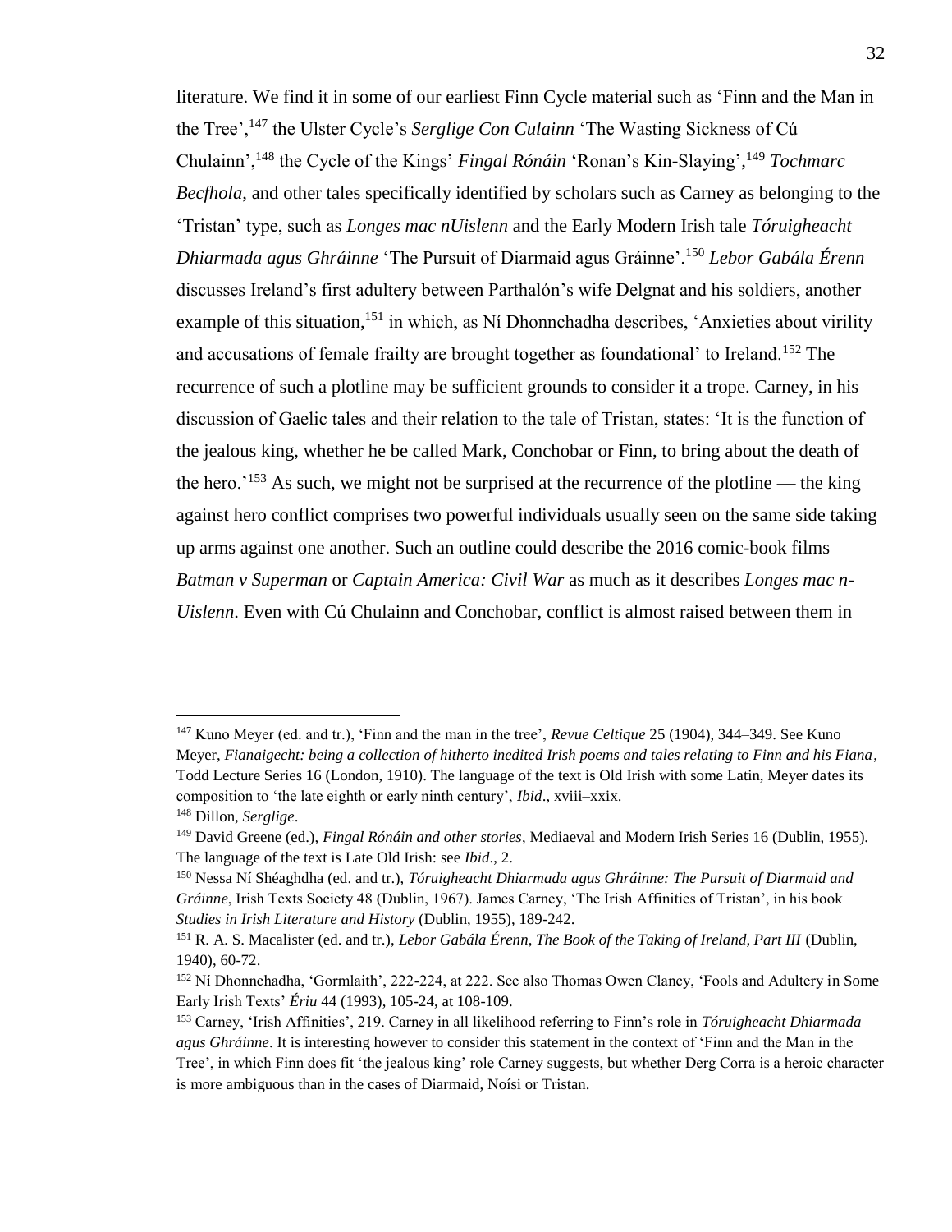literature. We find it in some of our earliest Finn Cycle material such as 'Finn and the Man in the Tree',[147] the Ulster Cycle's *Serglige Con Culainn* 'The Wasting Sickness of Cú Chulainn',[148] the Cycle of the Kings' *Fingal Rónáin* 'Ronan's Kin-Slaying',[149] *Tochmarc Becfhola*, and other tales specifically identified by scholars such as Carney as belonging to the 'Tristan' type, such as *Longes mac nUislenn* and the Early Modern Irish tale *Tóruigheacht Dhiarmada agus Ghráinne* 'The Pursuit of Diarmaid agus Gráinne'.[150] *Lebor Gabála Érenn* discusses Ireland's first adultery between Parthalón's wife Delgnat and his soldiers, another example of this situation,[151] in which, as Ní Dhonnchadha describes, 'Anxieties about virility and accusations of female frailty are brought together as foundational' to Ireland.[152] The recurrence of such a plotline may be sufficient grounds to consider it a trope. Carney, in his discussion of Gaelic tales and their relation to the tale of Tristan, states: 'It is the function of the jealous king, whether he be called Mark, Conchobar or Finn, to bring about the death of the hero.'[153] As such, we might not be surprised at the recurrence of the plotline — the king against hero conflict comprises two powerful individuals usually seen on the same side taking up arms against one another. Such an outline could describe the 2016 comic-book films *Batman v Superman* or *Captain America: Civil War* as much as it describes *Longes mac n-Uislenn*. Even with Cú Chulainn and Conchobar, conflict is almost raised between them in

---

[147] Kuno Meyer (ed. and tr.), 'Finn and the man in the tree', *Revue Celtique* 25 (1904), 344–349. See Kuno Meyer, *Fianaigecht: being a collection of hitherto inedited Irish poems and tales relating to Finn and his Fiana*, Todd Lecture Series 16 (London, 1910). The language of the text is Old Irish with some Latin, Meyer dates its composition to 'the late eighth or early ninth century', *Ibid*., xviii–xxix.

[148] Dillon, *Serglige*.

[149] David Greene (ed.), *Fingal Rónáin and other stories*, Mediaeval and Modern Irish Series 16 (Dublin, 1955). The language of the text is Late Old Irish: see *Ibid*., 2.

[150] Nessa Ní Shéaghdha (ed. and tr.), *Tóruigheacht Dhiarmada agus Ghráinne: The Pursuit of Diarmaid and Gráinne*, Irish Texts Society 48 (Dublin, 1967). James Carney, 'The Irish Affinities of Tristan', in his book *Studies in Irish Literature and History* (Dublin, 1955), 189-242.

[151] R. A. S. Macalister (ed. and tr.), *Lebor Gabála Érenn, The Book of the Taking of Ireland, Part III* (Dublin, 1940), 60-72.

[152] Ní Dhonnchadha, 'Gormlaith', 222-224, at 222. See also Thomas Owen Clancy, 'Fools and Adultery in Some Early Irish Texts' *Ériu* 44 (1993), 105-24, at 108-109.

[153] Carney, 'Irish Affinities', 219. Carney in all likelihood referring to Finn's role in *Tóruigheacht Dhiarmada agus Ghráinne*. It is interesting however to consider this statement in the context of 'Finn and the Man in the Tree', in which Finn does fit 'the jealous king' role Carney suggests, but whether Derg Corra is a heroic character is more ambiguous than in the cases of Diarmaid, Noísi or Tristan.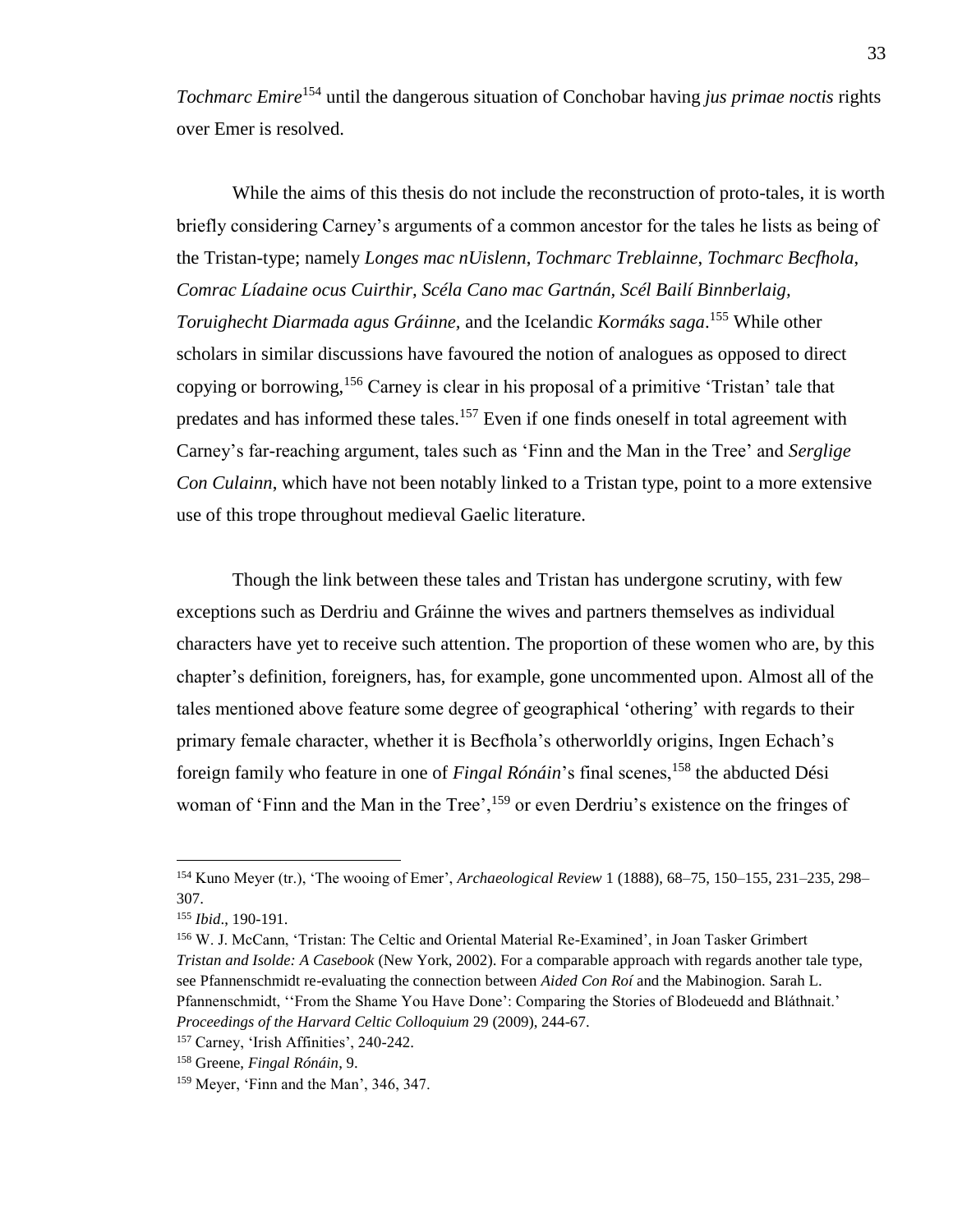*Tochmarc Emire*[154] until the dangerous situation of Conchobar having *jus primae noctis* rights over Emer is resolved.

While the aims of this thesis do not include the reconstruction of proto-tales, it is worth briefly considering Carney's arguments of a common ancestor for the tales he lists as being of the Tristan-type; namely *Longes mac nUislenn*, *Tochmarc Treblainne*, *Tochmarc Becfhola*, *Comrac Líadaine ocus Cuirthir*, *Scéla Cano mac Gartnán*, *Scél Bailí Binnberlaig*, *Toruighecht Diarmada agus Gráinne*, and the Icelandic *Kormáks saga*.[155] While other scholars in similar discussions have favoured the notion of analogues as opposed to direct copying or borrowing,[156] Carney is clear in his proposal of a primitive 'Tristan' tale that predates and has informed these tales.[157] Even if one finds oneself in total agreement with Carney's far-reaching argument, tales such as 'Finn and the Man in the Tree' and *Serglige Con Culainn*, which have not been notably linked to a Tristan type, point to a more extensive use of this trope throughout medieval Gaelic literature.

Though the link between these tales and Tristan has undergone scrutiny, with few exceptions such as Derdriu and Gráinne the wives and partners themselves as individual characters have yet to receive such attention. The proportion of these women who are, by this chapter's definition, foreigners, has, for example, gone uncommented upon. Almost all of the tales mentioned above feature some degree of geographical 'othering' with regards to their primary female character, whether it is Becfhola's otherworldly origins, Ingen Echach's foreign family who feature in one of *Fingal Rónáin*'s final scenes,[158] the abducted Dési woman of 'Finn and the Man in the Tree',[159] or even Derdriu's existence on the fringes of

---

[154] Kuno Meyer (tr.), 'The wooing of Emer', *Archaeological Review* 1 (1888), 68–75, 150–155, 231–235, 298–307.

[155] *Ibid*., 190-191.

[156] W. J. McCann, 'Tristan: The Celtic and Oriental Material Re-Examined', in Joan Tasker Grimbert *Tristan and Isolde: A Casebook* (New York, 2002). For a comparable approach with regards another tale type, see Pfannenschmidt re-evaluating the connection between *Aided Con Roí* and the Mabinogion. Sarah L. Pfannenschmidt, ''From the Shame You Have Done': Comparing the Stories of Blodeuedd and Bláthnait.' *Proceedings of the Harvard Celtic Colloquium* 29 (2009), 244-67.

[157] Carney, 'Irish Affinities', 240-242.

[158] Greene, *Fingal Rónáin*, 9.

[159] Meyer, 'Finn and the Man', 346, 347.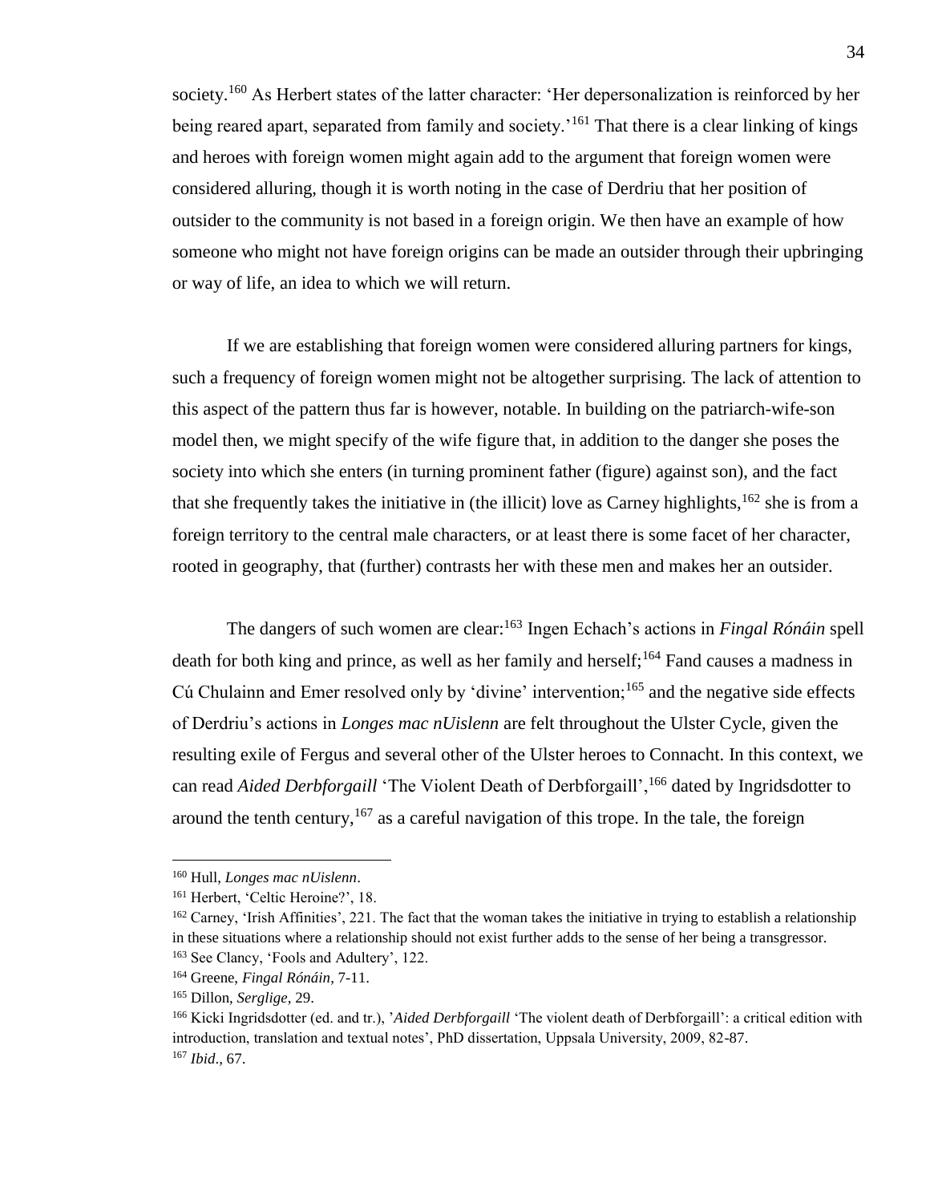society.[160] As Herbert states of the latter character: 'Her depersonalization is reinforced by her being reared apart, separated from family and society.'[161] That there is a clear linking of kings and heroes with foreign women might again add to the argument that foreign women were considered alluring, though it is worth noting in the case of Derdriu that her position of outsider to the community is not based in a foreign origin. We then have an example of how someone who might not have foreign origins can be made an outsider through their upbringing or way of life, an idea to which we will return.

If we are establishing that foreign women were considered alluring partners for kings, such a frequency of foreign women might not be altogether surprising. The lack of attention to this aspect of the pattern thus far is however, notable. In building on the patriarch-wife-son model then, we might specify of the wife figure that, in addition to the danger she poses the society into which she enters (in turning prominent father (figure) against son), and the fact that she frequently takes the initiative in (the illicit) love as Carney highlights,[162] she is from a foreign territory to the central male characters, or at least there is some facet of her character, rooted in geography, that (further) contrasts her with these men and makes her an outsider.

The dangers of such women are clear:[163] Ingen Echach's actions in *Fingal Rónáin* spell death for both king and prince, as well as her family and herself;[164] Fand causes a madness in Cú Chulainn and Emer resolved only by 'divine' intervention;[165] and the negative side effects of Derdriu's actions in *Longes mac nUislenn* are felt throughout the Ulster Cycle, given the resulting exile of Fergus and several other of the Ulster heroes to Connacht. In this context, we can read *Aided Derbforgaill* 'The Violent Death of Derbforgaill',[166] dated by Ingridsdotter to around the tenth century,[167] as a careful navigation of this trope. In the tale, the foreign

---

[160] Hull, *Longes mac nUislenn*.

[161] Herbert, 'Celtic Heroine?', 18.

[162] Carney, 'Irish Affinities', 221. The fact that the woman takes the initiative in trying to establish a relationship in these situations where a relationship should not exist further adds to the sense of her being a transgressor.

[163] See Clancy, 'Fools and Adultery', 122.

[164] Greene, *Fingal Rónáin*, 7-11.

[165] Dillon, *Serglige*, 29.

[166] Kicki Ingridsdotter (ed. and tr.), '*Aided Derbforgaill* 'The violent death of Derbforgaill': a critical edition with introduction, translation and textual notes', PhD dissertation, Uppsala University, 2009, 82-87.

[167] *Ibid*., 67.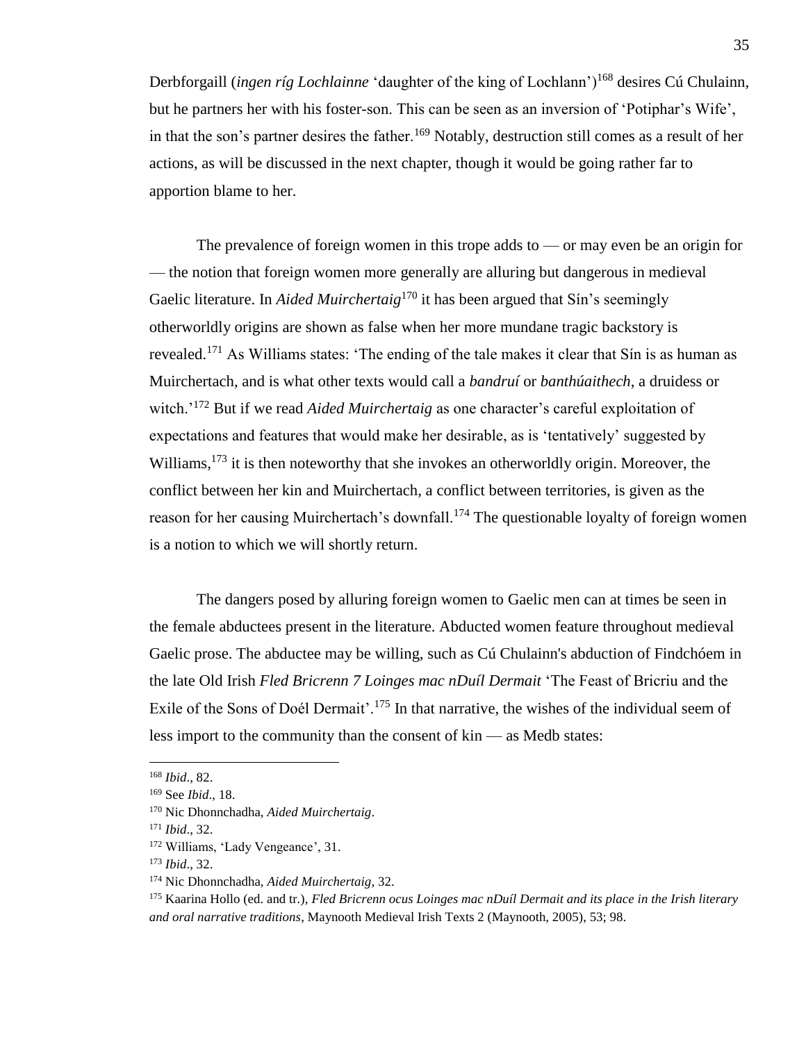Derbforgaill (*ingen ríg Lochlainne* 'daughter of the king of Lochlann')[168] desires Cú Chulainn, but he partners her with his foster-son. This can be seen as an inversion of 'Potiphar's Wife', in that the son's partner desires the father.[169] Notably, destruction still comes as a result of her actions, as will be discussed in the next chapter, though it would be going rather far to apportion blame to her.

The prevalence of foreign women in this trope adds to — or may even be an origin for — the notion that foreign women more generally are alluring but dangerous in medieval Gaelic literature. In *Aided Muirchertaig*[170] it has been argued that Sín's seemingly otherworldly origins are shown as false when her more mundane tragic backstory is revealed.[171] As Williams states: 'The ending of the tale makes it clear that Sín is as human as Muirchertach, and is what other texts would call a *bandruí* or *banthúaithech*, a druidess or witch.'[172] But if we read *Aided Muirchertaig* as one character's careful exploitation of expectations and features that would make her desirable, as is 'tentatively' suggested by Williams,[173] it is then noteworthy that she invokes an otherworldly origin. Moreover, the conflict between her kin and Muirchertach, a conflict between territories, is given as the reason for her causing Muirchertach's downfall.[174] The questionable loyalty of foreign women is a notion to which we will shortly return.

The dangers posed by alluring foreign women to Gaelic men can at times be seen in the female abductees present in the literature. Abducted women feature throughout medieval Gaelic prose. The abductee may be willing, such as Cú Chulainn's abduction of Findchóem in the late Old Irish *Fled Bricrenn 7 Loinges mac nDuíl Dermait* 'The Feast of Bricriu and the Exile of the Sons of Doél Dermait'.[175] In that narrative, the wishes of the individual seem of less import to the community than the consent of kin — as Medb states:

---

[168] *Ibid*., 82.

[169] See *Ibid*., 18.

[170] Nic Dhonnchadha, *Aided Muirchertaig*.

[171] *Ibid*., 32.

[172] Williams, 'Lady Vengeance', 31.

[173] *Ibid*., 32.

[174] Nic Dhonnchadha, *Aided Muirchertaig*, 32.

[175] Kaarina Hollo (ed. and tr.), *Fled Bricrenn ocus Loinges mac nDuíl Dermait and its place in the Irish literary and oral narrative traditions*, Maynooth Medieval Irish Texts 2 (Maynooth, 2005), 53; 98.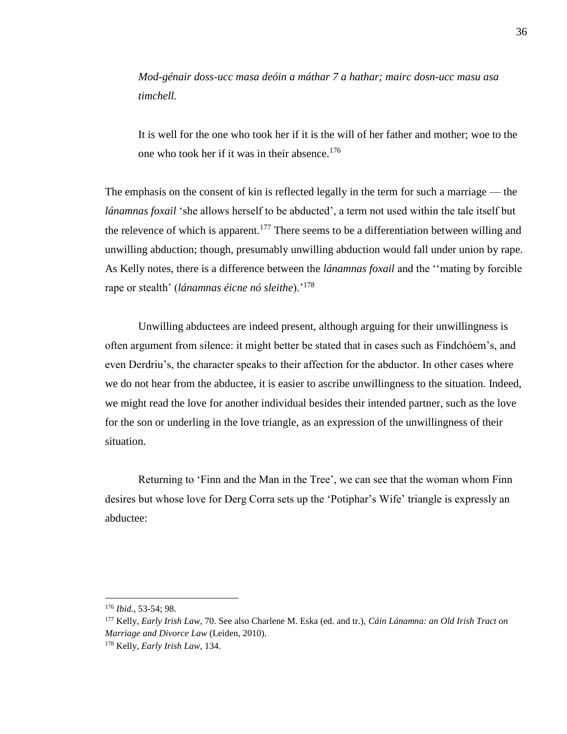*Mod-génair doss-ucc masa deóin a máthar 7 a hathar; mairc dosn-ucc masu asa timchell.*

It is well for the one who took her if it is the will of her father and mother; woe to the one who took her if it was in their absence.[176]

The emphasis on the consent of kin is reflected legally in the term for such a marriage — the *lánamnas foxail* 'she allows herself to be abducted', a term not used within the tale itself but the relevence of which is apparent.[177] There seems to be a differentiation between willing and unwilling abduction; though, presumably unwilling abduction would fall under union by rape. As Kelly notes, there is a difference between the *lánamnas foxail* and the ''mating by forcible rape or stealth' (*lánamnas éicne nó sleithe*).'[178]

Unwilling abductees are indeed present, although arguing for their unwillingness is often argument from silence: it might better be stated that in cases such as Findchóem's, and even Derdriu's, the character speaks to their affection for the abductor. In other cases where we do not hear from the abductee, it is easier to ascribe unwillingness to the situation. Indeed, we might read the love for another individual besides their intended partner, such as the love for the son or underling in the love triangle, as an expression of the unwillingness of their situation.

Returning to 'Finn and the Man in the Tree', we can see that the woman whom Finn desires but whose love for Derg Corra sets up the 'Potiphar's Wife' triangle is expressly an abductee:

---

[176] *Ibid*., 53-54; 98.

[177] Kelly, *Early Irish Law*, 70. See also Charlene M. Eska (ed. and tr.), *Cáin Lánamna: an Old Irish Tract on Marriage and Divorce Law* (Leiden, 2010).

[178] Kelly, *Early Irish Law*, 134.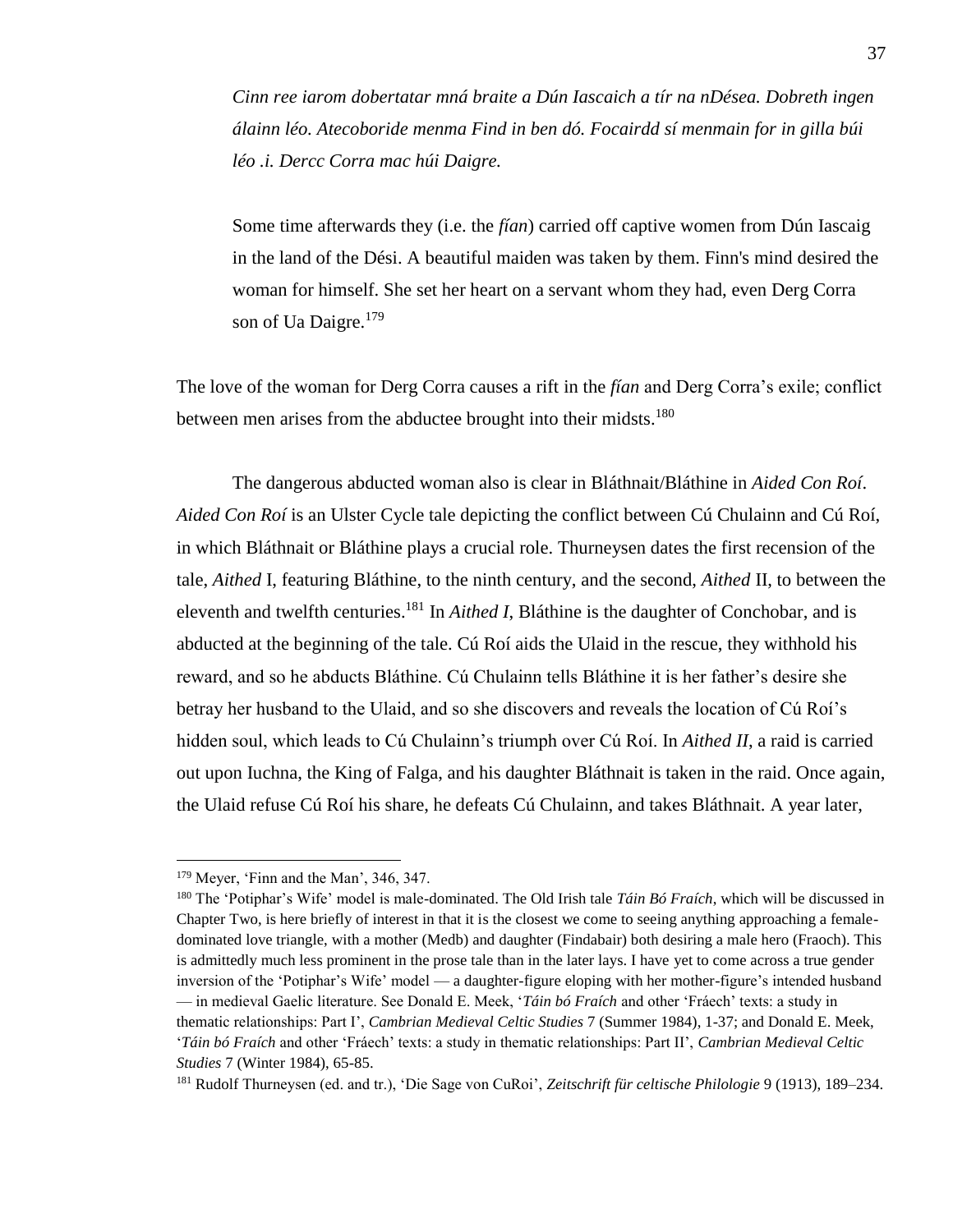> *Cinn ree iarom dobertatar mná braite a Dún Iascaich a tír na nDésea. Dobreth ingen álainn léo. Atecoboride menma Find in ben dó. Focairdd sí menmain for in gilla búi léo .i. Dercc Corra mac húi Daigre.*
>
> Some time afterwards they (i.e. the *fían*) carried off captive women from Dún Iascaig in the land of the Dési. A beautiful maiden was taken by them. Finn's mind desired the woman for himself. She set her heart on a servant whom they had, even Derg Corra son of Ua Daigre.[179]

The love of the woman for Derg Corra causes a rift in the *fían* and Derg Corra's exile; conflict between men arises from the abductee brought into their midsts.[180]

The dangerous abducted woman also is clear in Bláthnait/Bláthine in *Aided Con Roí*. *Aided Con Roí* is an Ulster Cycle tale depicting the conflict between Cú Chulainn and Cú Roí, in which Bláthnait or Bláthine plays a crucial role. Thurneysen dates the first recension of the tale, *Aithed* I, featuring Bláthine, to the ninth century, and the second, *Aithed* II, to between the eleventh and twelfth centuries.[181] In *Aithed I*, Bláthine is the daughter of Conchobar, and is abducted at the beginning of the tale. Cú Roí aids the Ulaid in the rescue, they withhold his reward, and so he abducts Bláthine. Cú Chulainn tells Bláthine it is her father's desire she betray her husband to the Ulaid, and so she discovers and reveals the location of Cú Roí's hidden soul, which leads to Cú Chulainn's triumph over Cú Roí. In *Aithed II*, a raid is carried out upon Iuchna, the King of Falga, and his daughter Bláthnait is taken in the raid. Once again, the Ulaid refuse Cú Roí his share, he defeats Cú Chulainn, and takes Bláthnait. A year later,

---

[179] Meyer, 'Finn and the Man', 346, 347.

[180] The 'Potiphar's Wife' model is male-dominated. The Old Irish tale *Táin Bó Fraích*, which will be discussed in Chapter Two, is here briefly of interest in that it is the closest we come to seeing anything approaching a female-dominated love triangle, with a mother (Medb) and daughter (Findabair) both desiring a male hero (Fraoch). This is admittedly much less prominent in the prose tale than in the later lays. I have yet to come across a true gender inversion of the 'Potiphar's Wife' model — a daughter-figure eloping with her mother-figure's intended husband — in medieval Gaelic literature. See Donald E. Meek, '*Táin bó Fraích* and other 'Fráech' texts: a study in thematic relationships: Part I', *Cambrian Medieval Celtic Studies* 7 (Summer 1984), 1-37; and Donald E. Meek, '*Táin bó Fraích* and other 'Fráech' texts: a study in thematic relationships: Part II', *Cambrian Medieval Celtic Studies* 7 (Winter 1984), 65-85.

[181] Rudolf Thurneysen (ed. and tr.), 'Die Sage von CuRoi', *Zeitschrift für celtische Philologie* 9 (1913), 189–234.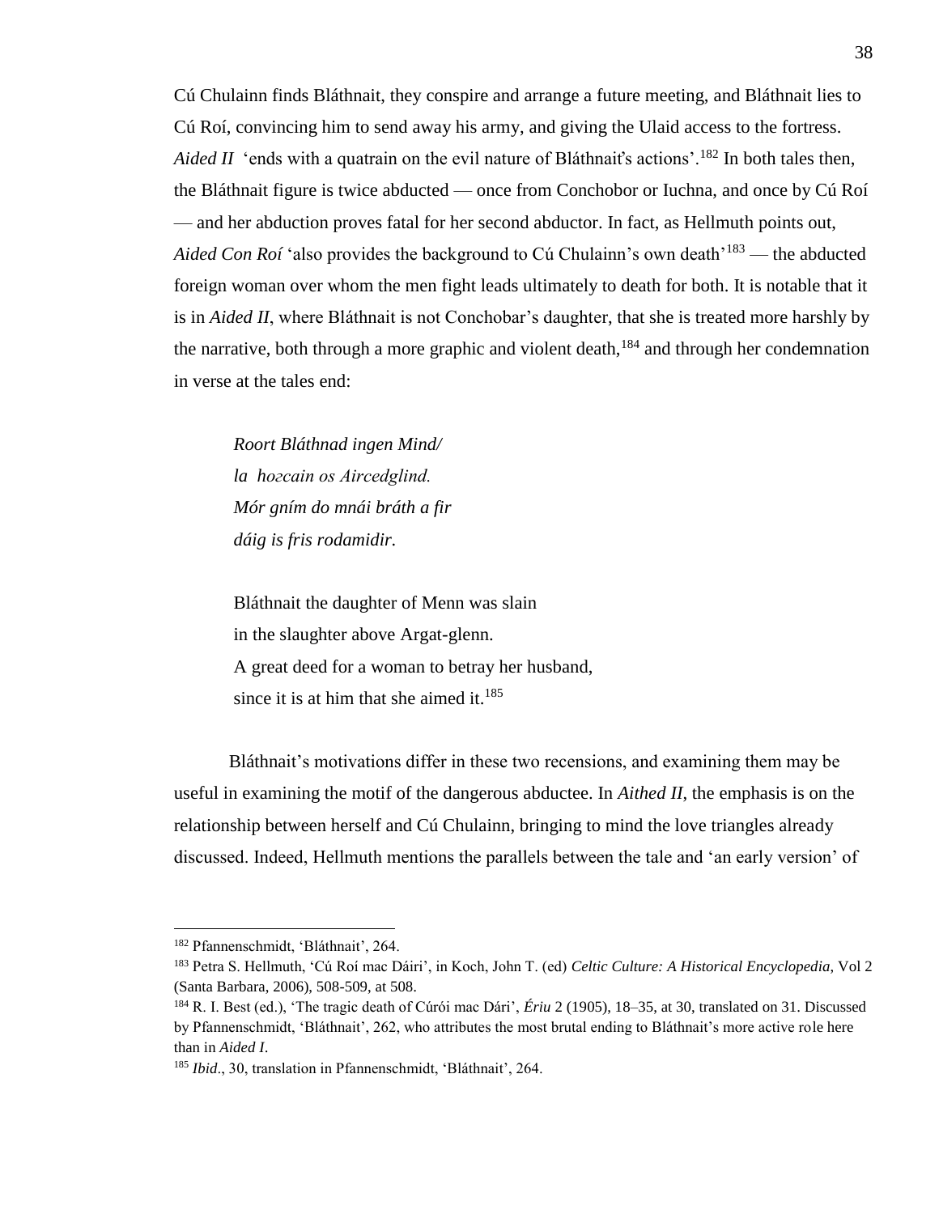Cú Chulainn finds Bláthnait, they conspire and arrange a future meeting, and Bláthnait lies to Cú Roí, convincing him to send away his army, and giving the Ulaid access to the fortress. *Aided II* 'ends with a quatrain on the evil nature of Bláthnait's actions'.[182] In both tales then, the Bláthnait figure is twice abducted — once from Conchobor or Iuchna, and once by Cú Roí — and her abduction proves fatal for her second abductor. In fact, as Hellmuth points out, *Aided Con Roí* 'also provides the background to Cú Chulainn's own death'[183] — the abducted foreign woman over whom the men fight leads ultimately to death for both. It is notable that it is in *Aided II*, where Bláthnait is not Conchobar's daughter, that she is treated more harshly by the narrative, both through a more graphic and violent death,[184] and through her condemnation in verse at the tales end:

> *Roort Bláthnad ingen Mind/*
> *la hoꝛcain os Aircedglind.*
> *Mór gním do mnái bráth a fir*
> *dáig is fris rodamidir.*
>
> Bláthnait the daughter of Menn was slain
> in the slaughter above Argat-glenn.
> A great deed for a woman to betray her husband,
> since it is at him that she aimed it.[185]

Bláthnait's motivations differ in these two recensions, and examining them may be useful in examining the motif of the dangerous abductee. In *Aithed II*, the emphasis is on the relationship between herself and Cú Chulainn, bringing to mind the love triangles already discussed. Indeed, Hellmuth mentions the parallels between the tale and 'an early version' of

---

[182] Pfannenschmidt, 'Bláthnait', 264.

[183] Petra S. Hellmuth, 'Cú Roí mac Dáiri', in Koch, John T. (ed) *Celtic Culture: A Historical Encyclopedia*, Vol 2 (Santa Barbara, 2006), 508-509, at 508.

[184] R. I. Best (ed.), 'The tragic death of Cúrói mac Dári', *Ériu* 2 (1905), 18–35, at 30, translated on 31. Discussed by Pfannenschmidt, 'Bláthnait', 262, who attributes the most brutal ending to Bláthnait's more active role here than in *Aided I*.

[185] *Ibid*., 30, translation in Pfannenschmidt, 'Bláthnait', 264.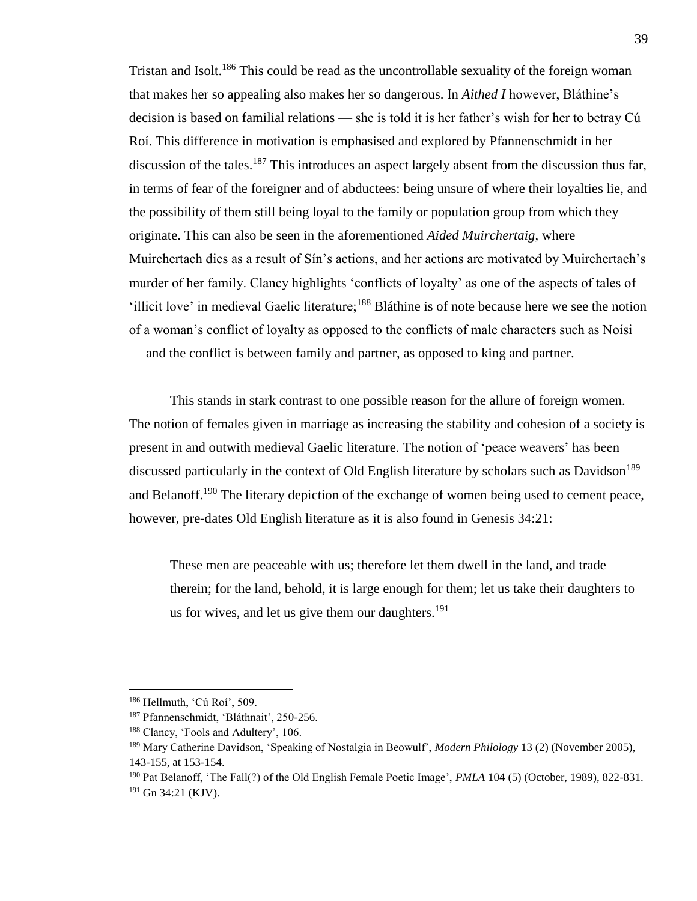Tristan and Isolt.[186] This could be read as the uncontrollable sexuality of the foreign woman that makes her so appealing also makes her so dangerous. In *Aithed I* however, Bláthine's decision is based on familial relations — she is told it is her father's wish for her to betray Cú Roí. This difference in motivation is emphasised and explored by Pfannenschmidt in her discussion of the tales.[187] This introduces an aspect largely absent from the discussion thus far, in terms of fear of the foreigner and of abductees: being unsure of where their loyalties lie, and the possibility of them still being loyal to the family or population group from which they originate. This can also be seen in the aforementioned *Aided Muirchertaig*, where Muirchertach dies as a result of Sín's actions, and her actions are motivated by Muirchertach's murder of her family. Clancy highlights 'conflicts of loyalty' as one of the aspects of tales of 'illicit love' in medieval Gaelic literature;[188] Bláthine is of note because here we see the notion of a woman's conflict of loyalty as opposed to the conflicts of male characters such as Noísi — and the conflict is between family and partner, as opposed to king and partner.

This stands in stark contrast to one possible reason for the allure of foreign women. The notion of females given in marriage as increasing the stability and cohesion of a society is present in and outwith medieval Gaelic literature. The notion of 'peace weavers' has been discussed particularly in the context of Old English literature by scholars such as Davidson[189] and Belanoff.[190] The literary depiction of the exchange of women being used to cement peace, however, pre-dates Old English literature as it is also found in Genesis 34:21:

> These men are peaceable with us; therefore let them dwell in the land, and trade therein; for the land, behold, it is large enough for them; let us take their daughters to us for wives, and let us give them our daughters.[191]

---

[186] Hellmuth, 'Cú Roí', 509.

[187] Pfannenschmidt, 'Bláthnait', 250-256.

[188] Clancy, 'Fools and Adultery', 106.

[189] Mary Catherine Davidson, 'Speaking of Nostalgia in Beowulf', *Modern Philology* 13 (2) (November 2005), 143-155, at 153-154.

[190] Pat Belanoff, 'The Fall(?) of the Old English Female Poetic Image', *PMLA* 104 (5) (October, 1989), 822-831.

[191] Gn 34:21 (KJV).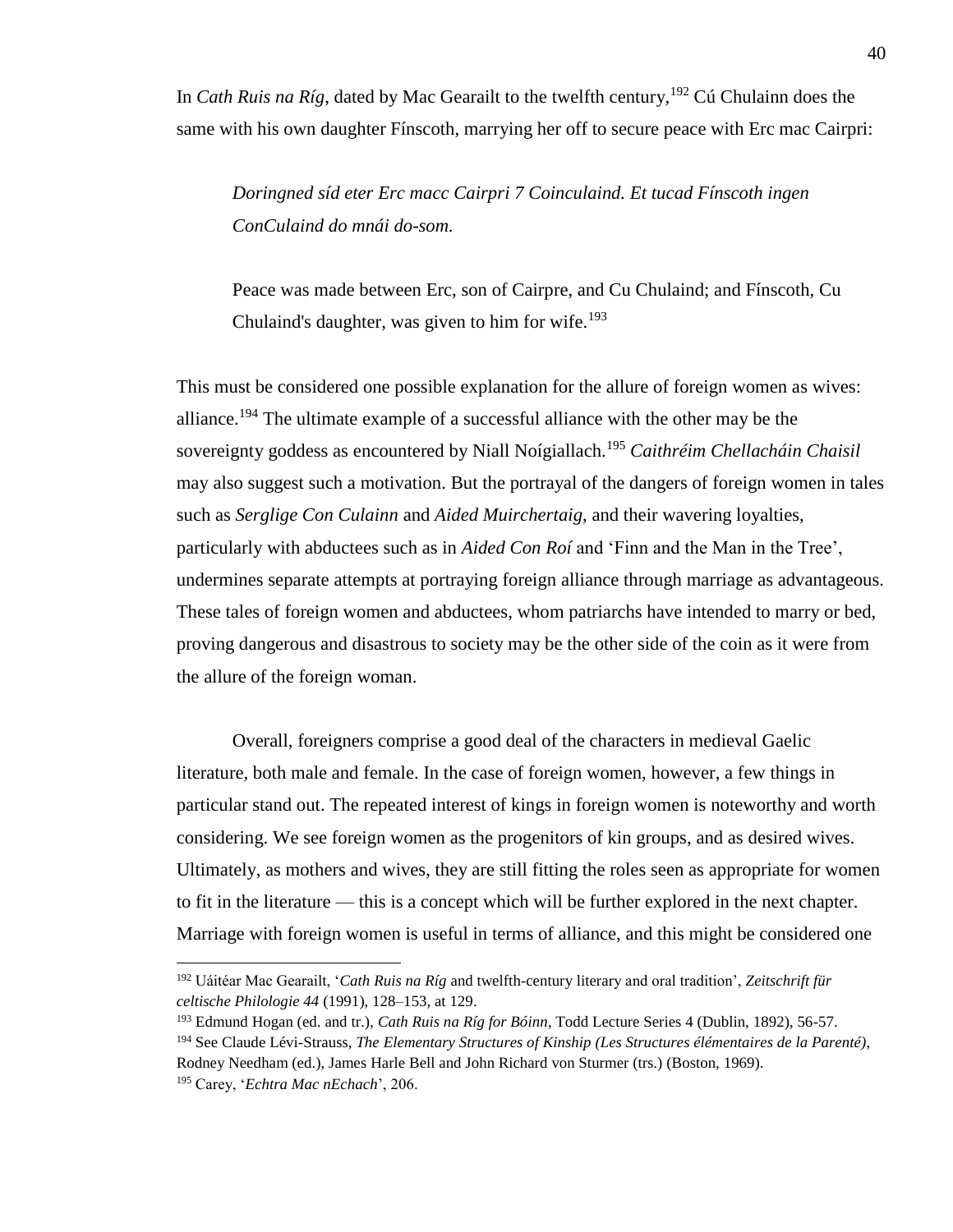In *Cath Ruis na Ríg*, dated by Mac Gearailt to the twelfth century,[192] Cú Chulainn does the same with his own daughter Fínscoth, marrying her off to secure peace with Erc mac Cairpri:

> *Doringned síd eter Erc macc Cairpri 7 Coinculaind. Et tucad Fínscoth ingen ConCulaind do mnái do-som.*
>
> Peace was made between Erc, son of Cairpre, and Cu Chulaind; and Fínscoth, Cu Chulaind's daughter, was given to him for wife.[193]

This must be considered one possible explanation for the allure of foreign women as wives: alliance.[194] The ultimate example of a successful alliance with the other may be the sovereignty goddess as encountered by Niall Noígiallach.[195] *Caithréim Chellacháin Chaisil* may also suggest such a motivation. But the portrayal of the dangers of foreign women in tales such as *Serglige Con Culainn* and *Aided Muirchertaig*, and their wavering loyalties, particularly with abductees such as in *Aided Con Roí* and 'Finn and the Man in the Tree', undermines separate attempts at portraying foreign alliance through marriage as advantageous. These tales of foreign women and abductees, whom patriarchs have intended to marry or bed, proving dangerous and disastrous to society may be the other side of the coin as it were from the allure of the foreign woman.

Overall, foreigners comprise a good deal of the characters in medieval Gaelic literature, both male and female. In the case of foreign women, however, a few things in particular stand out. The repeated interest of kings in foreign women is noteworthy and worth considering. We see foreign women as the progenitors of kin groups, and as desired wives. Ultimately, as mothers and wives, they are still fitting the roles seen as appropriate for women to fit in the literature — this is a concept which will be further explored in the next chapter. Marriage with foreign women is useful in terms of alliance, and this might be considered one

---

[192] Uáitéar Mac Gearailt, '*Cath Ruis na Ríg* and twelfth-century literary and oral tradition', *Zeitschrift für celtische Philologie 44* (1991), 128–153, at 129.

[193] Edmund Hogan (ed. and tr.), *Cath Ruis na Ríg for Bóinn*, Todd Lecture Series 4 (Dublin, 1892), 56-57.

[194] See Claude Lévi-Strauss, *The Elementary Structures of Kinship (Les Structures élémentaires de la Parenté)*, Rodney Needham (ed.), James Harle Bell and John Richard von Sturmer (trs.) (Boston, 1969).

[195] Carey, '*Echtra Mac nEchach*', 206.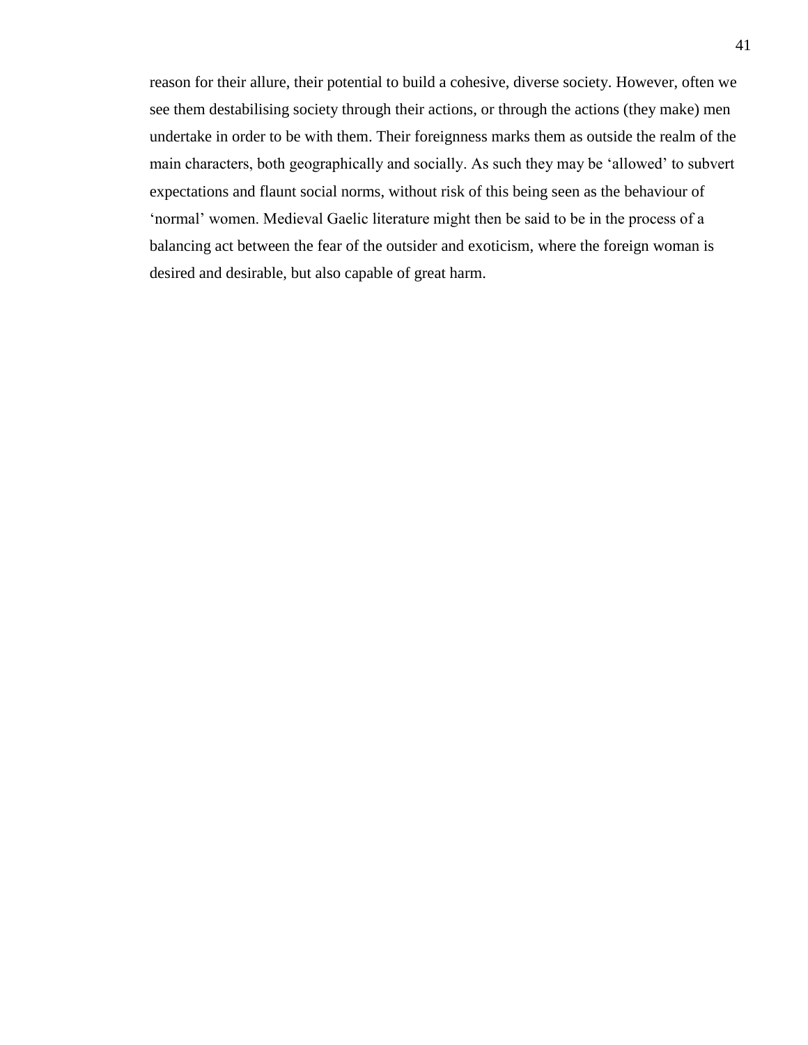reason for their allure, their potential to build a cohesive, diverse society. However, often we see them destabilising society through their actions, or through the actions (they make) men undertake in order to be with them. Their foreignness marks them as outside the realm of the main characters, both geographically and socially. As such they may be 'allowed' to subvert expectations and flaunt social norms, without risk of this being seen as the behaviour of 'normal' women. Medieval Gaelic literature might then be said to be in the process of a balancing act between the fear of the outsider and exoticism, where the foreign woman is desired and desirable, but also capable of great harm.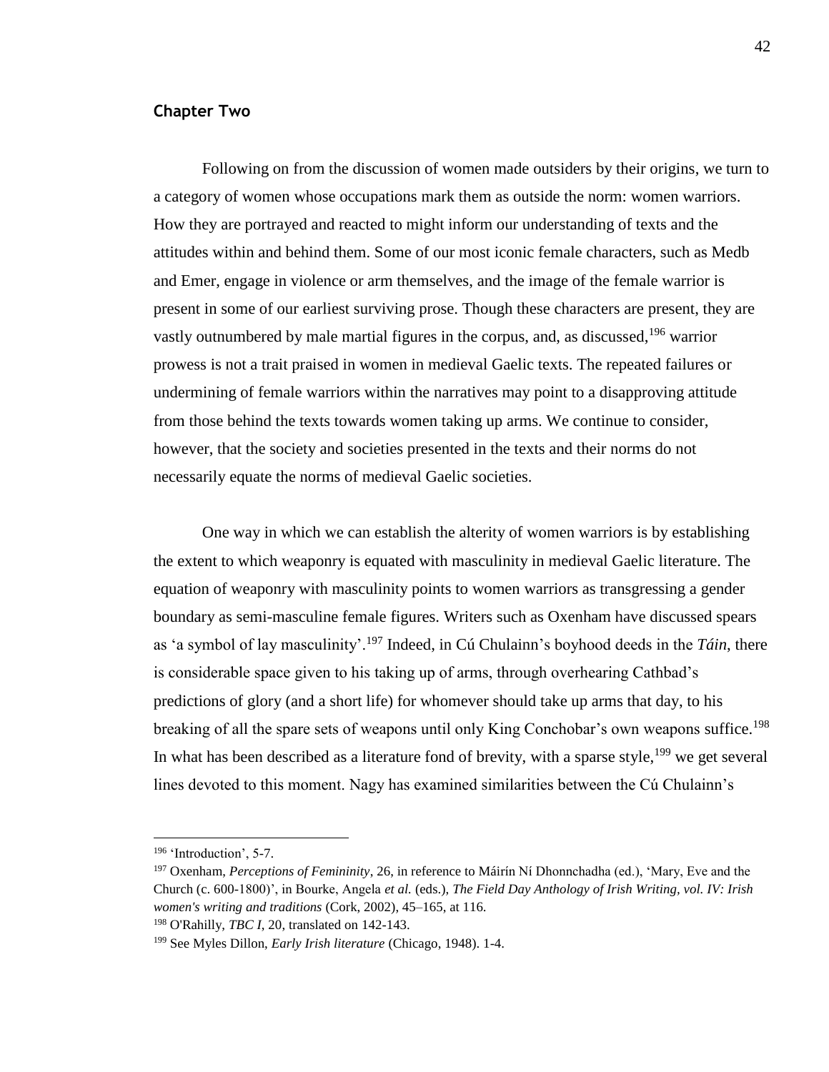## Chapter Two

Following on from the discussion of women made outsiders by their origins, we turn to a category of women whose occupations mark them as outside the norm: women warriors. How they are portrayed and reacted to might inform our understanding of texts and the attitudes within and behind them. Some of our most iconic female characters, such as Medb and Emer, engage in violence or arm themselves, and the image of the female warrior is present in some of our earliest surviving prose. Though these characters are present, they are vastly outnumbered by male martial figures in the corpus, and, as discussed,[196] warrior prowess is not a trait praised in women in medieval Gaelic texts. The repeated failures or undermining of female warriors within the narratives may point to a disapproving attitude from those behind the texts towards women taking up arms. We continue to consider, however, that the society and societies presented in the texts and their norms do not necessarily equate the norms of medieval Gaelic societies.

One way in which we can establish the alterity of women warriors is by establishing the extent to which weaponry is equated with masculinity in medieval Gaelic literature. The equation of weaponry with masculinity points to women warriors as transgressing a gender boundary as semi-masculine female figures. Writers such as Oxenham have discussed spears as 'a symbol of lay masculinity'.[197] Indeed, in Cú Chulainn's boyhood deeds in the *Táin*, there is considerable space given to his taking up of arms, through overhearing Cathbad's predictions of glory (and a short life) for whomever should take up arms that day, to his breaking of all the spare sets of weapons until only King Conchobar's own weapons suffice.[198] In what has been described as a literature fond of brevity, with a sparse style,[199] we get several lines devoted to this moment. Nagy has examined similarities between the Cú Chulainn's

---

[196] 'Introduction', 5-7.

[197] Oxenham, *Perceptions of Femininity*, 26, in reference to Máirín Ní Dhonnchadha (ed.), 'Mary, Eve and the Church (c. 600-1800)', in Bourke, Angela *et al.* (eds.), *The Field Day Anthology of Irish Writing, vol. IV: Irish women's writing and traditions* (Cork, 2002), 45–165, at 116.

[198] O'Rahilly, *TBC I*, 20, translated on 142-143.

[199] See Myles Dillon, *Early Irish literature* (Chicago, 1948). 1-4.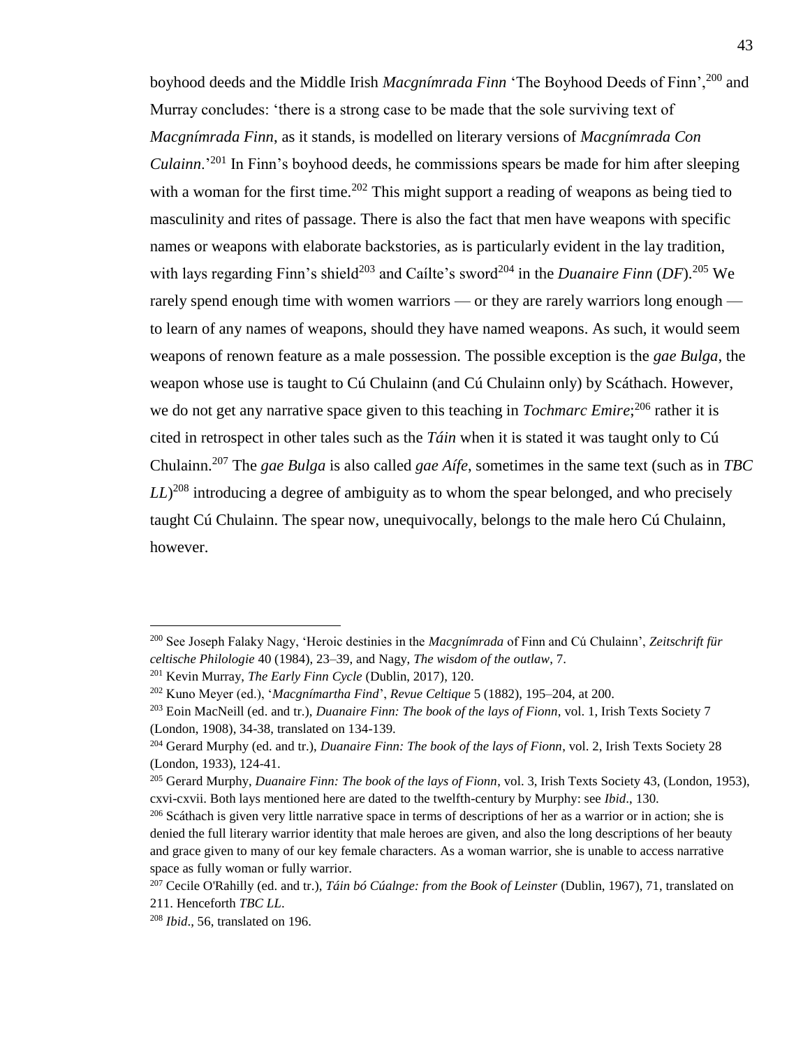boyhood deeds and the Middle Irish *Macgnímrada Finn* 'The Boyhood Deeds of Finn',[200] and Murray concludes: 'there is a strong case to be made that the sole surviving text of *Macgnímrada Finn*, as it stands, is modelled on literary versions of *Macgnímrada Con Culainn*.'[201] In Finn's boyhood deeds, he commissions spears be made for him after sleeping with a woman for the first time.[202] This might support a reading of weapons as being tied to masculinity and rites of passage. There is also the fact that men have weapons with specific names or weapons with elaborate backstories, as is particularly evident in the lay tradition, with lays regarding Finn's shield[203] and Caílte's sword[204] in the *Duanaire Finn* (*DF*).[205] We rarely spend enough time with women warriors — or they are rarely warriors long enough — to learn of any names of weapons, should they have named weapons. As such, it would seem weapons of renown feature as a male possession. The possible exception is the *gae Bulga*, the weapon whose use is taught to Cú Chulainn (and Cú Chulainn only) by Scáthach. However, we do not get any narrative space given to this teaching in *Tochmarc Emire*;[206] rather it is cited in retrospect in other tales such as the *Táin* when it is stated it was taught only to Cú Chulainn.[207] The *gae Bulga* is also called *gae Aífe*, sometimes in the same text (such as in *TBC LL*)[208] introducing a degree of ambiguity as to whom the spear belonged, and who precisely taught Cú Chulainn. The spear now, unequivocally, belongs to the male hero Cú Chulainn, however.

---

[200] See Joseph Falaky Nagy, 'Heroic destinies in the *Macgnímrada* of Finn and Cú Chulainn', *Zeitschrift für celtische Philologie* 40 (1984), 23–39, and Nagy, *The wisdom of the outlaw*, 7.

[201] Kevin Murray, *The Early Finn Cycle* (Dublin, 2017), 120.

[202] Kuno Meyer (ed.), '*Macgnímartha Find*', *Revue Celtique* 5 (1882), 195–204, at 200.

[203] Eoin MacNeill (ed. and tr.), *Duanaire Finn: The book of the lays of Fionn*, vol. 1, Irish Texts Society 7 (London, 1908), 34-38, translated on 134-139.

[204] Gerard Murphy (ed. and tr.), *Duanaire Finn: The book of the lays of Fionn*, vol. 2, Irish Texts Society 28 (London, 1933), 124-41.

[205] Gerard Murphy, *Duanaire Finn: The book of the lays of Fionn*, vol. 3, Irish Texts Society 43, (London, 1953), cxvi-cxvii. Both lays mentioned here are dated to the twelfth-century by Murphy: see *Ibid*., 130.

[206] Scáthach is given very little narrative space in terms of descriptions of her as a warrior or in action; she is denied the full literary warrior identity that male heroes are given, and also the long descriptions of her beauty and grace given to many of our key female characters. As a woman warrior, she is unable to access narrative space as fully woman or fully warrior.

[207] Cecile O'Rahilly (ed. and tr.), *Táin bó Cúalnge: from the Book of Leinster* (Dublin, 1967), 71, translated on 211. Henceforth *TBC LL*.

[208] *Ibid*., 56, translated on 196.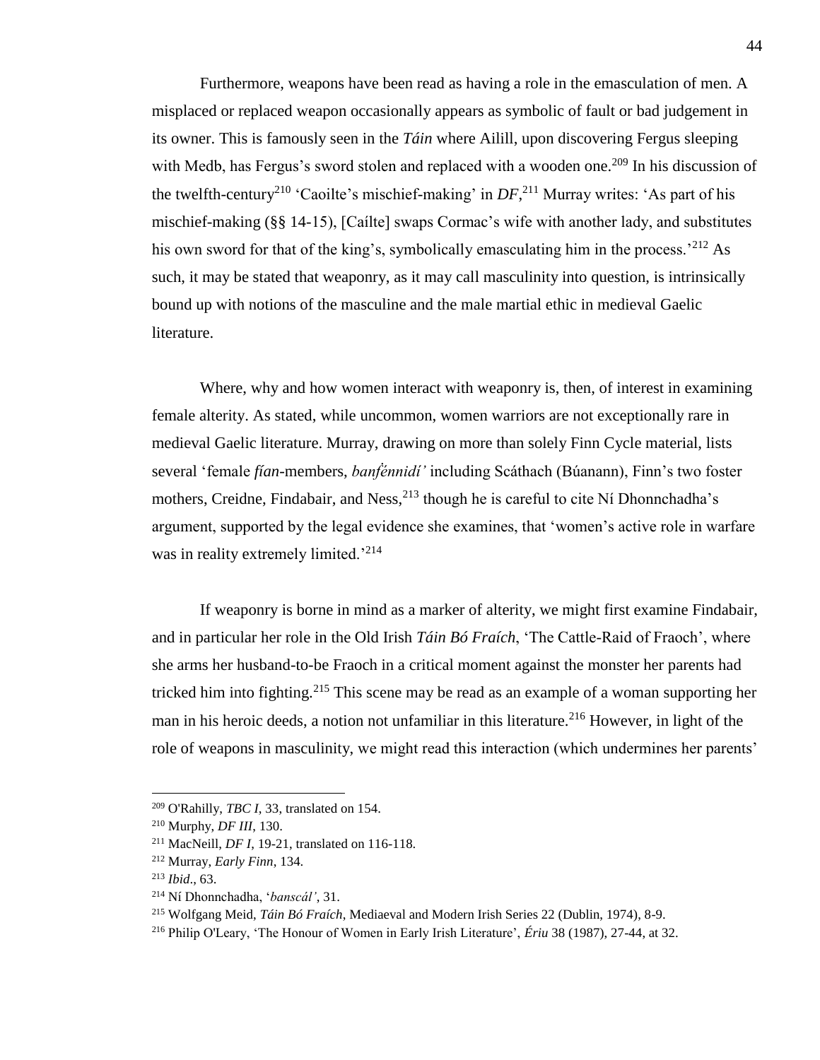Furthermore, weapons have been read as having a role in the emasculation of men. A misplaced or replaced weapon occasionally appears as symbolic of fault or bad judgement in its owner. This is famously seen in the *Táin* where Ailill, upon discovering Fergus sleeping with Medb, has Fergus's sword stolen and replaced with a wooden one.[209] In his discussion of the twelfth-century[210] 'Caoilte's mischief-making' in *DF*,[211] Murray writes: 'As part of his mischief-making (§§ 14-15), [Caílte] swaps Cormac's wife with another lady, and substitutes his own sword for that of the king's, symbolically emasculating him in the process.'[212] As such, it may be stated that weaponry, as it may call masculinity into question, is intrinsically bound up with notions of the masculine and the male martial ethic in medieval Gaelic literature.

Where, why and how women interact with weaponry is, then, of interest in examining female alterity. As stated, while uncommon, women warriors are not exceptionally rare in medieval Gaelic literature. Murray, drawing on more than solely Finn Cycle material, lists several 'female *fían*-members, *banḟénnidí'* including Scáthach (Búanann), Finn's two foster mothers, Creidne, Findabair, and Ness,[213] though he is careful to cite Ní Dhonnchadha's argument, supported by the legal evidence she examines, that 'women's active role in warfare was in reality extremely limited.'[214]

If weaponry is borne in mind as a marker of alterity, we might first examine Findabair, and in particular her role in the Old Irish *Táin Bó Fraích*, 'The Cattle-Raid of Fraoch', where she arms her husband-to-be Fraoch in a critical moment against the monster her parents had tricked him into fighting.[215] This scene may be read as an example of a woman supporting her man in his heroic deeds, a notion not unfamiliar in this literature.[216] However, in light of the role of weapons in masculinity, we might read this interaction (which undermines her parents'

---

[209] O'Rahilly, *TBC I*, 33, translated on 154.

[210] Murphy, *DF III*, 130.

[211] MacNeill, *DF I*, 19-21, translated on 116-118.

[212] Murray, *Early Finn*, 134.

[213] *Ibid*., 63.

[214] Ní Dhonnchadha, '*banscál'*, 31.

[215] Wolfgang Meid, *Táin Bó Fraích*, Mediaeval and Modern Irish Series 22 (Dublin, 1974), 8-9.

[216] Philip O'Leary, 'The Honour of Women in Early Irish Literature', *Ériu* 38 (1987), 27-44, at 32.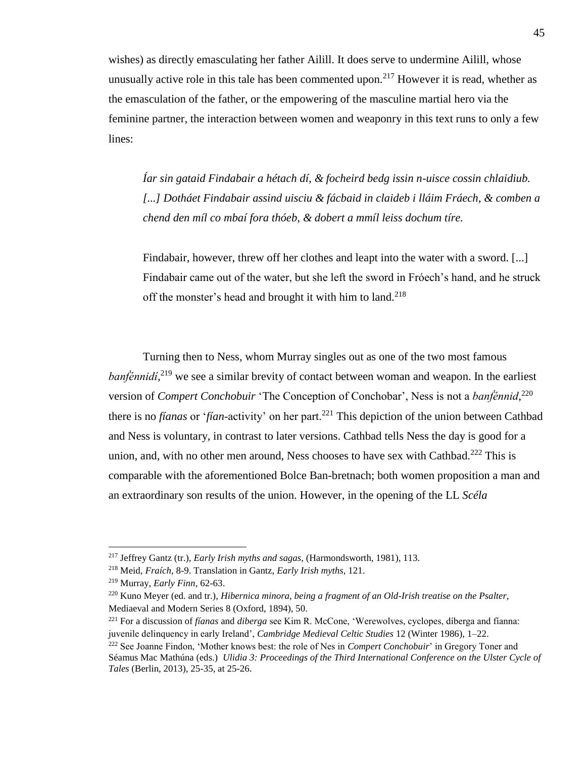wishes) as directly emasculating her father Ailill. It does serve to undermine Ailill, whose unusually active role in this tale has been commented upon.[217] However it is read, whether as the emasculation of the father, or the empowering of the masculine martial hero via the feminine partner, the interaction between women and weaponry in this text runs to only a few lines:

> *Íar sin gataid Findabair a hétach dí, & focheird bedg issin n-uisce cossin chlaidiub. [...] Dotháet Findabair assind uisciu & fácbaid in claideb i lláim Fráech, & comben a chend den míl co mbaí fora thóeb, & dobert a mmíl leiss dochum tíre.*
>
> Findabair, however, threw off her clothes and leapt into the water with a sword. [...] Findabair came out of the water, but she left the sword in Fróech's hand, and he struck off the monster's head and brought it with him to land.[218]

Turning then to Ness, whom Murray singles out as one of the two most famous *banḟénnidí*,[219] we see a similar brevity of contact between woman and weapon. In the earliest version of *Compert Conchobuir* 'The Conception of Conchobar', Ness is not a *banḟénnid*,[220] there is no *fíanas* or '*fían*-activity' on her part.[221] This depiction of the union between Cathbad and Ness is voluntary, in contrast to later versions. Cathbad tells Ness the day is good for a union, and, with no other men around, Ness chooses to have sex with Cathbad.[222] This is comparable with the aforementioned Bolce Ban-bretnach; both women proposition a man and an extraordinary son results of the union. However, in the opening of the LL *Scéla*

---

[217] Jeffrey Gantz (tr.), *Early Irish myths and sagas*, (Harmondsworth, 1981), 113.

[218] Meid, *Fraích*, 8-9. Translation in Gantz, *Early Irish myths*, 121.

[219] Murray, *Early Finn*, 62-63.

[220] Kuno Meyer (ed. and tr.), *Hibernica minora, being a fragment of an Old-Irish treatise on the Psalter*, Mediaeval and Modern Series 8 (Oxford, 1894), 50.

[221] For a discussion of *fíanas* and *díberga* see Kim R. McCone, 'Werewolves, cyclopes, díberga and fíanna: juvenile delinquency in early Ireland', *Cambridge Medieval Celtic Studies* 12 (Winter 1986), 1–22.

[222] See Joanne Findon, 'Mother knows best: the role of Nes in *Compert Conchobuir*' in Gregory Toner and Séamus Mac Mathúna (eds.) *Ulidia 3: Proceedings of the Third International Conference on the Ulster Cycle of Tales* (Berlin, 2013), 25-35, at 25-26.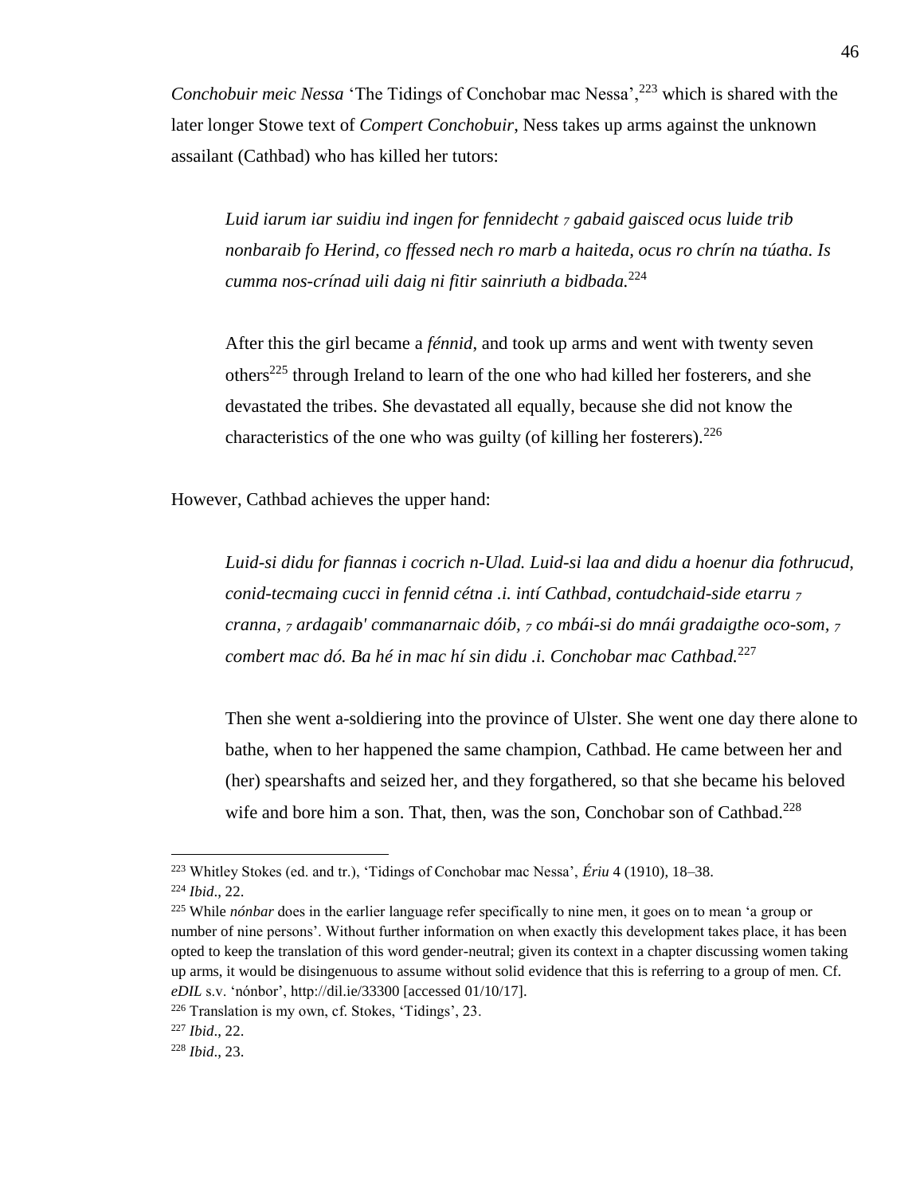*Conchobuir meic Nessa* 'The Tidings of Conchobar mac Nessa',[223] which is shared with the later longer Stowe text of *Compert Conchobuir*, Ness takes up arms against the unknown assailant (Cathbad) who has killed her tutors:

> *Luid iarum iar suidiu ind ingen for fennidecht ⁊ gabaid gaisced ocus luide trib nonbaraib fo Herind, co ffessed nech ro marb a haiteda, ocus ro chrín na túatha. Is cumma nos-crínad uili daig ni fitir sainriuth a bidbada.*[224]
>
> After this the girl became a *fénnid*, and took up arms and went with twenty seven others[225] through Ireland to learn of the one who had killed her fosterers, and she devastated the tribes. She devastated all equally, because she did not know the characteristics of the one who was guilty (of killing her fosterers).[226]

However, Cathbad achieves the upper hand:

> *Luid-si didu for fiannas i cocrich n-Ulad. Luid-si laa and didu a hoenur dia fothrucud, conid-tecmaing cucci in fennid cétna .i. intí Cathbad, contudchaid-side etarru ⁊ cranna, ⁊ ardagaib' commanarnaic dóib, ⁊ co mbái-si do mnái gradaigthe oco-som, ⁊ combert mac dó. Ba hé in mac hí sin didu .i. Conchobar mac Cathbad.*[227]
>
> Then she went a-soldiering into the province of Ulster. She went one day there alone to bathe, when to her happened the same champion, Cathbad. He came between her and (her) spearshafts and seized her, and they forgathered, so that she became his beloved wife and bore him a son. That, then, was the son, Conchobar son of Cathbad.[228]

---

[223] Whitley Stokes (ed. and tr.), 'Tidings of Conchobar mac Nessa', *Ériu* 4 (1910), 18–38.

[224] *Ibid*., 22.

[225] While *nónbar* does in the earlier language refer specifically to nine men, it goes on to mean 'a group or number of nine persons'. Without further information on when exactly this development takes place, it has been opted to keep the translation of this word gender-neutral; given its context in a chapter discussing women taking up arms, it would be disingenuous to assume without solid evidence that this is referring to a group of men. Cf. *eDIL* s.v. 'nónbor', http://dil.ie/33300 [accessed 01/10/17].

[226] Translation is my own, cf. Stokes, 'Tidings', 23.

[227] *Ibid*., 22.

[228] *Ibid*., 23.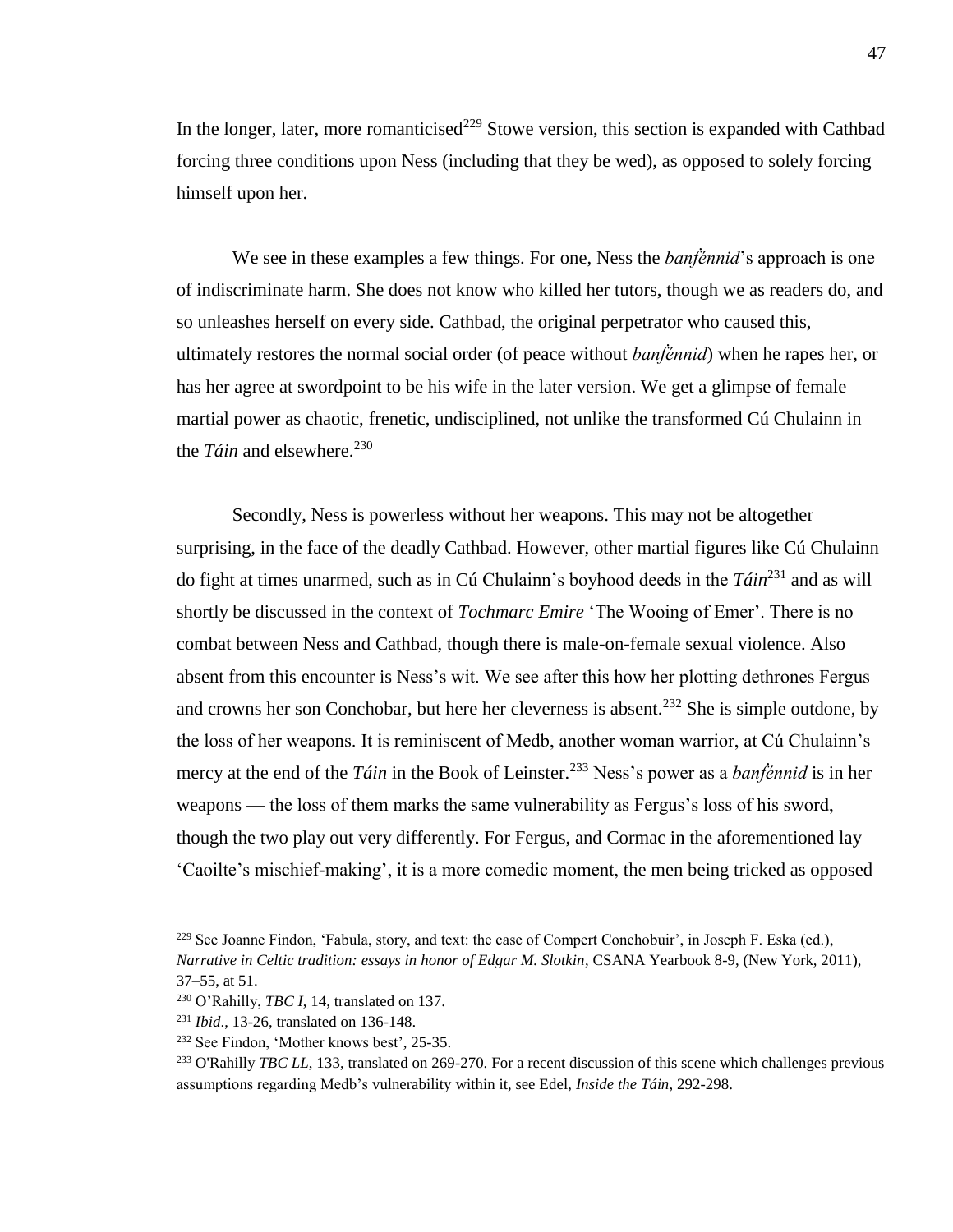In the longer, later, more romanticised[229] Stowe version, this section is expanded with Cathbad forcing three conditions upon Ness (including that they be wed), as opposed to solely forcing himself upon her.

We see in these examples a few things. For one, Ness the *banf́énnid*'s approach is one of indiscriminate harm. She does not know who killed her tutors, though we as readers do, and so unleashes herself on every side. Cathbad, the original perpetrator who caused this, ultimately restores the normal social order (of peace without *banf́énnid*) when he rapes her, or has her agree at swordpoint to be his wife in the later version. We get a glimpse of female martial power as chaotic, frenetic, undisciplined, not unlike the transformed Cú Chulainn in the *Táin* and elsewhere.[230]

Secondly, Ness is powerless without her weapons. This may not be altogether surprising, in the face of the deadly Cathbad. However, other martial figures like Cú Chulainn do fight at times unarmed, such as in Cú Chulainn's boyhood deeds in the *Táin*[231] and as will shortly be discussed in the context of *Tochmarc Emire* 'The Wooing of Emer'. There is no combat between Ness and Cathbad, though there is male-on-female sexual violence. Also absent from this encounter is Ness's wit. We see after this how her plotting dethrones Fergus and crowns her son Conchobar, but here her cleverness is absent.[232] She is simple outdone, by the loss of her weapons. It is reminiscent of Medb, another woman warrior, at Cú Chulainn's mercy at the end of the *Táin* in the Book of Leinster.[233] Ness's power as a *banf́énnid* is in her weapons — the loss of them marks the same vulnerability as Fergus's loss of his sword, though the two play out very differently. For Fergus, and Cormac in the aforementioned lay 'Caoilte's mischief-making', it is a more comedic moment, the men being tricked as opposed

---

[229] See Joanne Findon, 'Fabula, story, and text: the case of Compert Conchobuir', in Joseph F. Eska (ed.), *Narrative in Celtic tradition: essays in honor of Edgar M. Slotkin*, CSANA Yearbook 8-9, (New York, 2011), 37–55, at 51.

[230] O'Rahilly, *TBC I*, 14, translated on 137.

[231] *Ibid*., 13-26, translated on 136-148.

[232] See Findon, 'Mother knows best', 25-35.

[233] O'Rahilly *TBC LL*, 133, translated on 269-270. For a recent discussion of this scene which challenges previous assumptions regarding Medb's vulnerability within it, see Edel, *Inside the Táin*, 292-298.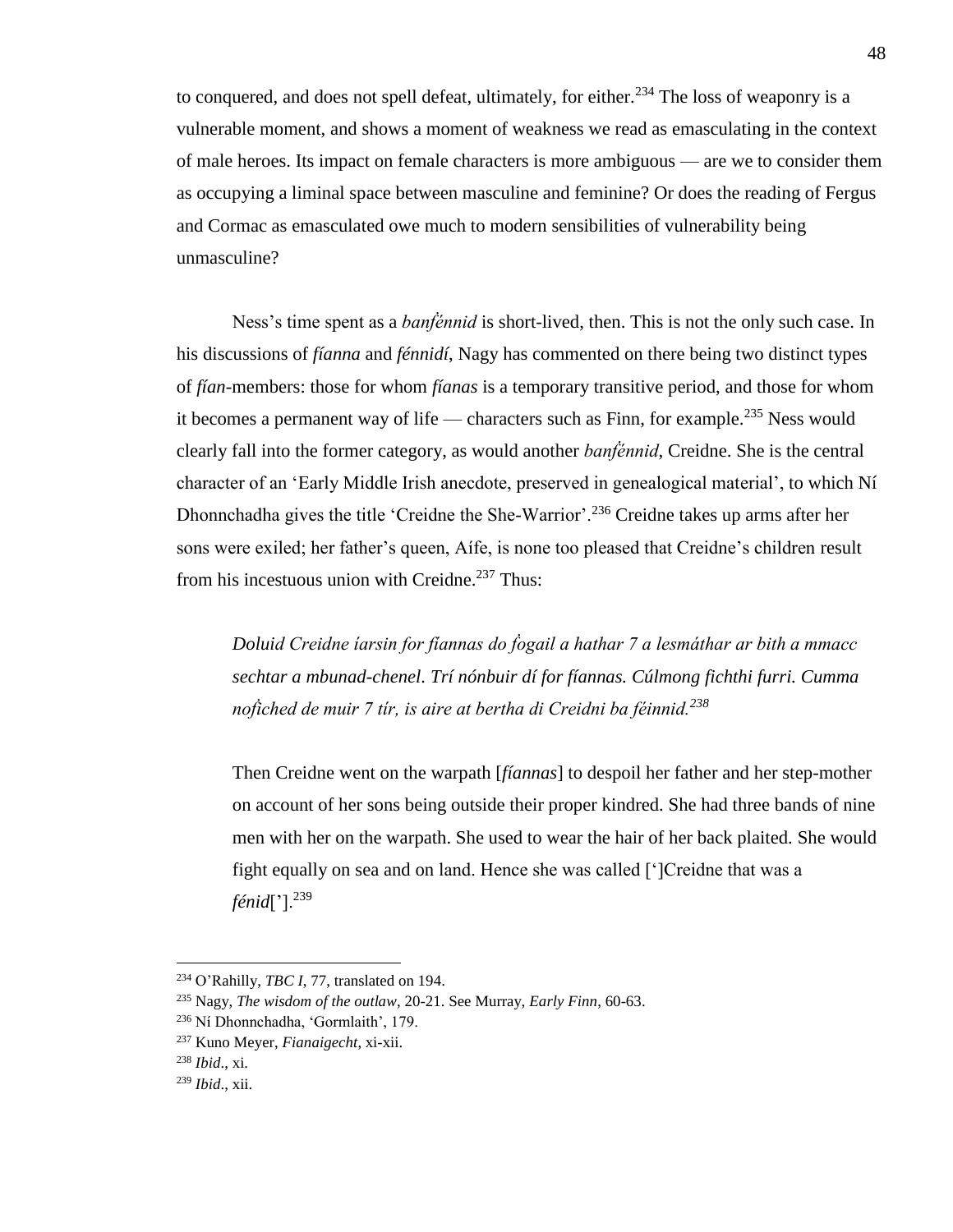to conquered, and does not spell defeat, ultimately, for either.[234] The loss of weaponry is a vulnerable moment, and shows a moment of weakness we read as emasculating in the context of male heroes. Its impact on female characters is more ambiguous — are we to consider them as occupying a liminal space between masculine and feminine? Or does the reading of Fergus and Cormac as emasculated owe much to modern sensibilities of vulnerability being unmasculine?

Ness's time spent as a *banḟénnid* is short-lived, then. This is not the only such case. In his discussions of *fíanna* and *fénnidí*, Nagy has commented on there being two distinct types of *fían*-members: those for whom *fíanas* is a temporary transitive period, and those for whom it becomes a permanent way of life — characters such as Finn, for example.[235] Ness would clearly fall into the former category, as would another *banḟénnid*, Creidne. She is the central character of an 'Early Middle Irish anecdote, preserved in genealogical material', to which Ní Dhonnchadha gives the title 'Creidne the She-Warrior'.[236] Creidne takes up arms after her sons were exiled; her father's queen, Aífe, is none too pleased that Creidne's children result from his incestuous union with Creidne.[237] Thus:

> *Doluid Creidne íarsin for fíannas do ḟogail a hathar 7 a lesmáthar ar bith a mmacc sechtar a mbunad-chenel. Trí nónbuir dí for fíannas. Cúlmong fichthi furri. Cumma noḟiched de muir 7 tír, is aire at bertha di Creidni ba féinnid.*[238]
>
> Then Creidne went on the warpath [*fíannas*] to despoil her father and her step-mother on account of her sons being outside their proper kindred. She had three bands of nine men with her on the warpath. She used to wear the hair of her back plaited. She would fight equally on sea and on land. Hence she was called [']Creidne that was a *fénid*['].[239]

---

[234] O'Rahilly, *TBC I*, 77, translated on 194.

[235] Nagy, *The wisdom of the outlaw*, 20-21. See Murray, *Early Finn*, 60-63.

[236] Ní Dhonnchadha, 'Gormlaith', 179.

[237] Kuno Meyer, *Fianaigecht*, xi-xii.

[238] *Ibid*., xi.

[239] *Ibid*., xii.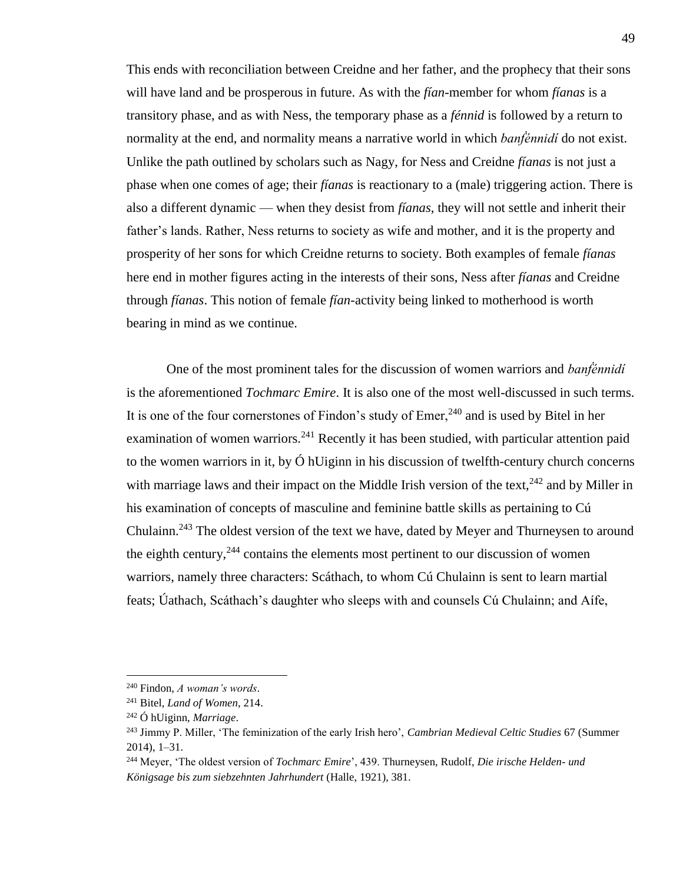This ends with reconciliation between Creidne and her father, and the prophecy that their sons will have land and be prosperous in future. As with the *fían*-member for whom *fíanas* is a transitory phase, and as with Ness, the temporary phase as a *fénnid* is followed by a return to normality at the end, and normality means a narrative world in which *banf́énnidí* do not exist. Unlike the path outlined by scholars such as Nagy, for Ness and Creidne *fíanas* is not just a phase when one comes of age; their *fíanas* is reactionary to a (male) triggering action. There is also a different dynamic — when they desist from *fíanas*, they will not settle and inherit their father's lands. Rather, Ness returns to society as wife and mother, and it is the property and prosperity of her sons for which Creidne returns to society. Both examples of female *fíanas* here end in mother figures acting in the interests of their sons, Ness after *fíanas* and Creidne through *fíanas*. This notion of female *fían*-activity being linked to motherhood is worth bearing in mind as we continue.

One of the most prominent tales for the discussion of women warriors and *banf́énnidí* is the aforementioned *Tochmarc Emire*. It is also one of the most well-discussed in such terms. It is one of the four cornerstones of Findon's study of Emer,[240] and is used by Bitel in her examination of women warriors.[241] Recently it has been studied, with particular attention paid to the women warriors in it, by Ó hUiginn in his discussion of twelfth-century church concerns with marriage laws and their impact on the Middle Irish version of the text,[242] and by Miller in his examination of concepts of masculine and feminine battle skills as pertaining to Cú Chulainn.[243] The oldest version of the text we have, dated by Meyer and Thurneysen to around the eighth century,[244] contains the elements most pertinent to our discussion of women warriors, namely three characters: Scáthach, to whom Cú Chulainn is sent to learn martial feats; Úathach, Scáthach's daughter who sleeps with and counsels Cú Chulainn; and Aífe,

---

[240] Findon, *A woman's words*.

[241] Bitel, *Land of Women*, 214.

[242] Ó hUiginn, *Marriage*.

[243] Jimmy P. Miller, 'The feminization of the early Irish hero', *Cambrian Medieval Celtic Studies* 67 (Summer 2014), 1–31.

[244] Meyer, 'The oldest version of *Tochmarc Emire*', 439. Thurneysen, Rudolf, *Die irische Helden- und Königsage bis zum siebzehnten Jahrhundert* (Halle, 1921), 381.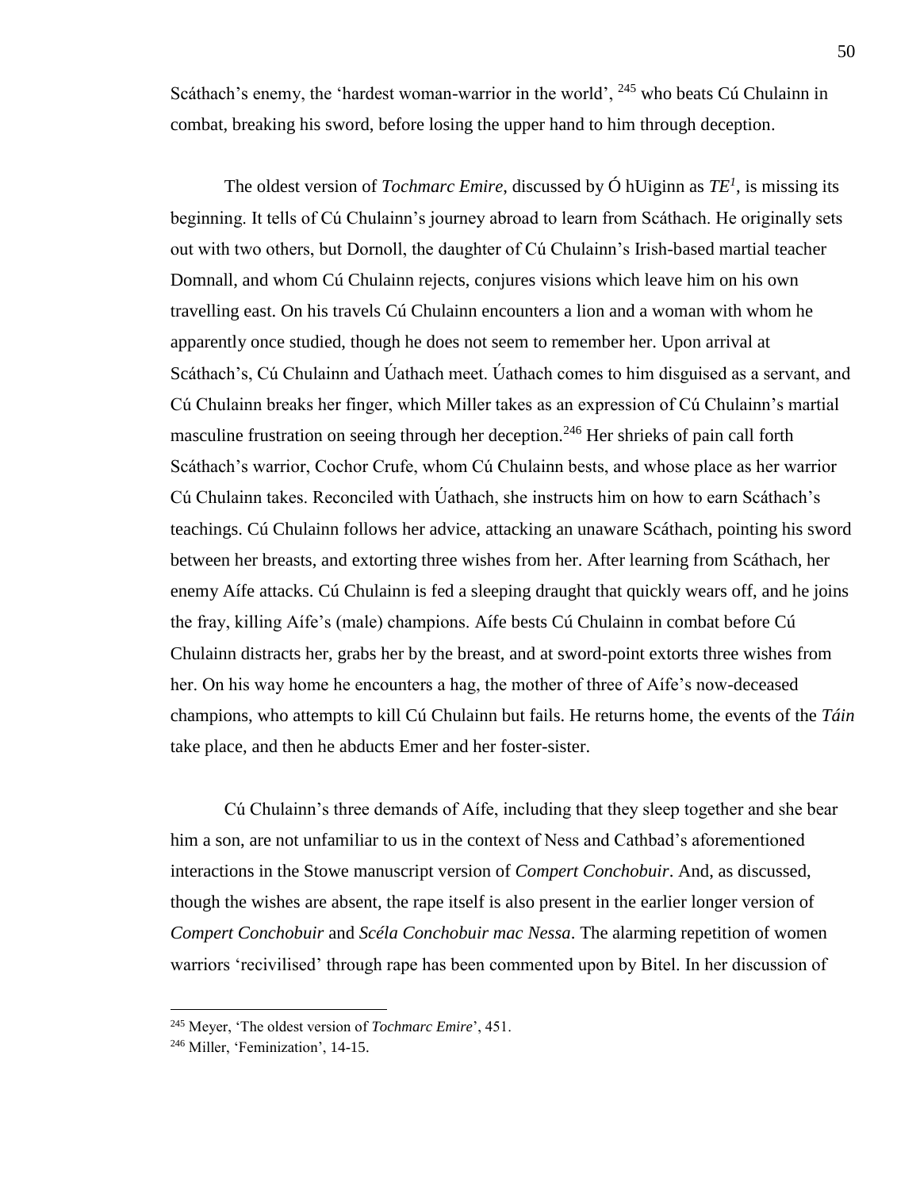Scáthach's enemy, the 'hardest woman-warrior in the world', [245] who beats Cú Chulainn in combat, breaking his sword, before losing the upper hand to him through deception.

The oldest version of *Tochmarc Emire*, discussed by Ó hUiginn as *TE¹*, is missing its beginning. It tells of Cú Chulainn's journey abroad to learn from Scáthach. He originally sets out with two others, but Dornoll, the daughter of Cú Chulainn's Irish-based martial teacher Domnall, and whom Cú Chulainn rejects, conjures visions which leave him on his own travelling east. On his travels Cú Chulainn encounters a lion and a woman with whom he apparently once studied, though he does not seem to remember her. Upon arrival at Scáthach's, Cú Chulainn and Úathach meet. Úathach comes to him disguised as a servant, and Cú Chulainn breaks her finger, which Miller takes as an expression of Cú Chulainn's martial masculine frustration on seeing through her deception.[246] Her shrieks of pain call forth Scáthach's warrior, Cochor Crufe, whom Cú Chulainn bests, and whose place as her warrior Cú Chulainn takes. Reconciled with Úathach, she instructs him on how to earn Scáthach's teachings. Cú Chulainn follows her advice, attacking an unaware Scáthach, pointing his sword between her breasts, and extorting three wishes from her. After learning from Scáthach, her enemy Aífe attacks. Cú Chulainn is fed a sleeping draught that quickly wears off, and he joins the fray, killing Aífe's (male) champions. Aífe bests Cú Chulainn in combat before Cú Chulainn distracts her, grabs her by the breast, and at sword-point extorts three wishes from her. On his way home he encounters a hag, the mother of three of Aífe's now-deceased champions, who attempts to kill Cú Chulainn but fails. He returns home, the events of the *Táin* take place, and then he abducts Emer and her foster-sister.

Cú Chulainn's three demands of Aífe, including that they sleep together and she bear him a son, are not unfamiliar to us in the context of Ness and Cathbad's aforementioned interactions in the Stowe manuscript version of *Compert Conchobuir*. And, as discussed, though the wishes are absent, the rape itself is also present in the earlier longer version of *Compert Conchobuir* and *Scéla Conchobuir mac Nessa*. The alarming repetition of women warriors 'recivilised' through rape has been commented upon by Bitel. In her discussion of

---

[245] Meyer, 'The oldest version of *Tochmarc Emire*', 451.

[246] Miller, 'Feminization', 14-15.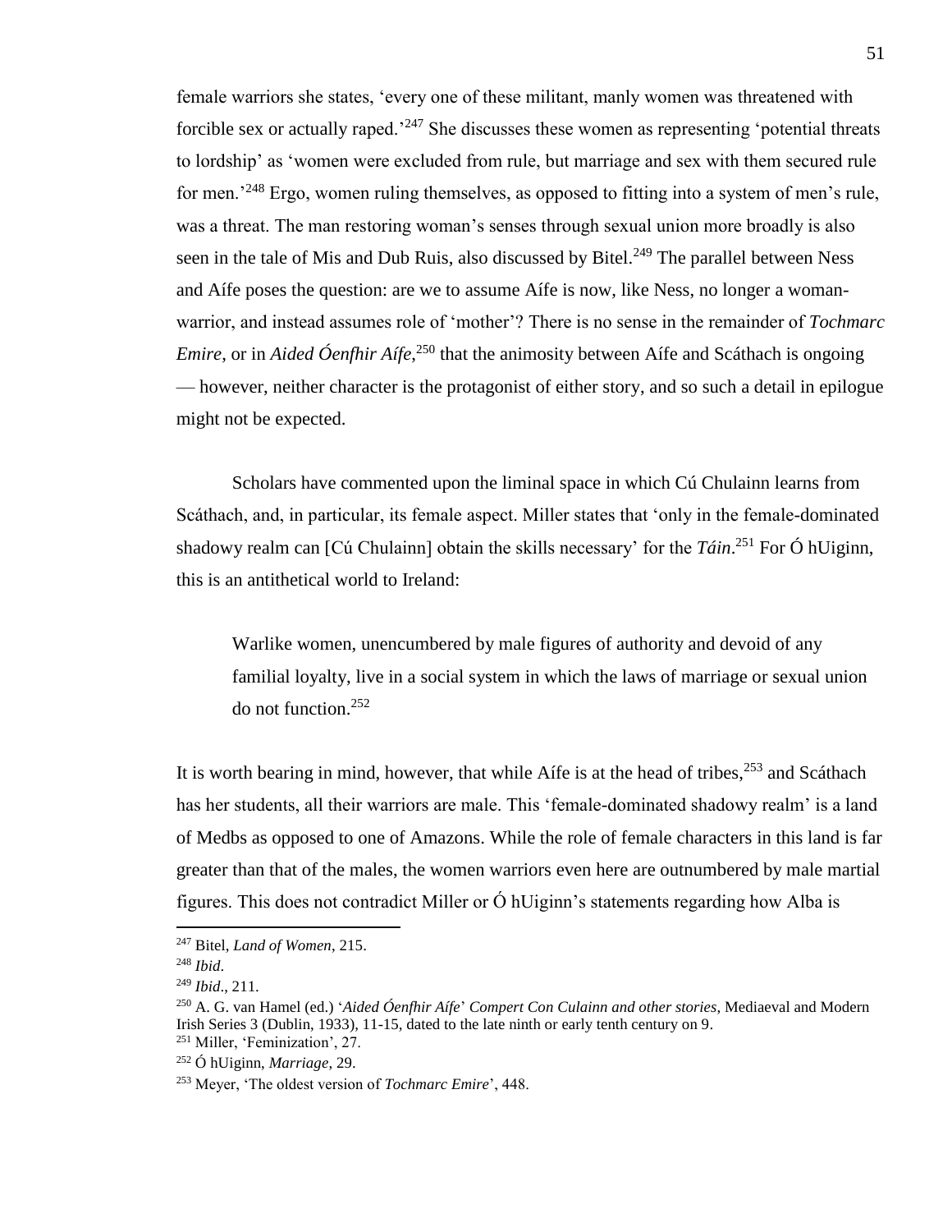female warriors she states, 'every one of these militant, manly women was threatened with forcible sex or actually raped.'[247] She discusses these women as representing 'potential threats to lordship' as 'women were excluded from rule, but marriage and sex with them secured rule for men.'[248] Ergo, women ruling themselves, as opposed to fitting into a system of men's rule, was a threat. The man restoring woman's senses through sexual union more broadly is also seen in the tale of Mis and Dub Ruis, also discussed by Bitel.[249] The parallel between Ness and Aífe poses the question: are we to assume Aífe is now, like Ness, no longer a woman-warrior, and instead assumes role of 'mother'? There is no sense in the remainder of *Tochmarc Emire*, or in *Aided Óenfhir Aífe*,[250] that the animosity between Aífe and Scáthach is ongoing — however, neither character is the protagonist of either story, and so such a detail in epilogue might not be expected.

Scholars have commented upon the liminal space in which Cú Chulainn learns from Scáthach, and, in particular, its female aspect. Miller states that 'only in the female-dominated shadowy realm can [Cú Chulainn] obtain the skills necessary' for the *Táin*.[251] For Ó hUiginn, this is an antithetical world to Ireland:

> Warlike women, unencumbered by male figures of authority and devoid of any familial loyalty, live in a social system in which the laws of marriage or sexual union do not function.[252]

It is worth bearing in mind, however, that while Aífe is at the head of tribes,[253] and Scáthach has her students, all their warriors are male. This 'female-dominated shadowy realm' is a land of Medbs as opposed to one of Amazons. While the role of female characters in this land is far greater than that of the males, the women warriors even here are outnumbered by male martial figures. This does not contradict Miller or Ó hUiginn's statements regarding how Alba is

---

[247] Bitel, *Land of Women*, 215.

[248] *Ibid*.

[249] *Ibid*., 211.

[250] A. G. van Hamel (ed.) '*Aided Óenfhir Aífe*' *Compert Con Culainn and other stories*, Mediaeval and Modern Irish Series 3 (Dublin, 1933), 11-15, dated to the late ninth or early tenth century on 9.

[251] Miller, 'Feminization', 27.

[252] Ó hUiginn, *Marriage*, 29.

[253] Meyer, 'The oldest version of *Tochmarc Emire*', 448.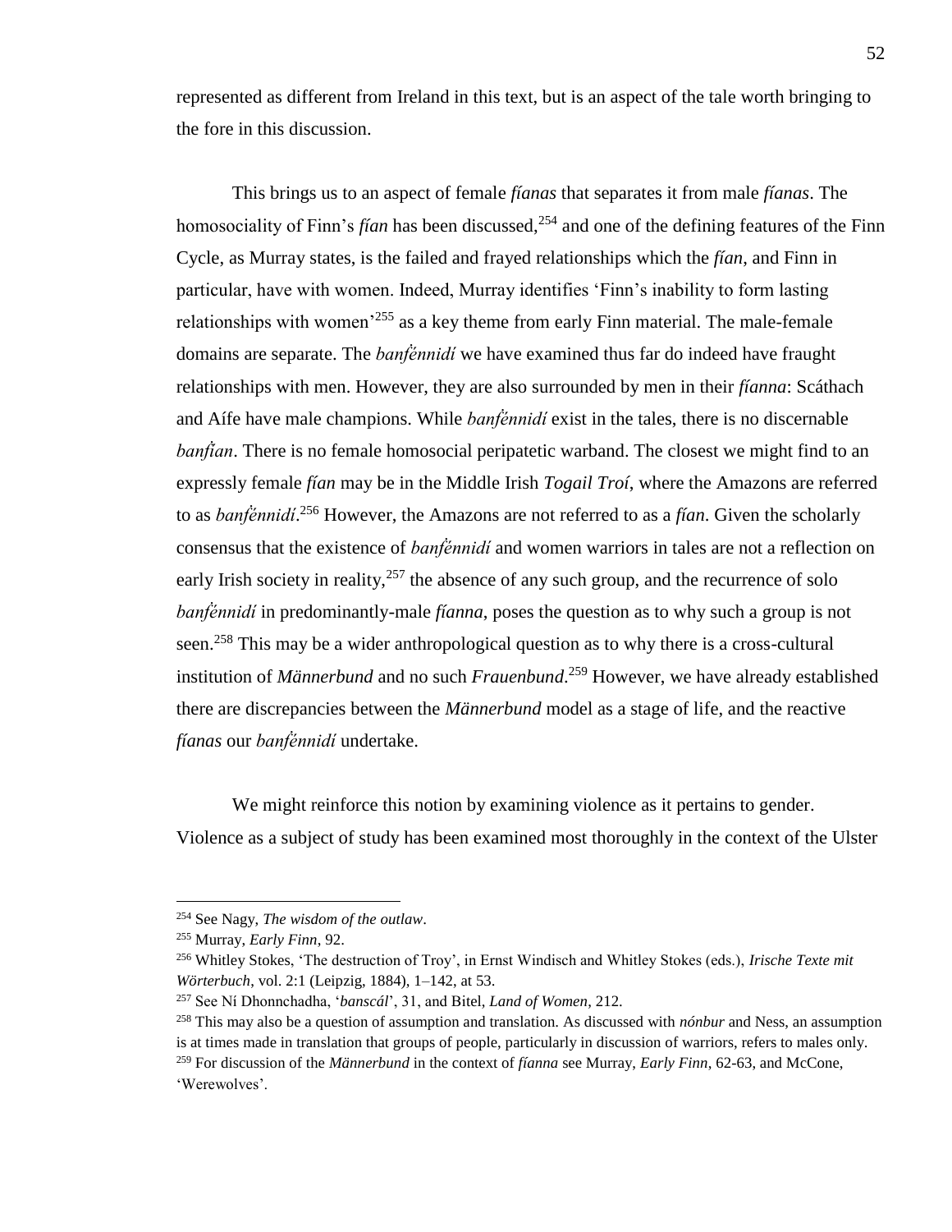represented as different from Ireland in this text, but is an aspect of the tale worth bringing to the fore in this discussion.

This brings us to an aspect of female *fíanas* that separates it from male *fíanas*. The homosociality of Finn's *fían* has been discussed,[254] and one of the defining features of the Finn Cycle, as Murray states, is the failed and frayed relationships which the *fían*, and Finn in particular, have with women. Indeed, Murray identifies 'Finn's inability to form lasting relationships with women'[255] as a key theme from early Finn material. The male-female domains are separate. The *banḟénnidí* we have examined thus far do indeed have fraught relationships with men. However, they are also surrounded by men in their *fíanna*: Scáthach and Aífe have male champions. While *banḟénnidí* exist in the tales, there is no discernable *banḟían*. There is no female homosocial peripatetic warband. The closest we might find to an expressly female *fían* may be in the Middle Irish *Togail Troí*, where the Amazons are referred to as *banḟénnidí*.[256] However, the Amazons are not referred to as a *fían*. Given the scholarly consensus that the existence of *banḟénnidí* and women warriors in tales are not a reflection on early Irish society in reality,[257] the absence of any such group, and the recurrence of solo *banḟénnidí* in predominantly-male *fíanna*, poses the question as to why such a group is not seen.[258] This may be a wider anthropological question as to why there is a cross-cultural institution of *Männerbund* and no such *Frauenbund*.[259] However, we have already established there are discrepancies between the *Männerbund* model as a stage of life, and the reactive *fíanas* our *banḟénnidí* undertake.

We might reinforce this notion by examining violence as it pertains to gender. Violence as a subject of study has been examined most thoroughly in the context of the Ulster

---

[254] See Nagy, *The wisdom of the outlaw*.

[255] Murray, *Early Finn*, 92.

[256] Whitley Stokes, 'The destruction of Troy', in Ernst Windisch and Whitley Stokes (eds.), *Irische Texte mit Wörterbuch*, vol. 2:1 (Leipzig, 1884), 1–142, at 53.

[257] See Ní Dhonnchadha, '*banscál*', 31, and Bitel, *Land of Women*, 212.

[258] This may also be a question of assumption and translation. As discussed with *nónbur* and Ness, an assumption is at times made in translation that groups of people, particularly in discussion of warriors, refers to males only.

[259] For discussion of the *Männerbund* in the context of *fíanna* see Murray, *Early Finn*, 62-63, and McCone, 'Werewolves'.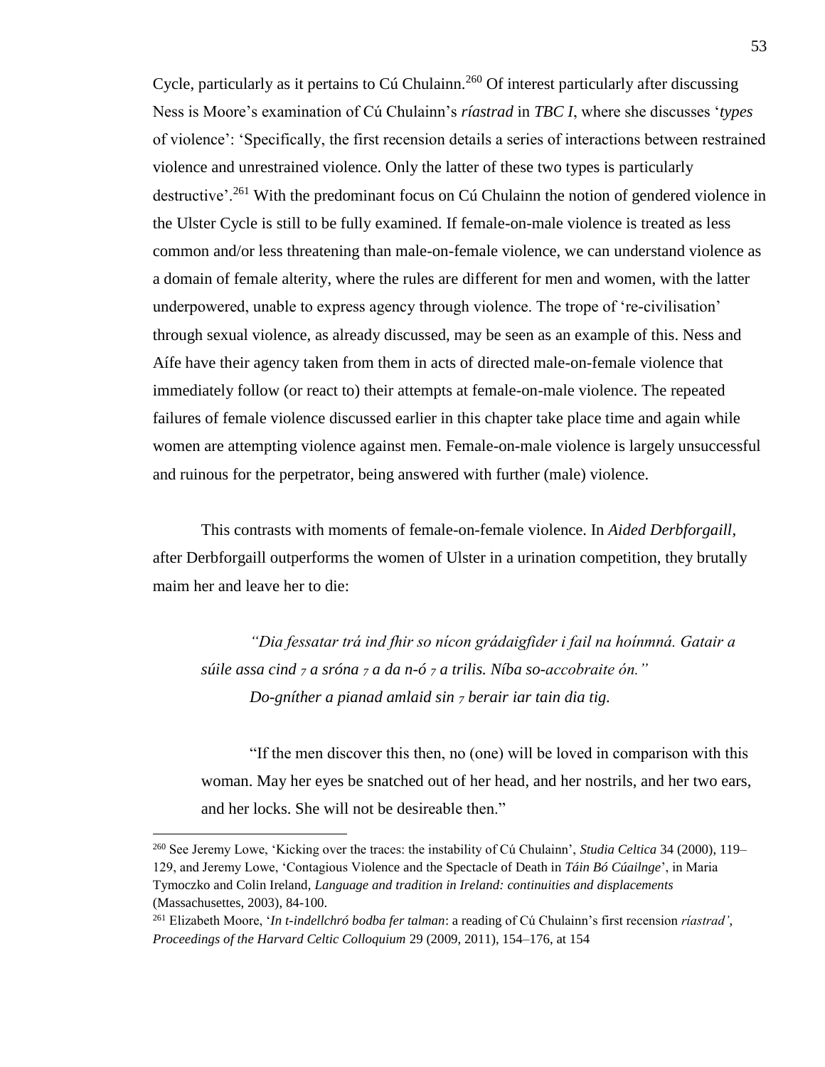Cycle, particularly as it pertains to Cú Chulainn.[260] Of interest particularly after discussing Ness is Moore's examination of Cú Chulainn's *ríastrad* in *TBC I*, where she discusses '*types* of violence': 'Specifically, the first recension details a series of interactions between restrained violence and unrestrained violence. Only the latter of these two types is particularly destructive'.[261] With the predominant focus on Cú Chulainn the notion of gendered violence in the Ulster Cycle is still to be fully examined. If female-on-male violence is treated as less common and/or less threatening than male-on-female violence, we can understand violence as a domain of female alterity, where the rules are different for men and women, with the latter underpowered, unable to express agency through violence. The trope of 're-civilisation' through sexual violence, as already discussed, may be seen as an example of this. Ness and Aífe have their agency taken from them in acts of directed male-on-female violence that immediately follow (or react to) their attempts at female-on-male violence. The repeated failures of female violence discussed earlier in this chapter take place time and again while women are attempting violence against men. Female-on-male violence is largely unsuccessful and ruinous for the perpetrator, being answered with further (male) violence.

This contrasts with moments of female-on-female violence. In *Aided Derbforgaill*, after Derbforgaill outperforms the women of Ulster in a urination competition, they brutally maim her and leave her to die:

> *"Dia fessatar trá ind fhir so nícon grádaigfider i fail na hoínmná. Gatair a súile assa cind ⁊ a srónа ⁊ a da n-ó ⁊ a trilis. Níba so-accobraite ón."*
> *Do-gníther a pianad amlaid sin ⁊ berair iar tain dia tig.*
>
> "If the men discover this then, no (one) will be loved in comparison with this woman. May her eyes be snatched out of her head, and her nostrils, and her two ears, and her locks. She will not be desireable then."

---

[260] See Jeremy Lowe, 'Kicking over the traces: the instability of Cú Chulainn', *Studia Celtica* 34 (2000), 119–129, and Jeremy Lowe, 'Contagious Violence and the Spectacle of Death in *Táin Bó Cúailnge*', in Maria Tymoczko and Colin Ireland, *Language and tradition in Ireland: continuities and displacements* (Massachusettes, 2003), 84-100.

[261] Elizabeth Moore, '*In t-indellchró bodba fer talman*: a reading of Cú Chulainn's first recension *ríastrad'*, *Proceedings of the Harvard Celtic Colloquium* 29 (2009, 2011), 154–176, at 154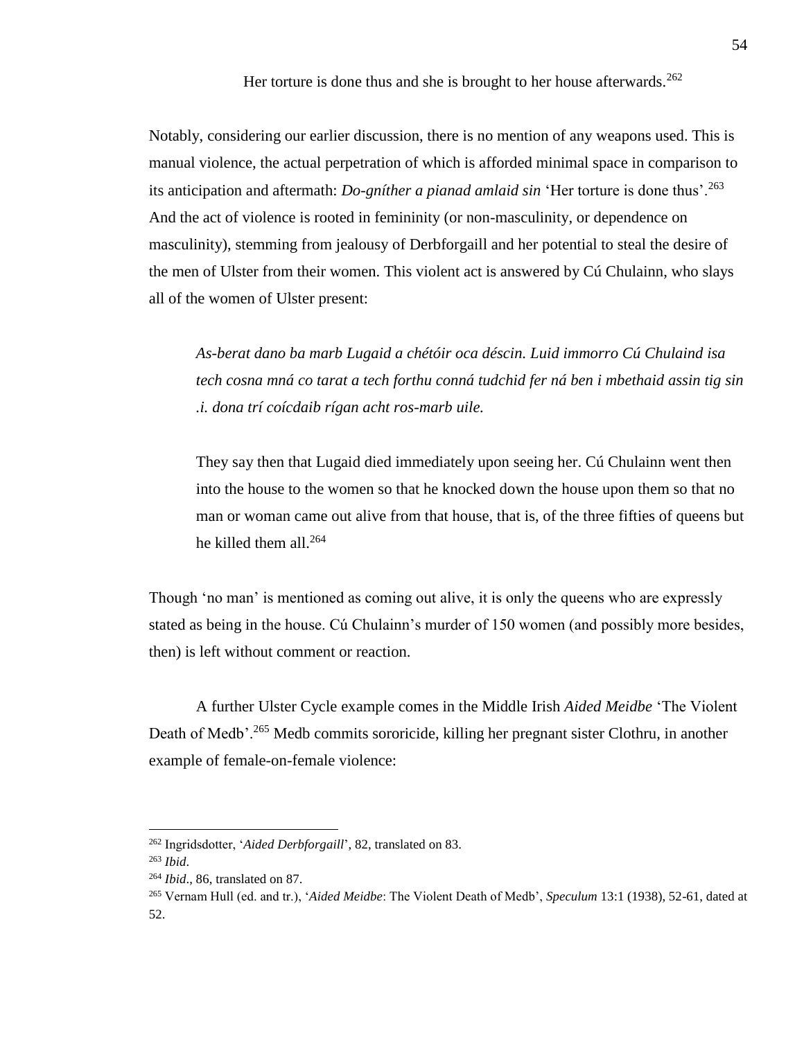> Her torture is done thus and she is brought to her house afterwards.[262]

Notably, considering our earlier discussion, there is no mention of any weapons used. This is manual violence, the actual perpetration of which is afforded minimal space in comparison to its anticipation and aftermath: *Do-gníther a pianad amlaid sin* 'Her torture is done thus'.[263] And the act of violence is rooted in femininity (or non-masculinity, or dependence on masculinity), stemming from jealousy of Derbforgaill and her potential to steal the desire of the men of Ulster from their women. This violent act is answered by Cú Chulainn, who slays all of the women of Ulster present:

> *As-berat dano ba marb Lugaid a chétóir oca déscin. Luid immorro Cú Chulaind isa tech cosna mná co tarat a tech forthu conná tudchid fer ná ben i mbethaid assin tig sin .i. dona trí coícdaib rígan acht ros-marb uile.*
>
> They say then that Lugaid died immediately upon seeing her. Cú Chulainn went then into the house to the women so that he knocked down the house upon them so that no man or woman came out alive from that house, that is, of the three fifties of queens but he killed them all.[264]

Though 'no man' is mentioned as coming out alive, it is only the queens who are expressly stated as being in the house. Cú Chulainn's murder of 150 women (and possibly more besides, then) is left without comment or reaction.

A further Ulster Cycle example comes in the Middle Irish *Aided Meidbe* 'The Violent Death of Medb'.[265] Medb commits sororicide, killing her pregnant sister Clothru, in another example of female-on-female violence:

---

[262] Ingridsdotter, '*Aided Derbforgaill*', 82, translated on 83.

[263] *Ibid*.

[264] *Ibid*., 86, translated on 87.

[265] Vernam Hull (ed. and tr.), '*Aided Meidbe*: The Violent Death of Medb', *Speculum* 13:1 (1938), 52-61, dated at 52.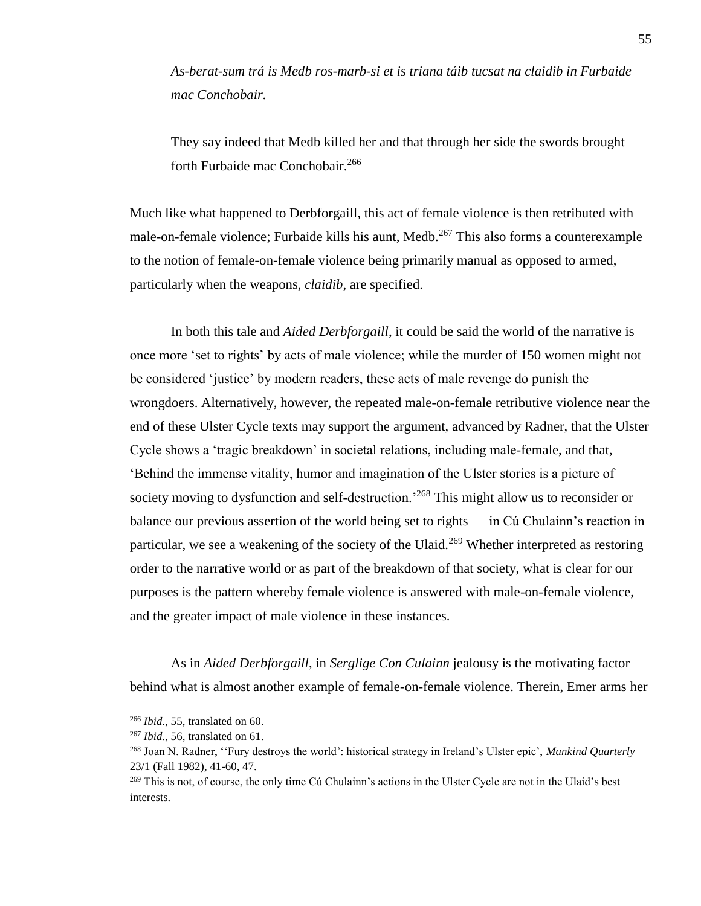> *As-berat-sum trá is Medb ros-marb-si et is triana táib tucsat na claidib in Furbaide mac Conchobair.*
>
> They say indeed that Medb killed her and that through her side the swords brought forth Furbaide mac Conchobair.[266]

Much like what happened to Derbforgaill, this act of female violence is then retributed with male-on-female violence; Furbaide kills his aunt, Medb.[267] This also forms a counterexample to the notion of female-on-female violence being primarily manual as opposed to armed, particularly when the weapons, *claidib*, are specified.

In both this tale and *Aided Derbforgaill*, it could be said the world of the narrative is once more 'set to rights' by acts of male violence; while the murder of 150 women might not be considered 'justice' by modern readers, these acts of male revenge do punish the wrongdoers. Alternatively, however, the repeated male-on-female retributive violence near the end of these Ulster Cycle texts may support the argument, advanced by Radner, that the Ulster Cycle shows a 'tragic breakdown' in societal relations, including male-female, and that, 'Behind the immense vitality, humor and imagination of the Ulster stories is a picture of society moving to dysfunction and self-destruction.'[268] This might allow us to reconsider or balance our previous assertion of the world being set to rights — in Cú Chulainn's reaction in particular, we see a weakening of the society of the Ulaid.[269] Whether interpreted as restoring order to the narrative world or as part of the breakdown of that society, what is clear for our purposes is the pattern whereby female violence is answered with male-on-female violence, and the greater impact of male violence in these instances.

As in *Aided Derbforgaill*, in *Serglige Con Culainn* jealousy is the motivating factor behind what is almost another example of female-on-female violence. Therein, Emer arms her

---

[266] *Ibid*., 55, translated on 60.

[267] *Ibid*., 56, translated on 61.

[268] Joan N. Radner, ''Fury destroys the world': historical strategy in Ireland's Ulster epic', *Mankind Quarterly* 23/1 (Fall 1982), 41-60, 47.

[269] This is not, of course, the only time Cú Chulainn's actions in the Ulster Cycle are not in the Ulaid's best interests.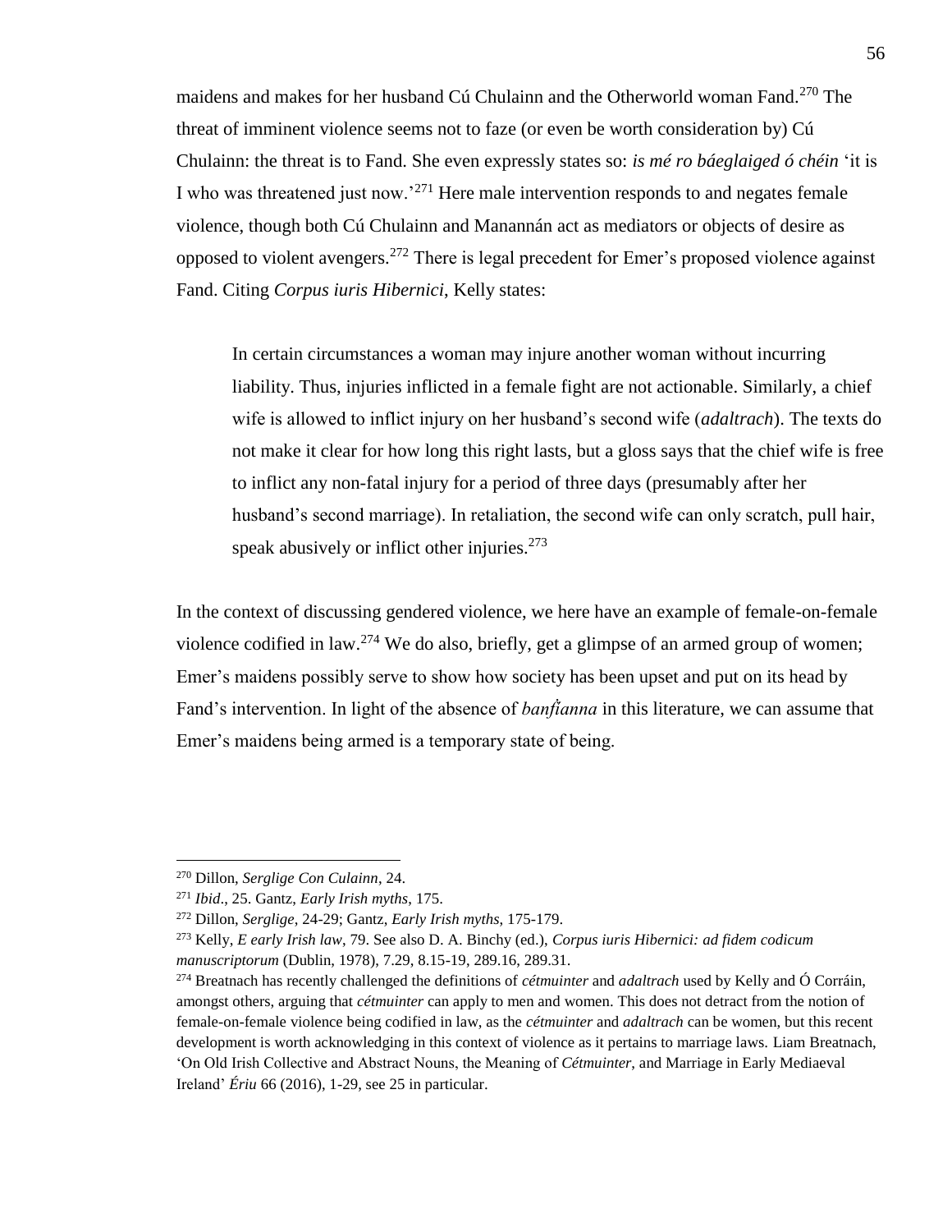maidens and makes for her husband Cú Chulainn and the Otherworld woman Fand.[270] The threat of imminent violence seems not to faze (or even be worth consideration by) Cú Chulainn: the threat is to Fand. She even expressly states so: *is mé ro báeglaiged ó chéin* 'it is I who was threatened just now.'[271] Here male intervention responds to and negates female violence, though both Cú Chulainn and Manannán act as mediators or objects of desire as opposed to violent avengers.[272] There is legal precedent for Emer's proposed violence against Fand. Citing *Corpus iuris Hibernici*, Kelly states:

> In certain circumstances a woman may injure another woman without incurring liability. Thus, injuries inflicted in a female fight are not actionable. Similarly, a chief wife is allowed to inflict injury on her husband's second wife (*adaltrach*). The texts do not make it clear for how long this right lasts, but a gloss says that the chief wife is free to inflict any non-fatal injury for a period of three days (presumably after her husband's second marriage). In retaliation, the second wife can only scratch, pull hair, speak abusively or inflict other injuries.[273]

In the context of discussing gendered violence, we here have an example of female-on-female violence codified in law.[274] We do also, briefly, get a glimpse of an armed group of women; Emer's maidens possibly serve to show how society has been upset and put on its head by Fand's intervention. In light of the absence of *banḟianna* in this literature, we can assume that Emer's maidens being armed is a temporary state of being.

---

[270] Dillon, *Serglige Con Culainn*, 24.

[271] *Ibid*., 25. Gantz, *Early Irish myths*, 175.

[272] Dillon, *Serglige*, 24-29; Gantz, *Early Irish myths*, 175-179.

[273] Kelly, *E early Irish law*, 79. See also D. A. Binchy (ed.), *Corpus iuris Hibernici: ad fidem codicum manuscriptorum* (Dublin, 1978), 7.29, 8.15-19, 289.16, 289.31.

[274] Breatnach has recently challenged the definitions of *cétmuinter* and *adaltrach* used by Kelly and Ó Corráin, amongst others, arguing that *cétmuinter* can apply to men and women. This does not detract from the notion of female-on-female violence being codified in law, as the *cétmuinter* and *adaltrach* can be women, but this recent development is worth acknowledging in this context of violence as it pertains to marriage laws. Liam Breatnach, 'On Old Irish Collective and Abstract Nouns, the Meaning of *Cétmuinter*, and Marriage in Early Mediaeval Ireland' *Ériu* 66 (2016), 1-29, see 25 in particular.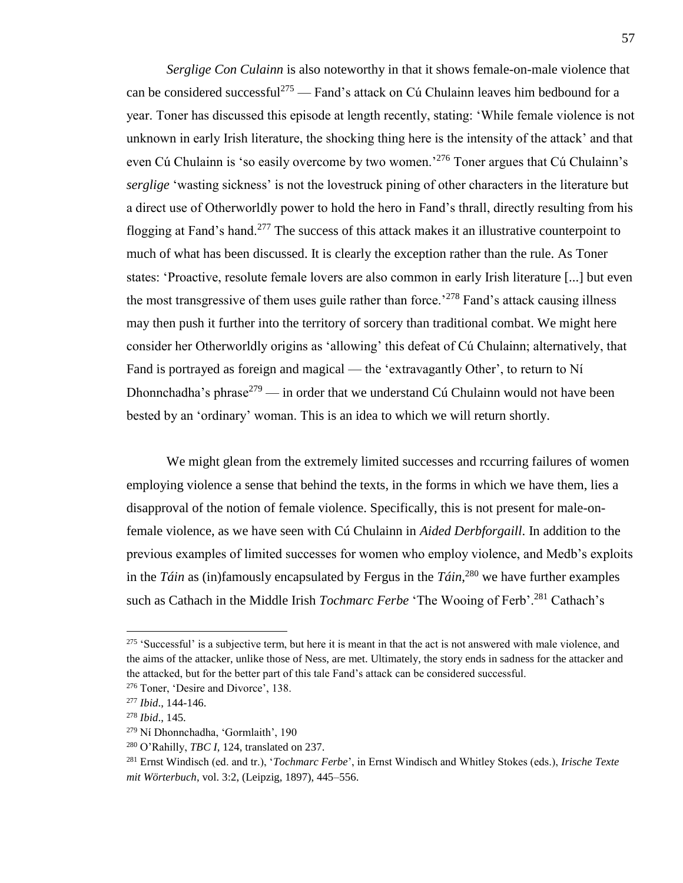*Serglige Con Culainn* is also noteworthy in that it shows female-on-male violence that can be considered successful[275] — Fand's attack on Cú Chulainn leaves him bedbound for a year. Toner has discussed this episode at length recently, stating: 'While female violence is not unknown in early Irish literature, the shocking thing here is the intensity of the attack' and that even Cú Chulainn is 'so easily overcome by two women.'[276] Toner argues that Cú Chulainn's *serglige* 'wasting sickness' is not the lovestruck pining of other characters in the literature but a direct use of Otherworldly power to hold the hero in Fand's thrall, directly resulting from his flogging at Fand's hand.[277] The success of this attack makes it an illustrative counterpoint to much of what has been discussed. It is clearly the exception rather than the rule. As Toner states: 'Proactive, resolute female lovers are also common in early Irish literature [...] but even the most transgressive of them uses guile rather than force.'[278] Fand's attack causing illness may then push it further into the territory of sorcery than traditional combat. We might here consider her Otherworldly origins as 'allowing' this defeat of Cú Chulainn; alternatively, that Fand is portrayed as foreign and magical — the 'extravagantly Other', to return to Ní Dhonnchadha's phrase[279] — in order that we understand Cú Chulainn would not have been bested by an 'ordinary' woman. This is an idea to which we will return shortly.

We might glean from the extremely limited successes and rccurring failures of women employing violence a sense that behind the texts, in the forms in which we have them, lies a disapproval of the notion of female violence. Specifically, this is not present for male-on-female violence, as we have seen with Cú Chulainn in *Aided Derbforgaill*. In addition to the previous examples of limited successes for women who employ violence, and Medb's exploits in the *Táin* as (in)famously encapsulated by Fergus in the *Táin*,[280] we have further examples such as Cathach in the Middle Irish *Tochmarc Ferbe* 'The Wooing of Ferb'.[281] Cathach's

---

[275] 'Successful' is a subjective term, but here it is meant in that the act is not answered with male violence, and the aims of the attacker, unlike those of Ness, are met. Ultimately, the story ends in sadness for the attacker and the attacked, but for the better part of this tale Fand's attack can be considered successful.

[276] Toner, 'Desire and Divorce', 138.

[277] *Ibid*., 144-146.

[278] *Ibid*., 145.

[279] Ní Dhonnchadha, 'Gormlaith', 190

[280] O'Rahilly, *TBC I*, 124, translated on 237.

[281] Ernst Windisch (ed. and tr.), '*Tochmarc Ferbe*', in Ernst Windisch and Whitley Stokes (eds.), *Irische Texte mit Wörterbuch*, vol. 3:2, (Leipzig, 1897), 445–556.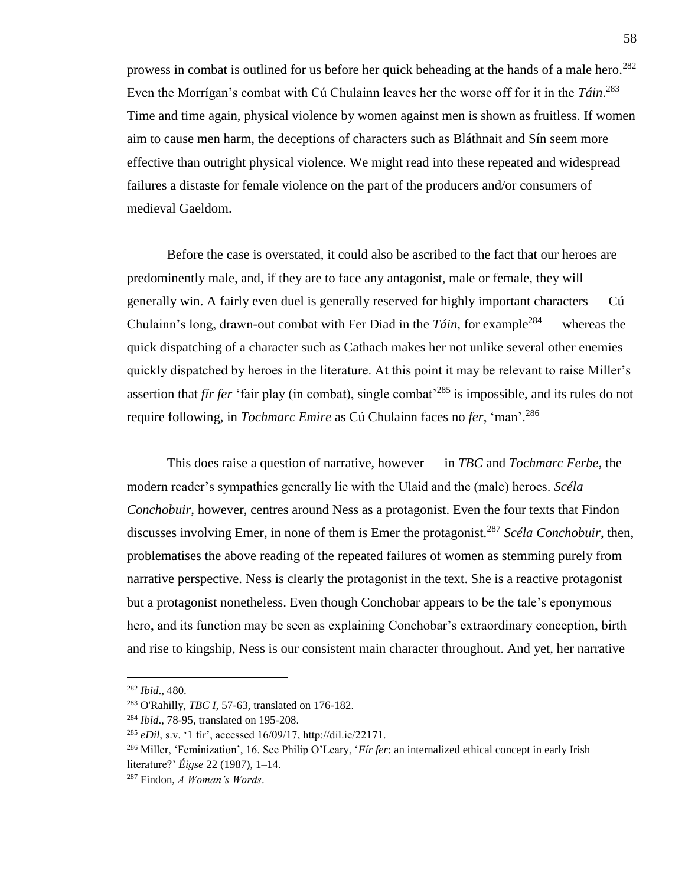prowess in combat is outlined for us before her quick beheading at the hands of a male hero.[282] Even the Morrígan's combat with Cú Chulainn leaves her the worse off for it in the *Táin*.[283] Time and time again, physical violence by women against men is shown as fruitless. If women aim to cause men harm, the deceptions of characters such as Bláthnait and Sín seem more effective than outright physical violence. We might read into these repeated and widespread failures a distaste for female violence on the part of the producers and/or consumers of medieval Gaeldom.

Before the case is overstated, it could also be ascribed to the fact that our heroes are predominently male, and, if they are to face any antagonist, male or female, they will generally win. A fairly even duel is generally reserved for highly important characters — Cú Chulainn's long, drawn-out combat with Fer Diad in the *Táin*, for example[284] — whereas the quick dispatching of a character such as Cathach makes her not unlike several other enemies quickly dispatched by heroes in the literature. At this point it may be relevant to raise Miller's assertion that *fír fer* 'fair play (in combat), single combat'[285] is impossible, and its rules do not require following, in *Tochmarc Emire* as Cú Chulainn faces no *fer*, 'man'.[286]

This does raise a question of narrative, however — in *TBC* and *Tochmarc Ferbe*, the modern reader's sympathies generally lie with the Ulaid and the (male) heroes. *Scéla Conchobuir*, however, centres around Ness as a protagonist. Even the four texts that Findon discusses involving Emer, in none of them is Emer the protagonist.[287] *Scéla Conchobuir*, then, problematises the above reading of the repeated failures of women as stemming purely from narrative perspective. Ness is clearly the protagonist in the text. She is a reactive protagonist but a protagonist nonetheless. Even though Conchobar appears to be the tale's eponymous hero, and its function may be seen as explaining Conchobar's extraordinary conception, birth and rise to kingship, Ness is our consistent main character throughout. And yet, her narrative

---

[282] *Ibid*., 480.

[283] O'Rahilly, *TBC I*, 57-63, translated on 176-182.

[284] *Ibid*., 78-95, translated on 195-208.

[285] *eDil*, s.v. '1 fír', accessed 16/09/17, http://dil.ie/22171.

[286] Miller, 'Feminization', 16. See Philip O'Leary, '*Fír fer*: an internalized ethical concept in early Irish literature?' *Éigse* 22 (1987), 1–14.

[287] Findon, *A Woman's Words*.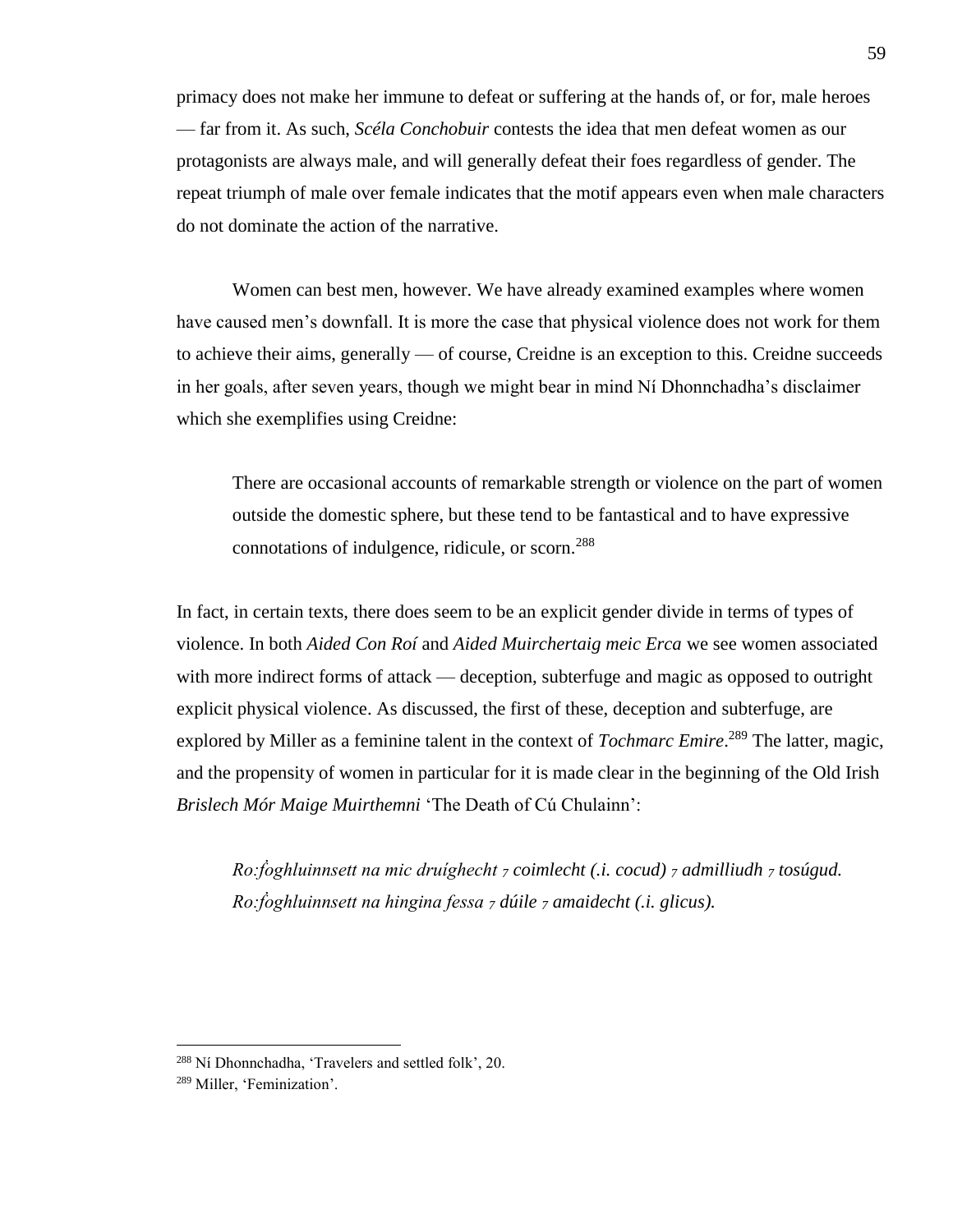primacy does not make her immune to defeat or suffering at the hands of, or for, male heroes — far from it. As such, *Scéla Conchobuir* contests the idea that men defeat women as our protagonists are always male, and will generally defeat their foes regardless of gender. The repeat triumph of male over female indicates that the motif appears even when male characters do not dominate the action of the narrative.

Women can best men, however. We have already examined examples where women have caused men's downfall. It is more the case that physical violence does not work for them to achieve their aims, generally — of course, Creidne is an exception to this. Creidne succeeds in her goals, after seven years, though we might bear in mind Ní Dhonnchadha's disclaimer which she exemplifies using Creidne:

> There are occasional accounts of remarkable strength or violence on the part of women outside the domestic sphere, but these tend to be fantastical and to have expressive connotations of indulgence, ridicule, or scorn.[288]

In fact, in certain texts, there does seem to be an explicit gender divide in terms of types of violence. In both *Aided Con Roí* and *Aided Muirchertaig meic Erca* we see women associated with more indirect forms of attack — deception, subterfuge and magic as opposed to outright explicit physical violence. As discussed, the first of these, deception and subterfuge, are explored by Miller as a feminine talent in the context of *Tochmarc Emire*.[289] The latter, magic, and the propensity of women in particular for it is made clear in the beginning of the Old Irish *Brislech Mór Maige Muirthemni* 'The Death of Cú Chulainn':

> *Ro·ḟoghluinnsett na mic druíghecht ⁊ coimlecht (.i. cocud) ⁊ admilliudh ⁊ tosúgud. Ro·ḟoghluinnsett na hingina fessa ⁊ dúile ⁊ amaidecht (.i. glicus).*

---

[288] Ní Dhonnchadha, 'Travelers and settled folk', 20.

[289] Miller, 'Feminization'.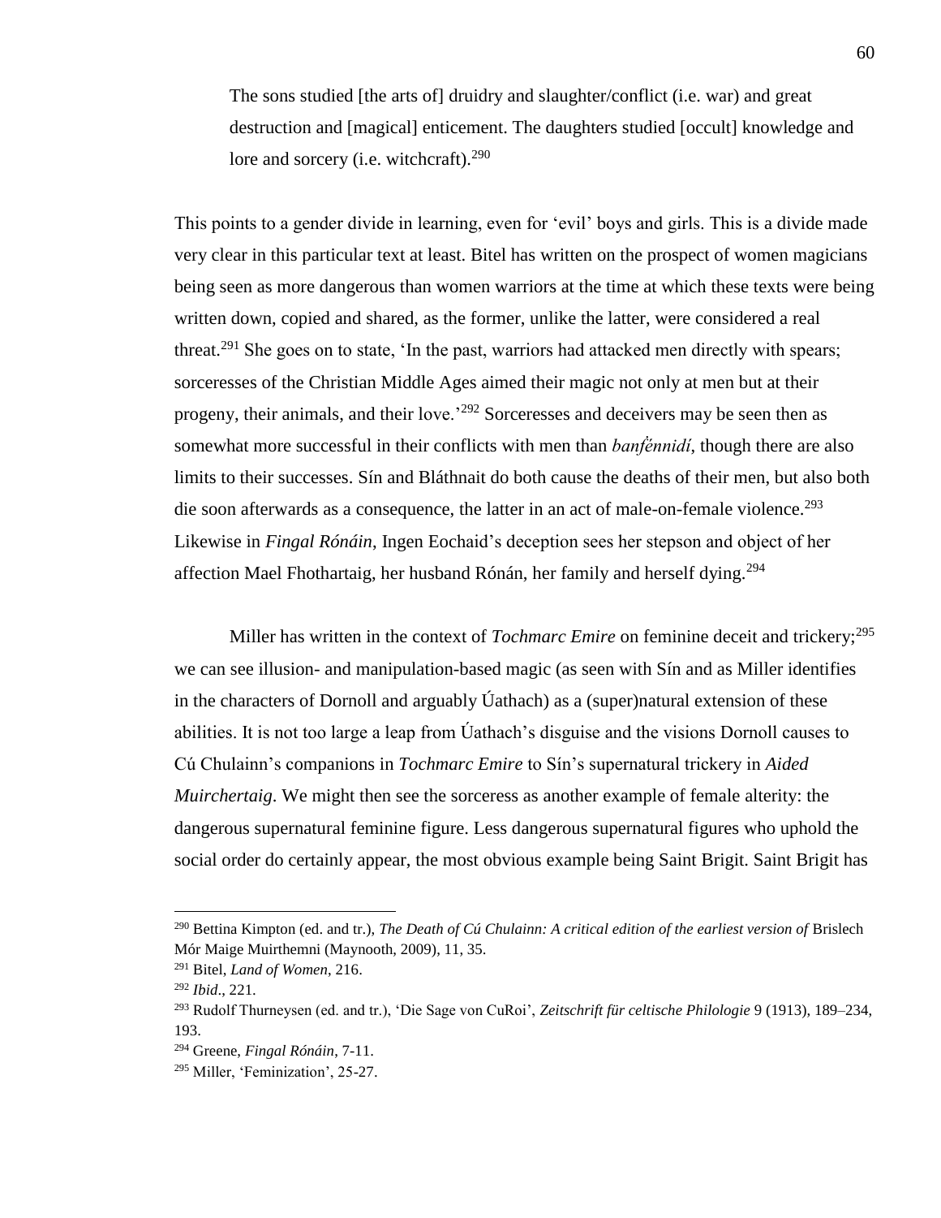> The sons studied [the arts of] druidry and slaughter/conflict (i.e. war) and great destruction and [magical] enticement. The daughters studied [occult] knowledge and lore and sorcery (i.e. witchcraft).[290]

This points to a gender divide in learning, even for 'evil' boys and girls. This is a divide made very clear in this particular text at least. Bitel has written on the prospect of women magicians being seen as more dangerous than women warriors at the time at which these texts were being written down, copied and shared, as the former, unlike the latter, were considered a real threat.[291] She goes on to state, 'In the past, warriors had attacked men directly with spears; sorceresses of the Christian Middle Ages aimed their magic not only at men but at their progeny, their animals, and their love.'[292] Sorceresses and deceivers may be seen then as somewhat more successful in their conflicts with men than *banfḗnnidí*, though there are also limits to their successes. Sín and Bláthnait do both cause the deaths of their men, but also both die soon afterwards as a consequence, the latter in an act of male-on-female violence.[293] Likewise in *Fingal Rónáin*, Ingen Eochaid's deception sees her stepson and object of her affection Mael Fhothartaig, her husband Rónán, her family and herself dying.[294]

Miller has written in the context of *Tochmarc Emire* on feminine deceit and trickery;[295] we can see illusion- and manipulation-based magic (as seen with Sín and as Miller identifies in the characters of Dornoll and arguably Úathach) as a (super)natural extension of these abilities. It is not too large a leap from Úathach's disguise and the visions Dornoll causes to Cú Chulainn's companions in *Tochmarc Emire* to Sín's supernatural trickery in *Aided Muirchertaig*. We might then see the sorceress as another example of female alterity: the dangerous supernatural feminine figure. Less dangerous supernatural figures who uphold the social order do certainly appear, the most obvious example being Saint Brigit. Saint Brigit has

---

[290] Bettina Kimpton (ed. and tr.), *The Death of Cú Chulainn: A critical edition of the earliest version of* Brislech Mór Maige Muirthemni (Maynooth, 2009), 11, 35.

[291] Bitel, *Land of Women*, 216.

[292] *Ibid*., 221.

[293] Rudolf Thurneysen (ed. and tr.), 'Die Sage von CuRoi', *Zeitschrift für celtische Philologie* 9 (1913), 189–234, 193.

[294] Greene, *Fingal Rónáin*, 7-11.

[295] Miller, 'Feminization', 25-27.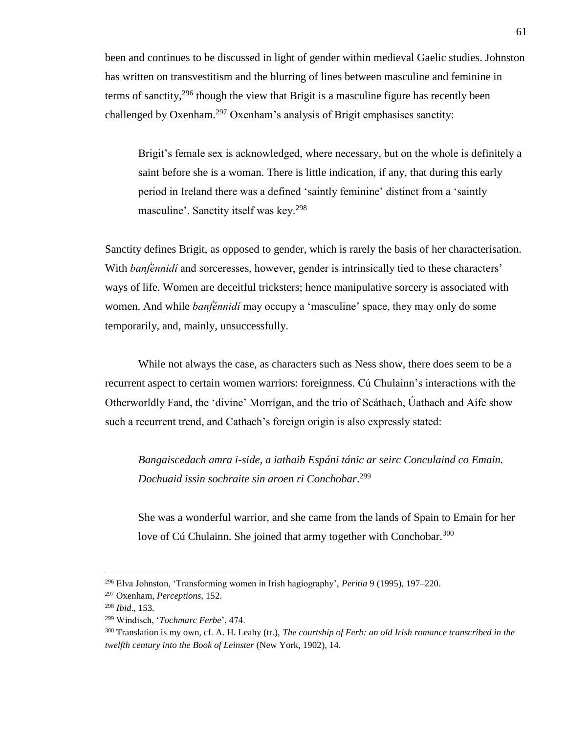been and continues to be discussed in light of gender within medieval Gaelic studies. Johnston has written on transvestitism and the blurring of lines between masculine and feminine in terms of sanctity,[296] though the view that Brigit is a masculine figure has recently been challenged by Oxenham.[297] Oxenham's analysis of Brigit emphasises sanctity:

> Brigit's female sex is acknowledged, where necessary, but on the whole is definitely a saint before she is a woman. There is little indication, if any, that during this early period in Ireland there was a defined 'saintly feminine' distinct from a 'saintly masculine'. Sanctity itself was key.[298]

Sanctity defines Brigit, as opposed to gender, which is rarely the basis of her characterisation. With *banféinnidí* and sorceresses, however, gender is intrinsically tied to these characters' ways of life. Women are deceitful tricksters; hence manipulative sorcery is associated with women. And while *banféinnidí* may occupy a 'masculine' space, they may only do some temporarily, and, mainly, unsuccessfully.

While not always the case, as characters such as Ness show, there does seem to be a recurrent aspect to certain women warriors: foreignness. Cú Chulainn's interactions with the Otherworldly Fand, the 'divine' Morrígan, and the trio of Scáthach, Úathach and Aífe show such a recurrent trend, and Cathach's foreign origin is also expressly stated:

> *Bangaiscedach amra i-side, a iathaib Espáni tánic ar seirc Conculaind co Emain. Dochuaid issin sochraite sin aroen ri Conchobar*.[299]

> She was a wonderful warrior, and she came from the lands of Spain to Emain for her love of Cú Chulainn. She joined that army together with Conchobar.[300]

---

[296] Elva Johnston, 'Transforming women in Irish hagiography', *Peritia* 9 (1995), 197–220.

[297] Oxenham, *Perceptions*, 152.

[298] *Ibid*., 153.

[299] Windisch, '*Tochmarc Ferbe*', 474.

[300] Translation is my own, cf. A. H. Leahy (tr.), *The courtship of Ferb: an old Irish romance transcribed in the twelfth century into the Book of Leinster* (New York, 1902), 14.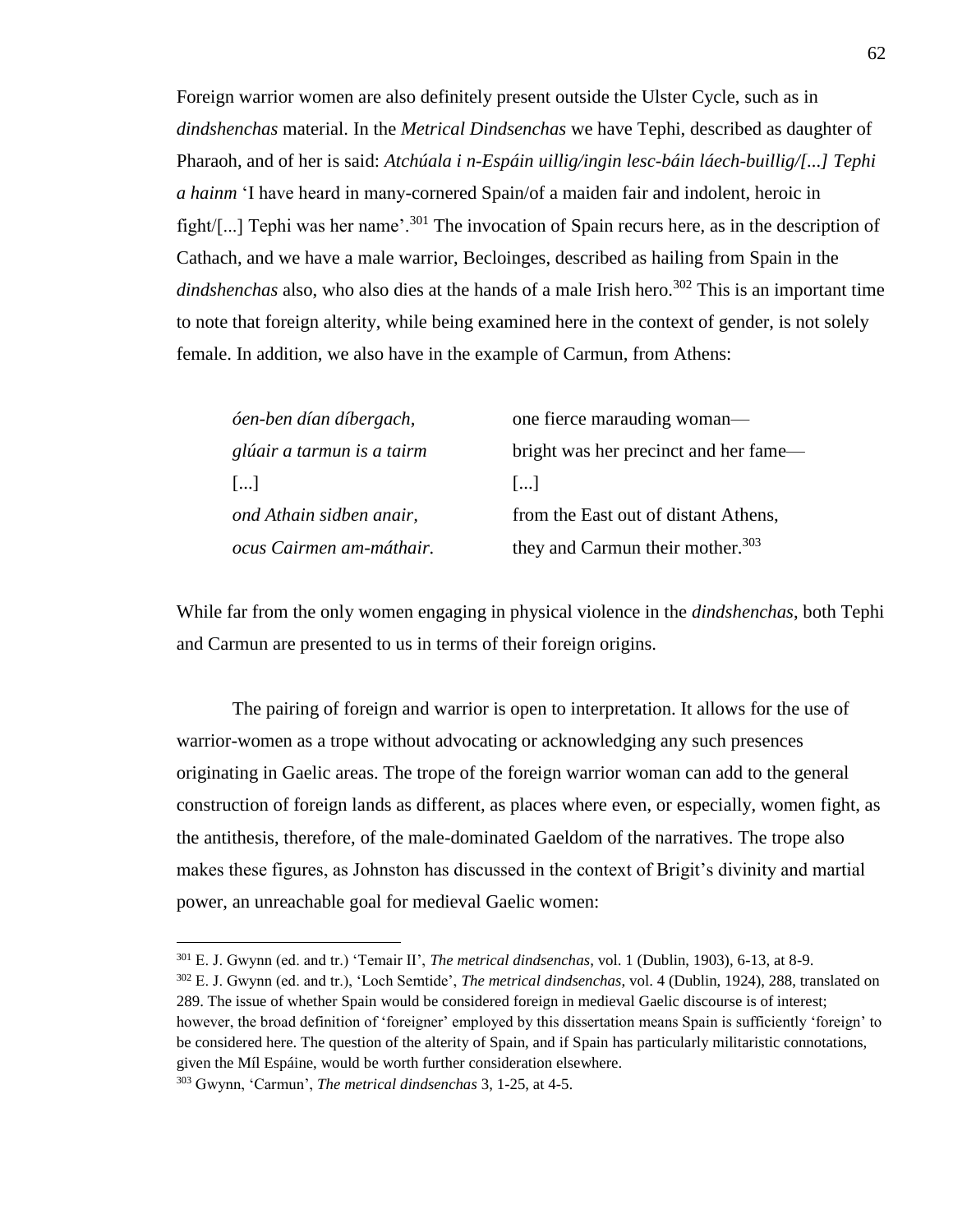Foreign warrior women are also definitely present outside the Ulster Cycle, such as in *dindshenchas* material. In the *Metrical Dindsenchas* we have Tephi, described as daughter of Pharaoh, and of her is said: *Atchúala i n-Espáin uillig/ingin lesc-báin láech-buillig/[...] Tephi a hainm* 'I have heard in many-cornered Spain/of a maiden fair and indolent, heroic in fight/[...] Tephi was her name'.[301] The invocation of Spain recurs here, as in the description of Cathach, and we have a male warrior, Becloinges, described as hailing from Spain in the *dindshenchas* also, who also dies at the hands of a male Irish hero.[302] This is an important time to note that foreign alterity, while being examined here in the context of gender, is not solely female. In addition, we also have in the example of Carmun, from Athens:

| | |
|---|---|
| *óen-ben dían díbergach,* | one fierce marauding woman— |
| *glúair a tarmun is a tairm* | bright was her precinct and her fame— |
| [...] | [...] |
| *ond Athain sidben anair,* | from the East out of distant Athens, |
| *ocus Cairmen am-máthair.* | they and Carmun their mother.[303] |

While far from the only women engaging in physical violence in the *dindshenchas*, both Tephi and Carmun are presented to us in terms of their foreign origins.

The pairing of foreign and warrior is open to interpretation. It allows for the use of warrior-women as a trope without advocating or acknowledging any such presences originating in Gaelic areas. The trope of the foreign warrior woman can add to the general construction of foreign lands as different, as places where even, or especially, women fight, as the antithesis, therefore, of the male-dominated Gaeldom of the narratives. The trope also makes these figures, as Johnston has discussed in the context of Brigit's divinity and martial power, an unreachable goal for medieval Gaelic women:

---

[301] E. J. Gwynn (ed. and tr.) 'Temair II', *The metrical dindsenchas*, vol. 1 (Dublin, 1903), 6-13, at 8-9.

[302] E. J. Gwynn (ed. and tr.), 'Loch Semtide', *The metrical dindsenchas*, vol. 4 (Dublin, 1924), 288, translated on 289. The issue of whether Spain would be considered foreign in medieval Gaelic discourse is of interest; however, the broad definition of 'foreigner' employed by this dissertation means Spain is sufficiently 'foreign' to be considered here. The question of the alterity of Spain, and if Spain has particularly militaristic connotations, given the Míl Espáine, would be worth further consideration elsewhere.

[303] Gwynn, 'Carmun', *The metrical dindsenchas* 3, 1-25, at 4-5.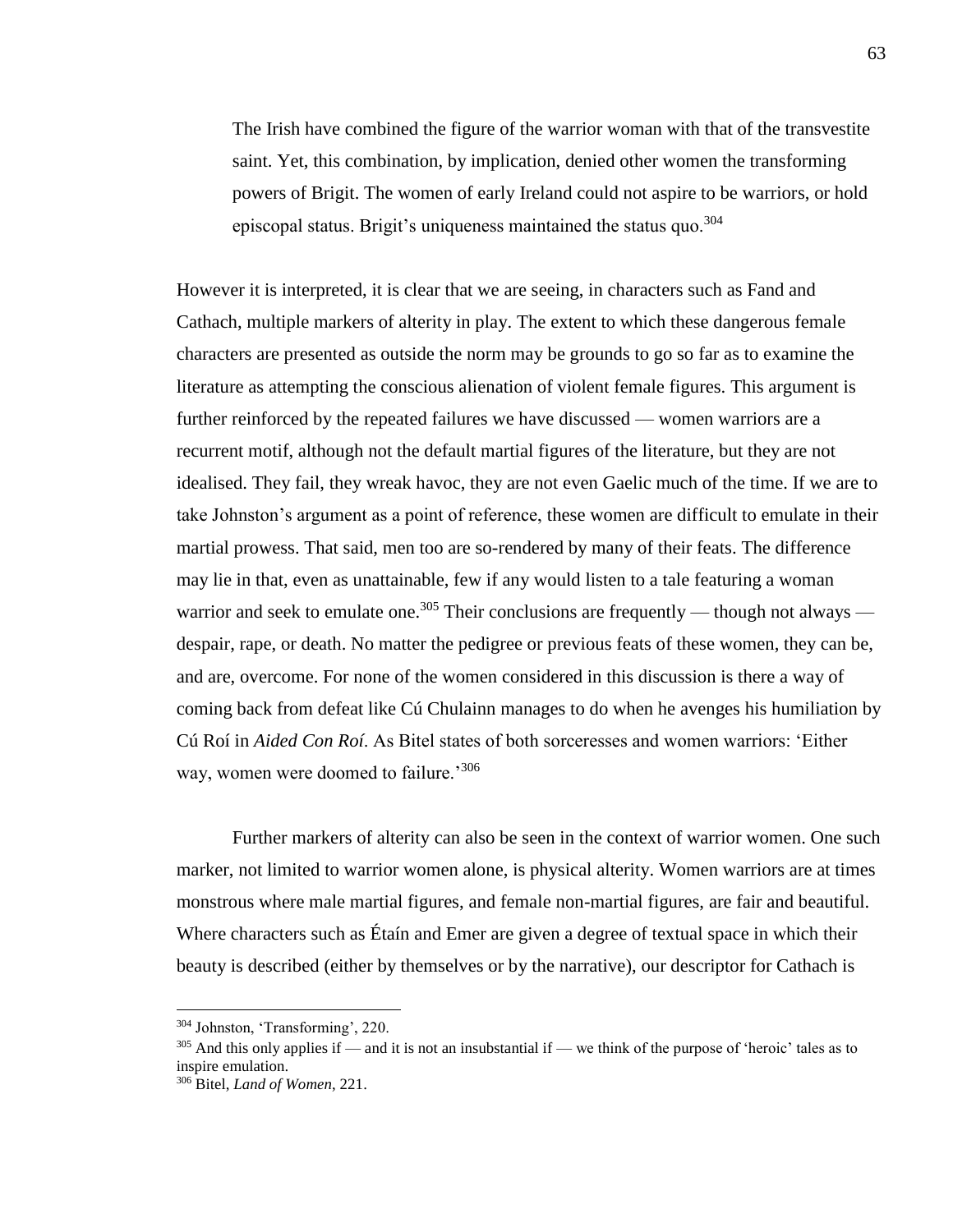> The Irish have combined the figure of the warrior woman with that of the transvestite saint. Yet, this combination, by implication, denied other women the transforming powers of Brigit. The women of early Ireland could not aspire to be warriors, or hold episcopal status. Brigit's uniqueness maintained the status quo.[304]

However it is interpreted, it is clear that we are seeing, in characters such as Fand and Cathach, multiple markers of alterity in play. The extent to which these dangerous female characters are presented as outside the norm may be grounds to go so far as to examine the literature as attempting the conscious alienation of violent female figures. This argument is further reinforced by the repeated failures we have discussed — women warriors are a recurrent motif, although not the default martial figures of the literature, but they are not idealised. They fail, they wreak havoc, they are not even Gaelic much of the time. If we are to take Johnston's argument as a point of reference, these women are difficult to emulate in their martial prowess. That said, men too are so-rendered by many of their feats. The difference may lie in that, even as unattainable, few if any would listen to a tale featuring a woman warrior and seek to emulate one.[305] Their conclusions are frequently — though not always — despair, rape, or death. No matter the pedigree or previous feats of these women, they can be, and are, overcome. For none of the women considered in this discussion is there a way of coming back from defeat like Cú Chulainn manages to do when he avenges his humiliation by Cú Roí in *Aided Con Roí*. As Bitel states of both sorceresses and women warriors: 'Either way, women were doomed to failure.'[306]

Further markers of alterity can also be seen in the context of warrior women. One such marker, not limited to warrior women alone, is physical alterity. Women warriors are at times monstrous where male martial figures, and female non-martial figures, are fair and beautiful. Where characters such as Étaín and Emer are given a degree of textual space in which their beauty is described (either by themselves or by the narrative), our descriptor for Cathach is

---

[304] Johnston, 'Transforming', 220.

[305] And this only applies if — and it is not an insubstantial if — we think of the purpose of 'heroic' tales as to inspire emulation.

[306] Bitel, *Land of Women*, 221.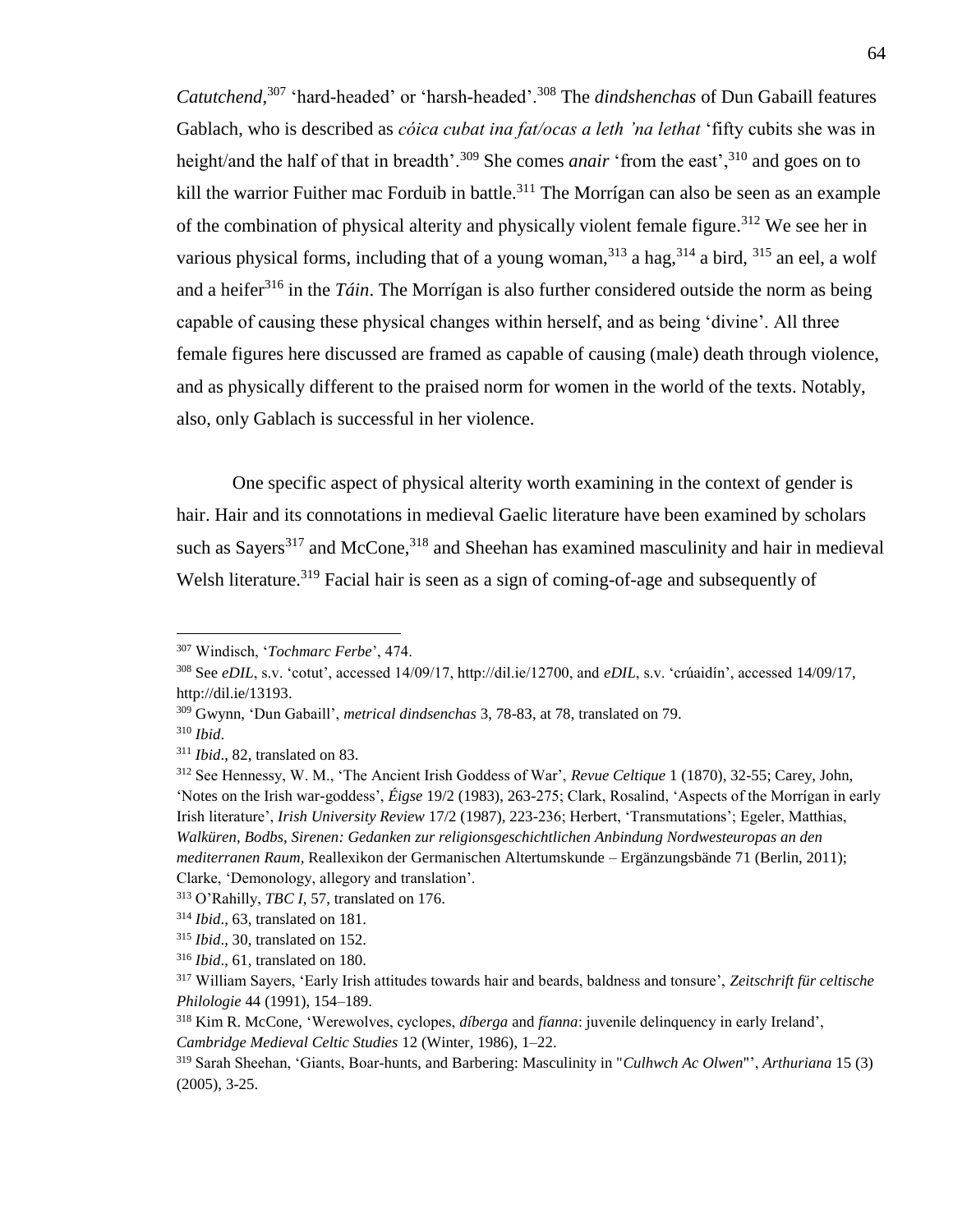*Catutchend*,[307] 'hard-headed' or 'harsh-headed'.[308] The *dindshenchas* of Dun Gabaill features Gablach, who is described as *cóica cubat ina fat/ocas a leth 'na lethat* 'fifty cubits she was in height/and the half of that in breadth'.[309] She comes *anair* 'from the east',[310] and goes on to kill the warrior Fuither mac Forduib in battle.[311] The Morrígan can also be seen as an example of the combination of physical alterity and physically violent female figure.[312] We see her in various physical forms, including that of a young woman,[313] a hag,[314] a bird, [315] an eel, a wolf and a heifer[316] in the *Táin*. The Morrígan is also further considered outside the norm as being capable of causing these physical changes within herself, and as being 'divine'. All three female figures here discussed are framed as capable of causing (male) death through violence, and as physically different to the praised norm for women in the world of the texts. Notably, also, only Gablach is successful in her violence.

One specific aspect of physical alterity worth examining in the context of gender is hair. Hair and its connotations in medieval Gaelic literature have been examined by scholars such as Sayers[317] and McCone,[318] and Sheehan has examined masculinity and hair in medieval Welsh literature.[319] Facial hair is seen as a sign of coming-of-age and subsequently of

---

[307] Windisch, '*Tochmarc Ferbe*', 474.

[308] See *eDIL*, s.v. 'cotut', accessed 14/09/17, http://dil.ie/12700, and *eDIL*, s.v. 'crúaidín', accessed 14/09/17, http://dil.ie/13193.

[309] Gwynn, 'Dun Gabaill', *metrical dindsenchas* 3, 78-83, at 78, translated on 79.

[310] *Ibid*.

[311] *Ibid*., 82, translated on 83.

[312] See Hennessy, W. M., 'The Ancient Irish Goddess of War', *Revue Celtique* 1 (1870), 32-55; Carey, John, 'Notes on the Irish war-goddess', *Éigse* 19/2 (1983), 263-275; Clark, Rosalind, 'Aspects of the Morrígan in early Irish literature', *Irish University Review* 17/2 (1987), 223-236; Herbert, 'Transmutations'; Egeler, Matthias, *Walküren, Bodbs, Sirenen: Gedanken zur religionsgeschichtlichen Anbindung Nordwesteuropas an den mediterranen Raum*, Reallexikon der Germanischen Altertumskunde – Ergänzungsbände 71 (Berlin, 2011); Clarke, 'Demonology, allegory and translation'.

[313] O'Rahilly, *TBC I*, 57, translated on 176.

[314] *Ibid*., 63, translated on 181.

[315] *Ibid*., 30, translated on 152.

[316] *Ibid*., 61, translated on 180.

[317] William Sayers, 'Early Irish attitudes towards hair and beards, baldness and tonsure', *Zeitschrift für celtische Philologie* 44 (1991), 154–189.

[318] Kim R. McCone, 'Werewolves, cyclopes, *díberga* and *fíanna*: juvenile delinquency in early Ireland', *Cambridge Medieval Celtic Studies* 12 (Winter, 1986), 1–22.

[319] Sarah Sheehan, 'Giants, Boar-hunts, and Barbering: Masculinity in "*Culhwch Ac Olwen*"', *Arthuriana* 15 (3) (2005), 3-25.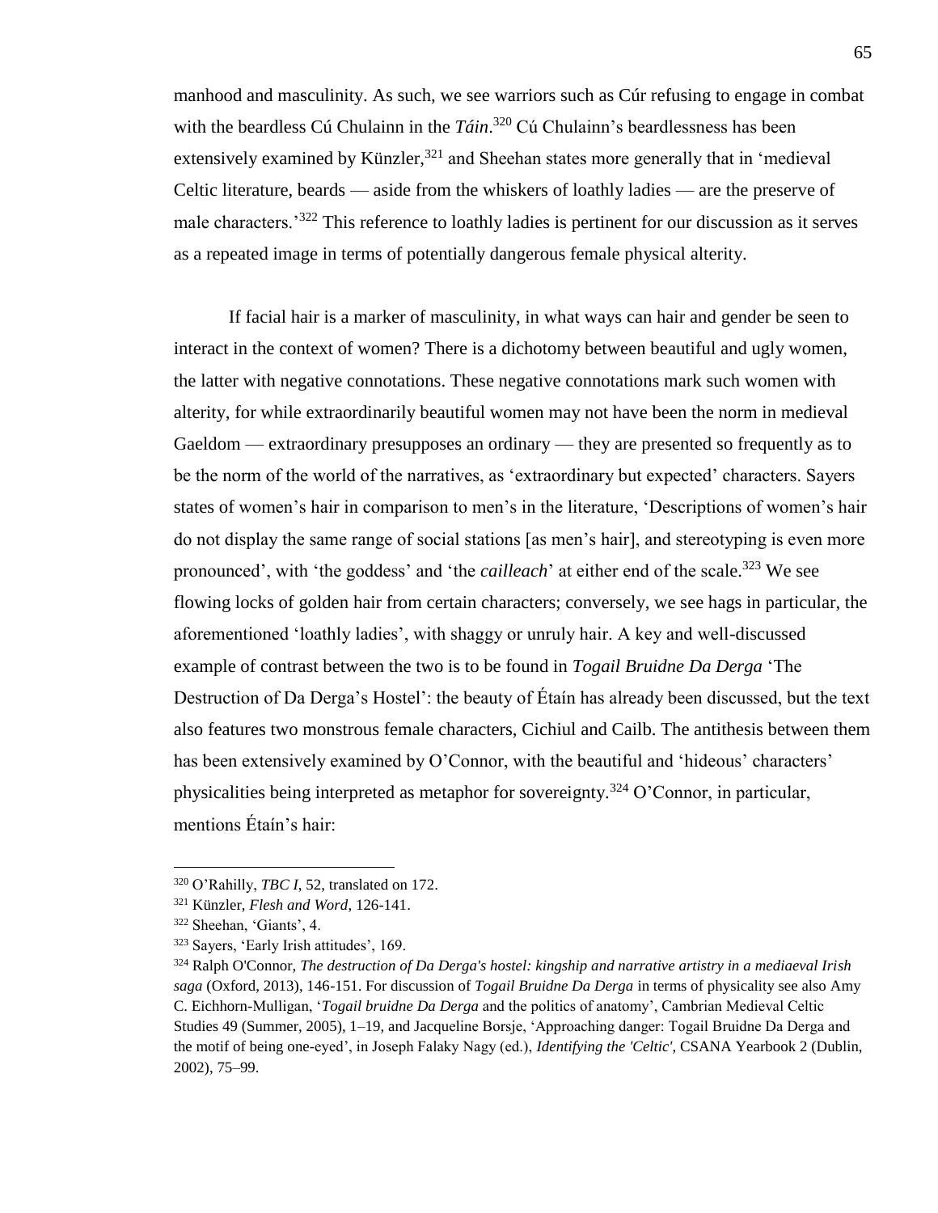manhood and masculinity. As such, we see warriors such as Cúr refusing to engage in combat with the beardless Cú Chulainn in the *Táin*.[320] Cú Chulainn's beardlessness has been extensively examined by Künzler,[321] and Sheehan states more generally that in 'medieval Celtic literature, beards — aside from the whiskers of loathly ladies — are the preserve of male characters.'[322] This reference to loathly ladies is pertinent for our discussion as it serves as a repeated image in terms of potentially dangerous female physical alterity.

If facial hair is a marker of masculinity, in what ways can hair and gender be seen to interact in the context of women? There is a dichotomy between beautiful and ugly women, the latter with negative connotations. These negative connotations mark such women with alterity, for while extraordinarily beautiful women may not have been the norm in medieval Gaeldom — extraordinary presupposes an ordinary — they are presented so frequently as to be the norm of the world of the narratives, as 'extraordinary but expected' characters. Sayers states of women's hair in comparison to men's in the literature, 'Descriptions of women's hair do not display the same range of social stations [as men's hair], and stereotyping is even more pronounced', with 'the goddess' and 'the *cailleach*' at either end of the scale.[323] We see flowing locks of golden hair from certain characters; conversely, we see hags in particular, the aforementioned 'loathly ladies', with shaggy or unruly hair. A key and well-discussed example of contrast between the two is to be found in *Togail Bruidne Da Derga* 'The Destruction of Da Derga's Hostel': the beauty of Étaín has already been discussed, but the text also features two monstrous female characters, Cichiul and Cailb. The antithesis between them has been extensively examined by O'Connor, with the beautiful and 'hideous' characters' physicalities being interpreted as metaphor for sovereignty.[324] O'Connor, in particular, mentions Étaín's hair:

---

[320] O'Rahilly, *TBC I*, 52, translated on 172.

[321] Künzler, *Flesh and Word*, 126-141.

[322] Sheehan, 'Giants', 4.

[323] Sayers, 'Early Irish attitudes', 169.

[324] Ralph O'Connor, *The destruction of Da Derga's hostel: kingship and narrative artistry in a mediaeval Irish saga* (Oxford, 2013), 146-151. For discussion of *Togail Bruidne Da Derga* in terms of physicality see also Amy C. Eichhorn-Mulligan, '*Togail bruidne Da Derga* and the politics of anatomy', Cambrian Medieval Celtic Studies 49 (Summer, 2005), 1–19, and Jacqueline Borsje, 'Approaching danger: Togail Bruidne Da Derga and the motif of being one-eyed', in Joseph Falaky Nagy (ed.), *Identifying the 'Celtic'*, CSANA Yearbook 2 (Dublin, 2002), 75–99.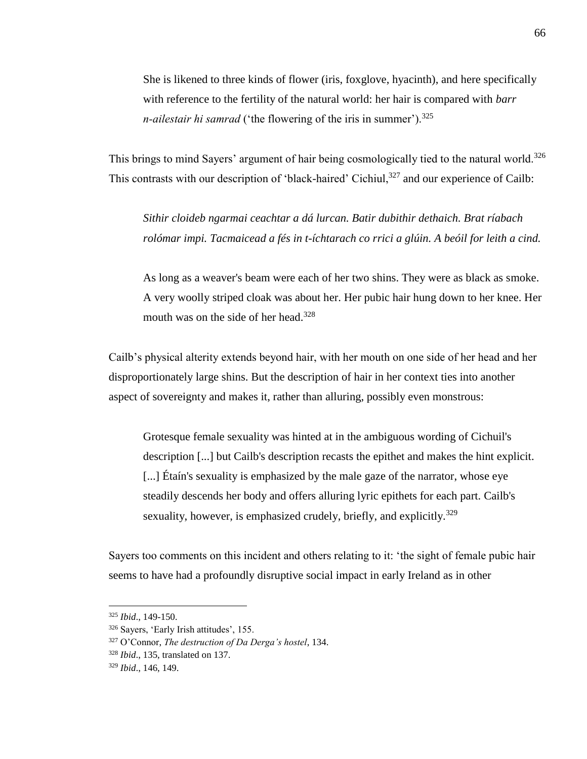> She is likened to three kinds of flower (iris, foxglove, hyacinth), and here specifically with reference to the fertility of the natural world: her hair is compared with *barr n-ailestair hi samrad* ('the flowering of the iris in summer').[325]

This brings to mind Sayers' argument of hair being cosmologically tied to the natural world.[326] This contrasts with our description of 'black-haired' Cichiul,[327] and our experience of Cailb:

> *Sithir cloideb ngarmai ceachtar a dá lurcan. Batir dubithir dethaich. Brat ríabach rolómar impi. Tacmaicead a fés in t-íchtarach co rrici a glúin. A beóil for leith a cind.*
>
> As long as a weaver's beam were each of her two shins. They were as black as smoke. A very woolly striped cloak was about her. Her pubic hair hung down to her knee. Her mouth was on the side of her head.[328]

Cailb's physical alterity extends beyond hair, with her mouth on one side of her head and her disproportionately large shins. But the description of hair in her context ties into another aspect of sovereignty and makes it, rather than alluring, possibly even monstrous:

> Grotesque female sexuality was hinted at in the ambiguous wording of Cichuil's description [...] but Cailb's description recasts the epithet and makes the hint explicit. [...] Étaín's sexuality is emphasized by the male gaze of the narrator, whose eye steadily descends her body and offers alluring lyric epithets for each part. Cailb's sexuality, however, is emphasized crudely, briefly, and explicitly.[329]

Sayers too comments on this incident and others relating to it: 'the sight of female pubic hair seems to have had a profoundly disruptive social impact in early Ireland as in other

---

[325] *Ibid*., 149-150.

[326] Sayers, 'Early Irish attitudes', 155.

[327] O'Connor, *The destruction of Da Derga's hostel*, 134.

[328] *Ibid*., 135, translated on 137.

[329] *Ibid*., 146, 149.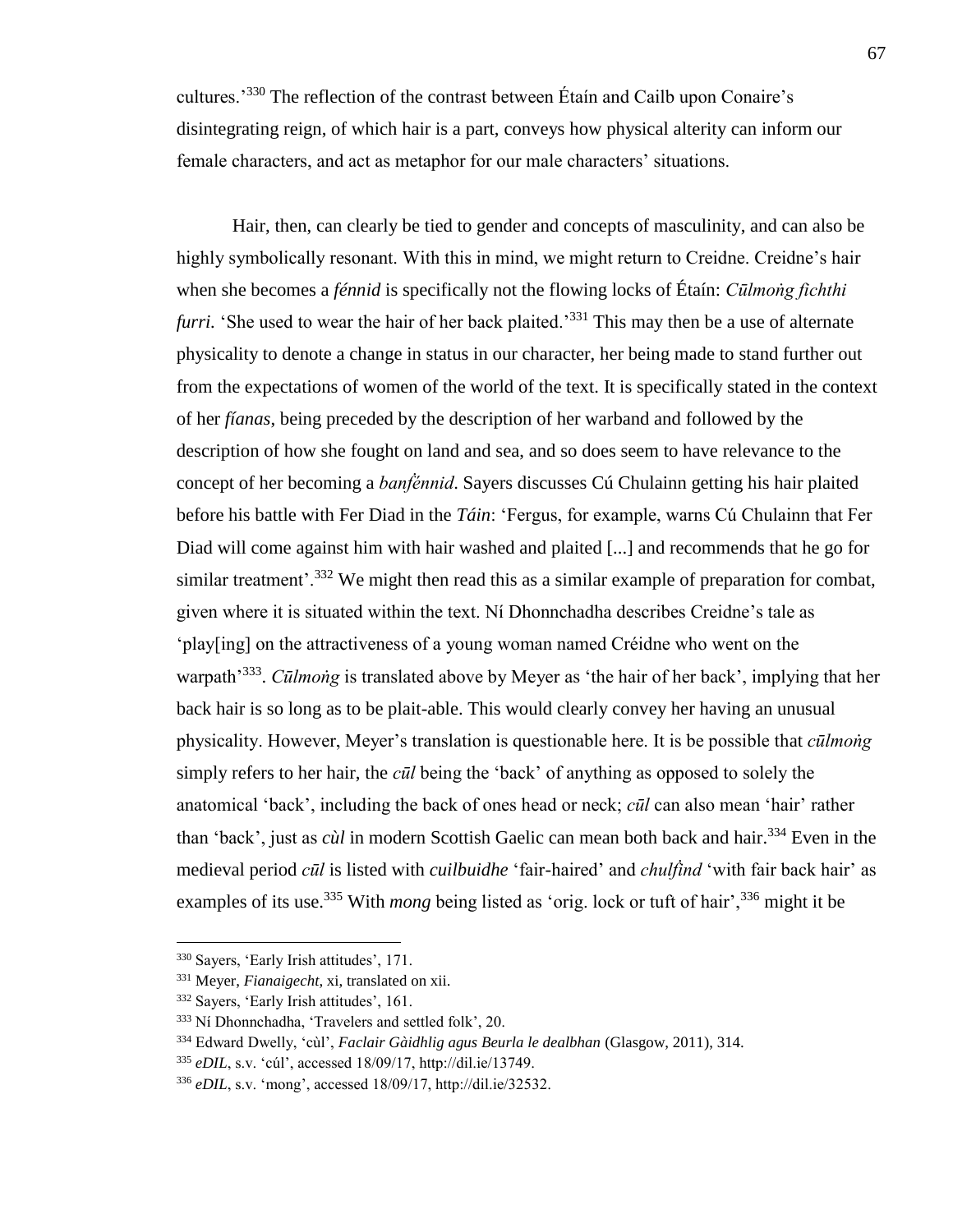cultures.'[330] The reflection of the contrast between Étaín and Cailb upon Conaire's disintegrating reign, of which hair is a part, conveys how physical alterity can inform our female characters, and act as metaphor for our male characters' situations.

Hair, then, can clearly be tied to gender and concepts of masculinity, and can also be highly symbolically resonant. With this in mind, we might return to Creidne. Creidne's hair when she becomes a *fénnid* is specifically not the flowing locks of Étaín: *Cūlmoṅg fichthi furri.* 'She used to wear the hair of her back plaited.'[331] This may then be a use of alternate physicality to denote a change in status in our character, her being made to stand further out from the expectations of women of the world of the text. It is specifically stated in the context of her *fíanas*, being preceded by the description of her warband and followed by the description of how she fought on land and sea, and so does seem to have relevance to the concept of her becoming a *banf́énnid*. Sayers discusses Cú Chulainn getting his hair plaited before his battle with Fer Diad in the *Táin*: 'Fergus, for example, warns Cú Chulainn that Fer Diad will come against him with hair washed and plaited [...] and recommends that he go for similar treatment'.[332] We might then read this as a similar example of preparation for combat, given where it is situated within the text. Ní Dhonnchadha describes Creidne's tale as 'play[ing] on the attractiveness of a young woman named Créidne who went on the warpath'[333]. *Cūlmoṅg* is translated above by Meyer as 'the hair of her back', implying that her back hair is so long as to be plait-able. This would clearly convey her having an unusual physicality. However, Meyer's translation is questionable here. It is be possible that *cūlmoṅg* simply refers to her hair, the *cūl* being the 'back' of anything as opposed to solely the anatomical 'back', including the back of ones head or neck; *cūl* can also mean 'hair' rather than 'back', just as *cùl* in modern Scottish Gaelic can mean both back and hair.[334] Even in the medieval period *cūl* is listed with *cuilbuidhe* 'fair-haired' and *chulfi̇nd* 'with fair back hair' as examples of its use.[335] With *mong* being listed as 'orig. lock or tuft of hair',[336] might it be

---

[330] Sayers, 'Early Irish attitudes', 171.

[331] Meyer, *Fianaigecht*, xi, translated on xii.

[332] Sayers, 'Early Irish attitudes', 161.

[333] Ní Dhonnchadha, 'Travelers and settled folk', 20.

[334] Edward Dwelly, 'cùl', *Faclair Gàidhlig agus Beurla le dealbhan* (Glasgow, 2011), 314.

[335] *eDIL*, s.v. 'cúl', accessed 18/09/17, http://dil.ie/13749.

[336] *eDIL*, s.v. 'mong', accessed 18/09/17, http://dil.ie/32532.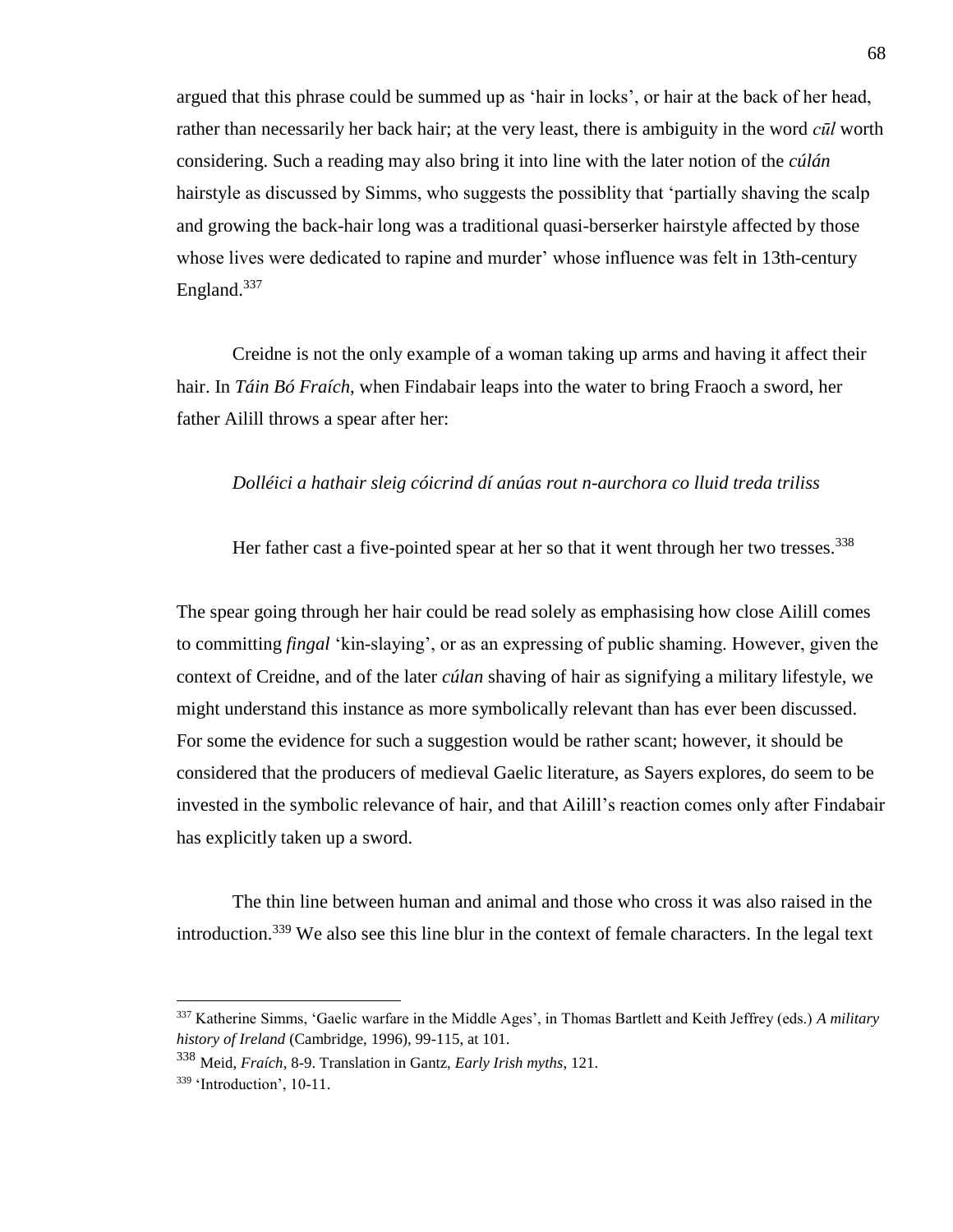argued that this phrase could be summed up as 'hair in locks', or hair at the back of her head, rather than necessarily her back hair; at the very least, there is ambiguity in the word *cūl* worth considering. Such a reading may also bring it into line with the later notion of the *cúlán* hairstyle as discussed by Simms, who suggests the possiblity that 'partially shaving the scalp and growing the back-hair long was a traditional quasi-berserker hairstyle affected by those whose lives were dedicated to rapine and murder' whose influence was felt in 13th-century England.[337]

Creidne is not the only example of a woman taking up arms and having it affect their hair. In *Táin Bó Fraích*, when Findabair leaps into the water to bring Fraoch a sword, her father Ailill throws a spear after her:

*Dolléici a hathair sleig cóicrind dí anúas rout n-aurchora co lluid treda triliss*

Her father cast a five-pointed spear at her so that it went through her two tresses.[338]

The spear going through her hair could be read solely as emphasising how close Ailill comes to committing *fingal* 'kin-slaying', or as an expressing of public shaming. However, given the context of Creidne, and of the later *cúlan* shaving of hair as signifying a military lifestyle, we might understand this instance as more symbolically relevant than has ever been discussed. For some the evidence for such a suggestion would be rather scant; however, it should be considered that the producers of medieval Gaelic literature, as Sayers explores, do seem to be invested in the symbolic relevance of hair, and that Ailill's reaction comes only after Findabair has explicitly taken up a sword.

The thin line between human and animal and those who cross it was also raised in the introduction.[339] We also see this line blur in the context of female characters. In the legal text

---

[337] Katherine Simms, 'Gaelic warfare in the Middle Ages', in Thomas Bartlett and Keith Jeffrey (eds.) *A military history of Ireland* (Cambridge, 1996), 99-115, at 101.

[338] Meid, *Fraích*, 8-9. Translation in Gantz, *Early Irish myths*, 121.

[339] 'Introduction', 10-11.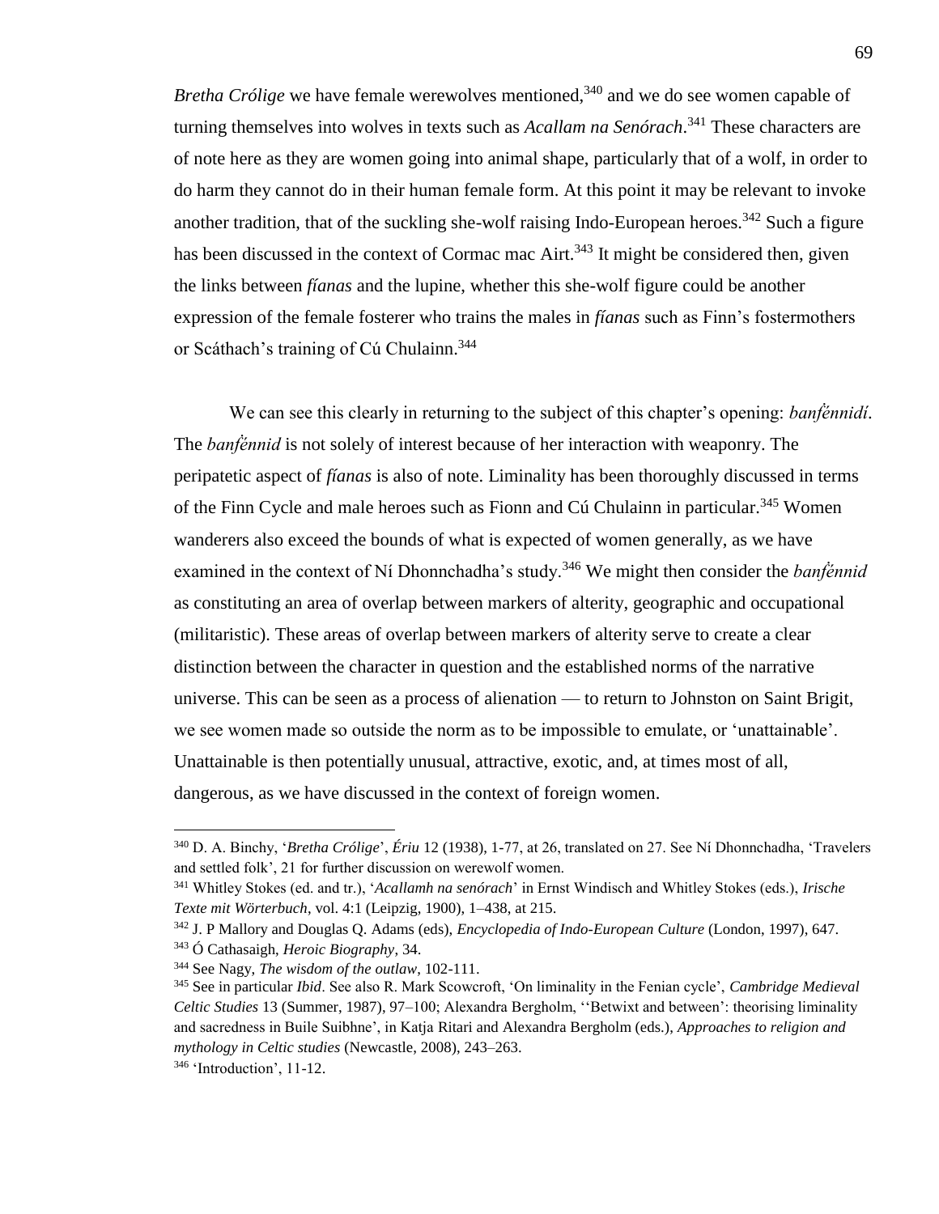*Bretha Crólige* we have female werewolves mentioned,[340] and we do see women capable of turning themselves into wolves in texts such as *Acallam na Senórach*.[341] These characters are of note here as they are women going into animal shape, particularly that of a wolf, in order to do harm they cannot do in their human female form. At this point it may be relevant to invoke another tradition, that of the suckling she-wolf raising Indo-European heroes.[342] Such a figure has been discussed in the context of Cormac mac Airt.[343] It might be considered then, given the links between *fíanas* and the lupine, whether this she-wolf figure could be another expression of the female fosterer who trains the males in *fíanas* such as Finn's fostermothers or Scáthach's training of Cú Chulainn.[344]

We can see this clearly in returning to the subject of this chapter's opening: *banḟénnidí*. The *banḟénnid* is not solely of interest because of her interaction with weaponry. The peripatetic aspect of *fíanas* is also of note. Liminality has been thoroughly discussed in terms of the Finn Cycle and male heroes such as Fionn and Cú Chulainn in particular.[345] Women wanderers also exceed the bounds of what is expected of women generally, as we have examined in the context of Ní Dhonnchadha's study.[346] We might then consider the *banḟénnid* as constituting an area of overlap between markers of alterity, geographic and occupational (militaristic). These areas of overlap between markers of alterity serve to create a clear distinction between the character in question and the established norms of the narrative universe. This can be seen as a process of alienation — to return to Johnston on Saint Brigit, we see women made so outside the norm as to be impossible to emulate, or 'unattainable'. Unattainable is then potentially unusual, attractive, exotic, and, at times most of all, dangerous, as we have discussed in the context of foreign women.

---

[340] D. A. Binchy, '*Bretha Crólige*', *Ériu* 12 (1938), 1-77, at 26, translated on 27. See Ní Dhonnchadha, 'Travelers and settled folk', 21 for further discussion on werewolf women.

[341] Whitley Stokes (ed. and tr.), '*Acallamh na senórach*' in Ernst Windisch and Whitley Stokes (eds.), *Irische Texte mit Wörterbuch*, vol. 4:1 (Leipzig, 1900), 1–438, at 215.

[342] J. P Mallory and Douglas Q. Adams (eds), *Encyclopedia of Indo-European Culture* (London, 1997), 647.

[343] Ó Cathasaigh, *Heroic Biography*, 34.

[344] See Nagy, *The wisdom of the outlaw*, 102-111.

[345] See in particular *Ibid*. See also R. Mark Scowcroft, 'On liminality in the Fenian cycle', *Cambridge Medieval Celtic Studies* 13 (Summer, 1987), 97–100; Alexandra Bergholm, ''Betwixt and between': theorising liminality and sacredness in Buile Suibhne', in Katja Ritari and Alexandra Bergholm (eds.), *Approaches to religion and mythology in Celtic studies* (Newcastle, 2008), 243–263.

[346] 'Introduction', 11-12.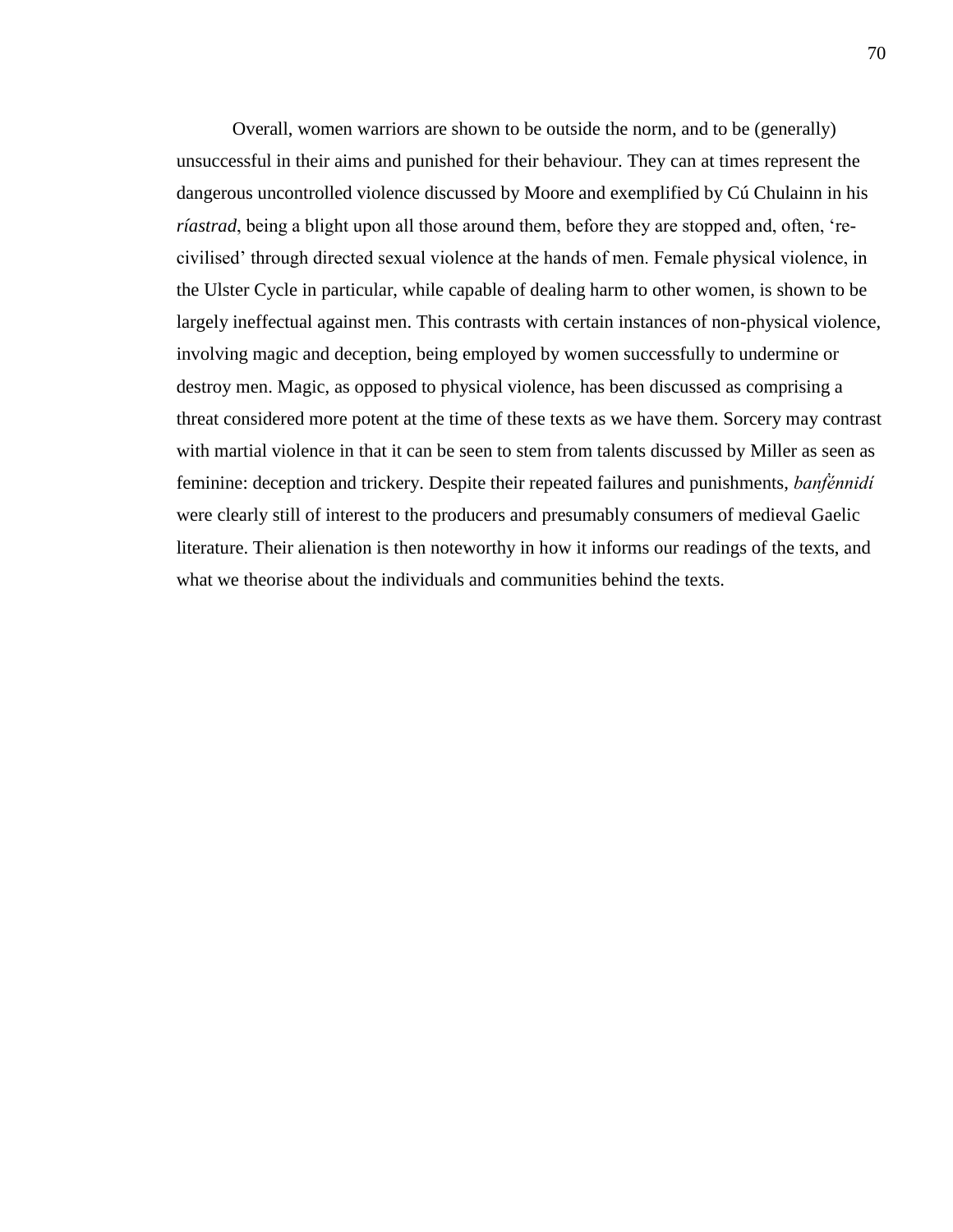Overall, women warriors are shown to be outside the norm, and to be (generally) unsuccessful in their aims and punished for their behaviour. They can at times represent the dangerous uncontrolled violence discussed by Moore and exemplified by Cú Chulainn in his *ríastrad*, being a blight upon all those around them, before they are stopped and, often, 're-civilised' through directed sexual violence at the hands of men. Female physical violence, in the Ulster Cycle in particular, while capable of dealing harm to other women, is shown to be largely ineffectual against men. This contrasts with certain instances of non-physical violence, involving magic and deception, being employed by women successfully to undermine or destroy men. Magic, as opposed to physical violence, has been discussed as comprising a threat considered more potent at the time of these texts as we have them. Sorcery may contrast with martial violence in that it can be seen to stem from talents discussed by Miller as seen as feminine: deception and trickery. Despite their repeated failures and punishments, *banfénnidí* were clearly still of interest to the producers and presumably consumers of medieval Gaelic literature. Their alienation is then noteworthy in how it informs our readings of the texts, and what we theorise about the individuals and communities behind the texts.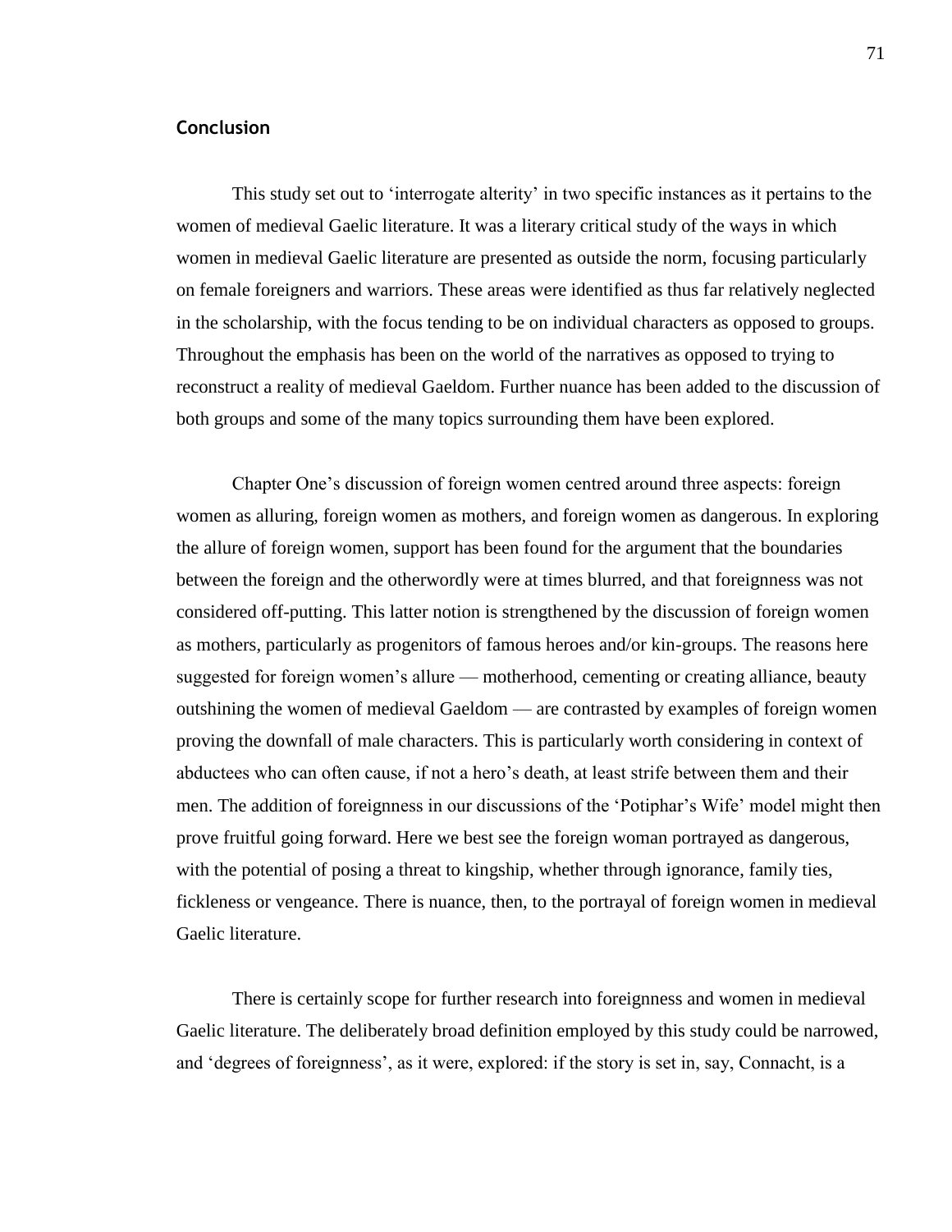## Conclusion

This study set out to 'interrogate alterity' in two specific instances as it pertains to the women of medieval Gaelic literature. It was a literary critical study of the ways in which women in medieval Gaelic literature are presented as outside the norm, focusing particularly on female foreigners and warriors. These areas were identified as thus far relatively neglected in the scholarship, with the focus tending to be on individual characters as opposed to groups. Throughout the emphasis has been on the world of the narratives as opposed to trying to reconstruct a reality of medieval Gaeldom. Further nuance has been added to the discussion of both groups and some of the many topics surrounding them have been explored.

Chapter One's discussion of foreign women centred around three aspects: foreign women as alluring, foreign women as mothers, and foreign women as dangerous. In exploring the allure of foreign women, support has been found for the argument that the boundaries between the foreign and the otherwordly were at times blurred, and that foreignness was not considered off-putting. This latter notion is strengthened by the discussion of foreign women as mothers, particularly as progenitors of famous heroes and/or kin-groups. The reasons here suggested for foreign women's allure — motherhood, cementing or creating alliance, beauty outshining the women of medieval Gaeldom — are contrasted by examples of foreign women proving the downfall of male characters. This is particularly worth considering in context of abductees who can often cause, if not a hero's death, at least strife between them and their men. The addition of foreignness in our discussions of the 'Potiphar's Wife' model might then prove fruitful going forward. Here we best see the foreign woman portrayed as dangerous, with the potential of posing a threat to kingship, whether through ignorance, family ties, fickleness or vengeance. There is nuance, then, to the portrayal of foreign women in medieval Gaelic literature.

There is certainly scope for further research into foreignness and women in medieval Gaelic literature. The deliberately broad definition employed by this study could be narrowed, and 'degrees of foreignness', as it were, explored: if the story is set in, say, Connacht, is a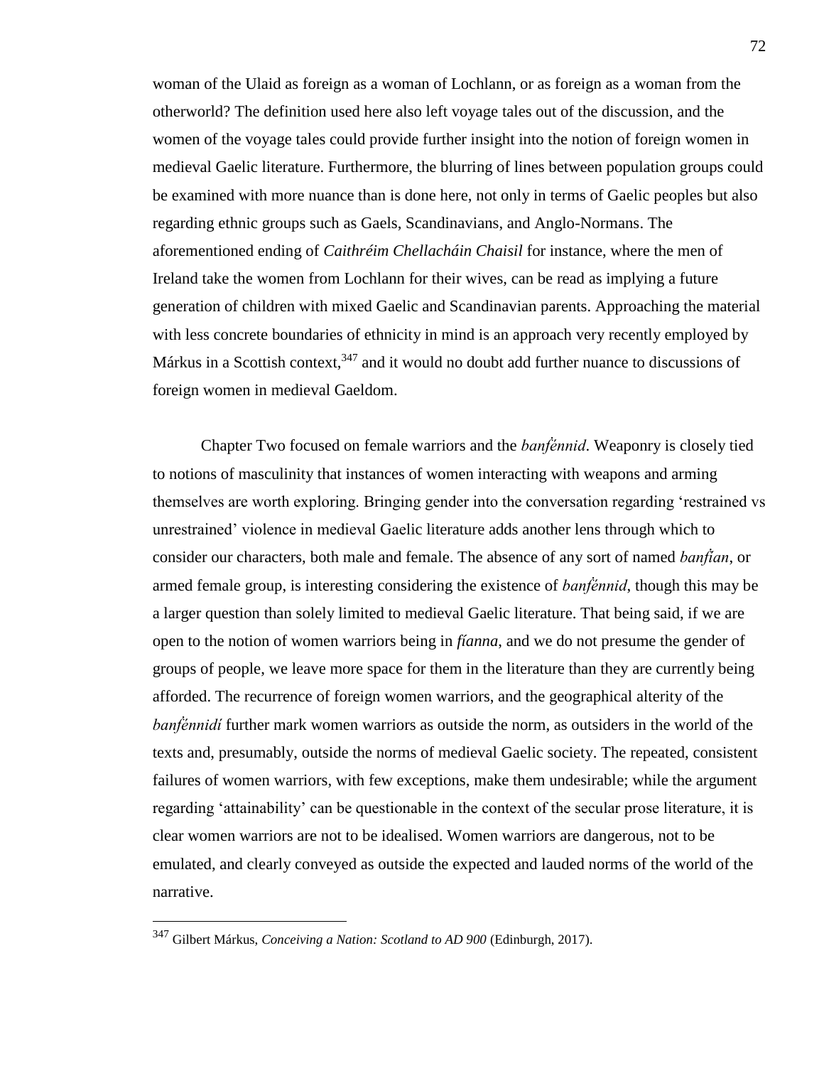woman of the Ulaid as foreign as a woman of Lochlann, or as foreign as a woman from the otherworld? The definition used here also left voyage tales out of the discussion, and the women of the voyage tales could provide further insight into the notion of foreign women in medieval Gaelic literature. Furthermore, the blurring of lines between population groups could be examined with more nuance than is done here, not only in terms of Gaelic peoples but also regarding ethnic groups such as Gaels, Scandinavians, and Anglo-Normans. The aforementioned ending of *Caithréim Chellacháin Chaisil* for instance, where the men of Ireland take the women from Lochlann for their wives, can be read as implying a future generation of children with mixed Gaelic and Scandinavian parents. Approaching the material with less concrete boundaries of ethnicity in mind is an approach very recently employed by Márkus in a Scottish context,[347] and it would no doubt add further nuance to discussions of foreign women in medieval Gaeldom.

Chapter Two focused on female warriors and the *banḟénnid*. Weaponry is closely tied to notions of masculinity that instances of women interacting with weapons and arming themselves are worth exploring. Bringing gender into the conversation regarding 'restrained vs unrestrained' violence in medieval Gaelic literature adds another lens through which to consider our characters, both male and female. The absence of any sort of named *banḟian*, or armed female group, is interesting considering the existence of *banḟénnid*, though this may be a larger question than solely limited to medieval Gaelic literature. That being said, if we are open to the notion of women warriors being in *fíanna*, and we do not presume the gender of groups of people, we leave more space for them in the literature than they are currently being afforded. The recurrence of foreign women warriors, and the geographical alterity of the *banḟénnidí* further mark women warriors as outside the norm, as outsiders in the world of the texts and, presumably, outside the norms of medieval Gaelic society. The repeated, consistent failures of women warriors, with few exceptions, make them undesirable; while the argument regarding 'attainability' can be questionable in the context of the secular prose literature, it is clear women warriors are not to be idealised. Women warriors are dangerous, not to be emulated, and clearly conveyed as outside the expected and lauded norms of the world of the narrative.

[347] Gilbert Márkus, *Conceiving a Nation: Scotland to AD 900* (Edinburgh, 2017).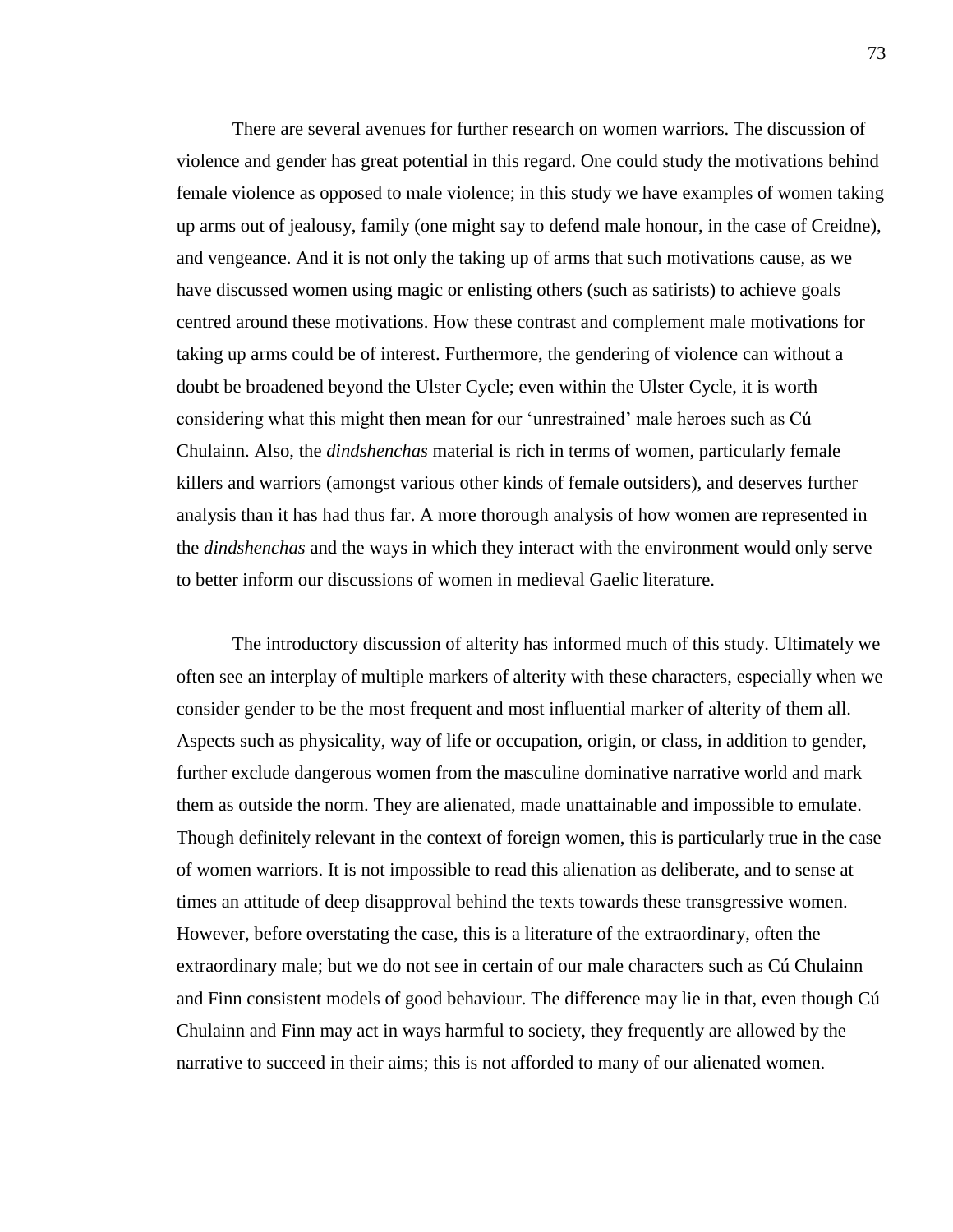There are several avenues for further research on women warriors. The discussion of violence and gender has great potential in this regard. One could study the motivations behind female violence as opposed to male violence; in this study we have examples of women taking up arms out of jealousy, family (one might say to defend male honour, in the case of Creidne), and vengeance. And it is not only the taking up of arms that such motivations cause, as we have discussed women using magic or enlisting others (such as satirists) to achieve goals centred around these motivations. How these contrast and complement male motivations for taking up arms could be of interest. Furthermore, the gendering of violence can without a doubt be broadened beyond the Ulster Cycle; even within the Ulster Cycle, it is worth considering what this might then mean for our 'unrestrained' male heroes such as Cú Chulainn. Also, the *dindshenchas* material is rich in terms of women, particularly female killers and warriors (amongst various other kinds of female outsiders), and deserves further analysis than it has had thus far. A more thorough analysis of how women are represented in the *dindshenchas* and the ways in which they interact with the environment would only serve to better inform our discussions of women in medieval Gaelic literature.

The introductory discussion of alterity has informed much of this study. Ultimately we often see an interplay of multiple markers of alterity with these characters, especially when we consider gender to be the most frequent and most influential marker of alterity of them all. Aspects such as physicality, way of life or occupation, origin, or class, in addition to gender, further exclude dangerous women from the masculine dominative narrative world and mark them as outside the norm. They are alienated, made unattainable and impossible to emulate. Though definitely relevant in the context of foreign women, this is particularly true in the case of women warriors. It is not impossible to read this alienation as deliberate, and to sense at times an attitude of deep disapproval behind the texts towards these transgressive women. However, before overstating the case, this is a literature of the extraordinary, often the extraordinary male; but we do not see in certain of our male characters such as Cú Chulainn and Finn consistent models of good behaviour. The difference may lie in that, even though Cú Chulainn and Finn may act in ways harmful to society, they frequently are allowed by the narrative to succeed in their aims; this is not afforded to many of our alienated women.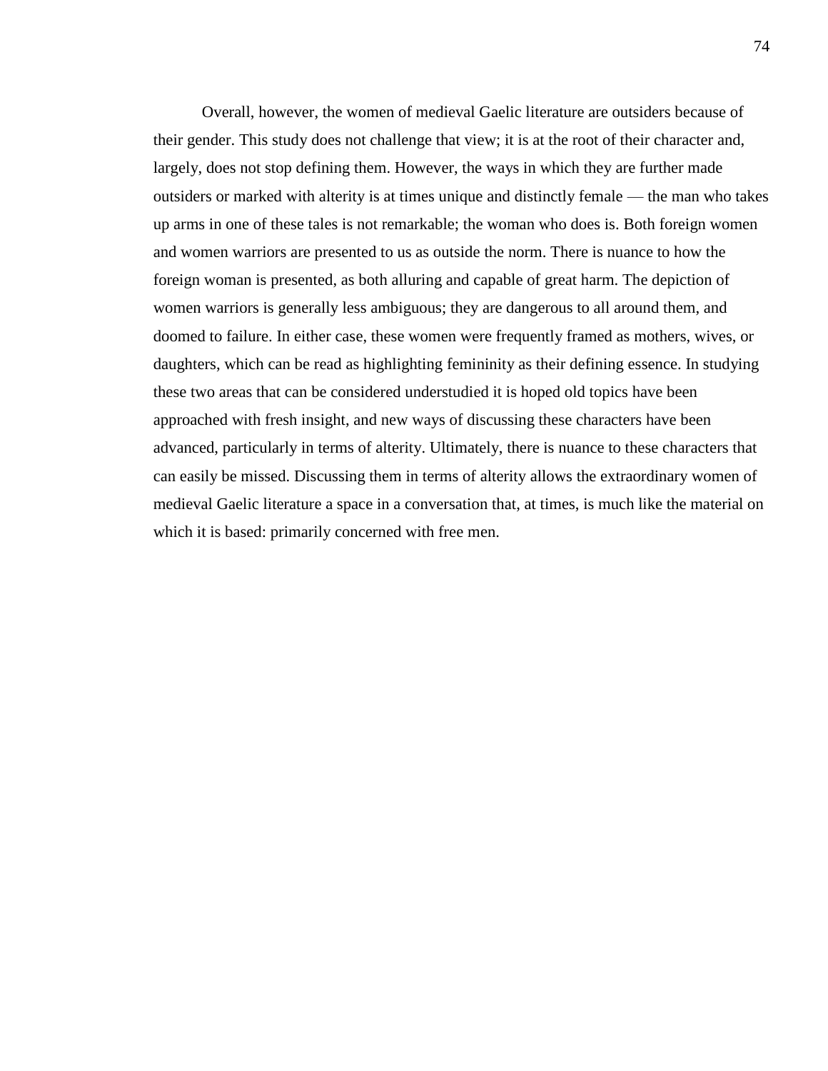Overall, however, the women of medieval Gaelic literature are outsiders because of their gender. This study does not challenge that view; it is at the root of their character and, largely, does not stop defining them. However, the ways in which they are further made outsiders or marked with alterity is at times unique and distinctly female — the man who takes up arms in one of these tales is not remarkable; the woman who does is. Both foreign women and women warriors are presented to us as outside the norm. There is nuance to how the foreign woman is presented, as both alluring and capable of great harm. The depiction of women warriors is generally less ambiguous; they are dangerous to all around them, and doomed to failure. In either case, these women were frequently framed as mothers, wives, or daughters, which can be read as highlighting femininity as their defining essence. In studying these two areas that can be considered understudied it is hoped old topics have been approached with fresh insight, and new ways of discussing these characters have been advanced, particularly in terms of alterity. Ultimately, there is nuance to these characters that can easily be missed. Discussing them in terms of alterity allows the extraordinary women of medieval Gaelic literature a space in a conversation that, at times, is much like the material on which it is based: primarily concerned with free men.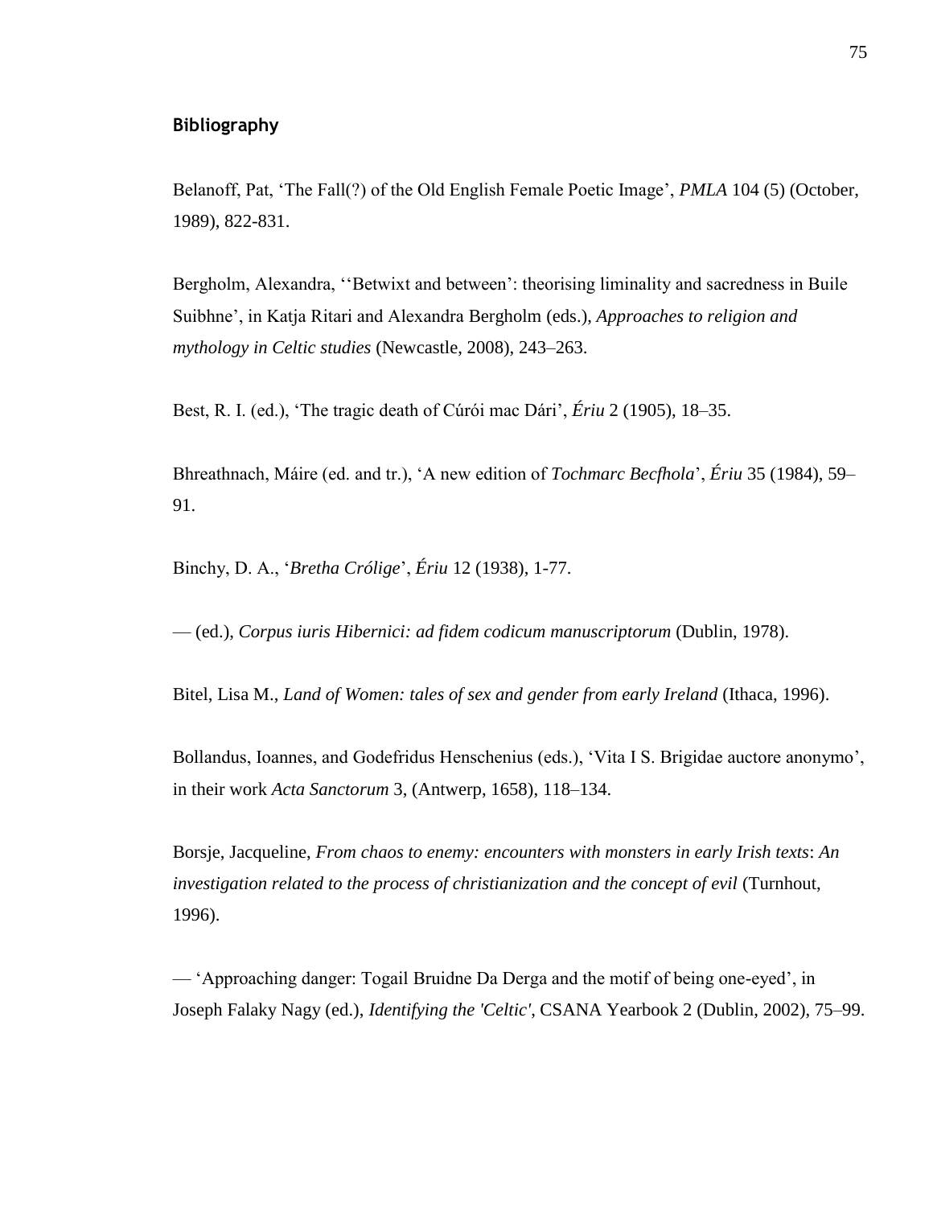## Bibliography

Belanoff, Pat, 'The Fall(?) of the Old English Female Poetic Image', *PMLA* 104 (5) (October, 1989), 822-831.

Bergholm, Alexandra, ''Betwixt and between': theorising liminality and sacredness in Buile Suibhne', in Katja Ritari and Alexandra Bergholm (eds.), *Approaches to religion and mythology in Celtic studies* (Newcastle, 2008), 243–263.

Best, R. I. (ed.), 'The tragic death of Cúrói mac Dári', *Ériu* 2 (1905), 18–35.

Bhreathnach, Máire (ed. and tr.), 'A new edition of *Tochmarc Becfhola*', *Ériu* 35 (1984), 59–91.

Binchy, D. A., '*Bretha Crólige*', *Ériu* 12 (1938), 1-77.

— (ed.), *Corpus iuris Hibernici: ad fidem codicum manuscriptorum* (Dublin, 1978).

Bitel, Lisa M., *Land of Women: tales of sex and gender from early Ireland* (Ithaca, 1996).

Bollandus, Ioannes, and Godefridus Henschenius (eds.), 'Vita I S. Brigidae auctore anonymo', in their work *Acta Sanctorum* 3, (Antwerp, 1658), 118–134.

Borsje, Jacqueline, *From chaos to enemy: encounters with monsters in early Irish texts*: *An investigation related to the process of christianization and the concept of evil* (Turnhout, 1996).

— 'Approaching danger: Togail Bruidne Da Derga and the motif of being one-eyed', in Joseph Falaky Nagy (ed.), *Identifying the 'Celtic'*, CSANA Yearbook 2 (Dublin, 2002), 75–99.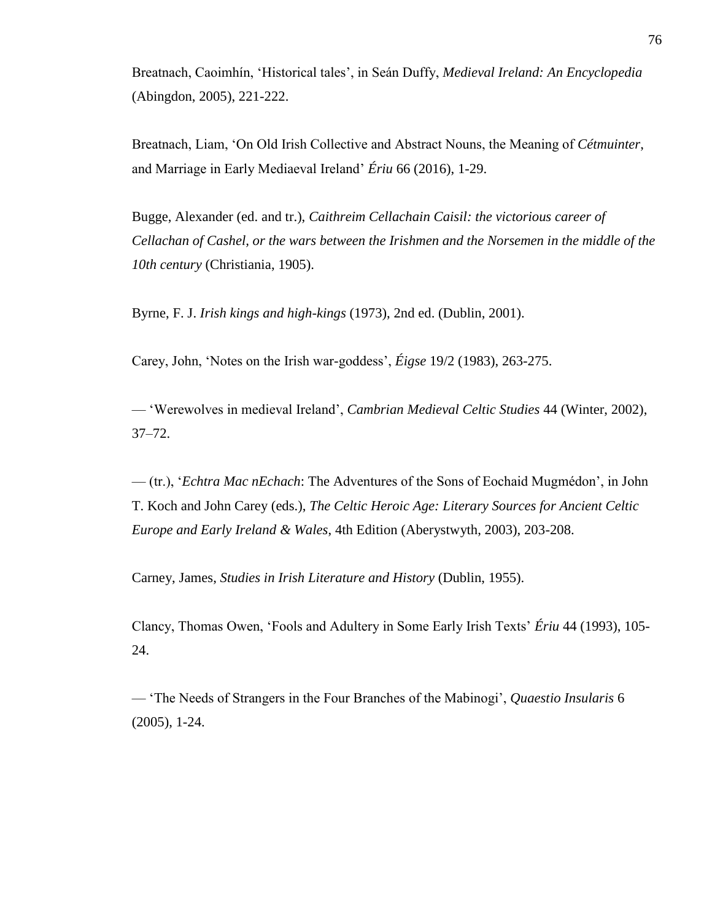Breatnach, Caoimhín, 'Historical tales', in Seán Duffy, *Medieval Ireland: An Encyclopedia* (Abingdon, 2005), 221-222.

Breatnach, Liam, 'On Old Irish Collective and Abstract Nouns, the Meaning of *Cétmuinter*, and Marriage in Early Mediaeval Ireland' *Ériu* 66 (2016), 1-29.

Bugge, Alexander (ed. and tr.), *Caithreim Cellachain Caisil: the victorious career of Cellachan of Cashel, or the wars between the Irishmen and the Norsemen in the middle of the 10th century* (Christiania, 1905).

Byrne, F. J. *Irish kings and high-kings* (1973), 2nd ed. (Dublin, 2001).

Carey, John, 'Notes on the Irish war-goddess', *Éigse* 19/2 (1983), 263-275.

— 'Werewolves in medieval Ireland', *Cambrian Medieval Celtic Studies* 44 (Winter, 2002), 37–72.

— (tr.), '*Echtra Mac nEchach*: The Adventures of the Sons of Eochaid Mugmédon', in John T. Koch and John Carey (eds.), *The Celtic Heroic Age: Literary Sources for Ancient Celtic Europe and Early Ireland & Wales*, 4th Edition (Aberystwyth, 2003), 203-208.

Carney, James, *Studies in Irish Literature and History* (Dublin, 1955).

Clancy, Thomas Owen, 'Fools and Adultery in Some Early Irish Texts' *Ériu* 44 (1993), 105-24.

— 'The Needs of Strangers in the Four Branches of the Mabinogi', *Quaestio Insularis* 6 (2005), 1-24.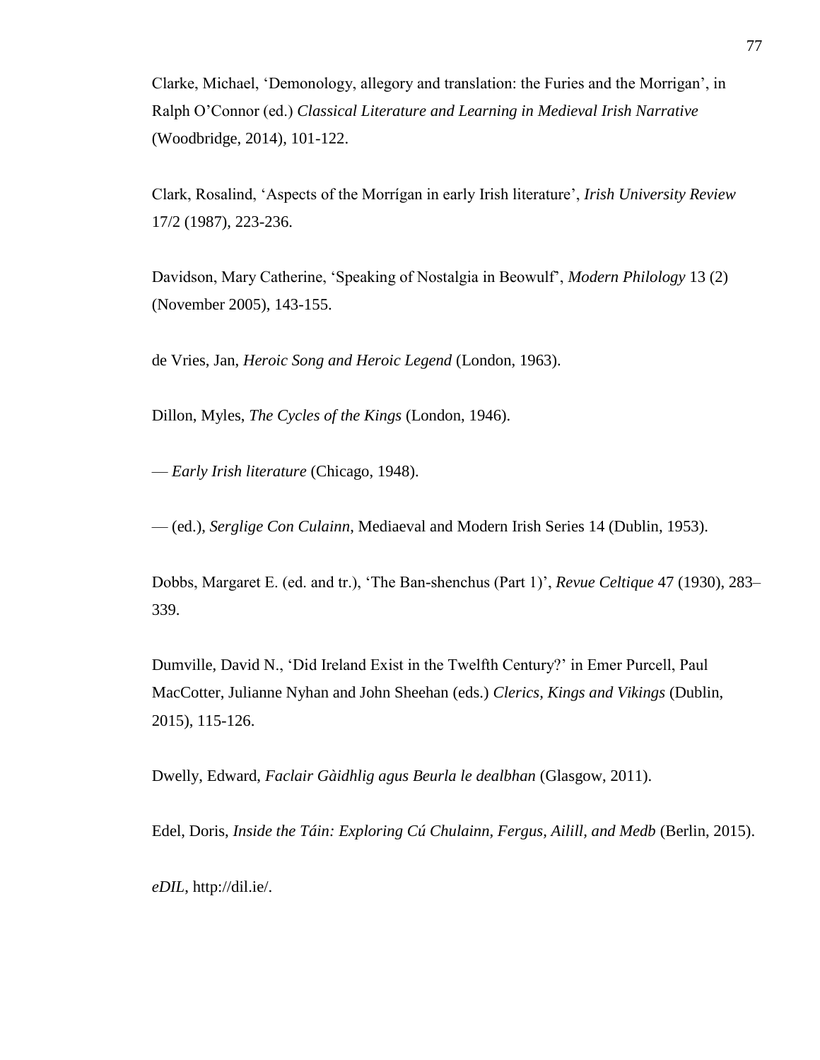Clarke, Michael, ‘Demonology, allegory and translation: the Furies and the Morrigan’, in Ralph O’Connor (ed.) *Classical Literature and Learning in Medieval Irish Narrative* (Woodbridge, 2014), 101-122.

Clark, Rosalind, ‘Aspects of the Morrígan in early Irish literature’, *Irish University Review* 17/2 (1987), 223-236.

Davidson, Mary Catherine, ‘Speaking of Nostalgia in Beowulf’, *Modern Philology* 13 (2) (November 2005), 143-155.

de Vries, Jan, *Heroic Song and Heroic Legend* (London, 1963).

Dillon, Myles, *The Cycles of the Kings* (London, 1946).

— *Early Irish literature* (Chicago, 1948).

— (ed.), *Serglige Con Culainn*, Mediaeval and Modern Irish Series 14 (Dublin, 1953).

Dobbs, Margaret E. (ed. and tr.), ‘The Ban-shenchus (Part 1)’, *Revue Celtique* 47 (1930), 283–339.

Dumville, David N., ‘Did Ireland Exist in the Twelfth Century?’ in Emer Purcell, Paul MacCotter, Julianne Nyhan and John Sheehan (eds.) *Clerics, Kings and Vikings* (Dublin, 2015), 115-126.

Dwelly, Edward, *Faclair Gàidhlig agus Beurla le dealbhan* (Glasgow, 2011).

Edel, Doris, *Inside the Táin: Exploring Cú Chulainn, Fergus, Ailill, and Medb* (Berlin, 2015).

*eDIL*, http://dil.ie/.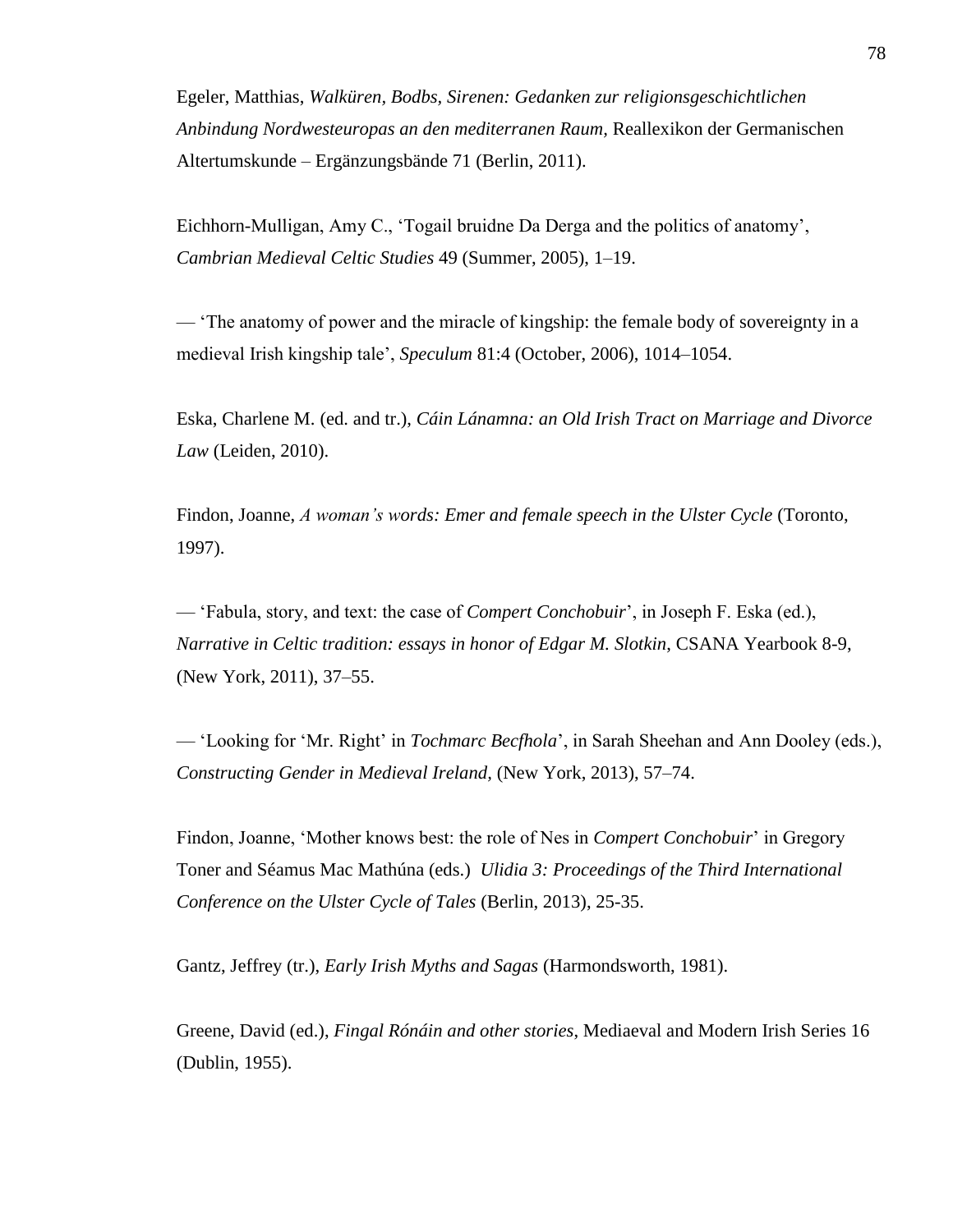Egeler, Matthias, *Walküren, Bodbs, Sirenen: Gedanken zur religionsgeschichtlichen Anbindung Nordwesteuropas an den mediterranen Raum*, Reallexikon der Germanischen Altertumskunde – Ergänzungsbände 71 (Berlin, 2011).

Eichhorn-Mulligan, Amy C., 'Togail bruidne Da Derga and the politics of anatomy', *Cambrian Medieval Celtic Studies* 49 (Summer, 2005), 1–19.

— 'The anatomy of power and the miracle of kingship: the female body of sovereignty in a medieval Irish kingship tale', *Speculum* 81:4 (October, 2006), 1014–1054.

Eska, Charlene M. (ed. and tr.), *Cáin Lánamna: an Old Irish Tract on Marriage and Divorce Law* (Leiden, 2010).

Findon, Joanne, *A woman's words: Emer and female speech in the Ulster Cycle* (Toronto, 1997).

— 'Fabula, story, and text: the case of *Compert Conchobuir*', in Joseph F. Eska (ed.), *Narrative in Celtic tradition: essays in honor of Edgar M. Slotkin*, CSANA Yearbook 8-9, (New York, 2011), 37–55.

— 'Looking for 'Mr. Right' in *Tochmarc Becfhola*', in Sarah Sheehan and Ann Dooley (eds.), *Constructing Gender in Medieval Ireland,* (New York, 2013), 57–74.

Findon, Joanne, 'Mother knows best: the role of Nes in *Compert Conchobuir*' in Gregory Toner and Séamus Mac Mathúna (eds.) *Ulidia 3: Proceedings of the Third International Conference on the Ulster Cycle of Tales* (Berlin, 2013), 25-35.

Gantz, Jeffrey (tr.), *Early Irish Myths and Sagas* (Harmondsworth, 1981).

Greene, David (ed.), *Fingal Rónáin and other stories*, Mediaeval and Modern Irish Series 16 (Dublin, 1955).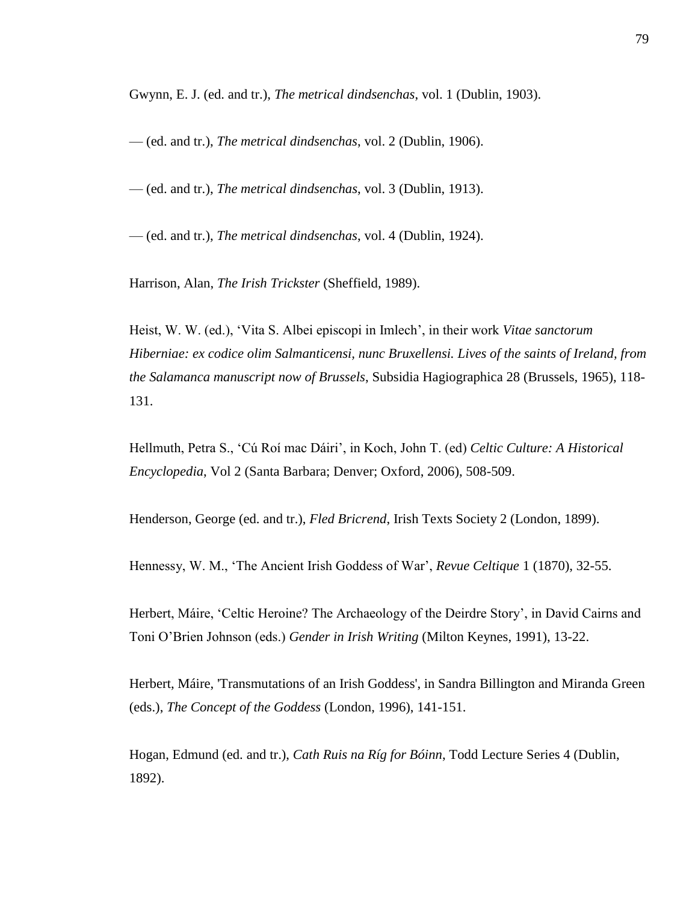Gwynn, E. J. (ed. and tr.), *The metrical dindsenchas*, vol. 1 (Dublin, 1903).

— (ed. and tr.), *The metrical dindsenchas*, vol. 2 (Dublin, 1906).

— (ed. and tr.), *The metrical dindsenchas*, vol. 3 (Dublin, 1913).

— (ed. and tr.), *The metrical dindsenchas*, vol. 4 (Dublin, 1924).

Harrison, Alan, *The Irish Trickster* (Sheffield, 1989).

Heist, W. W. (ed.), 'Vita S. Albei episcopi in Imlech', in their work *Vitae sanctorum Hiberniae: ex codice olim Salmanticensi, nunc Bruxellensi. Lives of the saints of Ireland, from the Salamanca manuscript now of Brussels*, Subsidia Hagiographica 28 (Brussels, 1965), 118-131.

Hellmuth, Petra S., 'Cú Roí mac Dáiri', in Koch, John T. (ed) *Celtic Culture: A Historical Encyclopedia*, Vol 2 (Santa Barbara; Denver; Oxford, 2006), 508-509.

Henderson, George (ed. and tr.), *Fled Bricrend*, Irish Texts Society 2 (London, 1899).

Hennessy, W. M., 'The Ancient Irish Goddess of War', *Revue Celtique* 1 (1870), 32-55.

Herbert, Máire, 'Celtic Heroine? The Archaeology of the Deirdre Story', in David Cairns and Toni O'Brien Johnson (eds.) *Gender in Irish Writing* (Milton Keynes, 1991), 13-22.

Herbert, Máire, 'Transmutations of an Irish Goddess', in Sandra Billington and Miranda Green (eds.), *The Concept of the Goddess* (London, 1996), 141-151.

Hogan, Edmund (ed. and tr.), *Cath Ruis na Ríg for Bóinn*, Todd Lecture Series 4 (Dublin, 1892).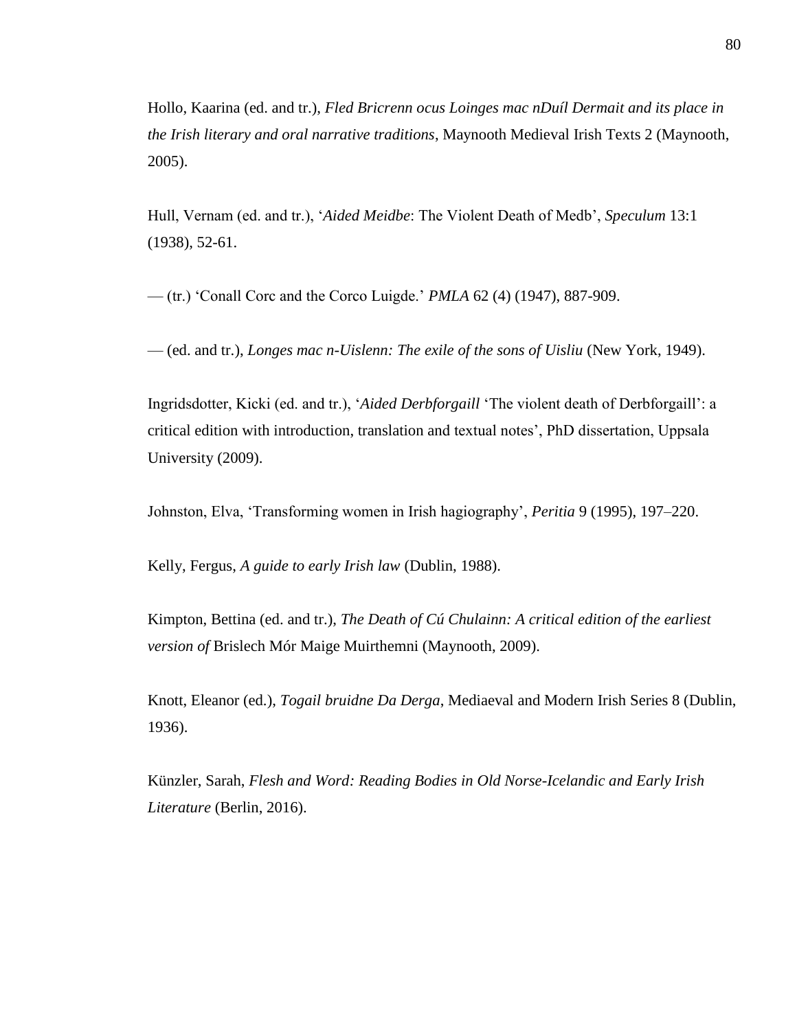Hollo, Kaarina (ed. and tr.), *Fled Bricrenn ocus Loinges mac nDuíl Dermait and its place in the Irish literary and oral narrative traditions*, Maynooth Medieval Irish Texts 2 (Maynooth, 2005).

Hull, Vernam (ed. and tr.), '*Aided Meidbe*: The Violent Death of Medb', *Speculum* 13:1 (1938), 52-61.

— (tr.) 'Conall Corc and the Corco Luigde.' *PMLA* 62 (4) (1947), 887-909.

— (ed. and tr.), *Longes mac n-Uislenn: The exile of the sons of Uisliu* (New York, 1949).

Ingridsdotter, Kicki (ed. and tr.), '*Aided Derbforgaill* 'The violent death of Derbforgaill': a critical edition with introduction, translation and textual notes', PhD dissertation, Uppsala University (2009).

Johnston, Elva, 'Transforming women in Irish hagiography', *Peritia* 9 (1995), 197–220.

Kelly, Fergus, *A guide to early Irish law* (Dublin, 1988).

Kimpton, Bettina (ed. and tr.), *The Death of Cú Chulainn: A critical edition of the earliest version of* Brislech Mór Maige Muirthemni (Maynooth, 2009).

Knott, Eleanor (ed.), *Togail bruidne Da Derga*, Mediaeval and Modern Irish Series 8 (Dublin, 1936).

Künzler, Sarah, *Flesh and Word: Reading Bodies in Old Norse-Icelandic and Early Irish Literature* (Berlin, 2016).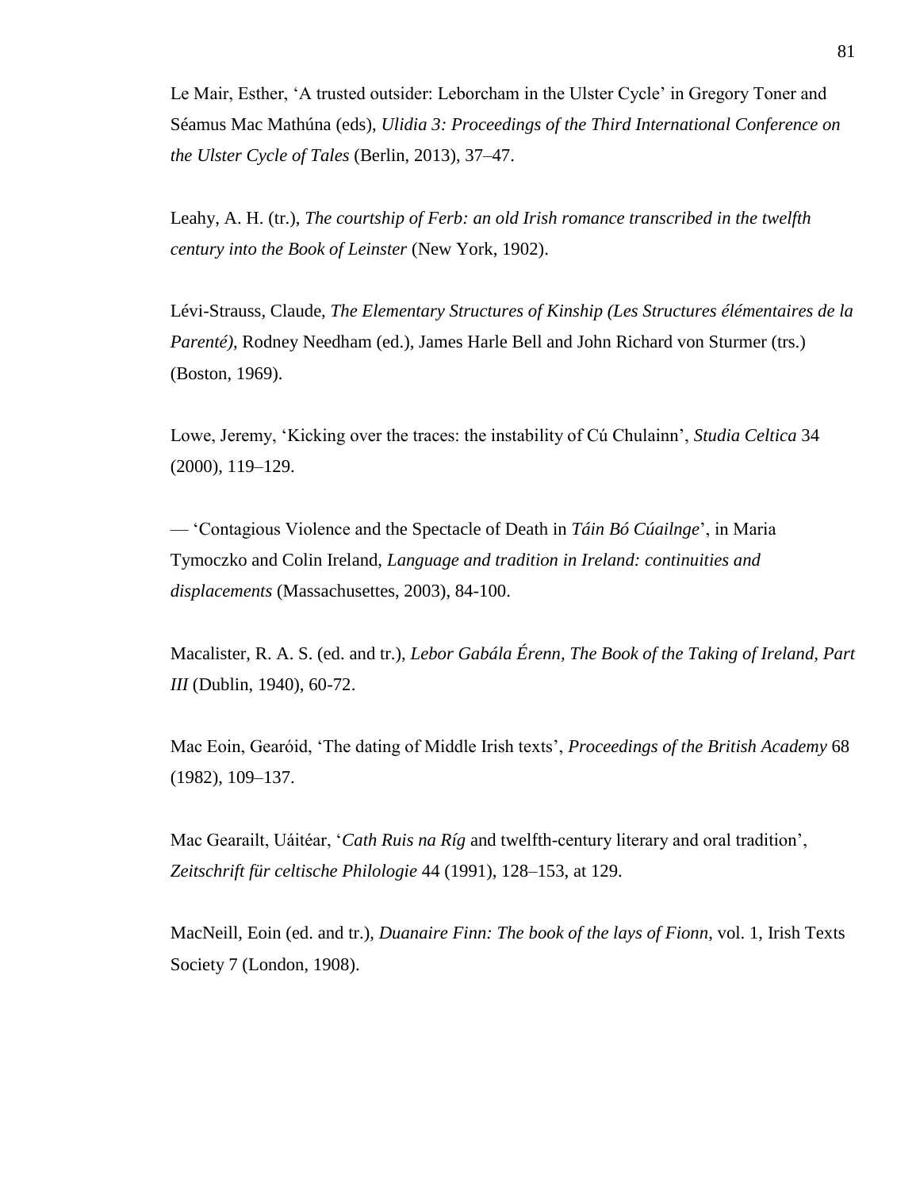Le Mair, Esther, ‘A trusted outsider: Leborcham in the Ulster Cycle’ in Gregory Toner and Séamus Mac Mathúna (eds), *Ulidia 3: Proceedings of the Third International Conference on the Ulster Cycle of Tales* (Berlin, 2013), 37–47.

Leahy, A. H. (tr.), *The courtship of Ferb: an old Irish romance transcribed in the twelfth century into the Book of Leinster* (New York, 1902).

Lévi-Strauss, Claude, *The Elementary Structures of Kinship (Les Structures élémentaires de la Parenté)*, Rodney Needham (ed.), James Harle Bell and John Richard von Sturmer (trs.) (Boston, 1969).

Lowe, Jeremy, ‘Kicking over the traces: the instability of Cú Chulainn’, *Studia Celtica* 34 (2000), 119–129.

— ‘Contagious Violence and the Spectacle of Death in *Táin Bó Cúailnge*’, in Maria Tymoczko and Colin Ireland, *Language and tradition in Ireland: continuities and displacements* (Massachusettes, 2003), 84-100.

Macalister, R. A. S. (ed. and tr.), *Lebor Gabála Érenn, The Book of the Taking of Ireland, Part III* (Dublin, 1940), 60-72.

Mac Eoin, Gearóid, ‘The dating of Middle Irish texts’, *Proceedings of the British Academy* 68 (1982), 109–137.

Mac Gearailt, Uáitéar, ‘*Cath Ruis na Ríg* and twelfth-century literary and oral tradition’, *Zeitschrift für celtische Philologie* 44 (1991), 128–153, at 129.

MacNeill, Eoin (ed. and tr.), *Duanaire Finn: The book of the lays of Fionn*, vol. 1, Irish Texts Society 7 (London, 1908).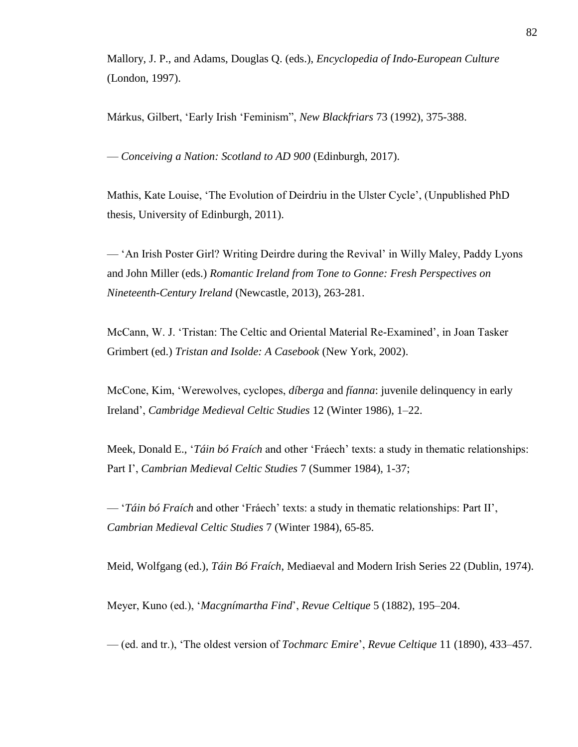Mallory, J. P., and Adams, Douglas Q. (eds.), *Encyclopedia of Indo-European Culture* (London, 1997).

Márkus, Gilbert, 'Early Irish 'Feminism'', *New Blackfriars* 73 (1992), 375-388.

— *Conceiving a Nation: Scotland to AD 900* (Edinburgh, 2017).

Mathis, Kate Louise, 'The Evolution of Deirdriu in the Ulster Cycle', (Unpublished PhD thesis, University of Edinburgh, 2011).

— 'An Irish Poster Girl? Writing Deirdre during the Revival' in Willy Maley, Paddy Lyons and John Miller (eds.) *Romantic Ireland from Tone to Gonne: Fresh Perspectives on Nineteenth-Century Ireland* (Newcastle, 2013), 263-281.

McCann, W. J. 'Tristan: The Celtic and Oriental Material Re-Examined', in Joan Tasker Grimbert (ed.) *Tristan and Isolde: A Casebook* (New York, 2002).

McCone, Kim, 'Werewolves, cyclopes, *díberga* and *fíanna*: juvenile delinquency in early Ireland', *Cambridge Medieval Celtic Studies* 12 (Winter 1986), 1–22.

Meek, Donald E., '*Táin bó Fraích* and other 'Fráech' texts: a study in thematic relationships: Part I', *Cambrian Medieval Celtic Studies* 7 (Summer 1984), 1-37;

— '*Táin bó Fraích* and other 'Fráech' texts: a study in thematic relationships: Part II', *Cambrian Medieval Celtic Studies* 7 (Winter 1984), 65-85.

Meid, Wolfgang (ed.), *Táin Bó Fraích*, Mediaeval and Modern Irish Series 22 (Dublin, 1974).

Meyer, Kuno (ed.), '*Macgnímartha Find*', *Revue Celtique* 5 (1882), 195–204.

— (ed. and tr.), 'The oldest version of *Tochmarc Emire*', *Revue Celtique* 11 (1890), 433–457.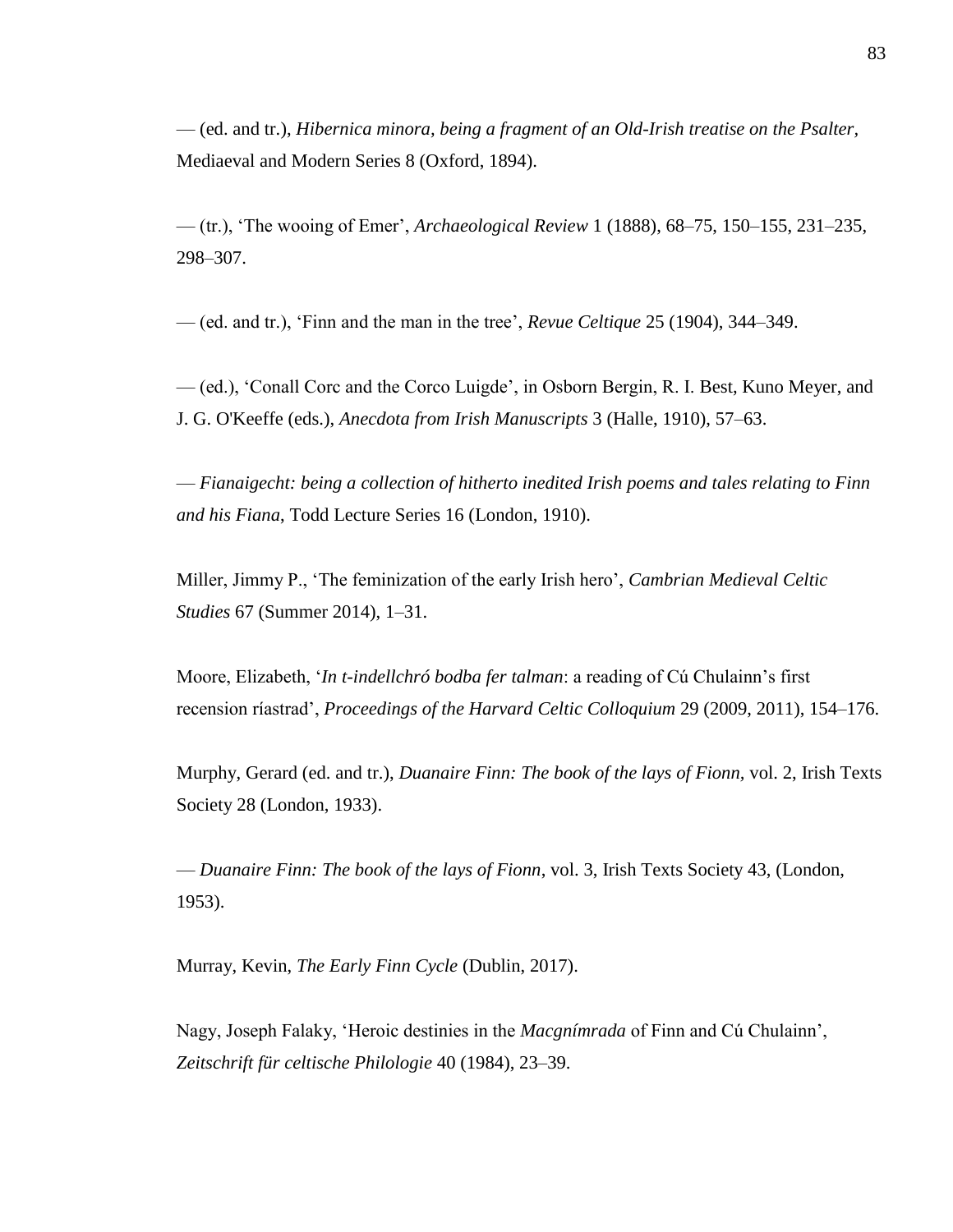— (ed. and tr.), *Hibernica minora, being a fragment of an Old-Irish treatise on the Psalter,* Mediaeval and Modern Series 8 (Oxford, 1894).

— (tr.), 'The wooing of Emer', *Archaeological Review* 1 (1888), 68–75, 150–155, 231–235, 298–307.

— (ed. and tr.), 'Finn and the man in the tree', *Revue Celtique* 25 (1904), 344–349.

— (ed.), 'Conall Corc and the Corco Luigde', in Osborn Bergin, R. I. Best, Kuno Meyer, and J. G. O'Keeffe (eds.), *Anecdota from Irish Manuscripts* 3 (Halle, 1910), 57–63.

— *Fianaigecht: being a collection of hitherto inedited Irish poems and tales relating to Finn and his Fiana*, Todd Lecture Series 16 (London, 1910).

Miller, Jimmy P., 'The feminization of the early Irish hero', *Cambrian Medieval Celtic Studies* 67 (Summer 2014), 1–31.

Moore, Elizabeth, '*In t-indellchró bodba fer talman*: a reading of Cú Chulainn's first recension ríastrad', *Proceedings of the Harvard Celtic Colloquium* 29 (2009, 2011), 154–176.

Murphy, Gerard (ed. and tr.), *Duanaire Finn: The book of the lays of Fionn,* vol. 2, Irish Texts Society 28 (London, 1933).

— *Duanaire Finn: The book of the lays of Fionn*, vol. 3, Irish Texts Society 43, (London, 1953).

Murray, Kevin, *The Early Finn Cycle* (Dublin, 2017).

Nagy, Joseph Falaky, 'Heroic destinies in the *Macgnímrada* of Finn and Cú Chulainn', *Zeitschrift für celtische Philologie* 40 (1984), 23–39.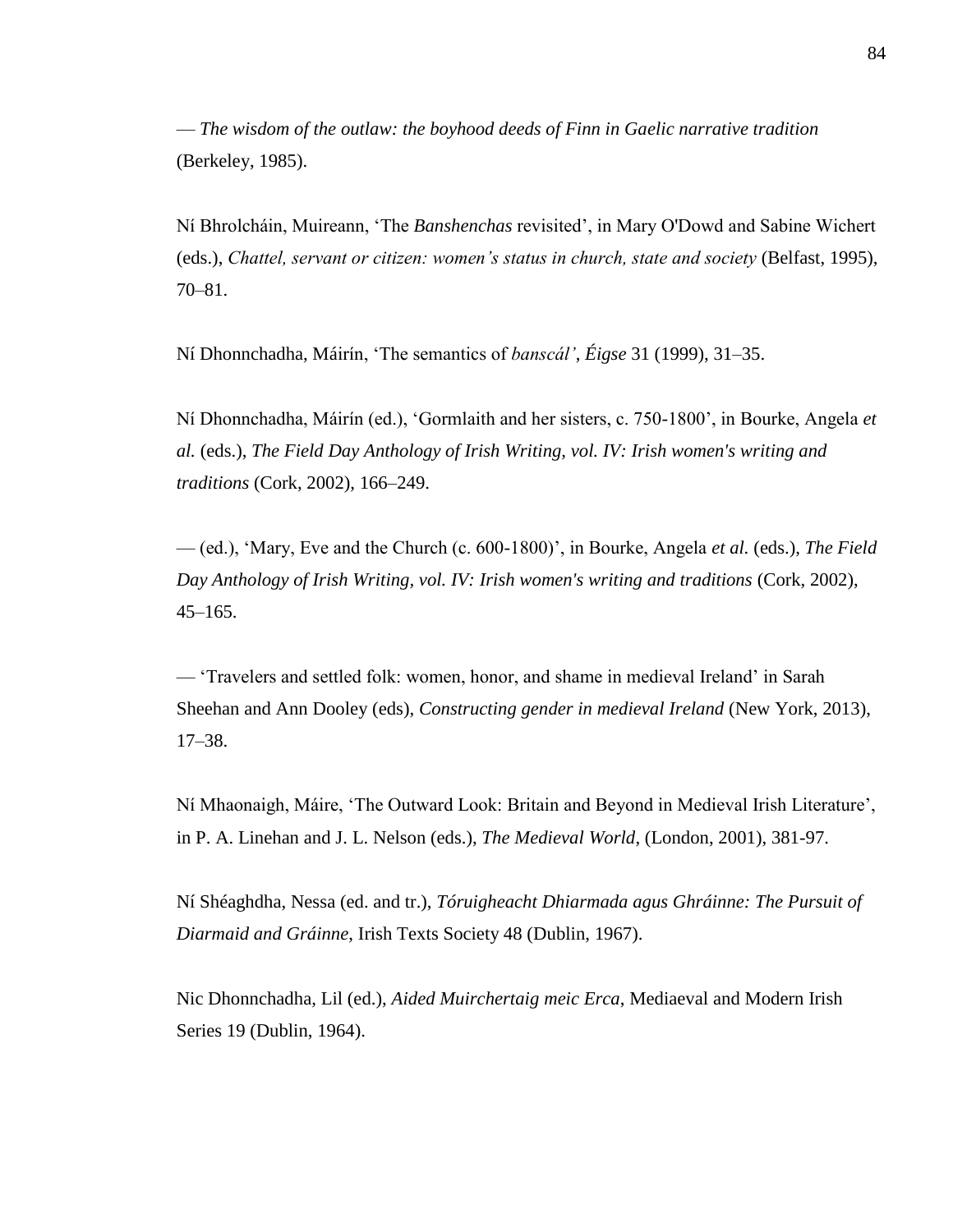— *The wisdom of the outlaw: the boyhood deeds of Finn in Gaelic narrative tradition* (Berkeley, 1985).

Ní Bhrolcháin, Muireann, 'The *Banshenchas* revisited', in Mary O'Dowd and Sabine Wichert (eds.), *Chattel, servant or citizen: women's status in church, state and society* (Belfast, 1995), 70–81.

Ní Dhonnchadha, Máirín, 'The semantics of *banscál'*, *Éigse* 31 (1999), 31–35.

Ní Dhonnchadha, Máirín (ed.), 'Gormlaith and her sisters, c. 750-1800', in Bourke, Angela *et al.* (eds.), *The Field Day Anthology of Irish Writing, vol. IV: Irish women's writing and traditions* (Cork, 2002), 166–249.

— (ed.), 'Mary, Eve and the Church (c. 600-1800)', in Bourke, Angela *et al*. (eds.), *The Field Day Anthology of Irish Writing, vol. IV: Irish women's writing and traditions* (Cork, 2002), 45–165.

— 'Travelers and settled folk: women, honor, and shame in medieval Ireland' in Sarah Sheehan and Ann Dooley (eds), *Constructing gender in medieval Ireland* (New York, 2013), 17–38.

Ní Mhaonaigh, Máire, 'The Outward Look: Britain and Beyond in Medieval Irish Literature', in P. A. Linehan and J. L. Nelson (eds.), *The Medieval World*, (London, 2001), 381-97.

Ní Shéaghdha, Nessa (ed. and tr.), *Tóruigheacht Dhiarmada agus Ghráinne: The Pursuit of Diarmaid and Gráinne*, Irish Texts Society 48 (Dublin, 1967).

Nic Dhonnchadha, Lil (ed.), *Aided Muirchertaig meic Erca*, Mediaeval and Modern Irish Series 19 (Dublin, 1964).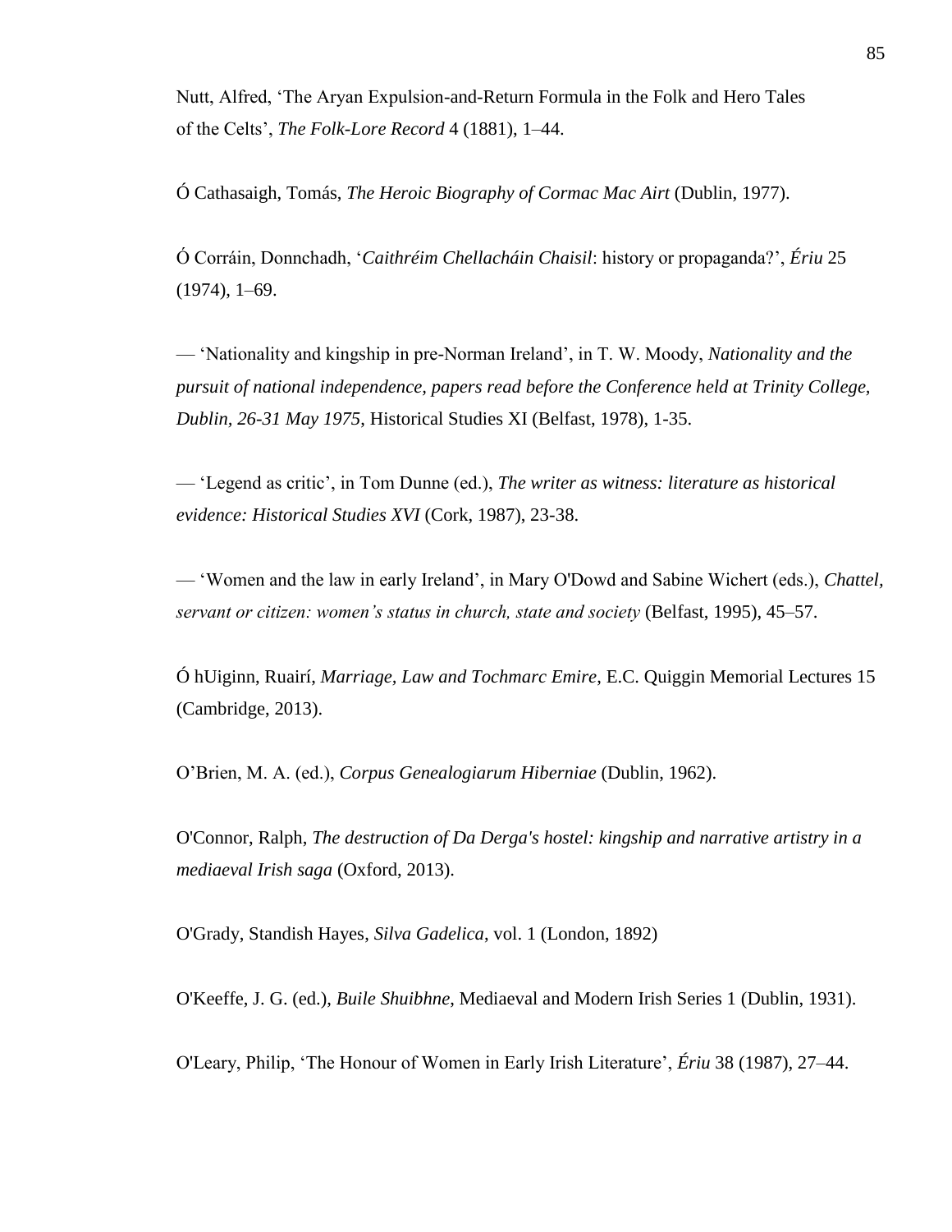Nutt, Alfred, 'The Aryan Expulsion-and-Return Formula in the Folk and Hero Tales of the Celts', *The Folk-Lore Record* 4 (1881), 1–44.

Ó Cathasaigh, Tomás, *The Heroic Biography of Cormac Mac Airt* (Dublin, 1977).

Ó Corráin, Donnchadh, '*Caithréim Chellacháin Chaisil*: history or propaganda?', *Ériu* 25 (1974), 1–69.

— 'Nationality and kingship in pre-Norman Ireland', in T. W. Moody, *Nationality and the pursuit of national independence, papers read before the Conference held at Trinity College, Dublin, 26-31 May 1975*, Historical Studies XI (Belfast, 1978), 1-35.

— 'Legend as critic', in Tom Dunne (ed.), *The writer as witness: literature as historical evidence: Historical Studies XVI* (Cork, 1987), 23-38.

— 'Women and the law in early Ireland', in Mary O'Dowd and Sabine Wichert (eds.), *Chattel, servant or citizen: women's status in church, state and society* (Belfast, 1995), 45–57.

Ó hUiginn, Ruairí, *Marriage, Law and Tochmarc Emire*, E.C. Quiggin Memorial Lectures 15 (Cambridge, 2013).

O'Brien, M. A. (ed.), *Corpus Genealogiarum Hiberniae* (Dublin, 1962).

O'Connor, Ralph, *The destruction of Da Derga's hostel: kingship and narrative artistry in a mediaeval Irish saga* (Oxford, 2013).

O'Grady, Standish Hayes, *Silva Gadelica*, vol. 1 (London, 1892)

O'Keeffe, J. G. (ed.), *Buile Shuibhne*, Mediaeval and Modern Irish Series 1 (Dublin, 1931).

O'Leary, Philip, 'The Honour of Women in Early Irish Literature', *Ériu* 38 (1987), 27–44.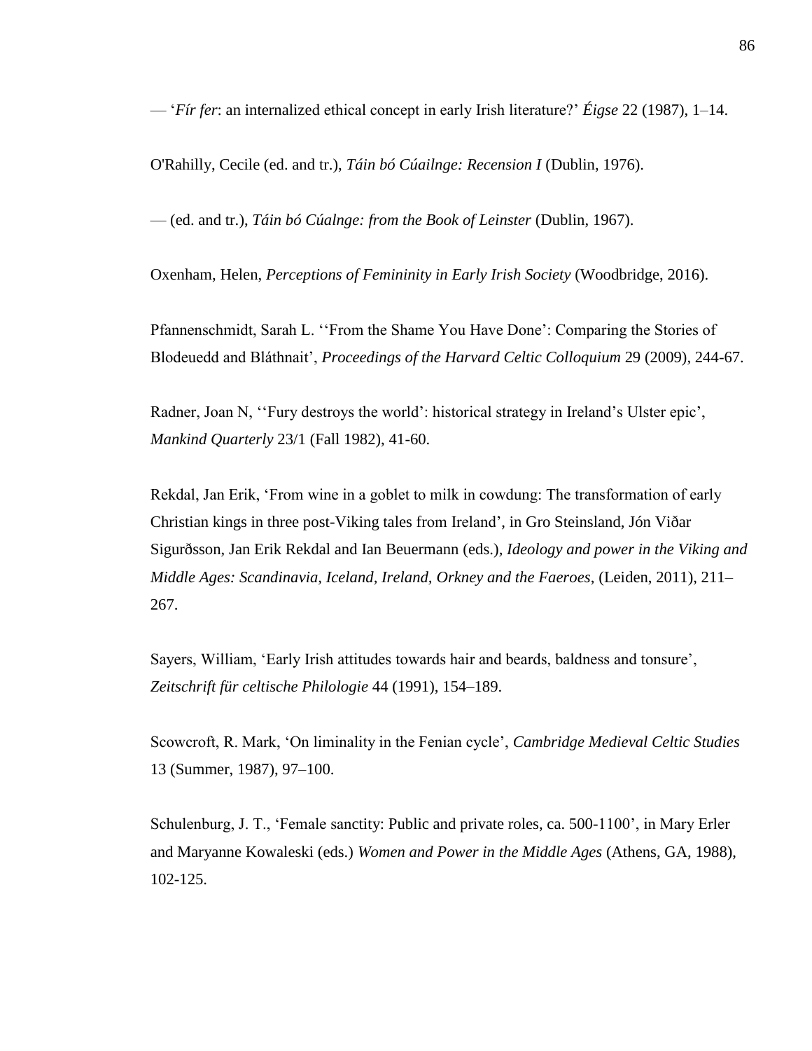— '*Fír fer*: an internalized ethical concept in early Irish literature?' *Éigse* 22 (1987), 1–14.

O'Rahilly, Cecile (ed. and tr.), *Táin bó Cúailnge: Recension I* (Dublin, 1976).

— (ed. and tr.), *Táin bó Cúalnge: from the Book of Leinster* (Dublin, 1967).

Oxenham, Helen, *Perceptions of Femininity in Early Irish Society* (Woodbridge, 2016).

Pfannenschmidt, Sarah L. ''From the Shame You Have Done': Comparing the Stories of Blodeuedd and Bláthnait', *Proceedings of the Harvard Celtic Colloquium* 29 (2009), 244-67.

Radner, Joan N, ''Fury destroys the world': historical strategy in Ireland's Ulster epic', *Mankind Quarterly* 23/1 (Fall 1982), 41-60.

Rekdal, Jan Erik, 'From wine in a goblet to milk in cowdung: The transformation of early Christian kings in three post-Viking tales from Ireland', in Gro Steinsland, Jón Viðar Sigurðsson, Jan Erik Rekdal and Ian Beuermann (eds.), *Ideology and power in the Viking and Middle Ages: Scandinavia, Iceland, Ireland, Orkney and the Faeroes*, (Leiden, 2011), 211–267.

Sayers, William, 'Early Irish attitudes towards hair and beards, baldness and tonsure', *Zeitschrift für celtische Philologie* 44 (1991), 154–189.

Scowcroft, R. Mark, 'On liminality in the Fenian cycle', *Cambridge Medieval Celtic Studies* 13 (Summer, 1987), 97–100.

Schulenburg, J. T., 'Female sanctity: Public and private roles, ca. 500-1100', in Mary Erler and Maryanne Kowaleski (eds.) *Women and Power in the Middle Ages* (Athens, GA, 1988), 102-125.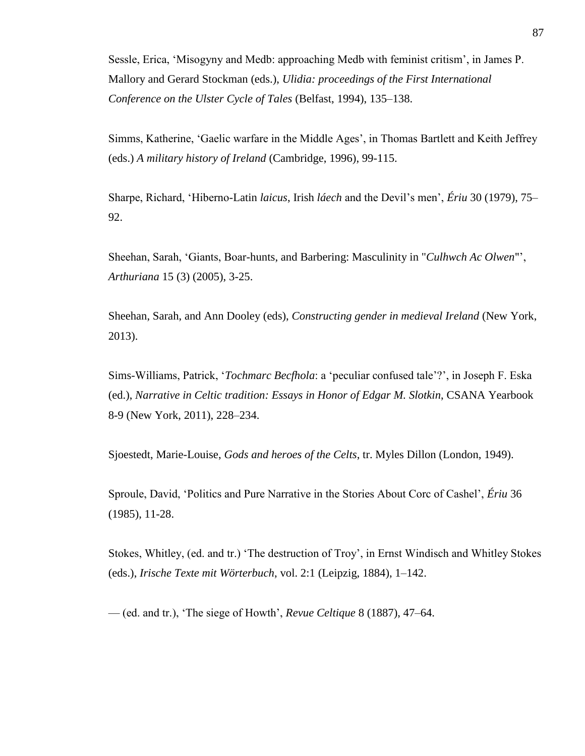Sessle, Erica, 'Misogyny and Medb: approaching Medb with feminist critism', in James P. Mallory and Gerard Stockman (eds.), *Ulidia: proceedings of the First International Conference on the Ulster Cycle of Tales* (Belfast, 1994), 135–138.

Simms, Katherine, 'Gaelic warfare in the Middle Ages', in Thomas Bartlett and Keith Jeffrey (eds.) *A military history of Ireland* (Cambridge, 1996), 99-115.

Sharpe, Richard, 'Hiberno-Latin *laicus*, Irish *láech* and the Devil's men', *Ériu* 30 (1979), 75–92.

Sheehan, Sarah, 'Giants, Boar-hunts, and Barbering: Masculinity in "*Culhwch Ac Olwen*"', *Arthuriana* 15 (3) (2005), 3-25.

Sheehan, Sarah, and Ann Dooley (eds), *Constructing gender in medieval Ireland* (New York, 2013).

Sims-Williams, Patrick, '*Tochmarc Becfhola*: a 'peculiar confused tale'?', in Joseph F. Eska (ed.), *Narrative in Celtic tradition: Essays in Honor of Edgar M. Slotkin*, CSANA Yearbook 8-9 (New York, 2011), 228–234.

Sjoestedt, Marie-Louise, *Gods and heroes of the Celts*, tr. Myles Dillon (London, 1949).

Sproule, David, 'Politics and Pure Narrative in the Stories About Corc of Cashel', *Ériu* 36 (1985), 11-28.

Stokes, Whitley, (ed. and tr.) 'The destruction of Troy', in Ernst Windisch and Whitley Stokes (eds.), *Irische Texte mit Wörterbuch*, vol. 2:1 (Leipzig, 1884), 1–142.

— (ed. and tr.), 'The siege of Howth', *Revue Celtique* 8 (1887), 47–64.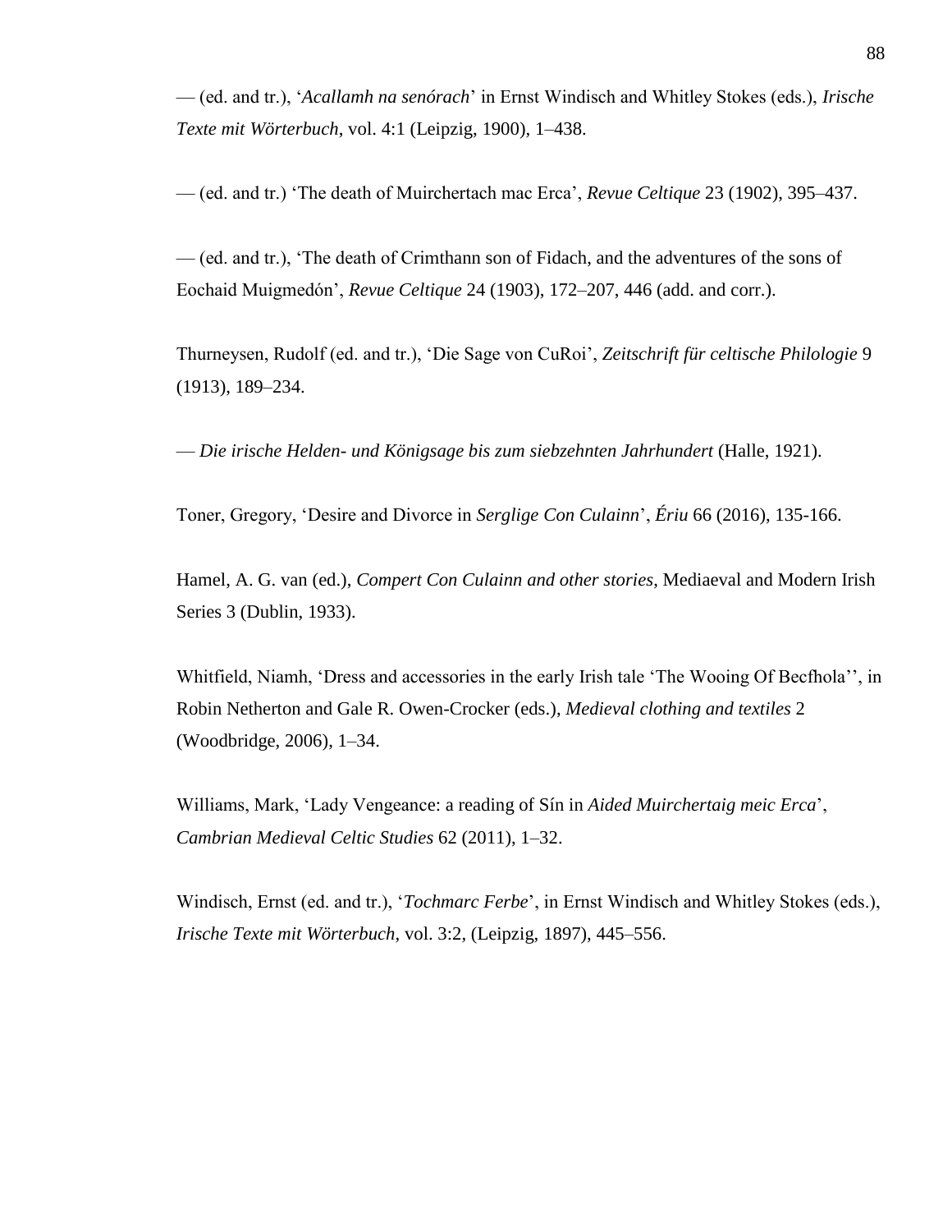— (ed. and tr.), '*Acallamh na senórach*' in Ernst Windisch and Whitley Stokes (eds.), *Irische Texte mit Wörterbuch*, vol. 4:1 (Leipzig, 1900), 1–438.

— (ed. and tr.) 'The death of Muirchertach mac Erca', *Revue Celtique* 23 (1902), 395–437.

— (ed. and tr.), 'The death of Crimthann son of Fidach, and the adventures of the sons of Eochaid Muigmedón', *Revue Celtique* 24 (1903), 172–207, 446 (add. and corr.).

Thurneysen, Rudolf (ed. and tr.), 'Die Sage von CuRoi', *Zeitschrift für celtische Philologie* 9 (1913), 189–234.

— *Die irische Helden- und Königsage bis zum siebzehnten Jahrhundert* (Halle, 1921).

Toner, Gregory, 'Desire and Divorce in *Serglige Con Culainn*', *Ériu* 66 (2016), 135-166.

Hamel, A. G. van (ed.), *Compert Con Culainn and other stories*, Mediaeval and Modern Irish Series 3 (Dublin, 1933).

Whitfield, Niamh, 'Dress and accessories in the early Irish tale 'The Wooing Of Becfhola'', in Robin Netherton and Gale R. Owen-Crocker (eds.), *Medieval clothing and textiles* 2 (Woodbridge, 2006), 1–34.

Williams, Mark, 'Lady Vengeance: a reading of Sín in *Aided Muirchertaig meic Erca*', *Cambrian Medieval Celtic Studies* 62 (2011), 1–32.

Windisch, Ernst (ed. and tr.), '*Tochmarc Ferbe*', in Ernst Windisch and Whitley Stokes (eds.), *Irische Texte mit Wörterbuch*, vol. 3:2, (Leipzig, 1897), 445–556.